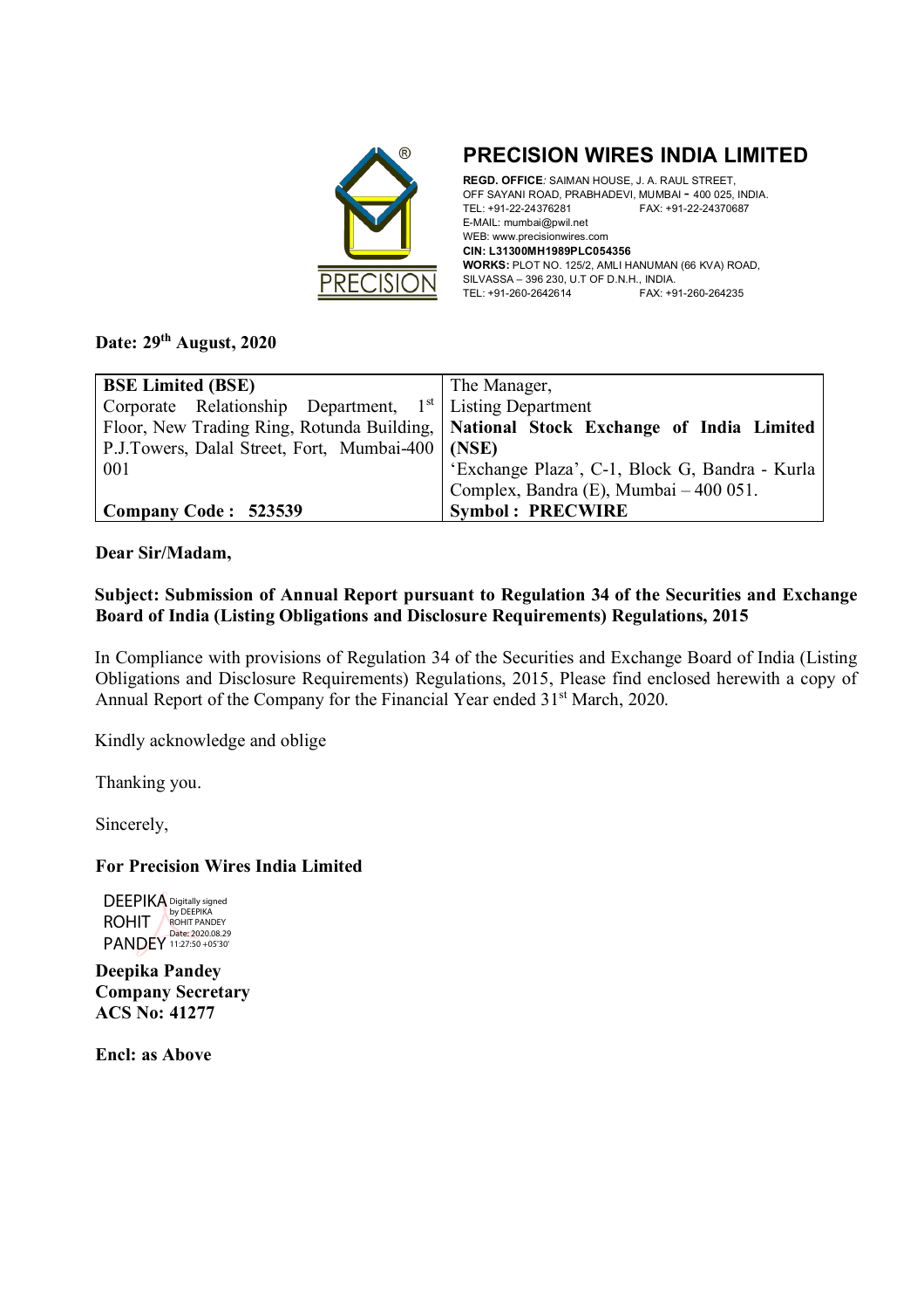# PRECISION WIRES INDIA LIMITED

**REGD. OFFICE**: SAIMAN HOUSE, J. A. RAUL STREET, OFF SAYANI ROAD, PRABHADEVI, MUMBAI - 400 025, INDIA.
TEL: +91-22-24376281 FAX: +91-22-24370687
E-MAIL: mumbai@pwil.net
WEB: www.precisionwires.com
**CIN: L31300MH1989PLC054356**
**WORKS:** PLOT NO. 125/2, AMLI HANUMAN (66 KVA) ROAD, SILVASSA – 396 230, U.T OF D.N.H., INDIA.
TEL: +91-260-2642614 FAX: +91-260-264235

**Date: 29th August, 2020**

| **BSE Limited (BSE)** | The Manager, |
|---|---|
| Corporate Relationship Department, 1st Floor, New Trading Ring, Rotunda Building, P.J.Towers, Dalal Street, Fort, Mumbai-400 001 | Listing Department **National Stock Exchange of India Limited (NSE)** 'Exchange Plaza', C-1, Block G, Bandra - Kurla Complex, Bandra (E), Mumbai – 400 051. |
| **Company Code : 523539** | **Symbol : PRECWIRE** |

**Dear Sir/Madam,**

**Subject: Submission of Annual Report pursuant to Regulation 34 of the Securities and Exchange Board of India (Listing Obligations and Disclosure Requirements) Regulations, 2015**

In Compliance with provisions of Regulation 34 of the Securities and Exchange Board of India (Listing Obligations and Disclosure Requirements) Regulations, 2015, Please find enclosed herewith a copy of Annual Report of the Company for the Financial Year ended 31st March, 2020.

Kindly acknowledge and oblige

Thanking you.

Sincerely,

**For Precision Wires India Limited**

DEEPIKA ROHIT PANDEY Digitally signed by DEEPIKA ROHIT PANDEY Date: 2020.08.29 11:27:50 +05'30'

**Deepika Pandey**
**Company Secretary**
**ACS No: 41277**

**Encl: as Above**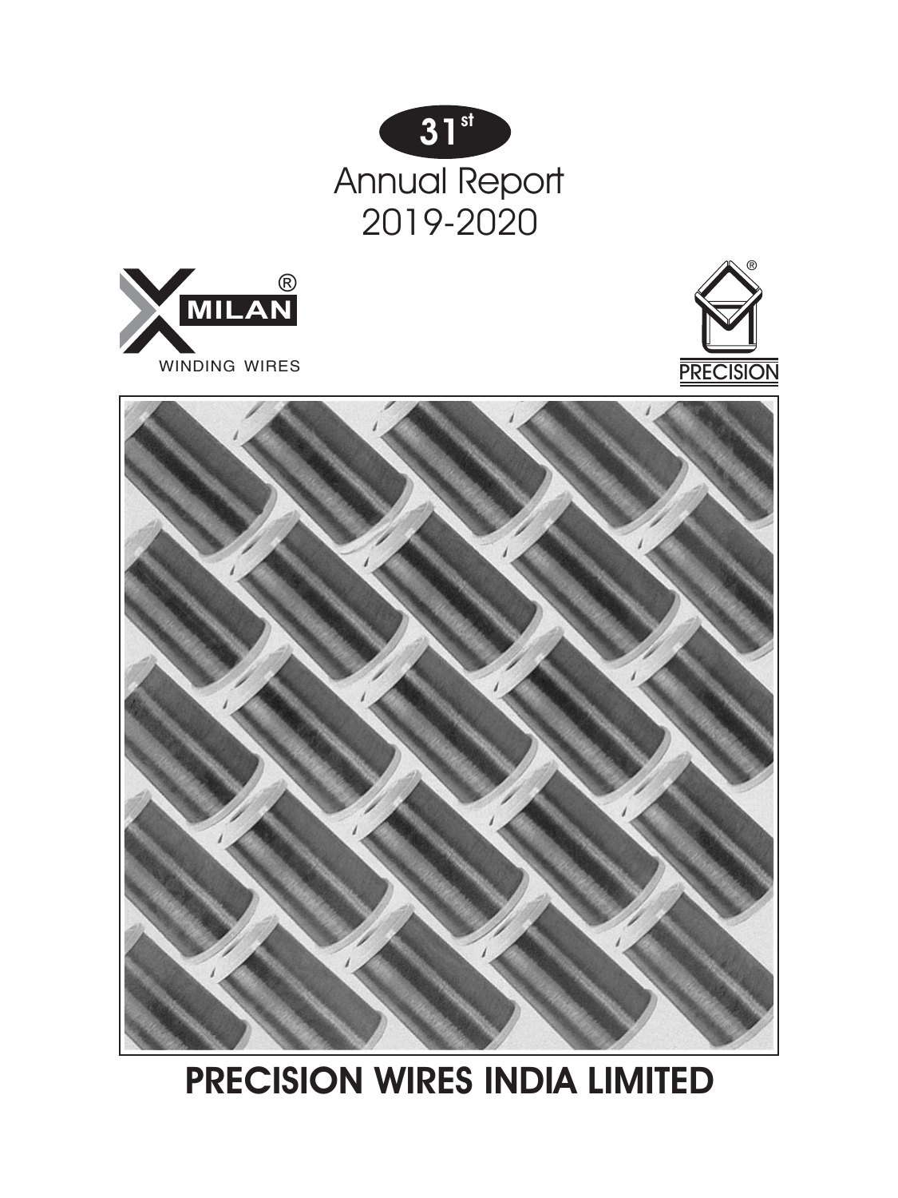**31st**

# Annual Report 2019-2020

MILAN®

WINDING WIRES

PRECISION®

# PRECISION WIRES INDIA LIMITED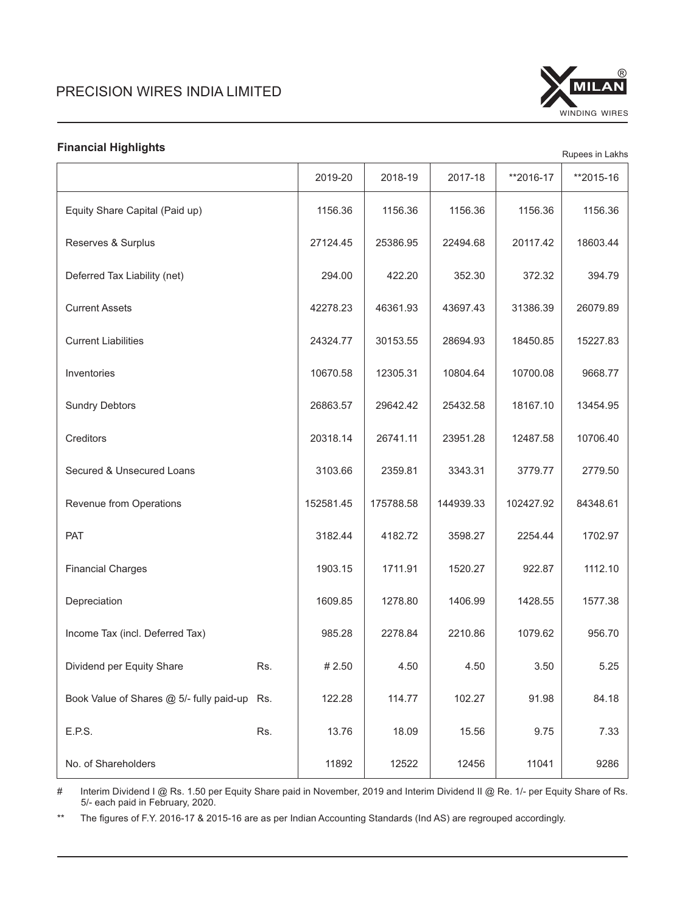## Financial Highlights

Rupees in Lakhs

| | | 2019-20 | 2018-19 | 2017-18 | **2016-17 | **2015-16 |
|---|---|---|---|---|---|---|
| Equity Share Capital (Paid up) | | 1156.36 | 1156.36 | 1156.36 | 1156.36 | 1156.36 |
| Reserves & Surplus | | 27124.45 | 25386.95 | 22494.68 | 20117.42 | 18603.44 |
| Deferred Tax Liability (net) | | 294.00 | 422.20 | 352.30 | 372.32 | 394.79 |
| Current Assets | | 42278.23 | 46361.93 | 43697.43 | 31386.39 | 26079.89 |
| Current Liabilities | | 24324.77 | 30153.55 | 28694.93 | 18450.85 | 15227.83 |
| Inventories | | 10670.58 | 12305.31 | 10804.64 | 10700.08 | 9668.77 |
| Sundry Debtors | | 26863.57 | 29642.42 | 25432.58 | 18167.10 | 13454.95 |
| Creditors | | 20318.14 | 26741.11 | 23951.28 | 12487.58 | 10706.40 |
| Secured & Unsecured Loans | | 3103.66 | 2359.81 | 3343.31 | 3779.77 | 2779.50 |
| Revenue from Operations | | 152581.45 | 175788.58 | 144939.33 | 102427.92 | 84348.61 |
| PAT | | 3182.44 | 4182.72 | 3598.27 | 2254.44 | 1702.97 |
| Financial Charges | | 1903.15 | 1711.91 | 1520.27 | 922.87 | 1112.10 |
| Depreciation | | 1609.85 | 1278.80 | 1406.99 | 1428.55 | 1577.38 |
| Income Tax (incl. Deferred Tax) | | 985.28 | 2278.84 | 2210.86 | 1079.62 | 956.70 |
| Dividend per Equity Share | Rs. | # 2.50 | 4.50 | 4.50 | 3.50 | 5.25 |
| Book Value of Shares @ 5/- fully paid-up | Rs. | 122.28 | 114.77 | 102.27 | 91.98 | 84.18 |
| E.P.S. | Rs. | 13.76 | 18.09 | 15.56 | 9.75 | 7.33 |
| No. of Shareholders | | 11892 | 12522 | 12456 | 11041 | 9286 |

# Interim Dividend I @ Rs. 1.50 per Equity Share paid in November, 2019 and Interim Dividend II @ Re. 1/- per Equity Share of Rs. 5/- each paid in February, 2020.

** The figures of F.Y. 2016-17 & 2015-16 are as per Indian Accounting Standards (Ind AS) are regrouped accordingly.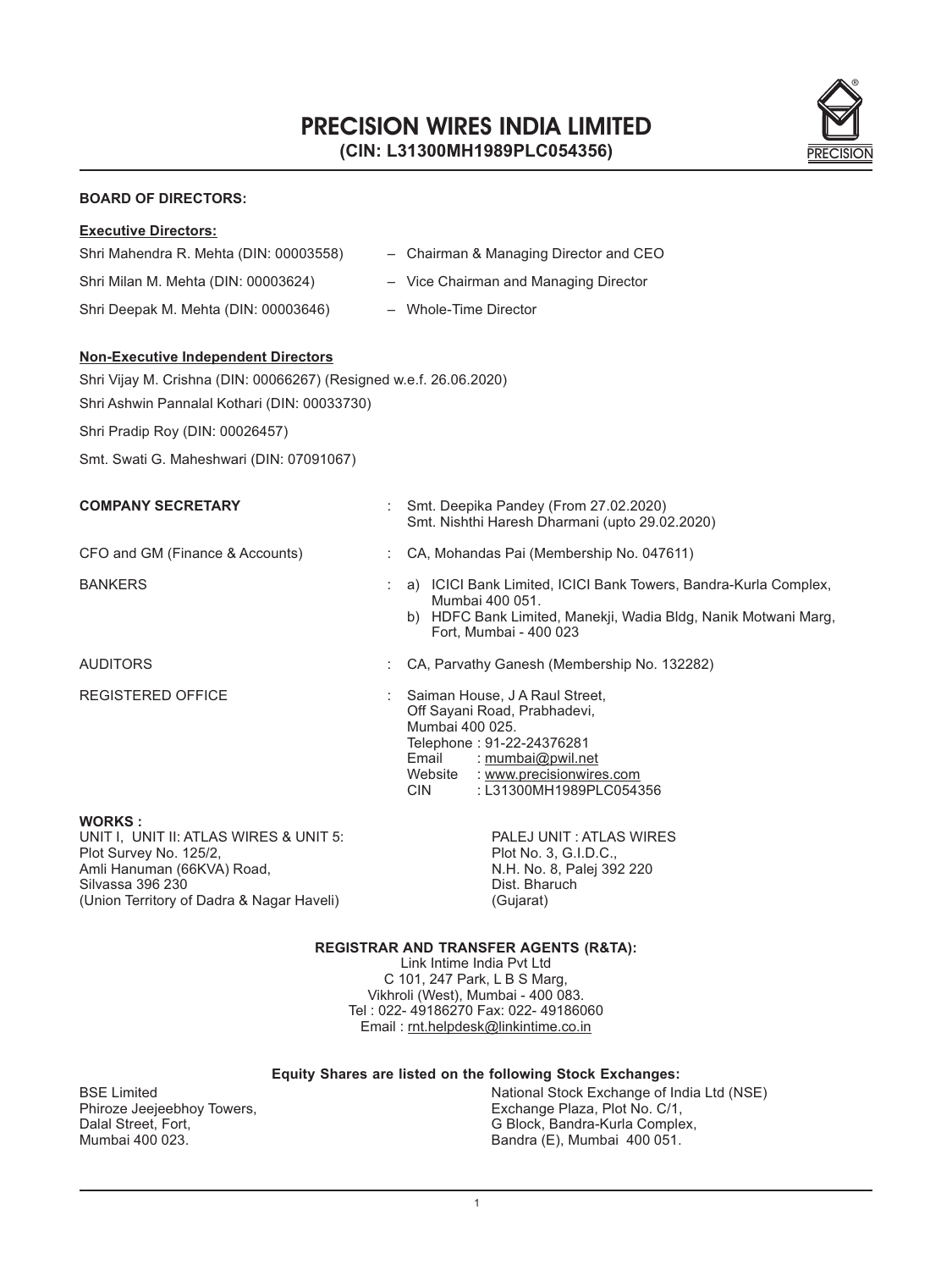# PRECISION WIRES INDIA LIMITED

**(CIN: L31300MH1989PLC054356)**

**BOARD OF DIRECTORS:**

**Executive Directors:**

Shri Mahendra R. Mehta (DIN: 00003558) – Chairman & Managing Director and CEO

Shri Milan M. Mehta (DIN: 00003624) – Vice Chairman and Managing Director

Shri Deepak M. Mehta (DIN: 00003646) – Whole-Time Director

**Non-Executive Independent Directors**

Shri Vijay M. Crishna (DIN: 00066267) (Resigned w.e.f. 26.06.2020)

Shri Ashwin Pannalal Kothari (DIN: 00033730)

Shri Pradip Roy (DIN: 00026457)

Smt. Swati G. Maheshwari (DIN: 07091067)

**COMPANY SECRETARY** : Smt. Deepika Pandey (From 27.02.2020)
Smt. Nishthi Haresh Dharmani (upto 29.02.2020)

CFO and GM (Finance & Accounts) : CA, Mohandas Pai (Membership No. 047611)

BANKERS :
a) ICICI Bank Limited, ICICI Bank Towers, Bandra-Kurla Complex, Mumbai 400 051.
b) HDFC Bank Limited, Manekji, Wadia Bldg, Nanik Motwani Marg, Fort, Mumbai - 400 023

AUDITORS : CA, Parvathy Ganesh (Membership No. 132282)

REGISTERED OFFICE : Saiman House, J A Raul Street,
Off Sayani Road, Prabhadevi,
Mumbai 400 025.
Telephone : 91-22-24376281
Email : mumbai@pwil.net
Website : www.precisionwires.com
CIN : L31300MH1989PLC054356

**WORKS :**

UNIT I, UNIT II: ATLAS WIRES & UNIT 5:
Plot Survey No. 125/2,
Amli Hanuman (66KVA) Road,
Silvassa 396 230
(Union Territory of Dadra & Nagar Haveli)

PALEJ UNIT : ATLAS WIRES
Plot No. 3, G.I.D.C.,
N.H. No. 8, Palej 392 220
Dist. Bharuch
(Gujarat)

**REGISTRAR AND TRANSFER AGENTS (R&TA):**

Link Intime India Pvt Ltd
C 101, 247 Park, L B S Marg,
Vikhroli (West), Mumbai - 400 083.
Tel : 022- 49186270 Fax: 022- 49186060
Email : rnt.helpdesk@linkintime.co.in

**Equity Shares are listed on the following Stock Exchanges:**

BSE Limited
Phiroze Jeejeebhoy Towers,
Dalal Street, Fort,
Mumbai 400 023.

National Stock Exchange of India Ltd (NSE)
Exchange Plaza, Plot No. C/1,
G Block, Bandra-Kurla Complex,
Bandra (E), Mumbai 400 051.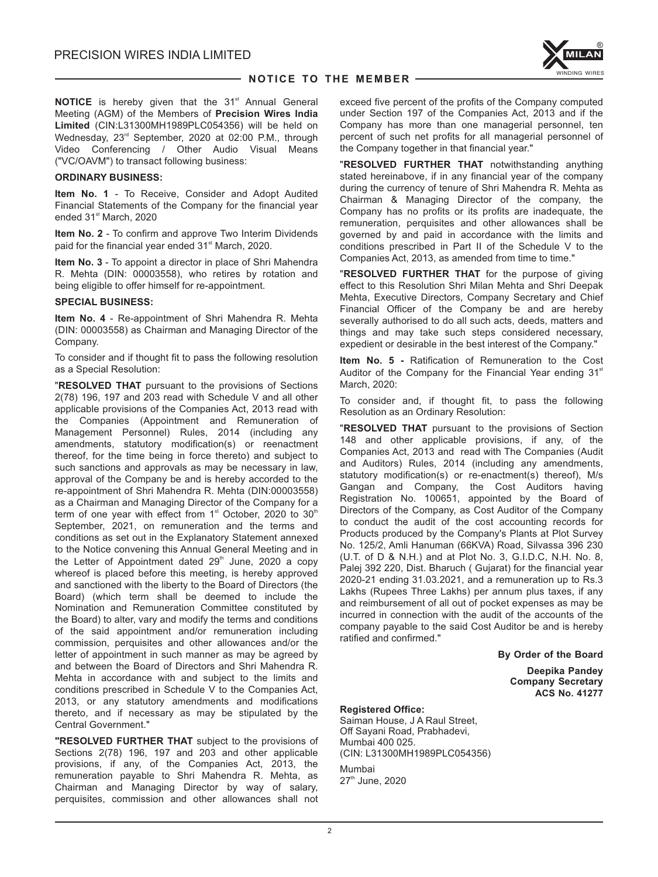## NOTICE TO THE MEMBER

**NOTICE** is hereby given that the 31st Annual General Meeting (AGM) of the Members of **Precision Wires India Limited** (CIN:L31300MH1989PLC054356) will be held on Wednesday, 23rd September, 2020 at 02:00 P.M., through Video Conferencing / Other Audio Visual Means ("VC/OAVM") to transact following business:

### ORDINARY BUSINESS:

**Item No. 1** - To Receive, Consider and Adopt Audited Financial Statements of the Company for the financial year ended 31st March, 2020

**Item No. 2** - To confirm and approve Two Interim Dividends paid for the financial year ended 31st March, 2020.

**Item No. 3** - To appoint a director in place of Shri Mahendra R. Mehta (DIN: 00003558), who retires by rotation and being eligible to offer himself for re-appointment.

### SPECIAL BUSINESS:

**Item No. 4** - Re-appointment of Shri Mahendra R. Mehta (DIN: 00003558) as Chairman and Managing Director of the Company.

To consider and if thought fit to pass the following resolution as a Special Resolution:

"**RESOLVED THAT** pursuant to the provisions of Sections 2(78) 196, 197 and 203 read with Schedule V and all other applicable provisions of the Companies Act, 2013 read with the Companies (Appointment and Remuneration of Management Personnel) Rules, 2014 (including any amendments, statutory modification(s) or reenactment thereof, for the time being in force thereto) and subject to such sanctions and approvals as may be necessary in law, approval of the Company be and is hereby accorded to the re-appointment of Shri Mahendra R. Mehta (DIN:00003558) as a Chairman and Managing Director of the Company for a term of one year with effect from 1st October, 2020 to 30th September, 2021, on remuneration and the terms and conditions as set out in the Explanatory Statement annexed to the Notice convening this Annual General Meeting and in the Letter of Appointment dated 29th June, 2020 a copy whereof is placed before this meeting, is hereby approved and sanctioned with the liberty to the Board of Directors (the Board) (which term shall be deemed to include the Nomination and Remuneration Committee constituted by the Board) to alter, vary and modify the terms and conditions of the said appointment and/or remuneration including commission, perquisites and other allowances and/or the letter of appointment in such manner as may be agreed by and between the Board of Directors and Shri Mahendra R. Mehta in accordance with and subject to the limits and conditions prescribed in Schedule V to the Companies Act, 2013, or any statutory amendments and modifications thereto, and if necessary as may be stipulated by the Central Government."

"**RESOLVED FURTHER THAT** subject to the provisions of Sections 2(78) 196, 197 and 203 and other applicable provisions, if any, of the Companies Act, 2013, the remuneration payable to Shri Mahendra R. Mehta, as Chairman and Managing Director by way of salary, perquisites, commission and other allowances shall not exceed five percent of the profits of the Company computed under Section 197 of the Companies Act, 2013 and if the Company has more than one managerial personnel, ten percent of such net profits for all managerial personnel of the Company together in that financial year."

"**RESOLVED FURTHER THAT** notwithstanding anything stated hereinabove, if in any financial year of the company during the currency of tenure of Shri Mahendra R. Mehta as Chairman & Managing Director of the company, the Company has no profits or its profits are inadequate, the remuneration, perquisites and other allowances shall be governed by and paid in accordance with the limits and conditions prescribed in Part II of the Schedule V to the Companies Act, 2013, as amended from time to time."

"**RESOLVED FURTHER THAT** for the purpose of giving effect to this Resolution Shri Milan Mehta and Shri Deepak Mehta, Executive Directors, Company Secretary and Chief Financial Officer of the Company be and are hereby severally authorised to do all such acts, deeds, matters and things and may take such steps considered necessary, expedient or desirable in the best interest of the Company."

**Item No. 5 -** Ratification of Remuneration to the Cost Auditor of the Company for the Financial Year ending 31st March, 2020:

To consider and, if thought fit, to pass the following Resolution as an Ordinary Resolution:

"**RESOLVED THAT** pursuant to the provisions of Section 148 and other applicable provisions, if any, of the Companies Act, 2013 and read with The Companies (Audit and Auditors) Rules, 2014 (including any amendments, statutory modification(s) or re-enactment(s) thereof), M/s Gangan and Company, the Cost Auditors having Registration No. 100651, appointed by the Board of Directors of the Company, as Cost Auditor of the Company to conduct the audit of the cost accounting records for Products produced by the Company's Plants at Plot Survey No. 125/2, Amli Hanuman (66KVA) Road, Silvassa 396 230 (U.T. of D & N.H.) and at Plot No. 3, G.I.D.C, N.H. No. 8, Palej 392 220, Dist. Bharuch ( Gujarat) for the financial year 2020-21 ending 31.03.2021, and a remuneration up to Rs.3 Lakhs (Rupees Three Lakhs) per annum plus taxes, if any and reimbursement of all out of pocket expenses as may be incurred in connection with the audit of the accounts of the company payable to the said Cost Auditor be and is hereby ratified and confirmed."

**By Order of the Board**

**Deepika Pandey**
**Company Secretary**
**ACS No. 41277**

**Registered Office:**
Saiman House, J A Raul Street,
Off Sayani Road, Prabhadevi,
Mumbai 400 025.
(CIN: L31300MH1989PLC054356)

Mumbai
27th June, 2020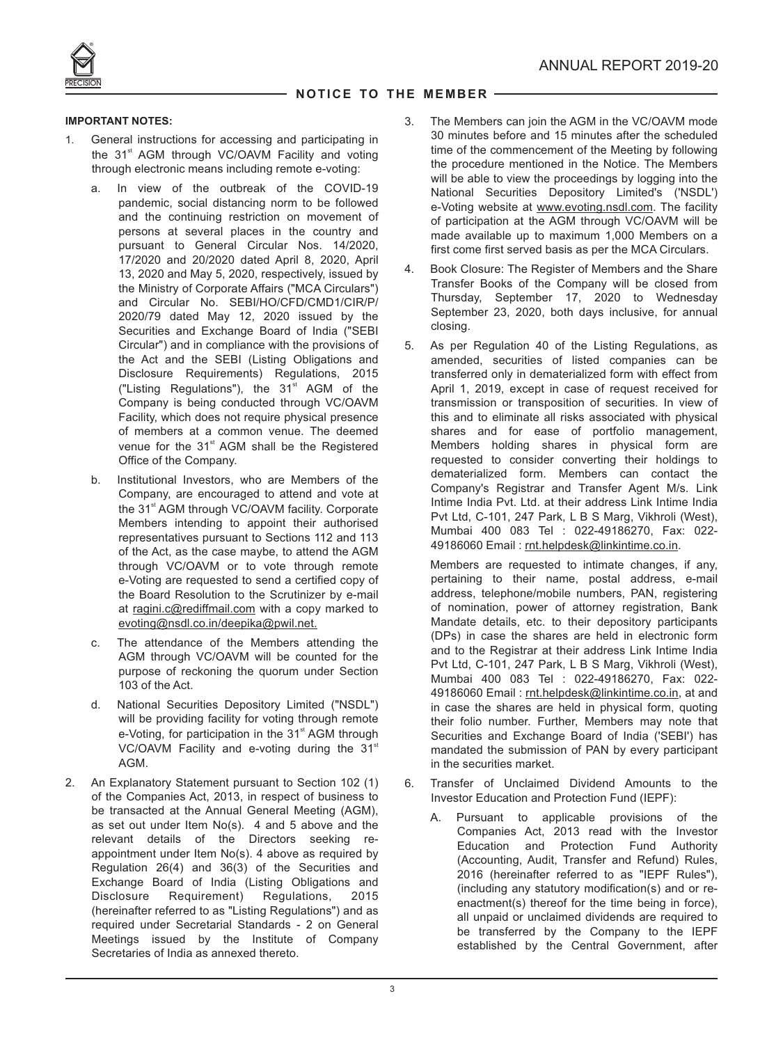## NOTICE TO THE MEMBER

**IMPORTANT NOTES:**

1. General instructions for accessing and participating in the 31st AGM through VC/OAVM Facility and voting through electronic means including remote e-voting:

   a. In view of the outbreak of the COVID-19 pandemic, social distancing norm to be followed and the continuing restriction on movement of persons at several places in the country and pursuant to General Circular Nos. 14/2020, 17/2020 and 20/2020 dated April 8, 2020, April 13, 2020 and May 5, 2020, respectively, issued by the Ministry of Corporate Affairs ("MCA Circulars") and Circular No. SEBI/HO/CFD/CMD1/CIR/P/2020/79 dated May 12, 2020 issued by the Securities and Exchange Board of India ("SEBI Circular") and in compliance with the provisions of the Act and the SEBI (Listing Obligations and Disclosure Requirements) Regulations, 2015 ("Listing Regulations"), the 31st AGM of the Company is being conducted through VC/OAVM Facility, which does not require physical presence of members at a common venue. The deemed venue for the 31st AGM shall be the Registered Office of the Company.

   b. Institutional Investors, who are Members of the Company, are encouraged to attend and vote at the 31st AGM through VC/OAVM facility. Corporate Members intending to appoint their authorised representatives pursuant to Sections 112 and 113 of the Act, as the case maybe, to attend the AGM through VC/OAVM or to vote through remote e-Voting are requested to send a certified copy of the Board Resolution to the Scrutinizer by e-mail at ragini.c@rediffmail.com with a copy marked to evoting@nsdl.co.in/deepika@pwil.net.

   c. The attendance of the Members attending the AGM through VC/OAVM will be counted for the purpose of reckoning the quorum under Section 103 of the Act.

   d. National Securities Depository Limited ("NSDL") will be providing facility for voting through remote e-Voting, for participation in the 31st AGM through VC/OAVM Facility and e-voting during the 31st AGM.

2. An Explanatory Statement pursuant to Section 102 (1) of the Companies Act, 2013, in respect of business to be transacted at the Annual General Meeting (AGM), as set out under Item No(s). 4 and 5 above and the relevant details of the Directors seeking re-appointment under Item No(s). 4 above as required by Regulation 26(4) and 36(3) of the Securities and Exchange Board of India (Listing Obligations and Disclosure Requirement) Regulations, 2015 (hereinafter referred to as "Listing Regulations") and as required under Secretarial Standards - 2 on General Meetings issued by the Institute of Company Secretaries of India as annexed thereto.

3. The Members can join the AGM in the VC/OAVM mode 30 minutes before and 15 minutes after the scheduled time of the commencement of the Meeting by following the procedure mentioned in the Notice. The Members will be able to view the proceedings by logging into the National Securities Depository Limited's ('NSDL') e-Voting website at www.evoting.nsdl.com. The facility of participation at the AGM through VC/OAVM will be made available up to maximum 1,000 Members on a first come first served basis as per the MCA Circulars.

4. Book Closure: The Register of Members and the Share Transfer Books of the Company will be closed from Thursday, September 17, 2020 to Wednesday September 23, 2020, both days inclusive, for annual closing.

5. As per Regulation 40 of the Listing Regulations, as amended, securities of listed companies can be transferred only in dematerialized form with effect from April 1, 2019, except in case of request received for transmission or transposition of securities. In view of this and to eliminate all risks associated with physical shares and for ease of portfolio management, Members holding shares in physical form are requested to consider converting their holdings to dematerialized form. Members can contact the Company's Registrar and Transfer Agent M/s. Link Intime India Pvt. Ltd. at their address Link Intime India Pvt Ltd, C-101, 247 Park, L B S Marg, Vikhroli (West), Mumbai 400 083 Tel : 022-49186270, Fax: 022-49186060 Email : rnt.helpdesk@linkintime.co.in.

   Members are requested to intimate changes, if any, pertaining to their name, postal address, e-mail address, telephone/mobile numbers, PAN, registering of nomination, power of attorney registration, Bank Mandate details, etc. to their depository participants (DPs) in case the shares are held in electronic form and to the Registrar at their address Link Intime India Pvt Ltd, C-101, 247 Park, L B S Marg, Vikhroli (West), Mumbai 400 083 Tel : 022-49186270, Fax: 022-49186060 Email : rnt.helpdesk@linkintime.co.in, at and in case the shares are held in physical form, quoting their folio number. Further, Members may note that Securities and Exchange Board of India ('SEBI') has mandated the submission of PAN by every participant in the securities market.

6. Transfer of Unclaimed Dividend Amounts to the Investor Education and Protection Fund (IEPF):

   A. Pursuant to applicable provisions of the Companies Act, 2013 read with the Investor Education and Protection Fund Authority (Accounting, Audit, Transfer and Refund) Rules, 2016 (hereinafter referred to as "IEPF Rules"), (including any statutory modification(s) and or re-enactment(s) thereof for the time being in force), all unpaid or unclaimed dividends are required to be transferred by the Company to the IEPF established by the Central Government, after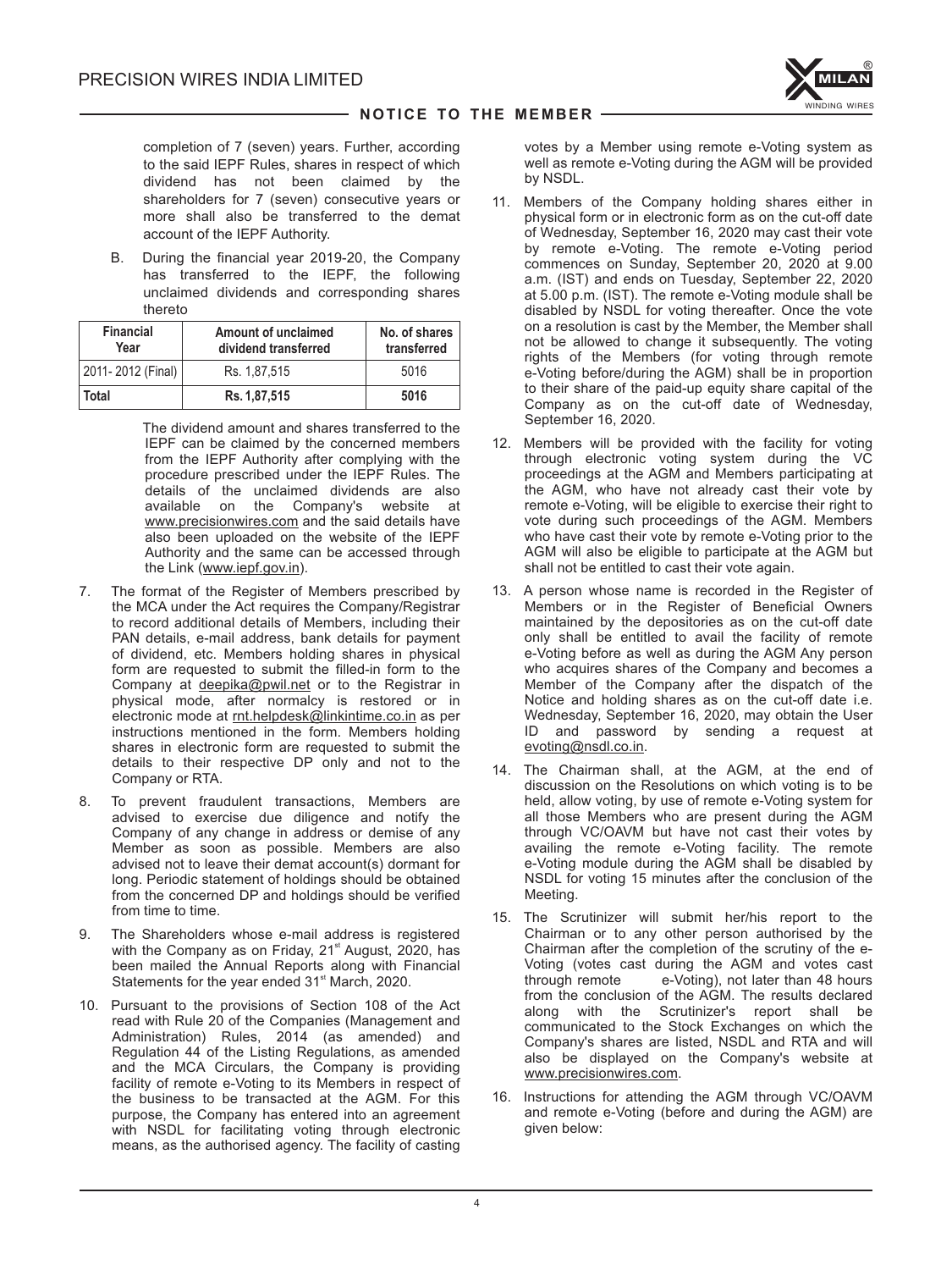completion of 7 (seven) years. Further, according to the said IEPF Rules, shares in respect of which dividend has not been claimed by the shareholders for 7 (seven) consecutive years or more shall also be transferred to the demat account of the IEPF Authority.

B. During the financial year 2019-20, the Company has transferred to the IEPF, the following unclaimed dividends and corresponding shares thereto

| Financial Year | Amount of unclaimed dividend transferred | No. of shares transferred |
|---|---|---|
| 2011- 2012 (Final) | Rs. 1,87,515 | 5016 |
| **Total** | **Rs. 1,87,515** | **5016** |

The dividend amount and shares transferred to the IEPF can be claimed by the concerned members from the IEPF Authority after complying with the procedure prescribed under the IEPF Rules. The details of the unclaimed dividends are also available on the Company's website at www.precisionwires.com and the said details have also been uploaded on the website of the IEPF Authority and the same can be accessed through the Link (www.iepf.gov.in).

7. The format of the Register of Members prescribed by the MCA under the Act requires the Company/Registrar to record additional details of Members, including their PAN details, e-mail address, bank details for payment of dividend, etc. Members holding shares in physical form are requested to submit the filled-in form to the Company at deepika@pwil.net or to the Registrar in physical mode, after normalcy is restored or in electronic mode at rnt.helpdesk@linkintime.co.in as per instructions mentioned in the form. Members holding shares in electronic form are requested to submit the details to their respective DP only and not to the Company or RTA.

8. To prevent fraudulent transactions, Members are advised to exercise due diligence and notify the Company of any change in address or demise of any Member as soon as possible. Members are also advised not to leave their demat account(s) dormant for long. Periodic statement of holdings should be obtained from the concerned DP and holdings should be verified from time to time.

9. The Shareholders whose e-mail address is registered with the Company as on Friday, 21st August, 2020, has been mailed the Annual Reports along with Financial Statements for the year ended 31st March, 2020.

10. Pursuant to the provisions of Section 108 of the Act read with Rule 20 of the Companies (Management and Administration) Rules, 2014 (as amended) and Regulation 44 of the Listing Regulations, as amended and the MCA Circulars, the Company is providing facility of remote e-Voting to its Members in respect of the business to be transacted at the AGM. For this purpose, the Company has entered into an agreement with NSDL for facilitating voting through electronic means, as the authorised agency. The facility of casting votes by a Member using remote e-Voting system as well as remote e-Voting during the AGM will be provided by NSDL.

11. Members of the Company holding shares either in physical form or in electronic form as on the cut-off date of Wednesday, September 16, 2020 may cast their vote by remote e-Voting. The remote e-Voting period commences on Sunday, September 20, 2020 at 9.00 a.m. (IST) and ends on Tuesday, September 22, 2020 at 5.00 p.m. (IST). The remote e-Voting module shall be disabled by NSDL for voting thereafter. Once the vote on a resolution is cast by the Member, the Member shall not be allowed to change it subsequently. The voting rights of the Members (for voting through remote e-Voting before/during the AGM) shall be in proportion to their share of the paid-up equity share capital of the Company as on the cut-off date of Wednesday, September 16, 2020.

12. Members will be provided with the facility for voting through electronic voting system during the VC proceedings at the AGM and Members participating at the AGM, who have not already cast their vote by remote e-Voting, will be eligible to exercise their right to vote during such proceedings of the AGM. Members who have cast their vote by remote e-Voting prior to the AGM will also be eligible to participate at the AGM but shall not be entitled to cast their vote again.

13. A person whose name is recorded in the Register of Members or in the Register of Beneficial Owners maintained by the depositories as on the cut-off date only shall be entitled to avail the facility of remote e-Voting before as well as during the AGM Any person who acquires shares of the Company and becomes a Member of the Company after the dispatch of the Notice and holding shares as on the cut-off date i.e. Wednesday, September 16, 2020, may obtain the User ID and password by sending a request at evoting@nsdl.co.in.

14. The Chairman shall, at the AGM, at the end of discussion on the Resolutions on which voting is to be held, allow voting, by use of remote e-Voting system for all those Members who are present during the AGM through VC/OAVM but have not cast their votes by availing the remote e-Voting facility. The remote e-Voting module during the AGM shall be disabled by NSDL for voting 15 minutes after the conclusion of the Meeting.

15. The Scrutinizer will submit her/his report to the Chairman or to any other person authorised by the Chairman after the completion of the scrutiny of the e-Voting (votes cast during the AGM and votes cast through remote e-Voting), not later than 48 hours from the conclusion of the AGM. The results declared along with the Scrutinizer's report shall be communicated to the Stock Exchanges on which the Company's shares are listed, NSDL and RTA and will also be displayed on the Company's website at www.precisionwires.com.

16. Instructions for attending the AGM through VC/OAVM and remote e-Voting (before and during the AGM) are given below: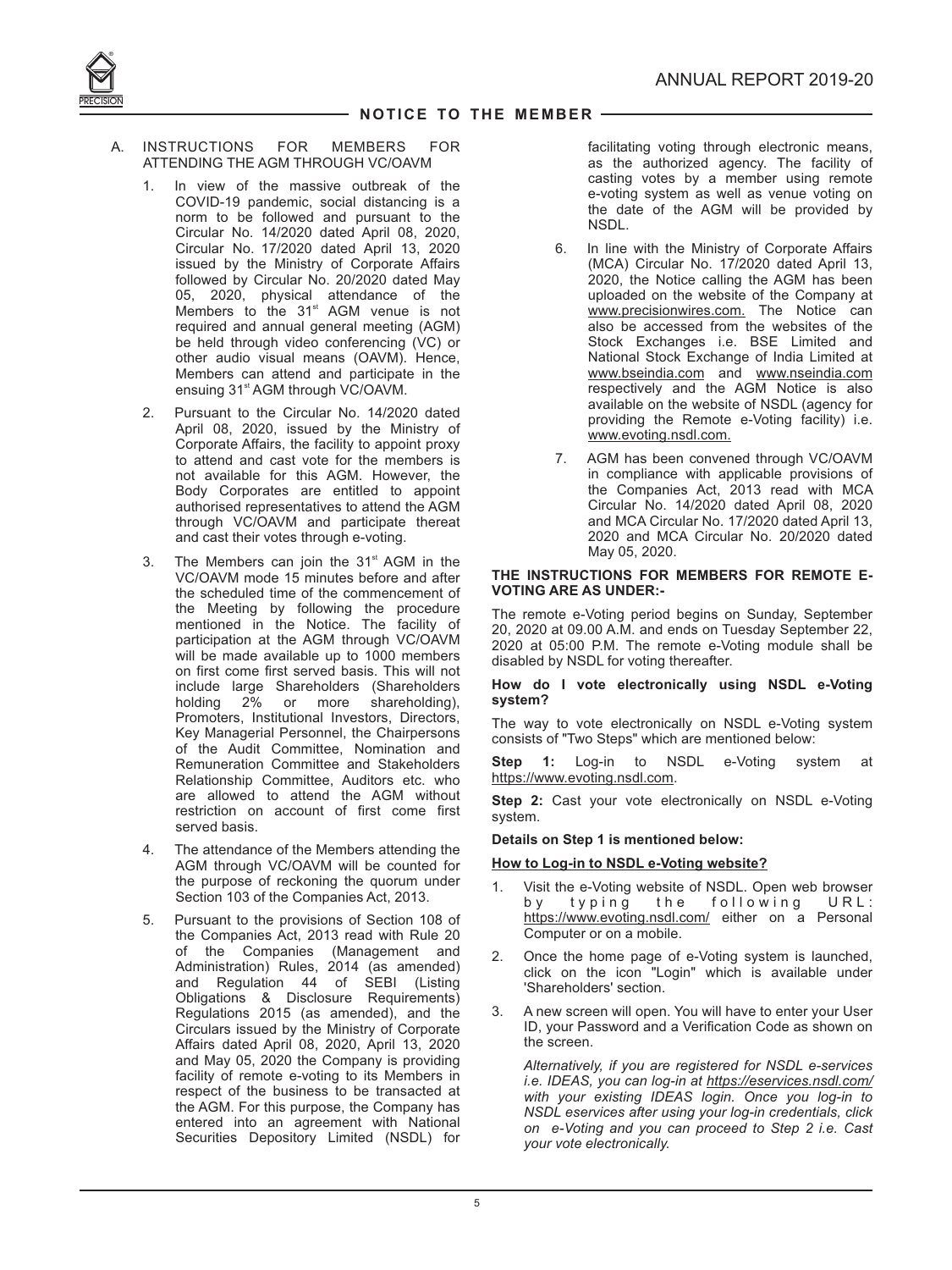## NOTICE TO THE MEMBER

A. INSTRUCTIONS FOR MEMBERS FOR ATTENDING THE AGM THROUGH VC/OAVM

1. In view of the massive outbreak of the COVID-19 pandemic, social distancing is a norm to be followed and pursuant to the Circular No. 14/2020 dated April 08, 2020, Circular No. 17/2020 dated April 13, 2020 issued by the Ministry of Corporate Affairs followed by Circular No. 20/2020 dated May 05, 2020, physical attendance of the Members to the 31st AGM venue is not required and annual general meeting (AGM) be held through video conferencing (VC) or other audio visual means (OAVM). Hence, Members can attend and participate in the ensuing 31st AGM through VC/OAVM.

2. Pursuant to the Circular No. 14/2020 dated April 08, 2020, issued by the Ministry of Corporate Affairs, the facility to appoint proxy to attend and cast vote for the members is not available for this AGM. However, the Body Corporates are entitled to appoint authorised representatives to attend the AGM through VC/OAVM and participate thereat and cast their votes through e-voting.

3. The Members can join the 31st AGM in the VC/OAVM mode 15 minutes before and after the scheduled time of the commencement of the Meeting by following the procedure mentioned in the Notice. The facility of participation at the AGM through VC/OAVM will be made available up to 1000 members on first come first served basis. This will not include large Shareholders (Shareholders holding 2% or more shareholding), Promoters, Institutional Investors, Directors, Key Managerial Personnel, the Chairpersons of the Audit Committee, Nomination and Remuneration Committee and Stakeholders Relationship Committee, Auditors etc. who are allowed to attend the AGM without restriction on account of first come first served basis.

4. The attendance of the Members attending the AGM through VC/OAVM will be counted for the purpose of reckoning the quorum under Section 103 of the Companies Act, 2013.

5. Pursuant to the provisions of Section 108 of the Companies Act, 2013 read with Rule 20 of the Companies (Management and Administration) Rules, 2014 (as amended) and Regulation 44 of SEBI (Listing Obligations & Disclosure Requirements) Regulations 2015 (as amended), and the Circulars issued by the Ministry of Corporate Affairs dated April 08, 2020, April 13, 2020 and May 05, 2020 the Company is providing facility of remote e-voting to its Members in respect of the business to be transacted at the AGM. For this purpose, the Company has entered into an agreement with National Securities Depository Limited (NSDL) for facilitating voting through electronic means, as the authorized agency. The facility of casting votes by a member using remote e-voting system as well as venue voting on the date of the AGM will be provided by NSDL.

6. In line with the Ministry of Corporate Affairs (MCA) Circular No. 17/2020 dated April 13, 2020, the Notice calling the AGM has been uploaded on the website of the Company at www.precisionwires.com. The Notice can also be accessed from the websites of the Stock Exchanges i.e. BSE Limited and National Stock Exchange of India Limited at www.bseindia.com and www.nseindia.com respectively and the AGM Notice is also available on the website of NSDL (agency for providing the Remote e-Voting facility) i.e. www.evoting.nsdl.com.

7. AGM has been convened through VC/OAVM in compliance with applicable provisions of the Companies Act, 2013 read with MCA Circular No. 14/2020 dated April 08, 2020 and MCA Circular No. 17/2020 dated April 13, 2020 and MCA Circular No. 20/2020 dated May 05, 2020.

**THE INSTRUCTIONS FOR MEMBERS FOR REMOTE E-VOTING ARE AS UNDER:-**

The remote e-Voting period begins on Sunday, September 20, 2020 at 09.00 A.M. and ends on Tuesday September 22, 2020 at 05:00 P.M. The remote e-Voting module shall be disabled by NSDL for voting thereafter.

**How do I vote electronically using NSDL e-Voting system?**

The way to vote electronically on NSDL e-Voting system consists of "Two Steps" which are mentioned below:

**Step 1:** Log-in to NSDL e-Voting system at https://www.evoting.nsdl.com.

**Step 2:** Cast your vote electronically on NSDL e-Voting system.

**Details on Step 1 is mentioned below:**

**How to Log-in to NSDL e-Voting website?**

1. Visit the e-Voting website of NSDL. Open web browser by typing the following URL: https://www.evoting.nsdl.com/ either on a Personal Computer or on a mobile.

2. Once the home page of e-Voting system is launched, click on the icon "Login" which is available under 'Shareholders' section.

3. A new screen will open. You will have to enter your User ID, your Password and a Verification Code as shown on the screen.

   *Alternatively, if you are registered for NSDL e-services i.e. IDEAS, you can log-in at https://eservices.nsdl.com/ with your existing IDEAS login. Once you log-in to NSDL eservices after using your log-in credentials, click on e-Voting and you can proceed to Step 2 i.e. Cast your vote electronically.*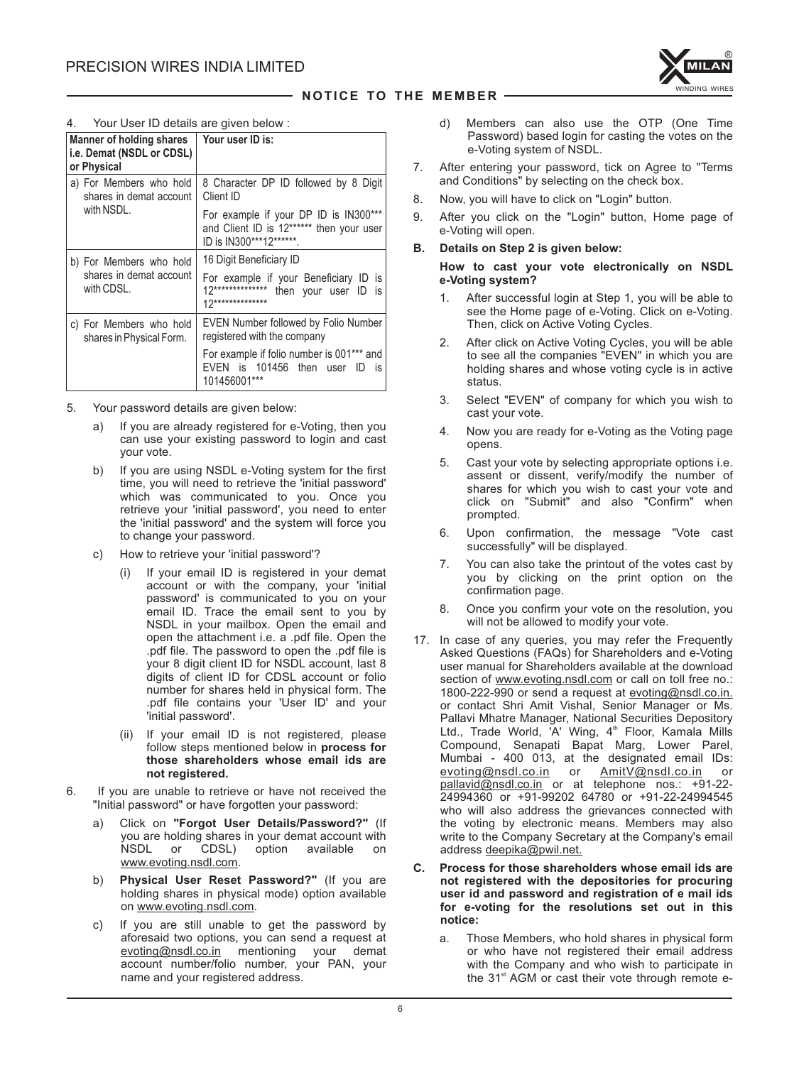4. Your User ID details are given below :

| Manner of holding shares i.e. Demat (NSDL or CDSL) or Physical | Your user ID is: |
| --- | --- |
| a) For Members who hold shares in demat account with NSDL. | 8 Character DP ID followed by 8 Digit Client ID<br>For example if your DP ID is IN300*** and Client ID is 12****** then your user ID is IN300***12******. |
| b) For Members who hold shares in demat account with CDSL. | 16 Digit Beneficiary ID<br>For example if your Beneficiary ID is 12************** then your user ID is 12************** |
| c) For Members who hold shares in Physical Form. | EVEN Number followed by Folio Number registered with the company<br>For example if folio number is 001*** and EVEN is 101456 then user ID is 101456001*** |

5. Your password details are given below:

   a) If you are already registered for e-Voting, then you can use your existing password to login and cast your vote.

   b) If you are using NSDL e-Voting system for the first time, you will need to retrieve the 'initial password' which was communicated to you. Once you retrieve your 'initial password', you need to enter the 'initial password' and the system will force you to change your password.

   c) How to retrieve your 'initial password'?

      (i) If your email ID is registered in your demat account or with the company, your 'initial password' is communicated to you on your email ID. Trace the email sent to you by NSDL in your mailbox. Open the email and open the attachment i.e. a .pdf file. Open the .pdf file. The password to open the .pdf file is your 8 digit client ID for NSDL account, last 8 digits of client ID for CDSL account or folio number for shares held in physical form. The .pdf file contains your 'User ID' and your 'initial password'.

      (ii) If your email ID is not registered, please follow steps mentioned below in **process for those shareholders whose email ids are not registered.**

6. If you are unable to retrieve or have not received the "Initial password" or have forgotten your password:

   a) Click on **"Forgot User Details/Password?"** (If you are holding shares in your demat account with NSDL or CDSL) option available on www.evoting.nsdl.com.

   b) **Physical User Reset Password?"** (If you are holding shares in physical mode) option available on www.evoting.nsdl.com.

   c) If you are still unable to get the password by aforesaid two options, you can send a request at evoting@nsdl.co.in mentioning your demat account number/folio number, your PAN, your name and your registered address.

   d) Members can also use the OTP (One Time Password) based login for casting the votes on the e-Voting system of NSDL.

7. After entering your password, tick on Agree to "Terms and Conditions" by selecting on the check box.

8. Now, you will have to click on "Login" button.

9. After you click on the "Login" button, Home page of e-Voting will open.

**B. Details on Step 2 is given below:**

**How to cast your vote electronically on NSDL e-Voting system?**

1. After successful login at Step 1, you will be able to see the Home page of e-Voting. Click on e-Voting. Then, click on Active Voting Cycles.

2. After click on Active Voting Cycles, you will be able to see all the companies "EVEN" in which you are holding shares and whose voting cycle is in active status.

3. Select "EVEN" of company for which you wish to cast your vote.

4. Now you are ready for e-Voting as the Voting page opens.

5. Cast your vote by selecting appropriate options i.e. assent or dissent, verify/modify the number of shares for which you wish to cast your vote and click on "Submit" and also "Confirm" when prompted.

6. Upon confirmation, the message "Vote cast successfully" will be displayed.

7. You can also take the printout of the votes cast by you by clicking on the print option on the confirmation page.

8. Once you confirm your vote on the resolution, you will not be allowed to modify your vote.

17. In case of any queries, you may refer the Frequently Asked Questions (FAQs) for Shareholders and e-Voting user manual for Shareholders available at the download section of www.evoting.nsdl.com or call on toll free no.: 1800-222-990 or send a request at evoting@nsdl.co.in. or contact Shri Amit Vishal, Senior Manager or Ms. Pallavi Mhatre Manager, National Securities Depository Ltd., Trade World, 'A' Wing, 4th Floor, Kamala Mills Compound, Senapati Bapat Marg, Lower Parel, Mumbai - 400 013, at the designated email IDs: evoting@nsdl.co.in or AmitV@nsdl.co.in or pallavid@nsdl.co.in or at telephone nos.: +91-22-24994360 or +91-99202 64780 or +91-22-24994545 who will also address the grievances connected with the voting by electronic means. Members may also write to the Company Secretary at the Company's email address deepika@pwil.net.

**C. Process for those shareholders whose email ids are not registered with the depositories for procuring user id and password and registration of e mail ids for e-voting for the resolutions set out in this notice:**

   a. Those Members, who hold shares in physical form or who have not registered their email address with the Company and who wish to participate in the 31st AGM or cast their vote through remote e-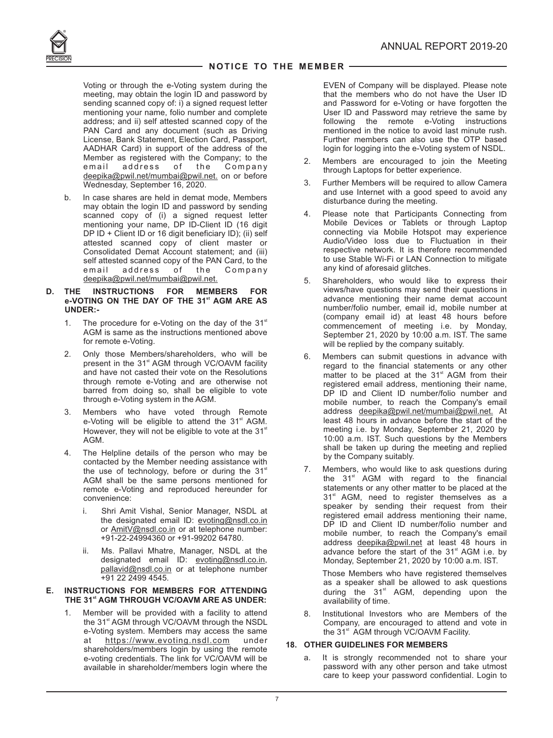Voting or through the e-Voting system during the meeting, may obtain the login ID and password by sending scanned copy of: i) a signed request letter mentioning your name, folio number and complete address; and ii) self attested scanned copy of the PAN Card and any document (such as Driving License, Bank Statement, Election Card, Passport, AADHAR Card) in support of the address of the Member as registered with the Company; to the email address of the Company deepika@pwil.net/mumbai@pwil.net. on or before Wednesday, September 16, 2020.

b. In case shares are held in demat mode, Members may obtain the login ID and password by sending scanned copy of (i) a signed request letter mentioning your name, DP ID-Client ID (16 digit DP ID + Client ID or 16 digit beneficiary ID); (ii) self attested scanned copy of client master or Consolidated Demat Account statement; and (iii) self attested scanned copy of the PAN Card, to the email address of the Company deepika@pwil.net/mumbai@pwil.net.

**D. THE INSTRUCTIONS FOR MEMBERS FOR e-VOTING ON THE DAY OF THE 31st AGM ARE AS UNDER:-**

1. The procedure for e-Voting on the day of the 31st AGM is same as the instructions mentioned above for remote e-Voting.
2. Only those Members/shareholders, who will be present in the 31st AGM through VC/OAVM facility and have not casted their vote on the Resolutions through remote e-Voting and are otherwise not barred from doing so, shall be eligible to vote through e-Voting system in the AGM.
3. Members who have voted through Remote e-Voting will be eligible to attend the 31st AGM. However, they will not be eligible to vote at the 31st AGM.
4. The Helpline details of the person who may be contacted by the Member needing assistance with the use of technology, before or during the 31st AGM shall be the same persons mentioned for remote e-Voting and reproduced hereunder for convenience:
   i. Shri Amit Vishal, Senior Manager, NSDL at the designated email ID: evoting@nsdl.co.in or AmitV@nsdl.co.in or at telephone number: +91-22-24994360 or +91-99202 64780.
   ii. Ms. Pallavi Mhatre, Manager, NSDL at the designated email ID: evoting@nsdl.co.in, pallavid@nsdl.co.in or at telephone number +91 22 2499 4545.

**E. INSTRUCTIONS FOR MEMBERS FOR ATTENDING THE 31st AGM THROUGH VC/OAVM ARE AS UNDER:**

1. Member will be provided with a facility to attend the 31st AGM through VC/OAVM through the NSDL e-Voting system. Members may access the same at https://www.evoting.nsdl.com under shareholders/members login by using the remote e-voting credentials. The link for VC/OAVM will be available in shareholder/members login where the EVEN of Company will be displayed. Please note that the members who do not have the User ID and Password for e-Voting or have forgotten the User ID and Password may retrieve the same by following the remote e-Voting instructions mentioned in the notice to avoid last minute rush. Further members can also use the OTP based login for logging into the e-Voting system of NSDL.
2. Members are encouraged to join the Meeting through Laptops for better experience.
3. Further Members will be required to allow Camera and use Internet with a good speed to avoid any disturbance during the meeting.
4. Please note that Participants Connecting from Mobile Devices or Tablets or through Laptop connecting via Mobile Hotspot may experience Audio/Video loss due to Fluctuation in their respective network. It is therefore recommended to use Stable Wi-Fi or LAN Connection to mitigate any kind of aforesaid glitches.
5. Shareholders, who would like to express their views/have questions may send their questions in advance mentioning their name demat account number/folio number, email id, mobile number at (company email id) at least 48 hours before commencement of meeting i.e. by Monday, September 21, 2020 by 10:00 a.m. IST. The same will be replied by the company suitably.
6. Members can submit questions in advance with regard to the financial statements or any other matter to be placed at the 31st AGM from their registered email address, mentioning their name, DP ID and Client ID number/folio number and mobile number, to reach the Company's email address deepika@pwil.net/mumbai@pwil.net. At least 48 hours in advance before the start of the meeting i.e. by Monday, September 21, 2020 by 10:00 a.m. IST. Such questions by the Members shall be taken up during the meeting and replied by the Company suitably.
7. Members, who would like to ask questions during the 31st AGM with regard to the financial statements or any other matter to be placed at the 31st AGM, need to register themselves as a speaker by sending their request from their registered email address mentioning their name, DP ID and Client ID number/folio number and mobile number, to reach the Company's email address deepika@pwil.net at least 48 hours in advance before the start of the 31st AGM i.e. by Monday, September 21, 2020 by 10:00 a.m. IST.

   Those Members who have registered themselves as a speaker shall be allowed to ask questions during the 31st AGM, depending upon the availability of time.
8. Institutional Investors who are Members of the Company, are encouraged to attend and vote in the 31st AGM through VC/OAVM Facility.

**18. OTHER GUIDELINES FOR MEMBERS**

a. It is strongly recommended not to share your password with any other person and take utmost care to keep your password confidential. Login to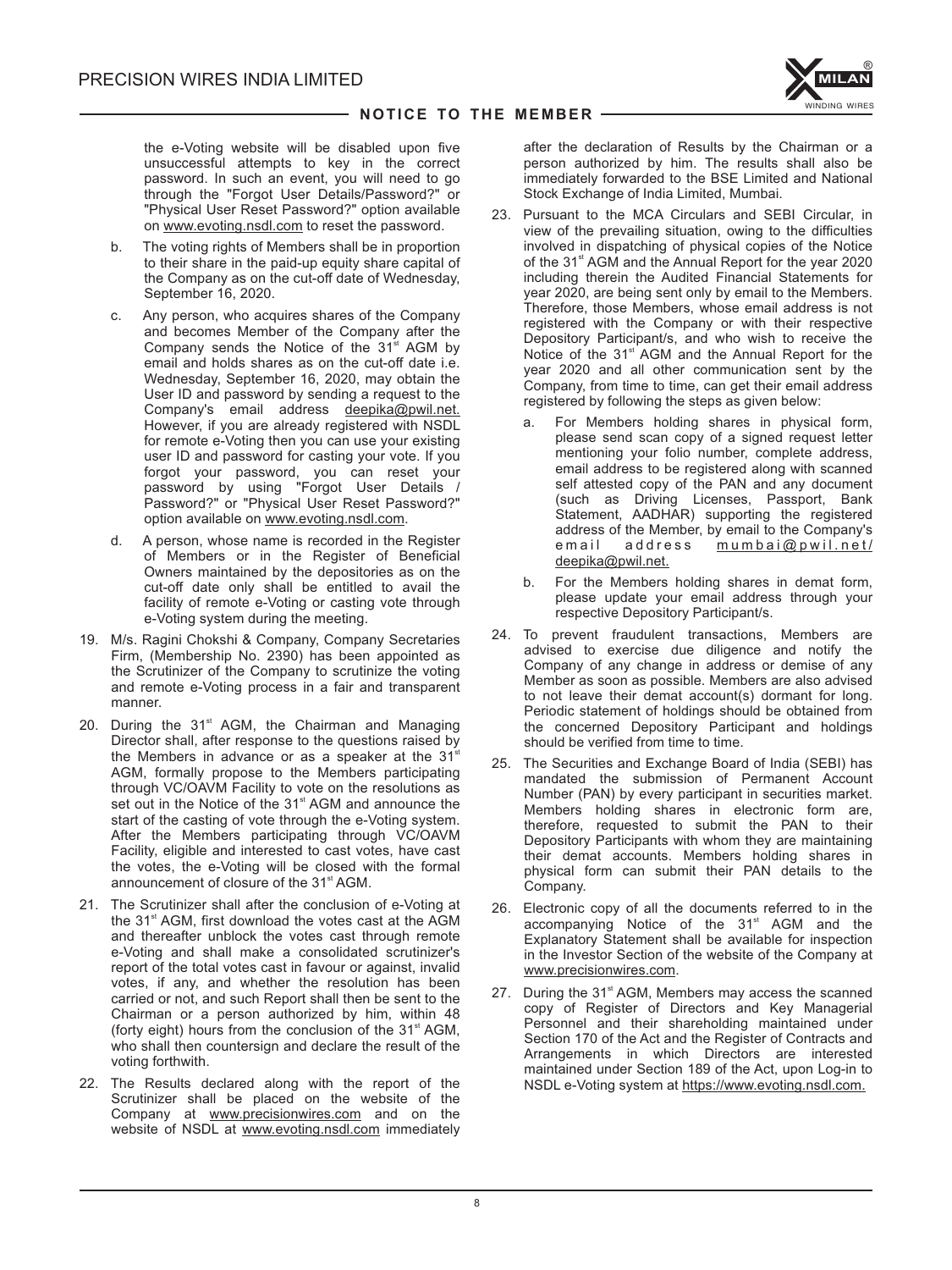the e-Voting website will be disabled upon five unsuccessful attempts to key in the correct password. In such an event, you will need to go through the "Forgot User Details/Password?" or "Physical User Reset Password?" option available on www.evoting.nsdl.com to reset the password.

b. The voting rights of Members shall be in proportion to their share in the paid-up equity share capital of the Company as on the cut-off date of Wednesday, September 16, 2020.

c. Any person, who acquires shares of the Company and becomes Member of the Company after the Company sends the Notice of the 31st AGM by email and holds shares as on the cut-off date i.e. Wednesday, September 16, 2020, may obtain the User ID and password by sending a request to the Company's email address deepika@pwil.net. However, if you are already registered with NSDL for remote e-Voting then you can use your existing user ID and password for casting your vote. If you forgot your password, you can reset your password by using "Forgot User Details / Password?" or "Physical User Reset Password?" option available on www.evoting.nsdl.com.

d. A person, whose name is recorded in the Register of Members or in the Register of Beneficial Owners maintained by the depositories as on the cut-off date only shall be entitled to avail the facility of remote e-Voting or casting vote through e-Voting system during the meeting.

19. M/s. Ragini Chokshi & Company, Company Secretaries Firm, (Membership No. 2390) has been appointed as the Scrutinizer of the Company to scrutinize the voting and remote e-Voting process in a fair and transparent manner.

20. During the 31st AGM, the Chairman and Managing Director shall, after response to the questions raised by the Members in advance or as a speaker at the 31st AGM, formally propose to the Members participating through VC/OAVM Facility to vote on the resolutions as set out in the Notice of the 31st AGM and announce the start of the casting of vote through the e-Voting system. After the Members participating through VC/OAVM Facility, eligible and interested to cast votes, have cast the votes, the e-Voting will be closed with the formal announcement of closure of the 31st AGM.

21. The Scrutinizer shall after the conclusion of e-Voting at the 31st AGM, first download the votes cast at the AGM and thereafter unblock the votes cast through remote e-Voting and shall make a consolidated scrutinizer's report of the total votes cast in favour or against, invalid votes, if any, and whether the resolution has been carried or not, and such Report shall then be sent to the Chairman or a person authorized by him, within 48 (forty eight) hours from the conclusion of the 31st AGM, who shall then countersign and declare the result of the voting forthwith.

22. The Results declared along with the report of the Scrutinizer shall be placed on the website of the Company at www.precisionwires.com and on the website of NSDL at www.evoting.nsdl.com immediately after the declaration of Results by the Chairman or a person authorized by him. The results shall also be immediately forwarded to the BSE Limited and National Stock Exchange of India Limited, Mumbai.

23. Pursuant to the MCA Circulars and SEBI Circular, in view of the prevailing situation, owing to the difficulties involved in dispatching of physical copies of the Notice of the 31st AGM and the Annual Report for the year 2020 including therein the Audited Financial Statements for year 2020, are being sent only by email to the Members. Therefore, those Members, whose email address is not registered with the Company or with their respective Depository Participant/s, and who wish to receive the Notice of the 31st AGM and the Annual Report for the year 2020 and all other communication sent by the Company, from time to time, can get their email address registered by following the steps as given below:

    a. For Members holding shares in physical form, please send scan copy of a signed request letter mentioning your folio number, complete address, email address to be registered along with scanned self attested copy of the PAN and any document (such as Driving Licenses, Passport, Bank Statement, AADHAR) supporting the registered address of the Member, by email to the Company's email address mumbai@pwil.net/ deepika@pwil.net.

    b. For the Members holding shares in demat form, please update your email address through your respective Depository Participant/s.

24. To prevent fraudulent transactions, Members are advised to exercise due diligence and notify the Company of any change in address or demise of any Member as soon as possible. Members are also advised to not leave their demat account(s) dormant for long. Periodic statement of holdings should be obtained from the concerned Depository Participant and holdings should be verified from time to time.

25. The Securities and Exchange Board of India (SEBI) has mandated the submission of Permanent Account Number (PAN) by every participant in securities market. Members holding shares in electronic form are, therefore, requested to submit the PAN to their Depository Participants with whom they are maintaining their demat accounts. Members holding shares in physical form can submit their PAN details to the Company.

26. Electronic copy of all the documents referred to in the accompanying Notice of the 31st AGM and the Explanatory Statement shall be available for inspection in the Investor Section of the website of the Company at www.precisionwires.com.

27. During the 31st AGM, Members may access the scanned copy of Register of Directors and Key Managerial Personnel and their shareholding maintained under Section 170 of the Act and the Register of Contracts and Arrangements in which Directors are interested maintained under Section 189 of the Act, upon Log-in to NSDL e-Voting system at https://www.evoting.nsdl.com.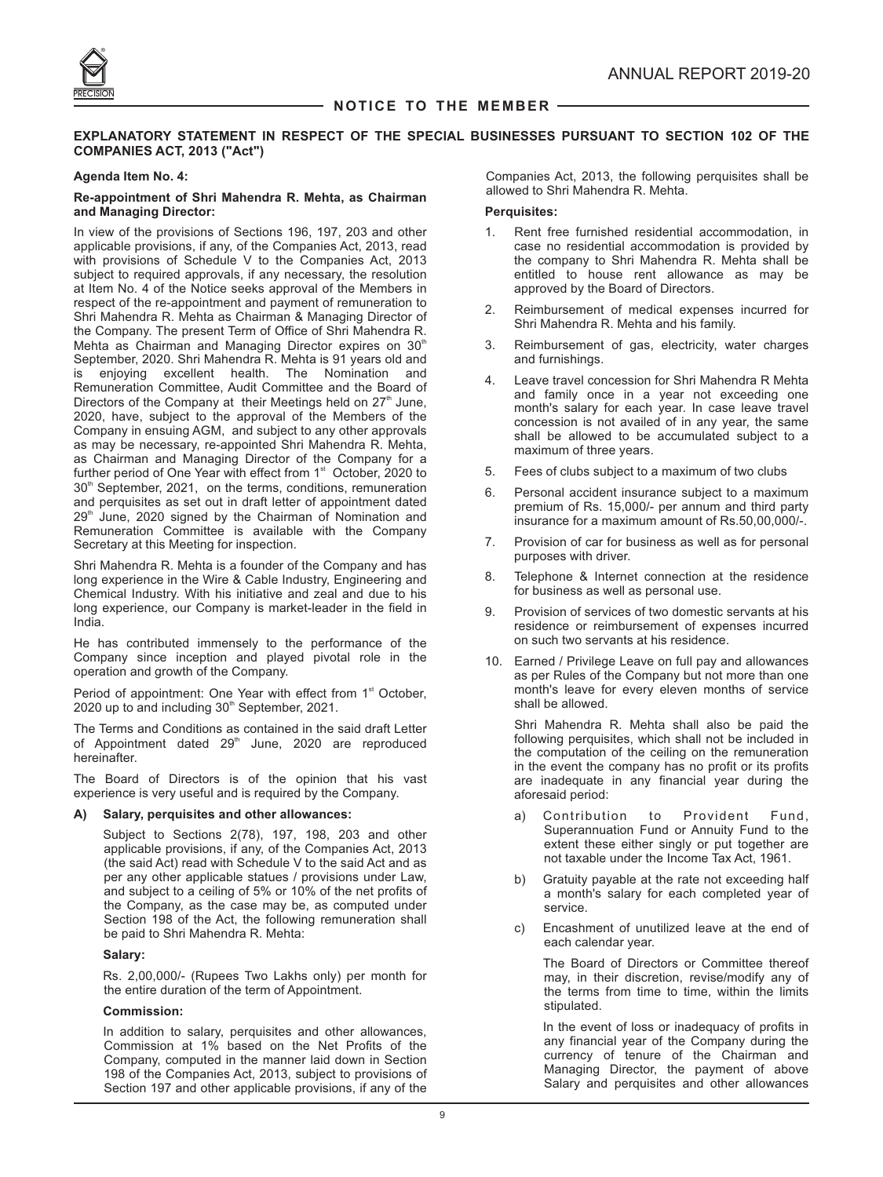## NOTICE TO THE MEMBER

### EXPLANATORY STATEMENT IN RESPECT OF THE SPECIAL BUSINESSES PURSUANT TO SECTION 102 OF THE COMPANIES ACT, 2013 ("Act")

**Agenda Item No. 4:**

**Re-appointment of Shri Mahendra R. Mehta, as Chairman and Managing Director:**

In view of the provisions of Sections 196, 197, 203 and other applicable provisions, if any, of the Companies Act, 2013, read with provisions of Schedule V to the Companies Act, 2013 subject to required approvals, if any necessary, the resolution at Item No. 4 of the Notice seeks approval of the Members in respect of the re-appointment and payment of remuneration to Shri Mahendra R. Mehta as Chairman & Managing Director of the Company. The present Term of Office of Shri Mahendra R. Mehta as Chairman and Managing Director expires on 30th September, 2020. Shri Mahendra R. Mehta is 91 years old and is enjoying excellent health. The Nomination and Remuneration Committee, Audit Committee and the Board of Directors of the Company at their Meetings held on 27th June, 2020, have, subject to the approval of the Members of the Company in ensuing AGM, and subject to any other approvals as may be necessary, re-appointed Shri Mahendra R. Mehta, as Chairman and Managing Director of the Company for a further period of One Year with effect from 1st October, 2020 to 30th September, 2021, on the terms, conditions, remuneration and perquisites as set out in draft letter of appointment dated 29th June, 2020 signed by the Chairman of Nomination and Remuneration Committee is available with the Company Secretary at this Meeting for inspection.

Shri Mahendra R. Mehta is a founder of the Company and has long experience in the Wire & Cable Industry, Engineering and Chemical Industry. With his initiative and zeal and due to his long experience, our Company is market-leader in the field in India.

He has contributed immensely to the performance of the Company since inception and played pivotal role in the operation and growth of the Company.

Period of appointment: One Year with effect from 1st October, 2020 up to and including 30th September, 2021.

The Terms and Conditions as contained in the said draft Letter of Appointment dated 29th June, 2020 are reproduced hereinafter.

The Board of Directors is of the opinion that his vast experience is very useful and is required by the Company.

**A) Salary, perquisites and other allowances:**

Subject to Sections 2(78), 197, 198, 203 and other applicable provisions, if any, of the Companies Act, 2013 (the said Act) read with Schedule V to the said Act and as per any other applicable statues / provisions under Law, and subject to a ceiling of 5% or 10% of the net profits of the Company, as the case may be, as computed under Section 198 of the Act, the following remuneration shall be paid to Shri Mahendra R. Mehta:

**Salary:**

Rs. 2,00,000/- (Rupees Two Lakhs only) per month for the entire duration of the term of Appointment.

**Commission:**

In addition to salary, perquisites and other allowances, Commission at 1% based on the Net Profits of the Company, computed in the manner laid down in Section 198 of the Companies Act, 2013, subject to provisions of Section 197 and other applicable provisions, if any of the Companies Act, 2013, the following perquisites shall be allowed to Shri Mahendra R. Mehta.

**Perquisites:**

1. Rent free furnished residential accommodation, in case no residential accommodation is provided by the company to Shri Mahendra R. Mehta shall be entitled to house rent allowance as may be approved by the Board of Directors.
2. Reimbursement of medical expenses incurred for Shri Mahendra R. Mehta and his family.
3. Reimbursement of gas, electricity, water charges and furnishings.
4. Leave travel concession for Shri Mahendra R Mehta and family once in a year not exceeding one month's salary for each year. In case leave travel concession is not availed of in any year, the same shall be allowed to be accumulated subject to a maximum of three years.
5. Fees of clubs subject to a maximum of two clubs
6. Personal accident insurance subject to a maximum premium of Rs. 15,000/- per annum and third party insurance for a maximum amount of Rs.50,00,000/-.
7. Provision of car for business as well as for personal purposes with driver.
8. Telephone & Internet connection at the residence for business as well as personal use.
9. Provision of services of two domestic servants at his residence or reimbursement of expenses incurred on such two servants at his residence.
10. Earned / Privilege Leave on full pay and allowances as per Rules of the Company but not more than one month's leave for every eleven months of service shall be allowed.

Shri Mahendra R. Mehta shall also be paid the following perquisites, which shall not be included in the computation of the ceiling on the remuneration in the event the company has no profit or its profits are inadequate in any financial year during the aforesaid period:

a) Contribution to Provident Fund, Superannuation Fund or Annuity Fund to the extent these either singly or put together are not taxable under the Income Tax Act, 1961.

b) Gratuity payable at the rate not exceeding half a month's salary for each completed year of service.

c) Encashment of unutilized leave at the end of each calendar year.

The Board of Directors or Committee thereof may, in their discretion, revise/modify any of the terms from time to time, within the limits stipulated.

In the event of loss or inadequacy of profits in any financial year of the Company during the currency of tenure of the Chairman and Managing Director, the payment of above Salary and perquisites and other allowances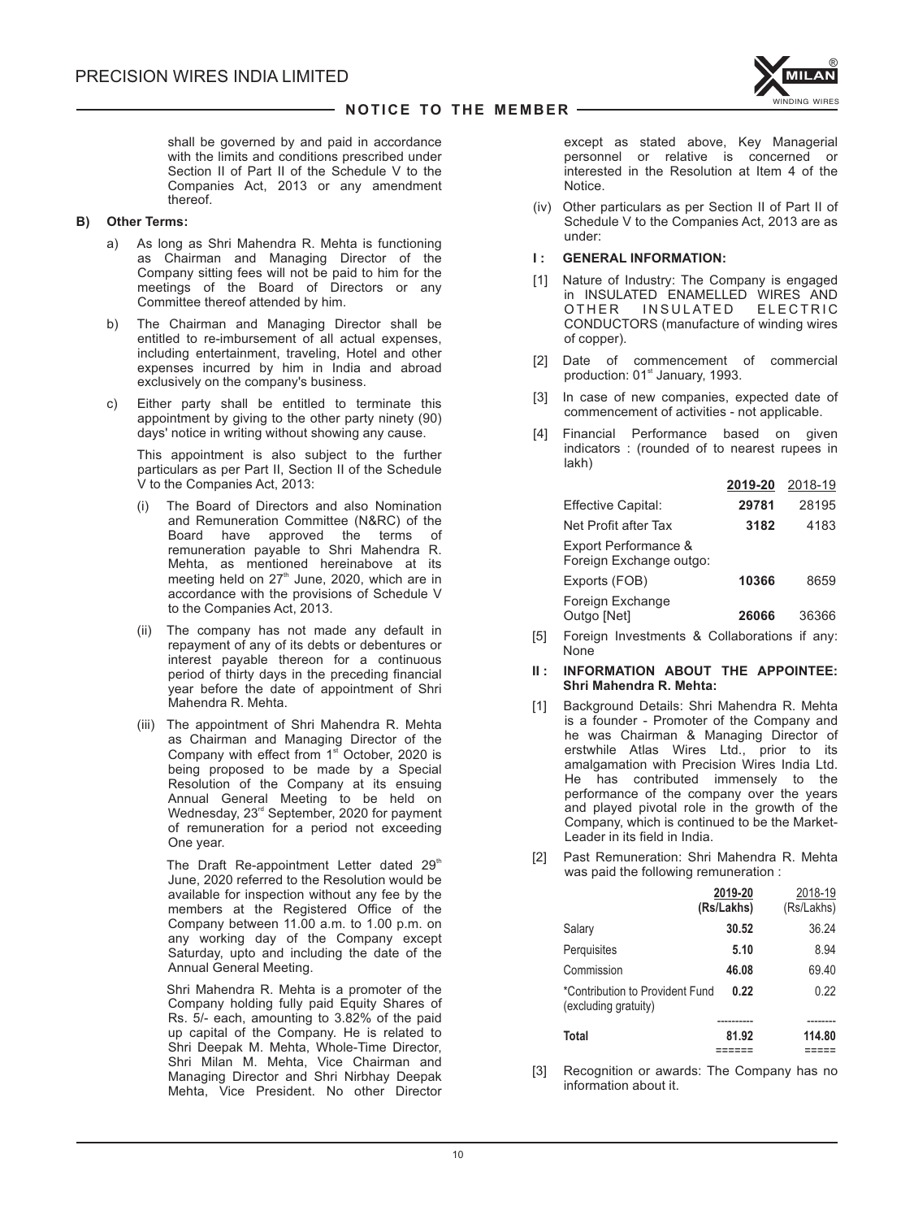shall be governed by and paid in accordance with the limits and conditions prescribed under Section II of Part II of the Schedule V to the Companies Act, 2013 or any amendment thereof.

**B) Other Terms:**

a) As long as Shri Mahendra R. Mehta is functioning as Chairman and Managing Director of the Company sitting fees will not be paid to him for the meetings of the Board of Directors or any Committee thereof attended by him.

b) The Chairman and Managing Director shall be entitled to re-imbursement of all actual expenses, including entertainment, traveling, Hotel and other expenses incurred by him in India and abroad exclusively on the company's business.

c) Either party shall be entitled to terminate this appointment by giving to the other party ninety (90) days' notice in writing without showing any cause.

This appointment is also subject to the further particulars as per Part II, Section II of the Schedule V to the Companies Act, 2013:

(i) The Board of Directors and also Nomination and Remuneration Committee (N&RC) of the Board have approved the terms of remuneration payable to Shri Mahendra R. Mehta, as mentioned hereinabove at its meeting held on 27th June, 2020, which are in accordance with the provisions of Schedule V to the Companies Act, 2013.

(ii) The company has not made any default in repayment of any of its debts or debentures or interest payable thereon for a continuous period of thirty days in the preceding financial year before the date of appointment of Shri Mahendra R. Mehta.

(iii) The appointment of Shri Mahendra R. Mehta as Chairman and Managing Director of the Company with effect from 1st October, 2020 is being proposed to be made by a Special Resolution of the Company at its ensuing Annual General Meeting to be held on Wednesday, 23rd September, 2020 for payment of remuneration for a period not exceeding One year.

The Draft Re-appointment Letter dated 29th June, 2020 referred to the Resolution would be available for inspection without any fee by the members at the Registered Office of the Company between 11.00 a.m. to 1.00 p.m. on any working day of the Company except Saturday, upto and including the date of the Annual General Meeting.

Shri Mahendra R. Mehta is a promoter of the Company holding fully paid Equity Shares of Rs. 5/- each, amounting to 3.82% of the paid up capital of the Company. He is related to Shri Deepak M. Mehta, Whole-Time Director, Shri Milan M. Mehta, Vice Chairman and Managing Director and Shri Nirbhay Deepak Mehta, Vice President. No other Director except as stated above, Key Managerial personnel or relative is concerned or interested in the Resolution at Item 4 of the Notice.

(iv) Other particulars as per Section II of Part II of Schedule V to the Companies Act, 2013 are as under:

**I : GENERAL INFORMATION:**

[1] Nature of Industry: The Company is engaged in INSULATED ENAMELLED WIRES AND OTHER INSULATED ELECTRIC CONDUCTORS (manufacture of winding wires of copper).

[2] Date of commencement of commercial production: 01st January, 1993.

[3] In case of new companies, expected date of commencement of activities - not applicable.

[4] Financial Performance based on given indicators : (rounded of to nearest rupees in lakh)

| | **2019-20** | 2018-19 |
|---|---|---|
| Effective Capital: | **29781** | 28195 |
| Net Profit after Tax | **3182** | 4183 |
| Export Performance & Foreign Exchange outgo: | | |
| Exports (FOB) | **10366** | 8659 |
| Foreign Exchange Outgo [Net] | **26066** | 36366 |

[5] Foreign Investments & Collaborations if any: None

**II : INFORMATION ABOUT THE APPOINTEE: Shri Mahendra R. Mehta:**

[1] Background Details: Shri Mahendra R. Mehta is a founder - Promoter of the Company and he was Chairman & Managing Director of erstwhile Atlas Wires Ltd., prior to its amalgamation with Precision Wires India Ltd. He has contributed immensely to the performance of the company over the years and played pivotal role in the growth of the Company, which is continued to be the Market-Leader in its field in India.

[2] Past Remuneration: Shri Mahendra R. Mehta was paid the following remuneration :

| | **2019-20 (Rs/Lakhs)** | 2018-19 (Rs/Lakhs) |
|---|---|---|
| Salary | **30.52** | 36.24 |
| Perquisites | **5.10** | 8.94 |
| Commission | **46.08** | 69.40 |
| *Contribution to Provident Fund (excluding gratuity) | **0.22** | 0.22 |
| **Total** | **81.92** | **114.80** |

[3] Recognition or awards: The Company has no information about it.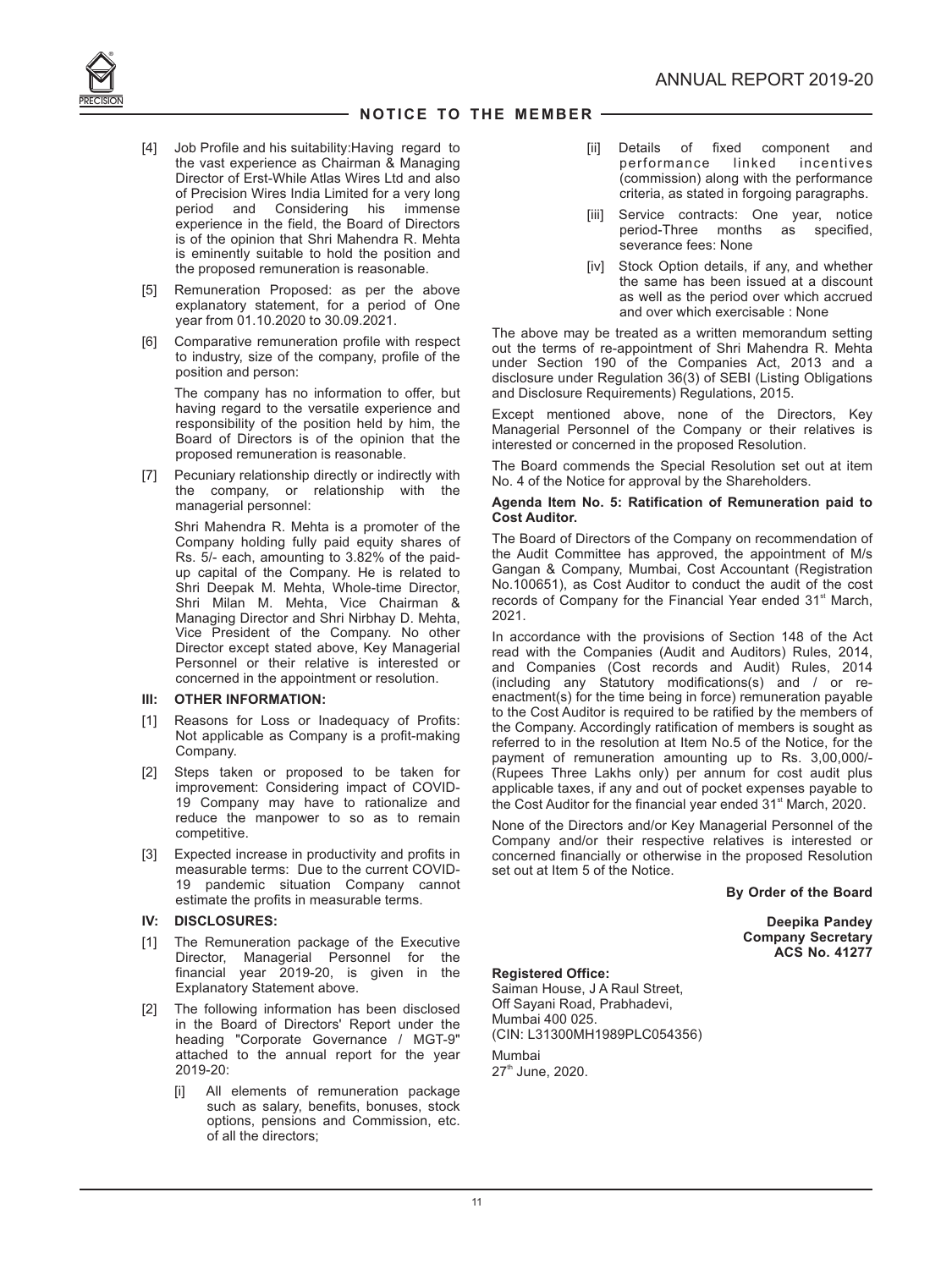[4] Job Profile and his suitability:Having regard to the vast experience as Chairman & Managing Director of Erst-While Atlas Wires Ltd and also of Precision Wires India Limited for a very long period and Considering his immense experience in the field, the Board of Directors is of the opinion that Shri Mahendra R. Mehta is eminently suitable to hold the position and the proposed remuneration is reasonable.

[5] Remuneration Proposed: as per the above explanatory statement, for a period of One year from 01.10.2020 to 30.09.2021.

[6] Comparative remuneration profile with respect to industry, size of the company, profile of the position and person:

The company has no information to offer, but having regard to the versatile experience and responsibility of the position held by him, the Board of Directors is of the opinion that the proposed remuneration is reasonable.

[7] Pecuniary relationship directly or indirectly with the company, or relationship with the managerial personnel:

Shri Mahendra R. Mehta is a promoter of the Company holding fully paid equity shares of Rs. 5/- each, amounting to 3.82% of the paid-up capital of the Company. He is related to Shri Deepak M. Mehta, Whole-time Director, Shri Milan M. Mehta, Vice Chairman & Managing Director and Shri Nirbhay D. Mehta, Vice President of the Company. No other Director except stated above, Key Managerial Personnel or their relative is interested or concerned in the appointment or resolution.

**III: OTHER INFORMATION:**

[1] Reasons for Loss or Inadequacy of Profits: Not applicable as Company is a profit-making Company.

[2] Steps taken or proposed to be taken for improvement: Considering impact of COVID-19 Company may have to rationalize and reduce the manpower to so as to remain competitive.

[3] Expected increase in productivity and profits in measurable terms: Due to the current COVID-19 pandemic situation Company cannot estimate the profits in measurable terms.

**IV: DISCLOSURES:**

[1] The Remuneration package of the Executive Director, Managerial Personnel for the financial year 2019-20, is given in the Explanatory Statement above.

[2] The following information has been disclosed in the Board of Directors' Report under the heading "Corporate Governance / MGT-9" attached to the annual report for the year 2019-20:

[i] All elements of remuneration package such as salary, benefits, bonuses, stock options, pensions and Commission, etc. of all the directors;

[ii] Details of fixed component and performance linked incentives (commission) along with the performance criteria, as stated in forgoing paragraphs.

[iii] Service contracts: One year, notice period-Three months as specified, severance fees: None

[iv] Stock Option details, if any, and whether the same has been issued at a discount as well as the period over which accrued and over which exercisable : None

The above may be treated as a written memorandum setting out the terms of re-appointment of Shri Mahendra R. Mehta under Section 190 of the Companies Act, 2013 and a disclosure under Regulation 36(3) of SEBI (Listing Obligations and Disclosure Requirements) Regulations, 2015.

Except mentioned above, none of the Directors, Key Managerial Personnel of the Company or their relatives is interested or concerned in the proposed Resolution.

The Board commends the Special Resolution set out at item No. 4 of the Notice for approval by the Shareholders.

**Agenda Item No. 5: Ratification of Remuneration paid to Cost Auditor.**

The Board of Directors of the Company on recommendation of the Audit Committee has approved, the appointment of M/s Gangan & Company, Mumbai, Cost Accountant (Registration No.100651), as Cost Auditor to conduct the audit of the cost records of Company for the Financial Year ended 31st March, 2021.

In accordance with the provisions of Section 148 of the Act read with the Companies (Audit and Auditors) Rules, 2014, and Companies (Cost records and Audit) Rules, 2014 (including any Statutory modifications(s) and / or re-enactment(s) for the time being in force) remuneration payable to the Cost Auditor is required to be ratified by the members of the Company. Accordingly ratification of members is sought as referred to in the resolution at Item No.5 of the Notice, for the payment of remuneration amounting up to Rs. 3,00,000/- (Rupees Three Lakhs only) per annum for cost audit plus applicable taxes, if any and out of pocket expenses payable to the Cost Auditor for the financial year ended 31st March, 2020.

None of the Directors and/or Key Managerial Personnel of the Company and/or their respective relatives is interested or concerned financially or otherwise in the proposed Resolution set out at Item 5 of the Notice.

**By Order of the Board**

**Deepika Pandey**
**Company Secretary**
**ACS No. 41277**

**Registered Office:**
Saiman House, J A Raul Street,
Off Sayani Road, Prabhadevi,
Mumbai 400 025.
(CIN: L31300MH1989PLC054356)

Mumbai
27th June, 2020.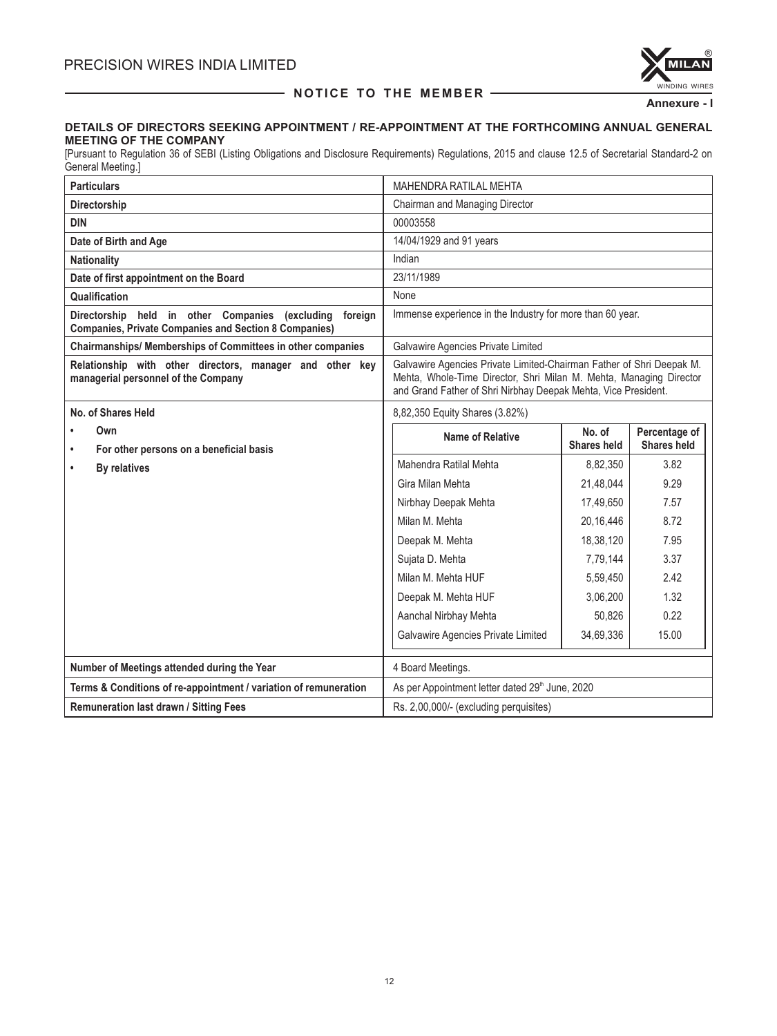Annexure - I

**DETAILS OF DIRECTORS SEEKING APPOINTMENT / RE-APPOINTMENT AT THE FORTHCOMING ANNUAL GENERAL MEETING OF THE COMPANY**

[Pursuant to Regulation 36 of SEBI (Listing Obligations and Disclosure Requirements) Regulations, 2015 and clause 12.5 of Secretarial Standard-2 on General Meeting.]

| Particulars | MAHENDRA RATILAL MEHTA | | |
|---|---|---|---|
| **Directorship** | Chairman and Managing Director | | |
| **DIN** | 00003558 | | |
| **Date of Birth and Age** | 14/04/1929 and 91 years | | |
| **Nationality** | Indian | | |
| **Date of first appointment on the Board** | 23/11/1989 | | |
| **Qualification** | None | | |
| **Directorship held in other Companies (excluding foreign Companies, Private Companies and Section 8 Companies)** | Immense experience in the Industry for more than 60 year. | | |
| **Chairmanships/ Memberships of Committees in other companies** | Galvawire Agencies Private Limited | | |
| **Relationship with other directors, manager and other key managerial personnel of the Company** | Galvawire Agencies Private Limited-Chairman Father of Shri Deepak M. Mehta, Whole-Time Director, Shri Milan M. Mehta, Managing Director and Grand Father of Shri Nirbhay Deepak Mehta, Vice President. | | |
| **No. of Shares Held** | 8,82,350 Equity Shares (3.82%) | | |
| • **Own**<br>• **For other persons on a beneficial basis**<br>• **By relatives** | **Name of Relative** | **No. of Shares held** | **Percentage of Shares held** |
| | Mahendra Ratilal Mehta | 8,82,350 | 3.82 |
| | Gira Milan Mehta | 21,48,044 | 9.29 |
| | Nirbhay Deepak Mehta | 17,49,650 | 7.57 |
| | Milan M. Mehta | 20,16,446 | 8.72 |
| | Deepak M. Mehta | 18,38,120 | 7.95 |
| | Sujata D. Mehta | 7,79,144 | 3.37 |
| | Milan M. Mehta HUF | 5,59,450 | 2.42 |
| | Deepak M. Mehta HUF | 3,06,200 | 1.32 |
| | Aanchal Nirbhay Mehta | 50,826 | 0.22 |
| | Galvawire Agencies Private Limited | 34,69,336 | 15.00 |
| **Number of Meetings attended during the Year** | 4 Board Meetings. | | |
| **Terms & Conditions of re-appointment / variation of remuneration** | As per Appointment letter dated 29th June, 2020 | | |
| **Remuneration last drawn / Sitting Fees** | Rs. 2,00,000/- (excluding perquisites) | | |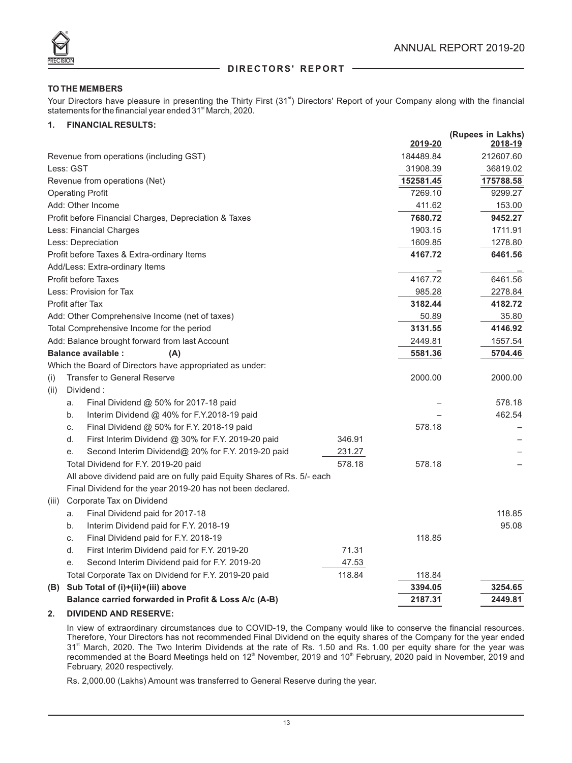## DIRECTORS' REPORT

**TO THE MEMBERS**

Your Directors have pleasure in presenting the Thirty First (31[st]) Directors' Report of your Company along with the financial statements for the financial year ended 31[st] March, 2020.

### 1. FINANCIAL RESULTS:

(Rupees in Lakhs)

| | | | | 2019-20 | 2018-19 |
|---|---|---|---|---|---|
| Revenue from operations (including GST) | | | | 184489.84 | 212607.60 |
| Less: GST | | | | 31908.39 | 36819.02 |
| Revenue from operations (Net) | | | | **152581.45** | **175788.58** |
| Operating Profit | | | | 7269.10 | 9299.27 |
| Add: Other Income | | | | 411.62 | 153.00 |
| Profit before Financial Charges, Depreciation & Taxes | | | | **7680.72** | **9452.27** |
| Less: Financial Charges | | | | 1903.15 | 1711.91 |
| Less: Depreciation | | | | 1609.85 | 1278.80 |
| Profit before Taxes & Extra-ordinary Items | | | | **4167.72** | **6461.56** |
| Add/Less: Extra-ordinary Items | | | | – | – |
| Profit before Taxes | | | | 4167.72 | 6461.56 |
| Less: Provision for Tax | | | | 985.28 | 2278.84 |
| Profit after Tax | | | | **3182.44** | **4182.72** |
| Add: Other Comprehensive Income (net of taxes) | | | | 50.89 | 35.80 |
| Total Comprehensive Income for the period | | | | **3131.55** | **4146.92** |
| Add: Balance brought forward from last Account | | | | 2449.81 | 1557.54 |
| **Balance available : (A)** | | | | **5581.36** | **5704.46** |
| Which the Board of Directors have appropriated as under: | | | | | |
| (i) | Transfer to General Reserve | | | 2000.00 | 2000.00 |
| (ii) | Dividend : | | | | |
| | a. | Final Dividend @ 50% for 2017-18 paid | | – | 578.18 |
| | b. | Interim Dividend @ 40% for F.Y.2018-19 paid | | – | 462.54 |
| | c. | Final Dividend @ 50% for F.Y. 2018-19 paid | | 578.18 | – |
| | d. | First Interim Dividend @ 30% for F.Y. 2019-20 paid | 346.91 | | – |
| | e. | Second Interim Dividend@ 20% for F.Y. 2019-20 paid | 231.27 | | – |
| | Total Dividend for F.Y. 2019-20 paid | | 578.18 | 578.18 | – |
| | All above dividend paid are on fully paid Equity Shares of Rs. 5/- each | | | | |
| | Final Dividend for the year 2019-20 has not been declared. | | | | |
| (iii) | Corporate Tax on Dividend | | | | |
| | a. | Final Dividend paid for 2017-18 | | | 118.85 |
| | b. | Interim Dividend paid for F.Y. 2018-19 | | | 95.08 |
| | c. | Final Dividend paid for F.Y. 2018-19 | | 118.85 | |
| | d. | First Interim Dividend paid for F.Y. 2019-20 | 71.31 | | |
| | e. | Second Interim Dividend paid for F.Y. 2019-20 | 47.53 | | |
| | Total Corporate Tax on Dividend for F.Y. 2019-20 paid | | 118.84 | 118.84 | |
| **(B)** | **Sub Total of (i)+(ii)+(iii) above** | | | **3394.05** | **3254.65** |
| | **Balance carried forwarded in Profit & Loss A/c (A-B)** | | | **2187.31** | **2449.81** |

### 2. DIVIDEND AND RESERVE:

In view of extraordinary circumstances due to COVID-19, the Company would like to conserve the financial resources. Therefore, Your Directors has not recommended Final Dividend on the equity shares of the Company for the year ended 31[st] March, 2020. The Two Interim Dividends at the rate of Rs. 1.50 and Rs. 1.00 per equity share for the year was recommended at the Board Meetings held on 12[th] November, 2019 and 10[th] February, 2020 paid in November, 2019 and February, 2020 respectively.

Rs. 2,000.00 (Lakhs) Amount was transferred to General Reserve during the year.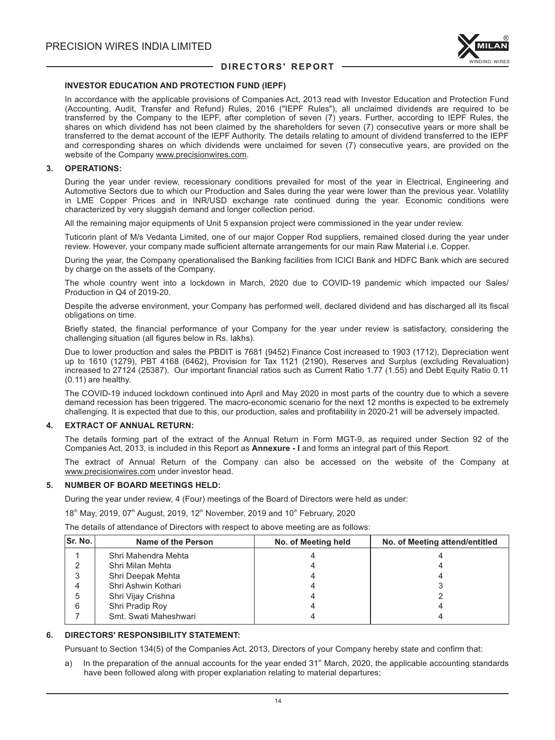#### INVESTOR EDUCATION AND PROTECTION FUND (IEPF)

In accordance with the applicable provisions of Companies Act, 2013 read with Investor Education and Protection Fund (Accounting, Audit, Transfer and Refund) Rules, 2016 ("IEPF Rules"), all unclaimed dividends are required to be transferred by the Company to the IEPF, after completion of seven (7) years. Further, according to IEPF Rules, the shares on which dividend has not been claimed by the shareholders for seven (7) consecutive years or more shall be transferred to the demat account of the IEPF Authority. The details relating to amount of dividend transferred to the IEPF and corresponding shares on which dividends were unclaimed for seven (7) consecutive years, are provided on the website of the Company www.precisionwires.com.

### 3. OPERATIONS:

During the year under review, recessionary conditions prevailed for most of the year in Electrical, Engineering and Automotive Sectors due to which our Production and Sales during the year were lower than the previous year. Volatility in LME Copper Prices and in INR/USD exchange rate continued during the year. Economic conditions were characterized by very sluggish demand and longer collection period.

All the remaining major equipments of Unit 5 expansion project were commissioned in the year under review.

Tuticorin plant of M/s Vedanta Limited, one of our major Copper Rod suppliers, remained closed during the year under review. However, your company made sufficient alternate arrangements for our main Raw Material i.e. Copper.

During the year, the Company operationalised the Banking facilities from ICICI Bank and HDFC Bank which are secured by charge on the assets of the Company.

The whole country went into a lockdown in March, 2020 due to COVID-19 pandemic which impacted our Sales/ Production in Q4 of 2019-20.

Despite the adverse environment, your Company has performed well, declared dividend and has discharged all its fiscal obligations on time.

Briefly stated, the financial performance of your Company for the year under review is satisfactory, considering the challenging situation (all figures below in Rs. lakhs).

Due to lower production and sales the PBDIT is 7681 (9452) Finance Cost increased to 1903 (1712), Depreciation went up to 1610 (1279), PBT 4168 (6462), Provision for Tax 1121 (2190), Reserves and Surplus (excluding Revaluation) increased to 27124 (25387). Our important financial ratios such as Current Ratio 1.77 (1.55) and Debt Equity Ratio 0.11 (0.11) are healthy.

The COVID-19 induced lockdown continued into April and May 2020 in most parts of the country due to which a severe demand recession has been triggered. The macro-economic scenario for the next 12 months is expected to be extremely challenging. It is expected that due to this, our production, sales and profitability in 2020-21 will be adversely impacted.

### 4. EXTRACT OF ANNUAL RETURN:

The details forming part of the extract of the Annual Return in Form MGT-9, as required under Section 92 of the Companies Act, 2013, is included in this Report as **Annexure - I** and forms an integral part of this Report.

The extract of Annual Return of the Company can also be accessed on the website of the Company at www.precisionwires.com under investor head.

### 5. NUMBER OF BOARD MEETINGS HELD:

During the year under review, 4 (Four) meetings of the Board of Directors were held as under:

18th May, 2019, 07th August, 2019, 12th November, 2019 and 10th February, 2020

The details of attendance of Directors with respect to above meeting are as follows:

| Sr. No. | Name of the Person | No. of Meeting held | No. of Meeting attend/entitled |
|---|---|---|---|
| 1 | Shri Mahendra Mehta | 4 | 4 |
| 2 | Shri Milan Mehta | 4 | 4 |
| 3 | Shri Deepak Mehta | 4 | 4 |
| 4 | Shri Ashwin Kothari | 4 | 3 |
| 5 | Shri Vijay Crishna | 4 | 2 |
| 6 | Shri Pradip Roy | 4 | 4 |
| 7 | Smt. Swati Maheshwari | 4 | 4 |

### 6. DIRECTORS' RESPONSIBILITY STATEMENT:

Pursuant to Section 134(5) of the Companies Act, 2013, Directors of your Company hereby state and confirm that:

a) In the preparation of the annual accounts for the year ended 31st March, 2020, the applicable accounting standards have been followed along with proper explanation relating to material departures;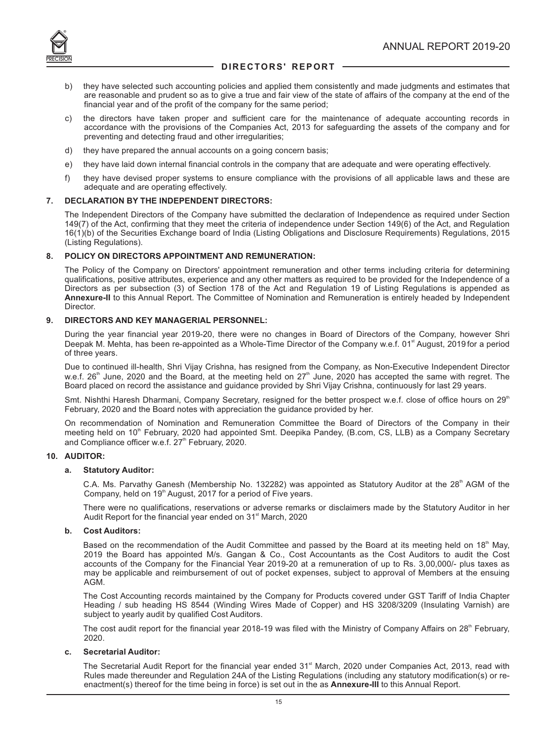b) they have selected such accounting policies and applied them consistently and made judgments and estimates that are reasonable and prudent so as to give a true and fair view of the state of affairs of the company at the end of the financial year and of the profit of the company for the same period;

c) the directors have taken proper and sufficient care for the maintenance of adequate accounting records in accordance with the provisions of the Companies Act, 2013 for safeguarding the assets of the company and for preventing and detecting fraud and other irregularities;

d) they have prepared the annual accounts on a going concern basis;

e) they have laid down internal financial controls in the company that are adequate and were operating effectively.

f) they have devised proper systems to ensure compliance with the provisions of all applicable laws and these are adequate and are operating effectively.

## 7. DECLARATION BY THE INDEPENDENT DIRECTORS:

The Independent Directors of the Company have submitted the declaration of Independence as required under Section 149(7) of the Act, confirming that they meet the criteria of independence under Section 149(6) of the Act, and Regulation 16(1)(b) of the Securities Exchange board of India (Listing Obligations and Disclosure Requirements) Regulations, 2015 (Listing Regulations).

## 8. POLICY ON DIRECTORS APPOINTMENT AND REMUNERATION:

The Policy of the Company on Directors' appointment remuneration and other terms including criteria for determining qualifications, positive attributes, experience and any other matters as required to be provided for the Independence of a Directors as per subsection (3) of Section 178 of the Act and Regulation 19 of Listing Regulations is appended as **Annexure-II** to this Annual Report. The Committee of Nomination and Remuneration is entirely headed by Independent Director.

## 9. DIRECTORS AND KEY MANAGERIAL PERSONNEL:

During the year financial year 2019-20, there were no changes in Board of Directors of the Company, however Shri Deepak M. Mehta, has been re-appointed as a Whole-Time Director of the Company w.e.f. 01st August, 2019 for a period of three years.

Due to continued ill-health, Shri Vijay Crishna, has resigned from the Company, as Non-Executive Independent Director w.e.f. 26th June, 2020 and the Board, at the meeting held on 27th June, 2020 has accepted the same with regret. The Board placed on record the assistance and guidance provided by Shri Vijay Crishna, continuously for last 29 years.

Smt. Nishthi Haresh Dharmani, Company Secretary, resigned for the better prospect w.e.f. close of office hours on 29th February, 2020 and the Board notes with appreciation the guidance provided by her.

On recommendation of Nomination and Remuneration Committee the Board of Directors of the Company in their meeting held on 10th February, 2020 had appointed Smt. Deepika Pandey, (B.com, CS, LLB) as a Company Secretary and Compliance officer w.e.f. 27th February, 2020.

## 10. AUDITOR:

### a. Statutory Auditor:

C.A. Ms. Parvathy Ganesh (Membership No. 132282) was appointed as Statutory Auditor at the 28th AGM of the Company, held on 19th August, 2017 for a period of Five years.

There were no qualifications, reservations or adverse remarks or disclaimers made by the Statutory Auditor in her Audit Report for the financial year ended on 31st March, 2020

### b. Cost Auditors:

Based on the recommendation of the Audit Committee and passed by the Board at its meeting held on 18th May, 2019 the Board has appointed M/s. Gangan & Co., Cost Accountants as the Cost Auditors to audit the Cost accounts of the Company for the Financial Year 2019-20 at a remuneration of up to Rs. 3,00,000/- plus taxes as may be applicable and reimbursement of out of pocket expenses, subject to approval of Members at the ensuing AGM.

The Cost Accounting records maintained by the Company for Products covered under GST Tariff of India Chapter Heading / sub heading HS 8544 (Winding Wires Made of Copper) and HS 3208/3209 (Insulating Varnish) are subject to yearly audit by qualified Cost Auditors.

The cost audit report for the financial year 2018-19 was filed with the Ministry of Company Affairs on 28th February, 2020.

### c. Secretarial Auditor:

The Secretarial Audit Report for the financial year ended 31st March, 2020 under Companies Act, 2013, read with Rules made thereunder and Regulation 24A of the Listing Regulations (including any statutory modification(s) or re-enactment(s) thereof for the time being in force) is set out in the as **Annexure-III** to this Annual Report.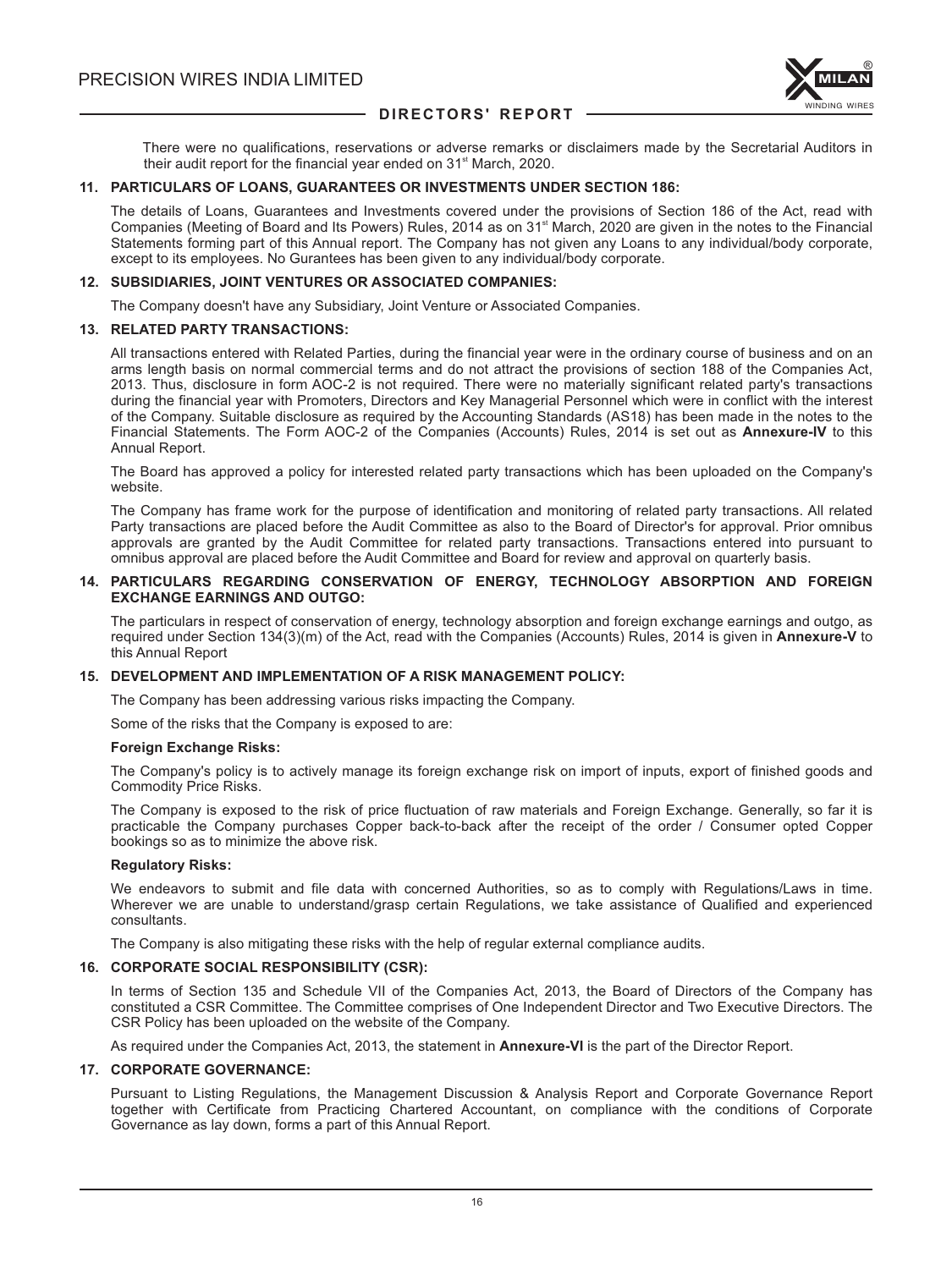There were no qualifications, reservations or adverse remarks or disclaimers made by the Secretarial Auditors in their audit report for the financial year ended on 31st March, 2020.

## 11. PARTICULARS OF LOANS, GUARANTEES OR INVESTMENTS UNDER SECTION 186:

The details of Loans, Guarantees and Investments covered under the provisions of Section 186 of the Act, read with Companies (Meeting of Board and Its Powers) Rules, 2014 as on 31st March, 2020 are given in the notes to the Financial Statements forming part of this Annual report. The Company has not given any Loans to any individual/body corporate, except to its employees. No Gurantees has been given to any individual/body corporate.

## 12. SUBSIDIARIES, JOINT VENTURES OR ASSOCIATED COMPANIES:

The Company doesn't have any Subsidiary, Joint Venture or Associated Companies.

## 13. RELATED PARTY TRANSACTIONS:

All transactions entered with Related Parties, during the financial year were in the ordinary course of business and on an arms length basis on normal commercial terms and do not attract the provisions of section 188 of the Companies Act, 2013. Thus, disclosure in form AOC-2 is not required. There were no materially significant related party's transactions during the financial year with Promoters, Directors and Key Managerial Personnel which were in conflict with the interest of the Company. Suitable disclosure as required by the Accounting Standards (AS18) has been made in the notes to the Financial Statements. The Form AOC-2 of the Companies (Accounts) Rules, 2014 is set out as **Annexure-IV** to this Annual Report.

The Board has approved a policy for interested related party transactions which has been uploaded on the Company's website.

The Company has frame work for the purpose of identification and monitoring of related party transactions. All related Party transactions are placed before the Audit Committee as also to the Board of Director's for approval. Prior omnibus approvals are granted by the Audit Committee for related party transactions. Transactions entered into pursuant to omnibus approval are placed before the Audit Committee and Board for review and approval on quarterly basis.

## 14. PARTICULARS REGARDING CONSERVATION OF ENERGY, TECHNOLOGY ABSORPTION AND FOREIGN EXCHANGE EARNINGS AND OUTGO:

The particulars in respect of conservation of energy, technology absorption and foreign exchange earnings and outgo, as required under Section 134(3)(m) of the Act, read with the Companies (Accounts) Rules, 2014 is given in **Annexure-V** to this Annual Report

## 15. DEVELOPMENT AND IMPLEMENTATION OF A RISK MANAGEMENT POLICY:

The Company has been addressing various risks impacting the Company.

Some of the risks that the Company is exposed to are:

**Foreign Exchange Risks:**

The Company's policy is to actively manage its foreign exchange risk on import of inputs, export of finished goods and Commodity Price Risks.

The Company is exposed to the risk of price fluctuation of raw materials and Foreign Exchange. Generally, so far it is practicable the Company purchases Copper back-to-back after the receipt of the order / Consumer opted Copper bookings so as to minimize the above risk.

**Regulatory Risks:**

We endeavors to submit and file data with concerned Authorities, so as to comply with Regulations/Laws in time. Wherever we are unable to understand/grasp certain Regulations, we take assistance of Qualified and experienced consultants.

The Company is also mitigating these risks with the help of regular external compliance audits.

## 16. CORPORATE SOCIAL RESPONSIBILITY (CSR):

In terms of Section 135 and Schedule VII of the Companies Act, 2013, the Board of Directors of the Company has constituted a CSR Committee. The Committee comprises of One Independent Director and Two Executive Directors. The CSR Policy has been uploaded on the website of the Company.

As required under the Companies Act, 2013, the statement in **Annexure-VI** is the part of the Director Report.

## 17. CORPORATE GOVERNANCE:

Pursuant to Listing Regulations, the Management Discussion & Analysis Report and Corporate Governance Report together with Certificate from Practicing Chartered Accountant, on compliance with the conditions of Corporate Governance as lay down, forms a part of this Annual Report.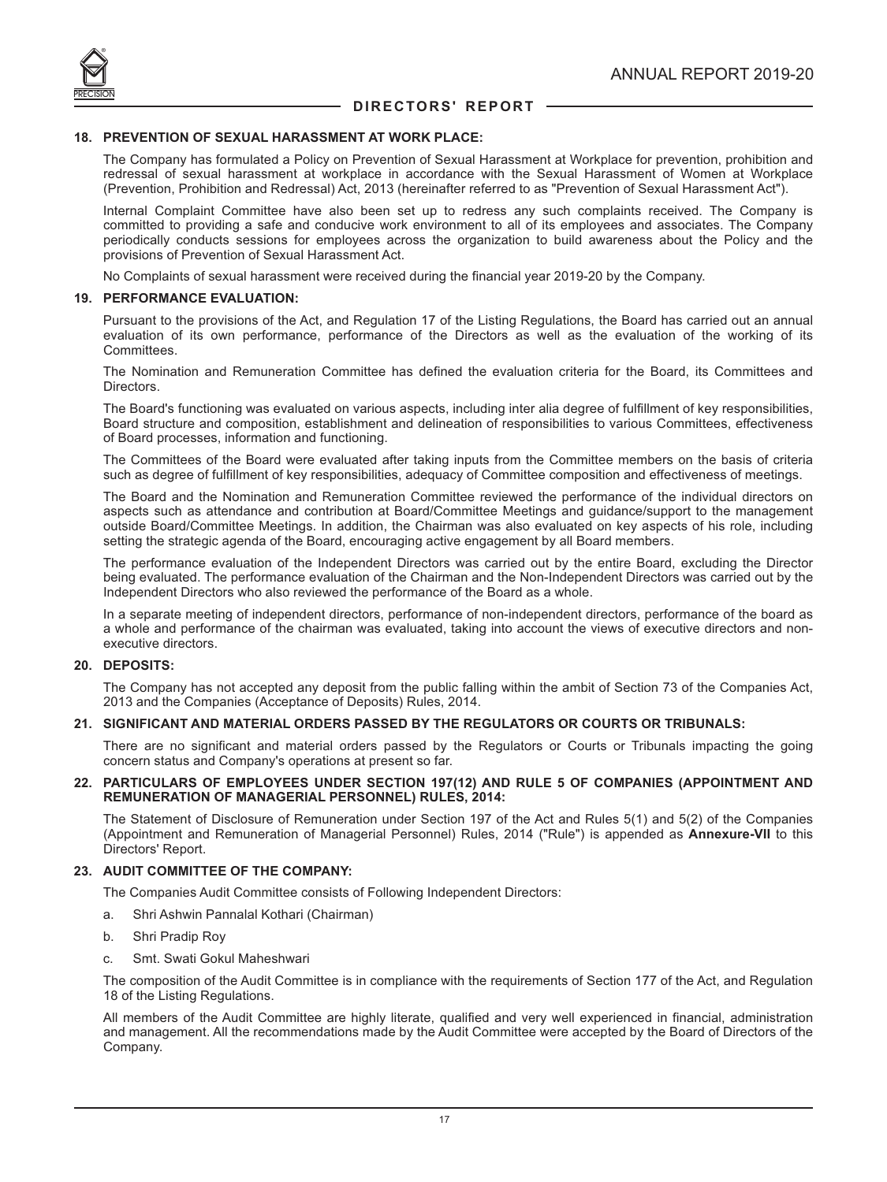## 18. PREVENTION OF SEXUAL HARASSMENT AT WORK PLACE:

The Company has formulated a Policy on Prevention of Sexual Harassment at Workplace for prevention, prohibition and redressal of sexual harassment at workplace in accordance with the Sexual Harassment of Women at Workplace (Prevention, Prohibition and Redressal) Act, 2013 (hereinafter referred to as "Prevention of Sexual Harassment Act").

Internal Complaint Committee have also been set up to redress any such complaints received. The Company is committed to providing a safe and conducive work environment to all of its employees and associates. The Company periodically conducts sessions for employees across the organization to build awareness about the Policy and the provisions of Prevention of Sexual Harassment Act.

No Complaints of sexual harassment were received during the financial year 2019-20 by the Company.

## 19. PERFORMANCE EVALUATION:

Pursuant to the provisions of the Act, and Regulation 17 of the Listing Regulations, the Board has carried out an annual evaluation of its own performance, performance of the Directors as well as the evaluation of the working of its Committees.

The Nomination and Remuneration Committee has defined the evaluation criteria for the Board, its Committees and Directors.

The Board's functioning was evaluated on various aspects, including inter alia degree of fulfillment of key responsibilities, Board structure and composition, establishment and delineation of responsibilities to various Committees, effectiveness of Board processes, information and functioning.

The Committees of the Board were evaluated after taking inputs from the Committee members on the basis of criteria such as degree of fulfillment of key responsibilities, adequacy of Committee composition and effectiveness of meetings.

The Board and the Nomination and Remuneration Committee reviewed the performance of the individual directors on aspects such as attendance and contribution at Board/Committee Meetings and guidance/support to the management outside Board/Committee Meetings. In addition, the Chairman was also evaluated on key aspects of his role, including setting the strategic agenda of the Board, encouraging active engagement by all Board members.

The performance evaluation of the Independent Directors was carried out by the entire Board, excluding the Director being evaluated. The performance evaluation of the Chairman and the Non-Independent Directors was carried out by the Independent Directors who also reviewed the performance of the Board as a whole.

In a separate meeting of independent directors, performance of non-independent directors, performance of the board as a whole and performance of the chairman was evaluated, taking into account the views of executive directors and non-executive directors.

## 20. DEPOSITS:

The Company has not accepted any deposit from the public falling within the ambit of Section 73 of the Companies Act, 2013 and the Companies (Acceptance of Deposits) Rules, 2014.

## 21. SIGNIFICANT AND MATERIAL ORDERS PASSED BY THE REGULATORS OR COURTS OR TRIBUNALS:

There are no significant and material orders passed by the Regulators or Courts or Tribunals impacting the going concern status and Company's operations at present so far.

## 22. PARTICULARS OF EMPLOYEES UNDER SECTION 197(12) AND RULE 5 OF COMPANIES (APPOINTMENT AND REMUNERATION OF MANAGERIAL PERSONNEL) RULES, 2014:

The Statement of Disclosure of Remuneration under Section 197 of the Act and Rules 5(1) and 5(2) of the Companies (Appointment and Remuneration of Managerial Personnel) Rules, 2014 ("Rule") is appended as **Annexure-VII** to this Directors' Report.

## 23. AUDIT COMMITTEE OF THE COMPANY:

The Companies Audit Committee consists of Following Independent Directors:

a. Shri Ashwin Pannalal Kothari (Chairman)

b. Shri Pradip Roy

c. Smt. Swati Gokul Maheshwari

The composition of the Audit Committee is in compliance with the requirements of Section 177 of the Act, and Regulation 18 of the Listing Regulations.

All members of the Audit Committee are highly literate, qualified and very well experienced in financial, administration and management. All the recommendations made by the Audit Committee were accepted by the Board of Directors of the Company.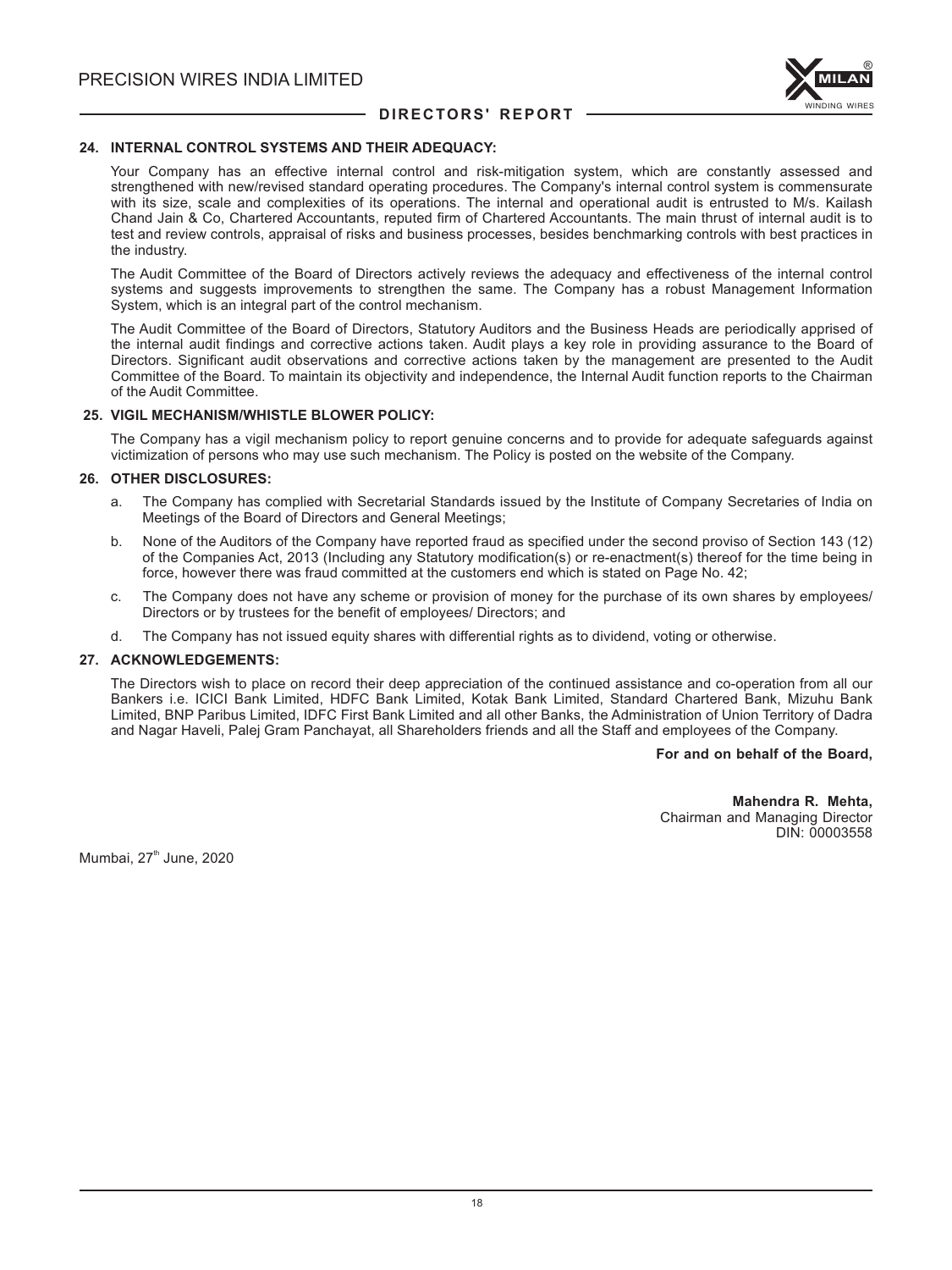## 24. INTERNAL CONTROL SYSTEMS AND THEIR ADEQUACY:

Your Company has an effective internal control and risk-mitigation system, which are constantly assessed and strengthened with new/revised standard operating procedures. The Company's internal control system is commensurate with its size, scale and complexities of its operations. The internal and operational audit is entrusted to M/s. Kailash Chand Jain & Co, Chartered Accountants, reputed firm of Chartered Accountants. The main thrust of internal audit is to test and review controls, appraisal of risks and business processes, besides benchmarking controls with best practices in the industry.

The Audit Committee of the Board of Directors actively reviews the adequacy and effectiveness of the internal control systems and suggests improvements to strengthen the same. The Company has a robust Management Information System, which is an integral part of the control mechanism.

The Audit Committee of the Board of Directors, Statutory Auditors and the Business Heads are periodically apprised of the internal audit findings and corrective actions taken. Audit plays a key role in providing assurance to the Board of Directors. Significant audit observations and corrective actions taken by the management are presented to the Audit Committee of the Board. To maintain its objectivity and independence, the Internal Audit function reports to the Chairman of the Audit Committee.

## 25. VIGIL MECHANISM/WHISTLE BLOWER POLICY:

The Company has a vigil mechanism policy to report genuine concerns and to provide for adequate safeguards against victimization of persons who may use such mechanism. The Policy is posted on the website of the Company.

## 26. OTHER DISCLOSURES:

a. The Company has complied with Secretarial Standards issued by the Institute of Company Secretaries of India on Meetings of the Board of Directors and General Meetings;

b. None of the Auditors of the Company have reported fraud as specified under the second proviso of Section 143 (12) of the Companies Act, 2013 (Including any Statutory modification(s) or re-enactment(s) thereof for the time being in force, however there was fraud committed at the customers end which is stated on Page No. 42;

c. The Company does not have any scheme or provision of money for the purchase of its own shares by employees/ Directors or by trustees for the benefit of employees/ Directors; and

d. The Company has not issued equity shares with differential rights as to dividend, voting or otherwise.

## 27. ACKNOWLEDGEMENTS:

The Directors wish to place on record their deep appreciation of the continued assistance and co-operation from all our Bankers i.e. ICICI Bank Limited, HDFC Bank Limited, Kotak Bank Limited, Standard Chartered Bank, Mizuhu Bank Limited, BNP Paribus Limited, IDFC First Bank Limited and all other Banks, the Administration of Union Territory of Dadra and Nagar Haveli, Palej Gram Panchayat, all Shareholders friends and all the Staff and employees of the Company.

**For and on behalf of the Board,**

**Mahendra R. Mehta,**
Chairman and Managing Director
DIN: 00003558

Mumbai, 27th June, 2020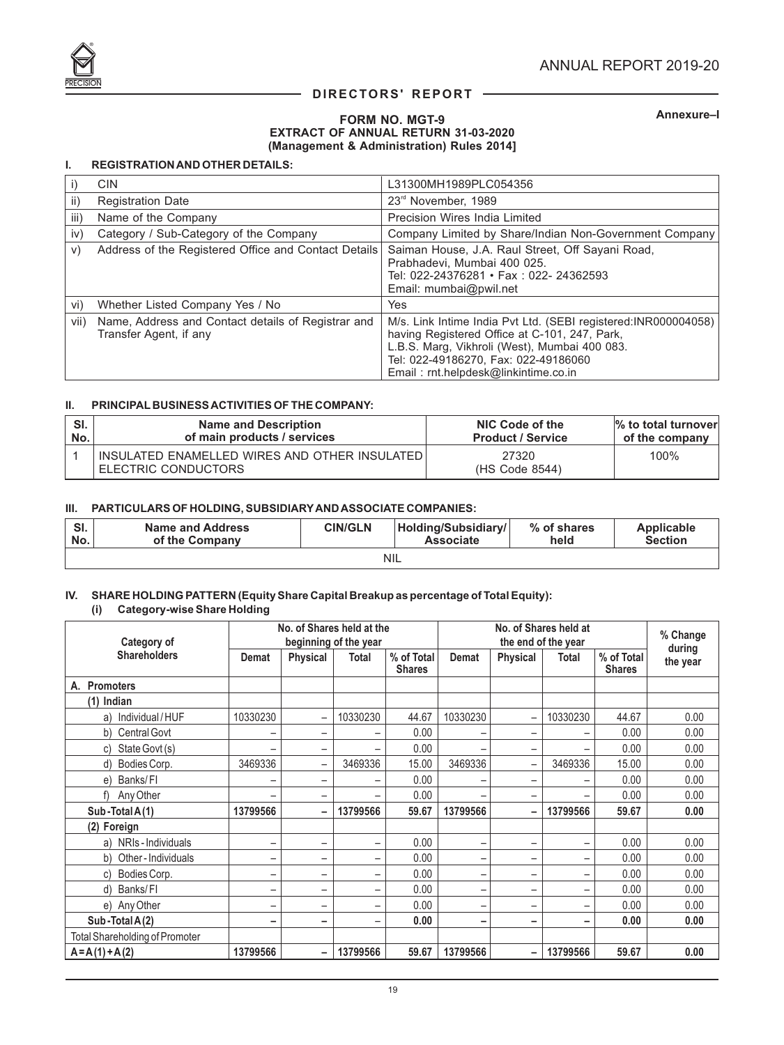## DIRECTORS' REPORT

**Annexure–I**

### FORM NO. MGT-9
### EXTRACT OF ANNUAL RETURN 31-03-2020
### (Management & Administration) Rules 2014]

#### I. REGISTRATION AND OTHER DETAILS:

| | | |
|---|---|---|
| i) | CIN | L31300MH1989PLC054356 |
| ii) | Registration Date | 23rd November, 1989 |
| iii) | Name of the Company | Precision Wires India Limited |
| iv) | Category / Sub-Category of the Company | Company Limited by Share/Indian Non-Government Company |
| v) | Address of the Registered Office and Contact Details | Saiman House, J.A. Raul Street, Off Sayani Road, Prabhadevi, Mumbai 400 025. Tel: 022-24376281 • Fax : 022- 24362593 Email: mumbai@pwil.net |
| vi) | Whether Listed Company Yes / No | Yes |
| vii) | Name, Address and Contact details of Registrar and Transfer Agent, if any | M/s. Link Intime India Pvt Ltd. (SEBI registered:INR000004058) having Registered Office at C-101, 247, Park, L.B.S. Marg, Vikhroli (West), Mumbai 400 083. Tel: 022-49186270, Fax: 022-49186060 Email : rnt.helpdesk@linkintime.co.in |

#### II. PRINCIPAL BUSINESS ACTIVITIES OF THE COMPANY:

| Sl. No. | Name and Description of main products / services | NIC Code of the Product / Service | % to total turnover of the company |
|---|---|---|---|
| 1 | INSULATED ENAMELLED WIRES AND OTHER INSULATED ELECTRIC CONDUCTORS | 27320 (HS Code 8544) | 100% |

#### III. PARTICULARS OF HOLDING, SUBSIDIARY AND ASSOCIATE COMPANIES:

| Sl. No. | Name and Address of the Company | CIN/GLN | Holding/Subsidiary/ Associate | % of shares held | Applicable Section |
|---|---|---|---|---|---|
| NIL | | | | | |

#### IV. SHARE HOLDING PATTERN (Equity Share Capital Breakup as percentage of Total Equity):

**(i) Category-wise Share Holding**

| Category of Shareholders | No. of Shares held at the beginning of the year | | | | No. of Shares held at the end of the year | | | | % Change during the year |
|---|---|---|---|---|---|---|---|---|---|
| | Demat | Physical | Total | % of Total Shares | Demat | Physical | Total | % of Total Shares | |
| **A. Promoters** | | | | | | | | | |
| **(1) Indian** | | | | | | | | | |
| a) Individual / HUF | 10330230 | – | 10330230 | 44.67 | 10330230 | – | 10330230 | 44.67 | 0.00 |
| b) Central Govt | – | – | – | 0.00 | – | – | – | 0.00 | 0.00 |
| c) State Govt (s) | – | – | – | 0.00 | – | – | – | 0.00 | 0.00 |
| d) Bodies Corp. | 3469336 | – | 3469336 | 15.00 | 3469336 | – | 3469336 | 15.00 | 0.00 |
| e) Banks / FI | – | – | – | 0.00 | – | – | – | 0.00 | 0.00 |
| f) Any Other | – | – | – | 0.00 | – | – | – | 0.00 | 0.00 |
| **Sub-Total A (1)** | **13799566** | **–** | **13799566** | **59.67** | **13799566** | **–** | **13799566** | **59.67** | **0.00** |
| **(2) Foreign** | | | | | | | | | |
| a) NRIs - Individuals | – | – | – | 0.00 | – | – | – | 0.00 | 0.00 |
| b) Other - Individuals | – | – | – | 0.00 | – | – | – | 0.00 | 0.00 |
| c) Bodies Corp. | – | – | – | 0.00 | – | – | – | 0.00 | 0.00 |
| d) Banks / FI | – | – | – | 0.00 | – | – | – | 0.00 | 0.00 |
| e) Any Other | – | – | – | 0.00 | – | – | – | 0.00 | 0.00 |
| **Sub-Total A (2)** | **–** | **–** | **–** | **0.00** | **–** | **–** | **–** | **0.00** | **0.00** |
| Total Shareholding of Promoter | | | | | | | | | |
| **A = A (1) + A (2)** | **13799566** | **–** | **13799566** | **59.67** | **13799566** | **–** | **13799566** | **59.67** | **0.00** |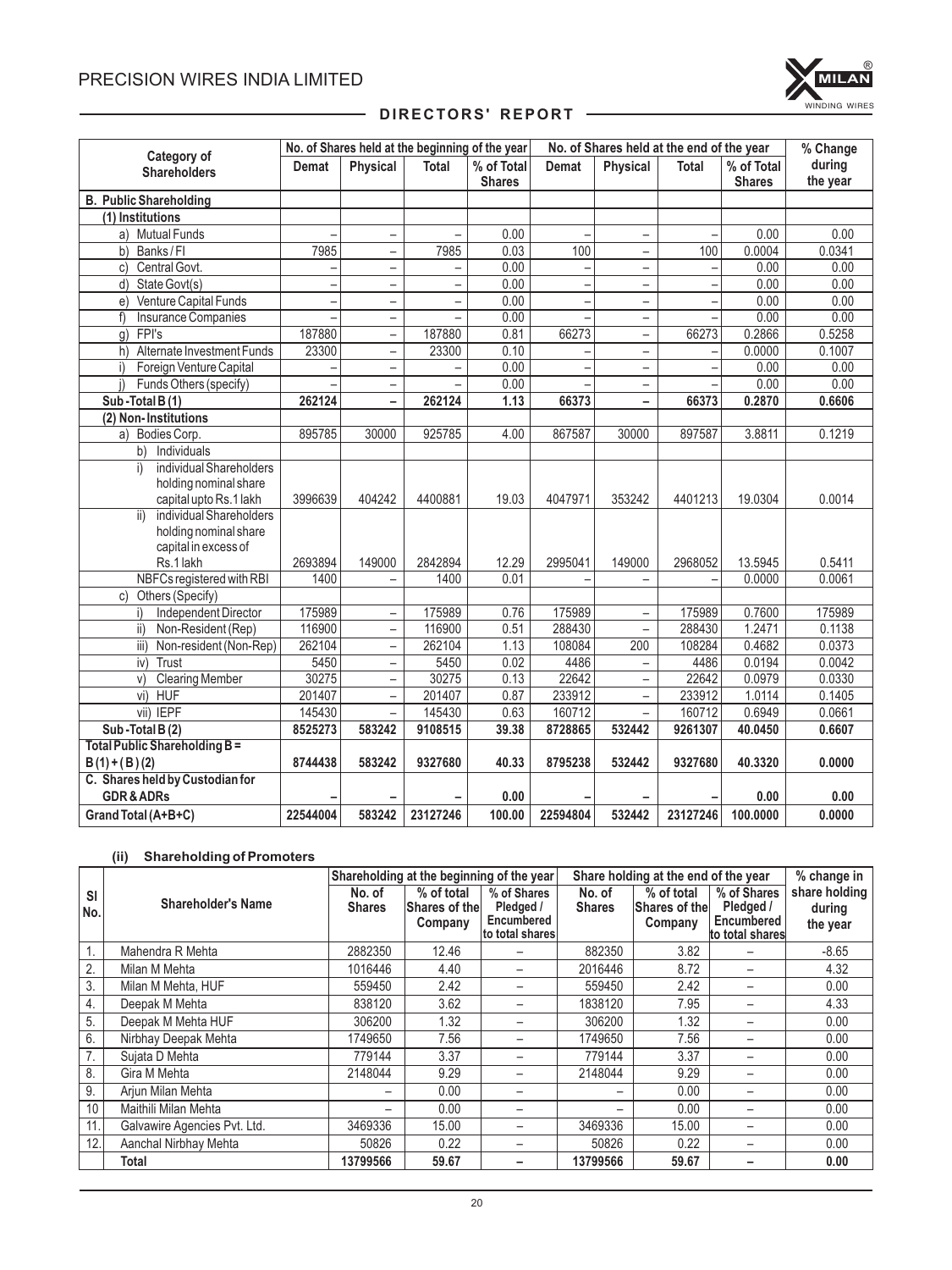| Category of Shareholders | No. of Shares held at the beginning of the year | | | | No. of Shares held at the end of the year | | | | % Change during the year |
|---|---|---|---|---|---|---|---|---|---|
| | Demat | Physical | Total | % of Total Shares | Demat | Physical | Total | % of Total Shares | |
| **B. Public Shareholding** | | | | | | | | | |
| **(1) Institutions** | | | | | | | | | |
| a) Mutual Funds | – | – | – | 0.00 | – | – | – | 0.00 | 0.00 |
| b) Banks / FI | 7985 | – | 7985 | 0.03 | 100 | – | 100 | 0.0004 | 0.0341 |
| c) Central Govt. | – | – | – | 0.00 | – | – | – | 0.00 | 0.00 |
| d) State Govt(s) | – | – | – | 0.00 | – | – | – | 0.00 | 0.00 |
| e) Venture Capital Funds | – | – | – | 0.00 | – | – | – | 0.00 | 0.00 |
| f) Insurance Companies | – | – | – | 0.00 | – | – | – | 0.00 | 0.00 |
| g) FPI's | 187880 | – | 187880 | 0.81 | 66273 | – | 66273 | 0.2866 | 0.5258 |
| h) Alternate Investment Funds | 23300 | – | 23300 | 0.10 | – | – | – | 0.0000 | 0.1007 |
| i) Foreign Venture Capital | – | – | – | 0.00 | – | – | – | 0.00 | 0.00 |
| j) Funds Others (specify) | – | – | – | 0.00 | – | – | – | 0.00 | 0.00 |
| **Sub-Total B (1)** | **262124** | **–** | **262124** | **1.13** | **66373** | **–** | **66373** | **0.2870** | **0.6606** |
| **(2) Non-Institutions** | | | | | | | | | |
| a) Bodies Corp. | 895785 | 30000 | 925785 | 4.00 | 867587 | 30000 | 897587 | 3.8811 | 0.1219 |
| b) Individuals | | | | | | | | | |
| i) individual Shareholders holding nominal share capital upto Rs.1 lakh | 3996639 | 404242 | 4400881 | 19.03 | 4047971 | 353242 | 4401213 | 19.0304 | 0.0014 |
| ii) individual Shareholders holding nominal share capital in excess of Rs.1 lakh | 2693894 | 149000 | 2842894 | 12.29 | 2995041 | 149000 | 2968052 | 13.5945 | 0.5411 |
| NBFCs registered with RBI | 1400 | – | 1400 | 0.01 | – | – | – | 0.0000 | 0.0061 |
| c) Others (Specify) | | | | | | | | | |
| i) Independent Director | 175989 | – | 175989 | 0.76 | 175989 | – | 175989 | 0.7600 | 175989 |
| ii) Non-Resident (Rep) | 116900 | – | 116900 | 0.51 | 288430 | – | 288430 | 1.2471 | 0.1138 |
| iii) Non-resident (Non-Rep) | 262104 | – | 262104 | 1.13 | 108084 | 200 | 108284 | 0.4682 | 0.0373 |
| iv) Trust | 5450 | – | 5450 | 0.02 | 4486 | – | 4486 | 0.0194 | 0.0042 |
| v) Clearing Member | 30275 | – | 30275 | 0.13 | 22642 | – | 22642 | 0.0979 | 0.0330 |
| vi) HUF | 201407 | – | 201407 | 0.87 | 233912 | – | 233912 | 1.0114 | 0.1405 |
| vii) IEPF | 145430 | – | 145430 | 0.63 | 160712 | – | 160712 | 0.6949 | 0.0661 |
| **Sub-Total B (2)** | **8525273** | **583242** | **9108515** | **39.38** | **8728865** | **532442** | **9261307** | **40.0450** | **0.6607** |
| **Total Public Shareholding B = B (1) + ( B ) (2)** | **8744438** | **583242** | **9327680** | **40.33** | **8795238** | **532442** | **9327680** | **40.3320** | **0.0000** |
| **C. Shares held by Custodian for GDR & ADRs** | **–** | **–** | **–** | **0.00** | **–** | **–** | **–** | **0.00** | **0.00** |
| **Grand Total (A+B+C)** | **22544004** | **583242** | **23127246** | **100.00** | **22594804** | **532442** | **23127246** | **100.0000** | **0.0000** |

#### (ii) Shareholding of Promoters

| Sl No. | Shareholder's Name | Shareholding at the beginning of the year | | | Share holding at the end of the year | | | % change in share holding during the year |
|---|---|---|---|---|---|---|---|---|
| | | No. of Shares | % of total Shares of the Company | % of Shares Pledged / Encumbered to total shares | No. of Shares | % of total Shares of the Company | % of Shares Pledged / Encumbered to total shares | |
| 1. | Mahendra R Mehta | 2882350 | 12.46 | – | 882350 | 3.82 | – | -8.65 |
| 2. | Milan M Mehta | 1016446 | 4.40 | – | 2016446 | 8.72 | – | 4.32 |
| 3. | Milan M Mehta, HUF | 559450 | 2.42 | – | 559450 | 2.42 | – | 0.00 |
| 4. | Deepak M Mehta | 838120 | 3.62 | – | 1838120 | 7.95 | – | 4.33 |
| 5. | Deepak M Mehta HUF | 306200 | 1.32 | – | 306200 | 1.32 | – | 0.00 |
| 6. | Nirbhay Deepak Mehta | 1749650 | 7.56 | – | 1749650 | 7.56 | – | 0.00 |
| 7. | Sujata D Mehta | 779144 | 3.37 | – | 779144 | 3.37 | – | 0.00 |
| 8. | Gira M Mehta | 2148044 | 9.29 | – | 2148044 | 9.29 | – | 0.00 |
| 9. | Arjun Milan Mehta | – | 0.00 | – | – | 0.00 | – | 0.00 |
| 10 | Maithili Milan Mehta | – | 0.00 | – | – | 0.00 | – | 0.00 |
| 11. | Galvawire Agencies Pvt. Ltd. | 3469336 | 15.00 | – | 3469336 | 15.00 | – | 0.00 |
| 12. | Aanchal Nirbhay Mehta | 50826 | 0.22 | – | 50826 | 0.22 | – | 0.00 |
| | **Total** | **13799566** | **59.67** | **–** | **13799566** | **59.67** | **–** | **0.00** |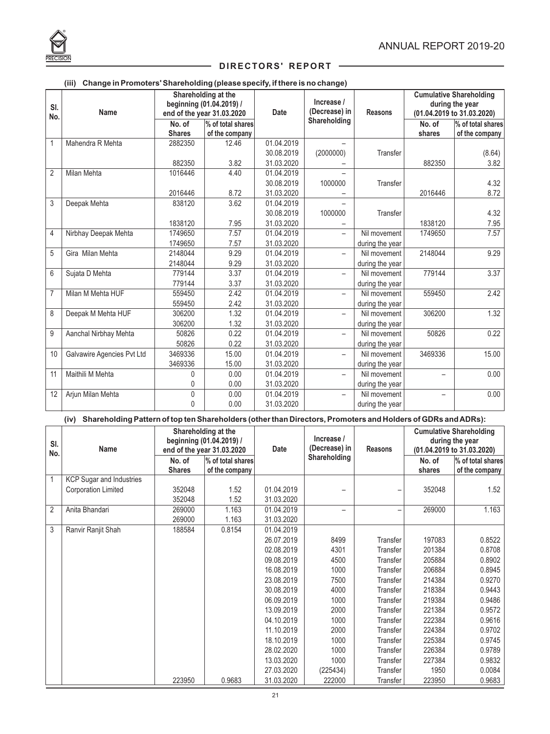## DIRECTORS' REPORT

### (iii) Change in Promoters' Shareholding (please specify, if there is no change)

| Sl. No. | Name | Shareholding at the beginning (01.04.2019) / end of the year 31.03.2020 | | Date | Increase / (Decrease) in Shareholding | Reasons | Cumulative Shareholding during the year (01.04.2019 to 31.03.2020) | |
|---|---|---|---|---|---|---|---|---|
| | | No. of Shares | % of total shares of the company | | | | No. of shares | % of total shares of the company |
| 1 | Mahendra R Mehta | 2882350 | 12.46 | 01.04.2019 | – | | | |
| | | | | 30.08.2019 | (2000000) | Transfer | | (8.64) |
| | | 882350 | 3.82 | 31.03.2020 | – | | 882350 | 3.82 |
| 2 | Milan Mehta | 1016446 | 4.40 | 01.04.2019 | – | | | |
| | | | | 30.08.2019 | 1000000 | Transfer | | 4.32 |
| | | 2016446 | 8.72 | 31.03.2020 | – | | 2016446 | 8.72 |
| 3 | Deepak Mehta | 838120 | 3.62 | 01.04.2019 | – | | | |
| | | | | 30.08.2019 | 1000000 | Transfer | | 4.32 |
| | | 1838120 | 7.95 | 31.03.2020 | – | | 1838120 | 7.95 |
| 4 | Nirbhay Deepak Mehta | 1749650 | 7.57 | 01.04.2019 | – | Nil movement | 1749650 | 7.57 |
| | | 1749650 | 7.57 | 31.03.2020 | | during the year | | |
| 5 | Gira Milan Mehta | 2148044 | 9.29 | 01.04.2019 | – | Nil movement | 2148044 | 9.29 |
| | | 2148044 | 9.29 | 31.03.2020 | | during the year | | |
| 6 | Sujata D Mehta | 779144 | 3.37 | 01.04.2019 | – | Nil movement | 779144 | 3.37 |
| | | 779144 | 3.37 | 31.03.2020 | | during the year | | |
| 7 | Milan M Mehta HUF | 559450 | 2.42 | 01.04.2019 | – | Nil movement | 559450 | 2.42 |
| | | 559450 | 2.42 | 31.03.2020 | | during the year | | |
| 8 | Deepak M Mehta HUF | 306200 | 1.32 | 01.04.2019 | – | Nil movement | 306200 | 1.32 |
| | | 306200 | 1.32 | 31.03.2020 | | during the year | | |
| 9 | Aanchal Nirbhay Mehta | 50826 | 0.22 | 01.04.2019 | – | Nil movement | 50826 | 0.22 |
| | | 50826 | 0.22 | 31.03.2020 | | during the year | | |
| 10 | Galvawire Agencies Pvt Ltd | 3469336 | 15.00 | 01.04.2019 | – | Nil movement | 3469336 | 15.00 |
| | | 3469336 | 15.00 | 31.03.2020 | | during the year | | |
| 11 | Maithili M Mehta | 0 | 0.00 | 01.04.2019 | – | Nil movement | – | 0.00 |
| | | 0 | 0.00 | 31.03.2020 | | during the year | | |
| 12 | Arjun Milan Mehta | 0 | 0.00 | 01.04.2019 | – | Nil movement | – | 0.00 |
| | | 0 | 0.00 | 31.03.2020 | | during the year | | |

### (iv) Shareholding Pattern of top ten Shareholders (other than Directors, Promoters and Holders of GDRs and ADRs):

| Sl. No. | Name | Shareholding at the beginning (01.04.2019) / end of the year 31.03.2020 | | Date | Increase / (Decrease) in Shareholding | Reasons | Cumulative Shareholding during the year (01.04.2019 to 31.03.2020) | |
|---|---|---|---|---|---|---|---|---|
| | | No. of Shares | % of total shares of the company | | | | No. of shares | % of total shares of the company |
| 1 | KCP Sugar and Industries Corporation Limited | 352048 | 1.52 | 01.04.2019 | – | – | 352048 | 1.52 |
| | | 352048 | 1.52 | 31.03.2020 | | | | |
| 2 | Anita Bhandari | 269000 | 1.163 | 01.04.2019 | – | – | 269000 | 1.163 |
| | | 269000 | 1.163 | 31.03.2020 | | | | |
| 3 | Ranvir Ranjit Shah | 188584 | 0.8154 | 01.04.2019 | | | | |
| | | | | 26.07.2019 | 8499 | Transfer | 197083 | 0.8522 |
| | | | | 02.08.2019 | 4301 | Transfer | 201384 | 0.8708 |
| | | | | 09.08.2019 | 4500 | Transfer | 205884 | 0.8902 |
| | | | | 16.08.2019 | 1000 | Transfer | 206884 | 0.8945 |
| | | | | 23.08.2019 | 7500 | Transfer | 214384 | 0.9270 |
| | | | | 30.08.2019 | 4000 | Transfer | 218384 | 0.9443 |
| | | | | 06.09.2019 | 1000 | Transfer | 219384 | 0.9486 |
| | | | | 13.09.2019 | 2000 | Transfer | 221384 | 0.9572 |
| | | | | 04.10.2019 | 1000 | Transfer | 222384 | 0.9616 |
| | | | | 11.10.2019 | 2000 | Transfer | 224384 | 0.9702 |
| | | | | 18.10.2019 | 1000 | Transfer | 225384 | 0.9745 |
| | | | | 28.02.2020 | 1000 | Transfer | 226384 | 0.9789 |
| | | | | 13.03.2020 | 1000 | Transfer | 227384 | 0.9832 |
| | | | | 27.03.2020 | (225434) | Transfer | 1950 | 0.0084 |
| | | 223950 | 0.9683 | 31.03.2020 | 222000 | Transfer | 223950 | 0.9683 |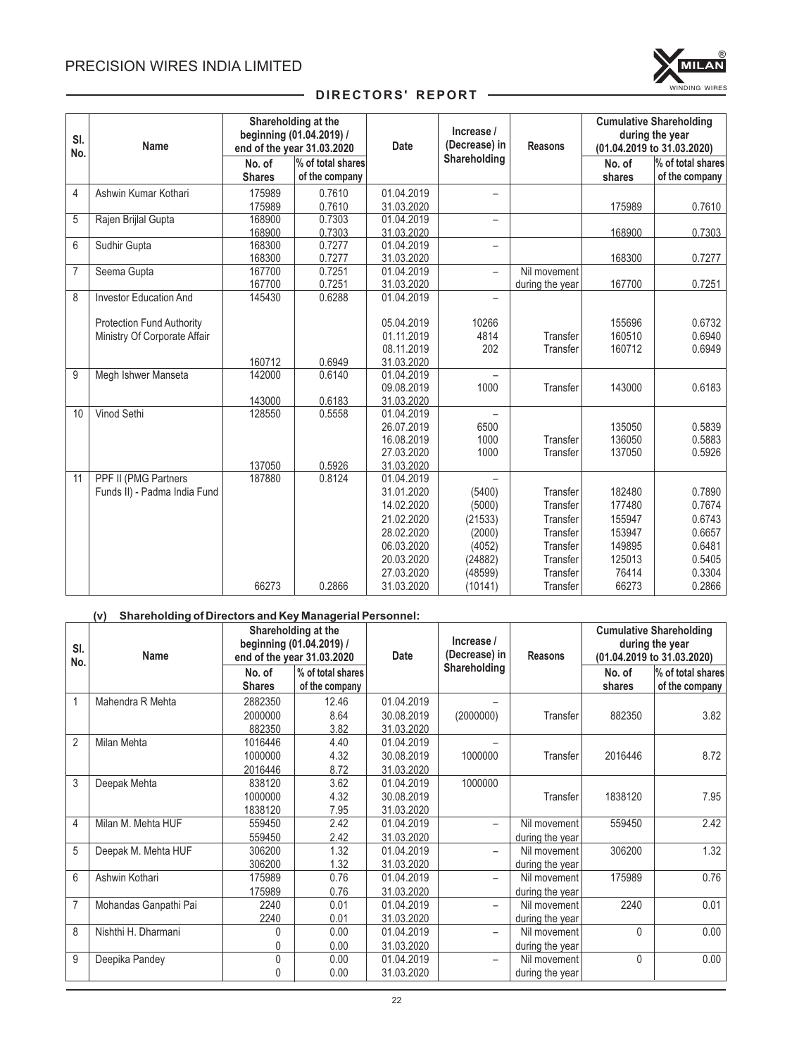| Sl. No. | Name | Shareholding at the beginning (01.04.2019) / end of the year 31.03.2020 | | Date | Increase / (Decrease) in Shareholding | Reasons | Cumulative Shareholding during the year (01.04.2019 to 31.03.2020) | |
|---|---|---|---|---|---|---|---|---|
| | | No. of Shares | % of total shares of the company | | | | No. of shares | % of total shares of the company |
| 4 | Ashwin Kumar Kothari | 175989 | 0.7610 | 01.04.2019 | – | | | |
| | | 175989 | 0.7610 | 31.03.2020 | | | 175989 | 0.7610 |
| 5 | Rajen Brijlal Gupta | 168900 | 0.7303 | 01.04.2019 | – | | | |
| | | 168900 | 0.7303 | 31.03.2020 | | | 168900 | 0.7303 |
| 6 | Sudhir Gupta | 168300 | 0.7277 | 01.04.2019 | – | | | |
| | | 168300 | 0.7277 | 31.03.2020 | | | 168300 | 0.7277 |
| 7 | Seema Gupta | 167700 | 0.7251 | 01.04.2019 | – | Nil movement | | |
| | | 167700 | 0.7251 | 31.03.2020 | | during the year | 167700 | 0.7251 |
| 8 | Investor Education And | 145430 | 0.6288 | 01.04.2019 | – | | | |
| | Protection Fund Authority | | | 05.04.2019 | 10266 | | 155696 | 0.6732 |
| | Ministry Of Corporate Affair | | | 01.11.2019 | 4814 | Transfer | 160510 | 0.6940 |
| | | | | 08.11.2019 | 202 | Transfer | 160712 | 0.6949 |
| | | 160712 | 0.6949 | 31.03.2020 | | | | |
| 9 | Megh Ishwer Manseta | 142000 | 0.6140 | 01.04.2019 | – | | | |
| | | | | 09.08.2019 | 1000 | Transfer | 143000 | 0.6183 |
| | | 143000 | 0.6183 | 31.03.2020 | | | | |
| 10 | Vinod Sethi | 128550 | 0.5558 | 01.04.2019 | – | | | |
| | | | | 26.07.2019 | 6500 | | 135050 | 0.5839 |
| | | | | 16.08.2019 | 1000 | Transfer | 136050 | 0.5883 |
| | | | | 27.03.2020 | 1000 | Transfer | 137050 | 0.5926 |
| | | 137050 | 0.5926 | 31.03.2020 | | | | |
| 11 | PPF II (PMG Partners | 187880 | 0.8124 | 01.04.2019 | – | | | |
| | Funds II) - Padma India Fund | | | 31.01.2020 | (5400) | Transfer | 182480 | 0.7890 |
| | | | | 14.02.2020 | (5000) | Transfer | 177480 | 0.7674 |
| | | | | 21.02.2020 | (21533) | Transfer | 155947 | 0.6743 |
| | | | | 28.02.2020 | (2000) | Transfer | 153947 | 0.6657 |
| | | | | 06.03.2020 | (4052) | Transfer | 149895 | 0.6481 |
| | | | | 20.03.2020 | (24882) | Transfer | 125013 | 0.5405 |
| | | | | 27.03.2020 | (48599) | Transfer | 76414 | 0.3304 |
| | | 66273 | 0.2866 | 31.03.2020 | (10141) | Transfer | 66273 | 0.2866 |

**(v) Shareholding of Directors and Key Managerial Personnel:**

| Sl. No. | Name | Shareholding at the beginning (01.04.2019) / end of the year 31.03.2020 | | Date | Increase / (Decrease) in Shareholding | Reasons | Cumulative Shareholding during the year (01.04.2019 to 31.03.2020) | |
|---|---|---|---|---|---|---|---|---|
| | | No. of Shares | % of total shares of the company | | | | No. of shares | % of total shares of the company |
| 1 | Mahendra R Mehta | 2882350 | 12.46 | 01.04.2019 | – | | | |
| | | 2000000 | 8.64 | 30.08.2019 | (2000000) | Transfer | 882350 | 3.82 |
| | | 882350 | 3.82 | 31.03.2020 | | | | |
| 2 | Milan Mehta | 1016446 | 4.40 | 01.04.2019 | – | | | |
| | | 1000000 | 4.32 | 30.08.2019 | 1000000 | Transfer | 2016446 | 8.72 |
| | | 2016446 | 8.72 | 31.03.2020 | | | | |
| 3 | Deepak Mehta | 838120 | 3.62 | 01.04.2019 | 1000000 | | | |
| | | 1000000 | 4.32 | 30.08.2019 | | Transfer | 1838120 | 7.95 |
| | | 1838120 | 7.95 | 31.03.2020 | | | | |
| 4 | Milan M. Mehta HUF | 559450 | 2.42 | 01.04.2019 | – | Nil movement | 559450 | 2.42 |
| | | 559450 | 2.42 | 31.03.2020 | | during the year | | |
| 5 | Deepak M. Mehta HUF | 306200 | 1.32 | 01.04.2019 | – | Nil movement | 306200 | 1.32 |
| | | 306200 | 1.32 | 31.03.2020 | | during the year | | |
| 6 | Ashwin Kothari | 175989 | 0.76 | 01.04.2019 | – | Nil movement | 175989 | 0.76 |
| | | 175989 | 0.76 | 31.03.2020 | | during the year | | |
| 7 | Mohandas Ganpathi Pai | 2240 | 0.01 | 01.04.2019 | – | Nil movement | 2240 | 0.01 |
| | | 2240 | 0.01 | 31.03.2020 | | during the year | | |
| 8 | Nishthi H. Dharmani | 0 | 0.00 | 01.04.2019 | – | Nil movement | 0 | 0.00 |
| | | 0 | 0.00 | 31.03.2020 | | during the year | | |
| 9 | Deepika Pandey | 0 | 0.00 | 01.04.2019 | – | Nil movement | 0 | 0.00 |
| | | 0 | 0.00 | 31.03.2020 | | during the year | | |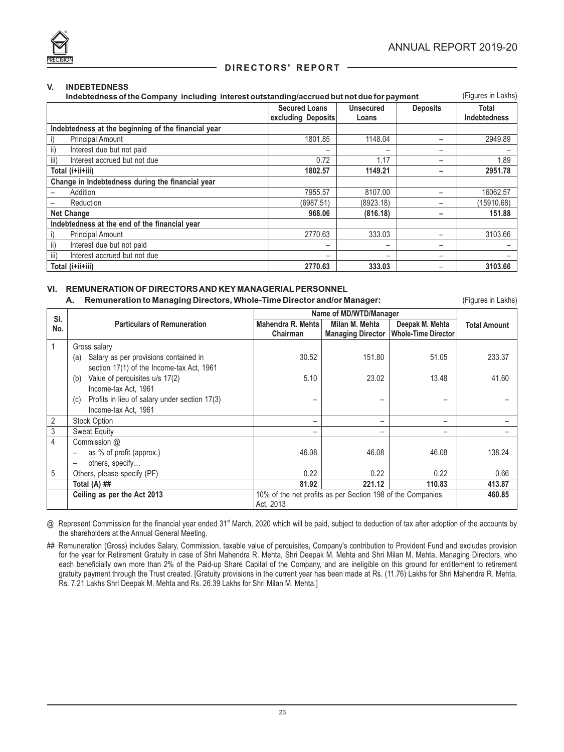## DIRECTORS' REPORT

### V. INDEBTEDNESS

**Indebtedness of the Company including interest outstanding/accrued but not due for payment** (Figures in Lakhs)

| | Secured Loans excluding Deposits | Unsecured Loans | Deposits | Total Indebtedness |
|---|---|---|---|---|
| **Indebtedness at the beginning of the financial year** | | | | |
| i) Principal Amount | 1801.85 | 1148.04 | – | 2949.89 |
| ii) Interest due but not paid | – | – | – | – |
| iii) Interest accrued but not due | 0.72 | 1.17 | – | 1.89 |
| **Total (i+ii+iii)** | **1802.57** | **1149.21** | **–** | **2951.78** |
| **Change in Indebtedness during the financial year** | | | | |
| – Addition | 7955.57 | 8107.00 | – | 16062.57 |
| – Reduction | (6987.51) | (8923.18) | – | (15910.68) |
| **Net Change** | **968.06** | **(816.18)** | **–** | **151.88** |
| **Indebtedness at the end of the financial year** | | | | |
| i) Principal Amount | 2770.63 | 333.03 | – | 3103.66 |
| ii) Interest due but not paid | – | – | – | – |
| iii) Interest accrued but not due | – | – | – | – |
| **Total (i+ii+iii)** | **2770.63** | **333.03** | – | **3103.66** |

### VI. REMUNERATION OF DIRECTORS AND KEY MANAGERIAL PERSONNEL

**A. Remuneration to Managing Directors, Whole-Time Director and/or Manager:** (Figures in Lakhs)

| Sl. No. | Particulars of Remuneration | Name of MD/WTD/Manager | | | Total Amount |
|---|---|---|---|---|---|
| | | Mahendra R. Mehta Chairman | Milan M. Mehta Managing Director | Deepak M. Mehta Whole-Time Director | |
| 1 | Gross salary | | | | |
| | (a) Salary as per provisions contained in section 17(1) of the Income-tax Act, 1961 | 30.52 | 151.80 | 51.05 | 233.37 |
| | (b) Value of perquisites u/s 17(2) Income-tax Act, 1961 | 5.10 | 23.02 | 13.48 | 41.60 |
| | (c) Profits in lieu of salary under section 17(3) Income-tax Act, 1961 | – | – | – | – |
| 2 | Stock Option | – | – | – | – |
| 3 | Sweat Equity | – | – | – | – |
| 4 | Commission @ | | | | |
| | – as % of profit (approx.) | 46.08 | 46.08 | 46.08 | 138.24 |
| | – others, specify… | | | | |
| 5 | Others, please specify (PF) | 0.22 | 0.22 | 0.22 | 0.66 |
| | **Total (A) ##** | **81.92** | **221.12** | **110.83** | **413.87** |
| | **Ceiling as per the Act 2013** | 10% of the net profits as per Section 198 of the Companies Act, 2013 | | | **460.85** |

@ Represent Commission for the financial year ended 31st March, 2020 which will be paid, subject to deduction of tax after adoption of the accounts by the shareholders at the Annual General Meeting.

## Remuneration (Gross) includes Salary, Commission, taxable value of perquisites, Company's contribution to Provident Fund and excludes provision for the year for Retirement Gratuity in case of Shri Mahendra R. Mehta, Shri Deepak M. Mehta and Shri Milan M. Mehta, Managing Directors, who each beneficially own more than 2% of the Paid-up Share Capital of the Company, and are ineligible on this ground for entitlement to retirement gratuity payment through the Trust created. [Gratuity provisions in the current year has been made at Rs. (11.76) Lakhs for Shri Mahendra R. Mehta, Rs. 7.21 Lakhs Shri Deepak M. Mehta and Rs. 26.39 Lakhs for Shri Milan M. Mehta.]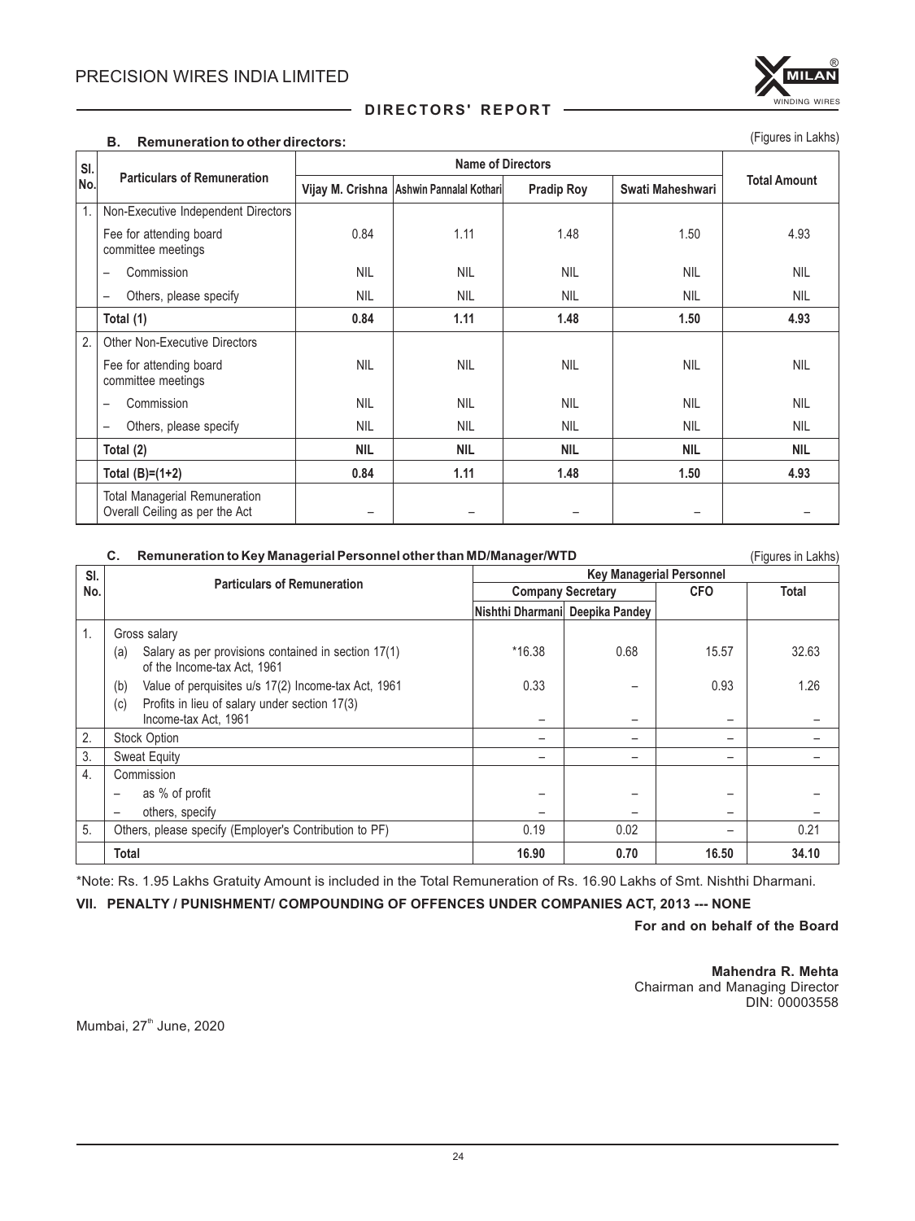### B. Remuneration to other directors:

(Figures in Lakhs)

| Sl. No. | Particulars of Remuneration | Name of Directors | | | | Total Amount |
|---|---|---|---|---|---|---|
| | | Vijay M. Crishna | Ashwin Pannalal Kothari | Pradip Roy | Swati Maheshwari | |
| 1. | Non-Executive Independent Directors | | | | | |
| | Fee for attending board committee meetings | 0.84 | 1.11 | 1.48 | 1.50 | 4.93 |
| | – Commission | NIL | NIL | NIL | NIL | NIL |
| | – Others, please specify | NIL | NIL | NIL | NIL | NIL |
| | **Total (1)** | **0.84** | **1.11** | **1.48** | **1.50** | **4.93** |
| 2. | Other Non-Executive Directors | | | | | |
| | Fee for attending board committee meetings | NIL | NIL | NIL | NIL | NIL |
| | – Commission | NIL | NIL | NIL | NIL | NIL |
| | – Others, please specify | NIL | NIL | NIL | NIL | NIL |
| | **Total (2)** | **NIL** | **NIL** | **NIL** | **NIL** | **NIL** |
| | **Total (B)=(1+2)** | **0.84** | **1.11** | **1.48** | **1.50** | **4.93** |
| | Total Managerial Remuneration Overall Ceiling as per the Act | – | – | – | – | – |

### C. Remuneration to Key Managerial Personnel other than MD/Manager/WTD

(Figures in Lakhs)

| Sl. No. | Particulars of Remuneration | Key Managerial Personnel | | | |
|---|---|---|---|---|---|
| | | Company Secretary | | CFO | Total |
| | | Nishthi Dharmani | Deepika Pandey | | |
| 1. | Gross salary | | | | |
| | (a) Salary as per provisions contained in section 17(1) of the Income-tax Act, 1961 | *16.38 | 0.68 | 15.57 | 32.63 |
| | (b) Value of perquisites u/s 17(2) Income-tax Act, 1961 | 0.33 | – | 0.93 | 1.26 |
| | (c) Profits in lieu of salary under section 17(3) Income-tax Act, 1961 | – | – | – | – |
| 2. | Stock Option | – | – | – | – |
| 3. | Sweat Equity | – | – | – | – |
| 4. | Commission | | | | |
| | – as % of profit | – | – | – | – |
| | – others, specify | – | – | – | – |
| 5. | Others, please specify (Employer's Contribution to PF) | 0.19 | 0.02 | – | 0.21 |
| | **Total** | **16.90** | **0.70** | **16.50** | **34.10** |

*Note: Rs. 1.95 Lakhs Gratuity Amount is included in the Total Remuneration of Rs. 16.90 Lakhs of Smt. Nishthi Dharmani.

## VII. PENALTY / PUNISHMENT/ COMPOUNDING OF OFFENCES UNDER COMPANIES ACT, 2013 --- NONE

**For and on behalf of the Board**

**Mahendra R. Mehta**
Chairman and Managing Director
DIN: 00003558

Mumbai, 27th June, 2020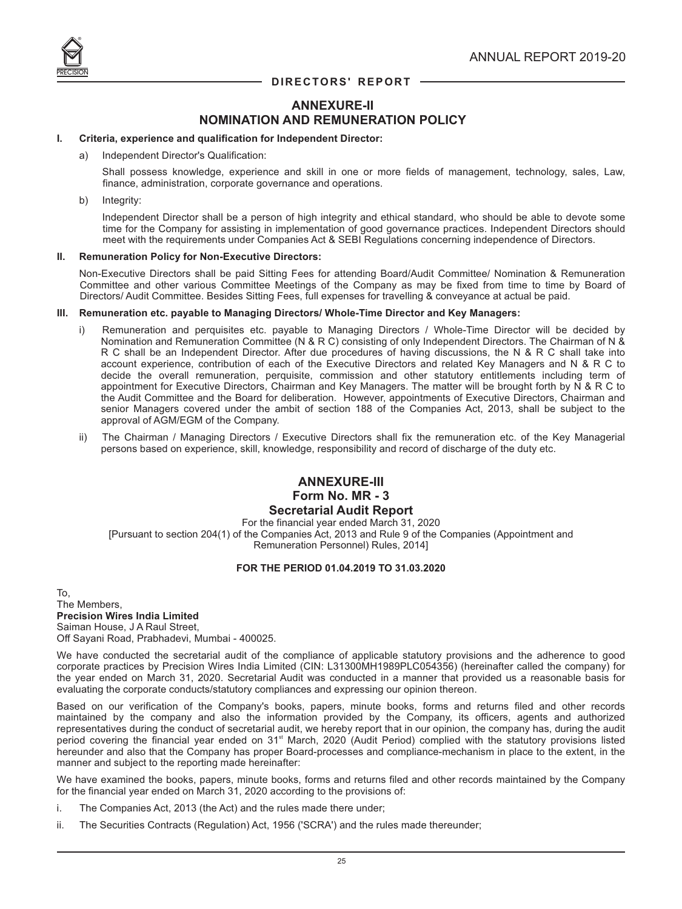## ANNEXURE-II
## NOMINATION AND REMUNERATION POLICY

**I. Criteria, experience and qualification for Independent Director:**

a) Independent Director's Qualification:

Shall possess knowledge, experience and skill in one or more fields of management, technology, sales, Law, finance, administration, corporate governance and operations.

b) Integrity:

Independent Director shall be a person of high integrity and ethical standard, who should be able to devote some time for the Company for assisting in implementation of good governance practices. Independent Directors should meet with the requirements under Companies Act & SEBI Regulations concerning independence of Directors.

**II. Remuneration Policy for Non-Executive Directors:**

Non-Executive Directors shall be paid Sitting Fees for attending Board/Audit Committee/ Nomination & Remuneration Committee and other various Committee Meetings of the Company as may be fixed from time to time by Board of Directors/ Audit Committee. Besides Sitting Fees, full expenses for travelling & conveyance at actual be paid.

**III. Remuneration etc. payable to Managing Directors/ Whole-Time Director and Key Managers:**

i) Remuneration and perquisites etc. payable to Managing Directors / Whole-Time Director will be decided by Nomination and Remuneration Committee (N & R C) consisting of only Independent Directors. The Chairman of N & R C shall be an Independent Director. After due procedures of having discussions, the N & R C shall take into account experience, contribution of each of the Executive Directors and related Key Managers and N & R C to decide the overall remuneration, perquisite, commission and other statutory entitlements including term of appointment for Executive Directors, Chairman and Key Managers. The matter will be brought forth by N & R C to the Audit Committee and the Board for deliberation. However, appointments of Executive Directors, Chairman and senior Managers covered under the ambit of section 188 of the Companies Act, 2013, shall be subject to the approval of AGM/EGM of the Company.

ii) The Chairman / Managing Directors / Executive Directors shall fix the remuneration etc. of the Key Managerial persons based on experience, skill, knowledge, responsibility and record of discharge of the duty etc.

## ANNEXURE-III
## Form No. MR - 3
## Secretarial Audit Report

For the financial year ended March 31, 2020
[Pursuant to section 204(1) of the Companies Act, 2013 and Rule 9 of the Companies (Appointment and Remuneration Personnel) Rules, 2014]

**FOR THE PERIOD 01.04.2019 TO 31.03.2020**

To,
The Members,
**Precision Wires India Limited**
Saiman House, J A Raul Street,
Off Sayani Road, Prabhadevi, Mumbai - 400025.

We have conducted the secretarial audit of the compliance of applicable statutory provisions and the adherence to good corporate practices by Precision Wires India Limited (CIN: L31300MH1989PLC054356) (hereinafter called the company) for the year ended on March 31, 2020. Secretarial Audit was conducted in a manner that provided us a reasonable basis for evaluating the corporate conducts/statutory compliances and expressing our opinion thereon.

Based on our verification of the Company's books, papers, minute books, forms and returns filed and other records maintained by the company and also the information provided by the Company, its officers, agents and authorized representatives during the conduct of secretarial audit, we hereby report that in our opinion, the company has, during the audit period covering the financial year ended on 31st March, 2020 (Audit Period) complied with the statutory provisions listed hereunder and also that the Company has proper Board-processes and compliance-mechanism in place to the extent, in the manner and subject to the reporting made hereinafter:

We have examined the books, papers, minute books, forms and returns filed and other records maintained by the Company for the financial year ended on March 31, 2020 according to the provisions of:

i. The Companies Act, 2013 (the Act) and the rules made there under;

ii. The Securities Contracts (Regulation) Act, 1956 ('SCRA') and the rules made thereunder;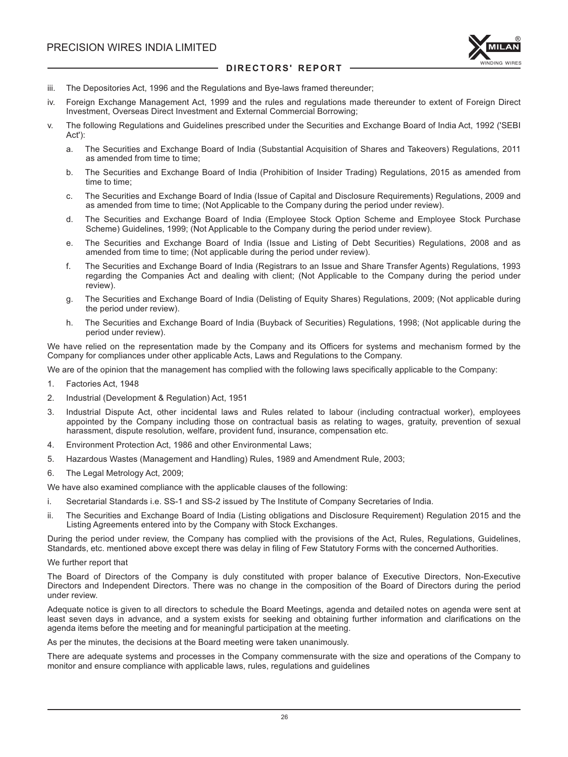iii. The Depositories Act, 1996 and the Regulations and Bye-laws framed thereunder;

iv. Foreign Exchange Management Act, 1999 and the rules and regulations made thereunder to extent of Foreign Direct Investment, Overseas Direct Investment and External Commercial Borrowing;

v. The following Regulations and Guidelines prescribed under the Securities and Exchange Board of India Act, 1992 ('SEBI Act'):

   a. The Securities and Exchange Board of India (Substantial Acquisition of Shares and Takeovers) Regulations, 2011 as amended from time to time;

   b. The Securities and Exchange Board of India (Prohibition of Insider Trading) Regulations, 2015 as amended from time to time;

   c. The Securities and Exchange Board of India (Issue of Capital and Disclosure Requirements) Regulations, 2009 and as amended from time to time; (Not Applicable to the Company during the period under review).

   d. The Securities and Exchange Board of India (Employee Stock Option Scheme and Employee Stock Purchase Scheme) Guidelines, 1999; (Not Applicable to the Company during the period under review).

   e. The Securities and Exchange Board of India (Issue and Listing of Debt Securities) Regulations, 2008 and as amended from time to time; (Not applicable during the period under review).

   f. The Securities and Exchange Board of India (Registrars to an Issue and Share Transfer Agents) Regulations, 1993 regarding the Companies Act and dealing with client; (Not Applicable to the Company during the period under review).

   g. The Securities and Exchange Board of India (Delisting of Equity Shares) Regulations, 2009; (Not applicable during the period under review).

   h. The Securities and Exchange Board of India (Buyback of Securities) Regulations, 1998; (Not applicable during the period under review).

We have relied on the representation made by the Company and its Officers for systems and mechanism formed by the Company for compliances under other applicable Acts, Laws and Regulations to the Company.

We are of the opinion that the management has complied with the following laws specifically applicable to the Company:

1. Factories Act, 1948
2. Industrial (Development & Regulation) Act, 1951
3. Industrial Dispute Act, other incidental laws and Rules related to labour (including contractual worker), employees appointed by the Company including those on contractual basis as relating to wages, gratuity, prevention of sexual harassment, dispute resolution, welfare, provident fund, insurance, compensation etc.
4. Environment Protection Act, 1986 and other Environmental Laws;
5. Hazardous Wastes (Management and Handling) Rules, 1989 and Amendment Rule, 2003;
6. The Legal Metrology Act, 2009;

We have also examined compliance with the applicable clauses of the following:

i. Secretarial Standards i.e. SS-1 and SS-2 issued by The Institute of Company Secretaries of India.

ii. The Securities and Exchange Board of India (Listing obligations and Disclosure Requirement) Regulation 2015 and the Listing Agreements entered into by the Company with Stock Exchanges.

During the period under review, the Company has complied with the provisions of the Act, Rules, Regulations, Guidelines, Standards, etc. mentioned above except there was delay in filing of Few Statutory Forms with the concerned Authorities.

We further report that

The Board of Directors of the Company is duly constituted with proper balance of Executive Directors, Non-Executive Directors and Independent Directors. There was no change in the composition of the Board of Directors during the period under review.

Adequate notice is given to all directors to schedule the Board Meetings, agenda and detailed notes on agenda were sent at least seven days in advance, and a system exists for seeking and obtaining further information and clarifications on the agenda items before the meeting and for meaningful participation at the meeting.

As per the minutes, the decisions at the Board meeting were taken unanimously.

There are adequate systems and processes in the Company commensurate with the size and operations of the Company to monitor and ensure compliance with applicable laws, rules, regulations and guidelines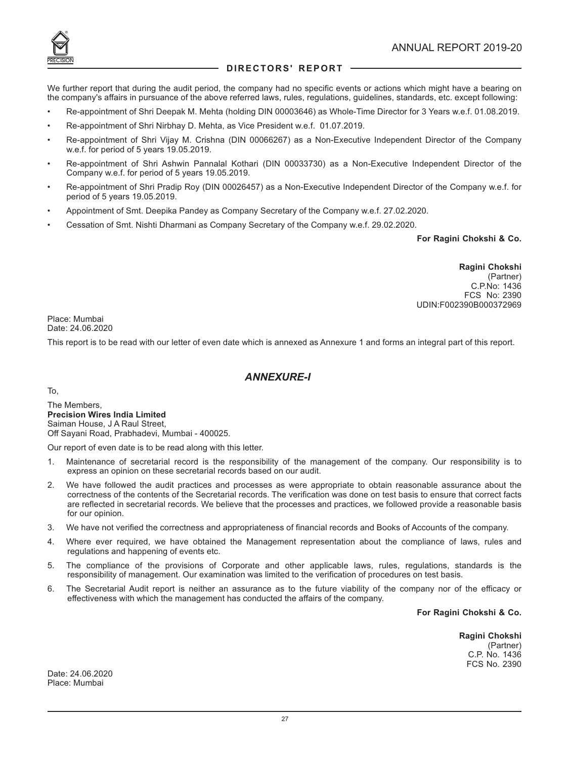We further report that during the audit period, the company had no specific events or actions which might have a bearing on the company's affairs in pursuance of the above referred laws, rules, regulations, guidelines, standards, etc. except following:

- Re-appointment of Shri Deepak M. Mehta (holding DIN 00003646) as Whole-Time Director for 3 Years w.e.f. 01.08.2019.
- Re-appointment of Shri Nirbhay D. Mehta, as Vice President w.e.f. 01.07.2019.
- Re-appointment of Shri Vijay M. Crishna (DIN 00066267) as a Non-Executive Independent Director of the Company w.e.f. for period of 5 years 19.05.2019.
- Re-appointment of Shri Ashwin Pannalal Kothari (DIN 00033730) as a Non-Executive Independent Director of the Company w.e.f. for period of 5 years 19.05.2019.
- Re-appointment of Shri Pradip Roy (DIN 00026457) as a Non-Executive Independent Director of the Company w.e.f. for period of 5 years 19.05.2019.
- Appointment of Smt. Deepika Pandey as Company Secretary of the Company w.e.f. 27.02.2020.
- Cessation of Smt. Nishti Dharmani as Company Secretary of the Company w.e.f. 29.02.2020.

**For Ragini Chokshi & Co.**

**Ragini Chokshi**
(Partner)
C.P.No: 1436
FCS No: 2390
UDIN:F002390B000372969

Place: Mumbai
Date: 24.06.2020

This report is to be read with our letter of even date which is annexed as Annexure 1 and forms an integral part of this report.

## *ANNEXURE-I*

To,

The Members,
**Precision Wires India Limited**
Saiman House, J A Raul Street,
Off Sayani Road, Prabhadevi, Mumbai - 400025.

Our report of even date is to be read along with this letter.

1. Maintenance of secretarial record is the responsibility of the management of the company. Our responsibility is to express an opinion on these secretarial records based on our audit.
2. We have followed the audit practices and processes as were appropriate to obtain reasonable assurance about the correctness of the contents of the Secretarial records. The verification was done on test basis to ensure that correct facts are reflected in secretarial records. We believe that the processes and practices, we followed provide a reasonable basis for our opinion.
3. We have not verified the correctness and appropriateness of financial records and Books of Accounts of the company.
4. Where ever required, we have obtained the Management representation about the compliance of laws, rules and regulations and happening of events etc.
5. The compliance of the provisions of Corporate and other applicable laws, rules, regulations, standards is the responsibility of management. Our examination was limited to the verification of procedures on test basis.
6. The Secretarial Audit report is neither an assurance as to the future viability of the company nor of the efficacy or effectiveness with which the management has conducted the affairs of the company.

**For Ragini Chokshi & Co.**

**Ragini Chokshi**
(Partner)
C.P. No. 1436
FCS No. 2390

Date: 24.06.2020
Place: Mumbai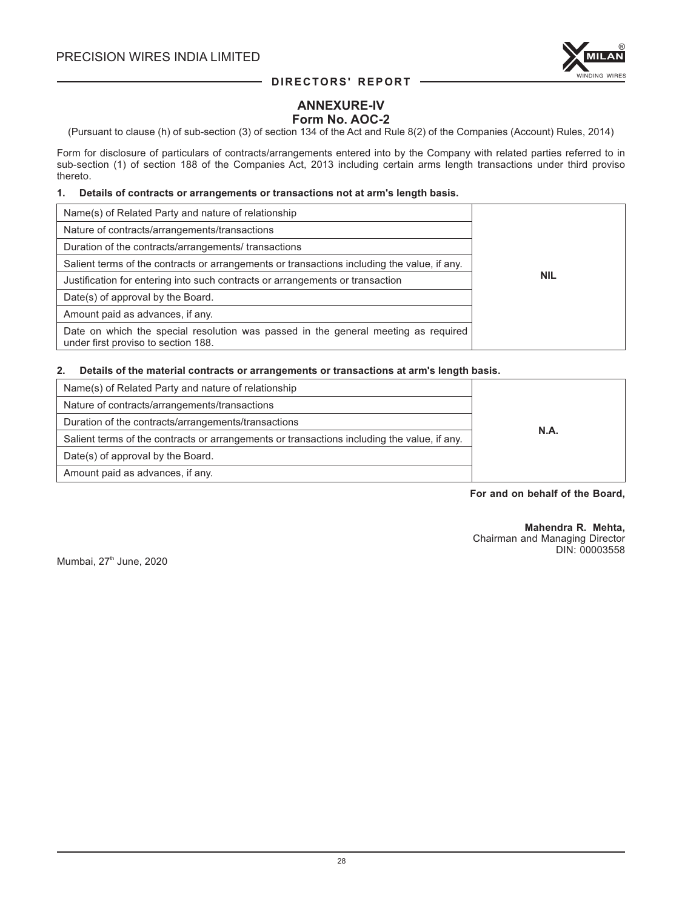## ANNEXURE-IV

### Form No. AOC-2

(Pursuant to clause (h) of sub-section (3) of section 134 of the Act and Rule 8(2) of the Companies (Account) Rules, 2014)

Form for disclosure of particulars of contracts/arrangements entered into by the Company with related parties referred to in sub-section (1) of section 188 of the Companies Act, 2013 including certain arms length transactions under third proviso thereto.

**1. Details of contracts or arrangements or transactions not at arm's length basis.**

| | |
|---|---|
| Name(s) of Related Party and nature of relationship | **NIL** |
| Nature of contracts/arrangements/transactions | |
| Duration of the contracts/arrangements/ transactions | |
| Salient terms of the contracts or arrangements or transactions including the value, if any. | |
| Justification for entering into such contracts or arrangements or transaction | |
| Date(s) of approval by the Board. | |
| Amount paid as advances, if any. | |
| Date on which the special resolution was passed in the general meeting as required under first proviso to section 188. | |

**2. Details of the material contracts or arrangements or transactions at arm's length basis.**

| | |
|---|---|
| Name(s) of Related Party and nature of relationship | **N.A.** |
| Nature of contracts/arrangements/transactions | |
| Duration of the contracts/arrangements/transactions | |
| Salient terms of the contracts or arrangements or transactions including the value, if any. | |
| Date(s) of approval by the Board. | |
| Amount paid as advances, if any. | |

**For and on behalf of the Board,**

**Mahendra R. Mehta,**
Chairman and Managing Director
DIN: 00003558

Mumbai, 27th June, 2020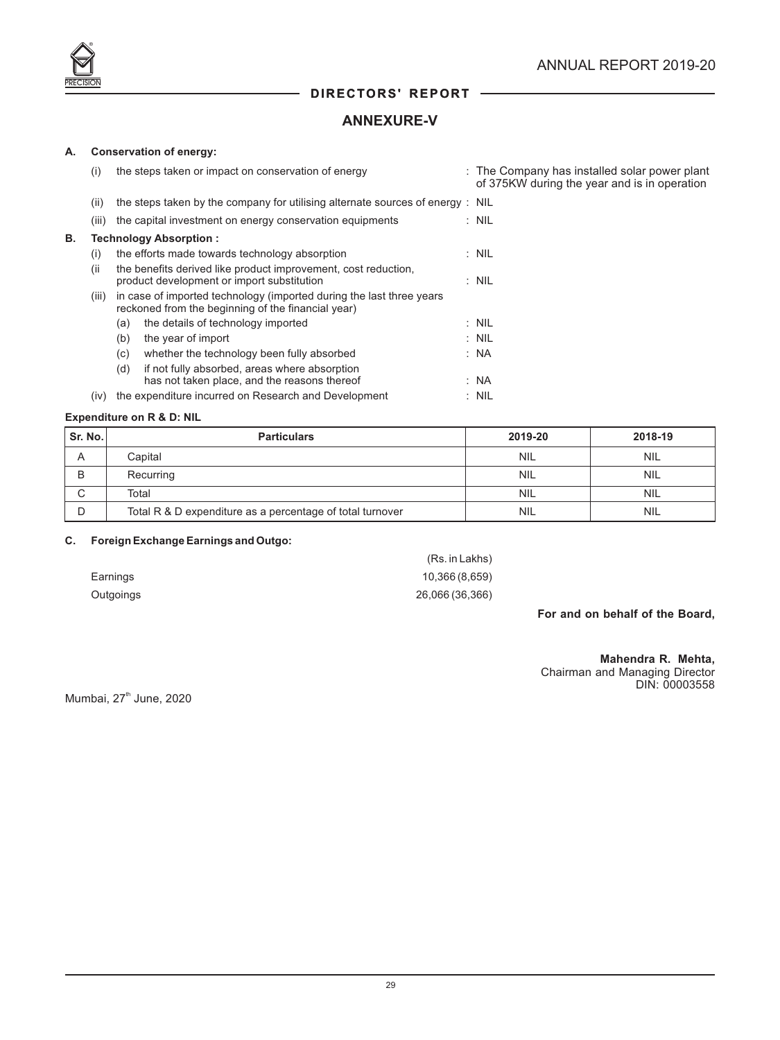## DIRECTORS' REPORT

# ANNEXURE-V

**A. Conservation of energy:**

(i) the steps taken or impact on conservation of energy : The Company has installed solar power plant of 375KW during the year and is in operation

(ii) the steps taken by the company for utilising alternate sources of energy : NIL

(iii) the capital investment on energy conservation equipments : NIL

**B. Technology Absorption :**

(i) the efforts made towards technology absorption : NIL

(ii the benefits derived like product improvement, cost reduction, product development or import substitution : NIL

(iii) in case of imported technology (imported during the last three years reckoned from the beginning of the financial year)

- (a) the details of technology imported : NIL
- (b) the year of import : NIL
- (c) whether the technology been fully absorbed : NA
- (d) if not fully absorbed, areas where absorption has not taken place, and the reasons thereof : NA

(iv) the expenditure incurred on Research and Development : NIL

**Expenditure on R & D: NIL**

| Sr. No. | Particulars | 2019-20 | 2018-19 |
|---|---|---|---|
| A | Capital | NIL | NIL |
| B | Recurring | NIL | NIL |
| C | Total | NIL | NIL |
| D | Total R & D expenditure as a percentage of total turnover | NIL | NIL |

**C. Foreign Exchange Earnings and Outgo:**

| | (Rs. in Lakhs) |
|---|---|
| Earnings | 10,366 (8,659) |
| Outgoings | 26,066 (36,366) |

**For and on behalf of the Board,**

**Mahendra R. Mehta,**
Chairman and Managing Director
DIN: 00003558

Mumbai, 27th June, 2020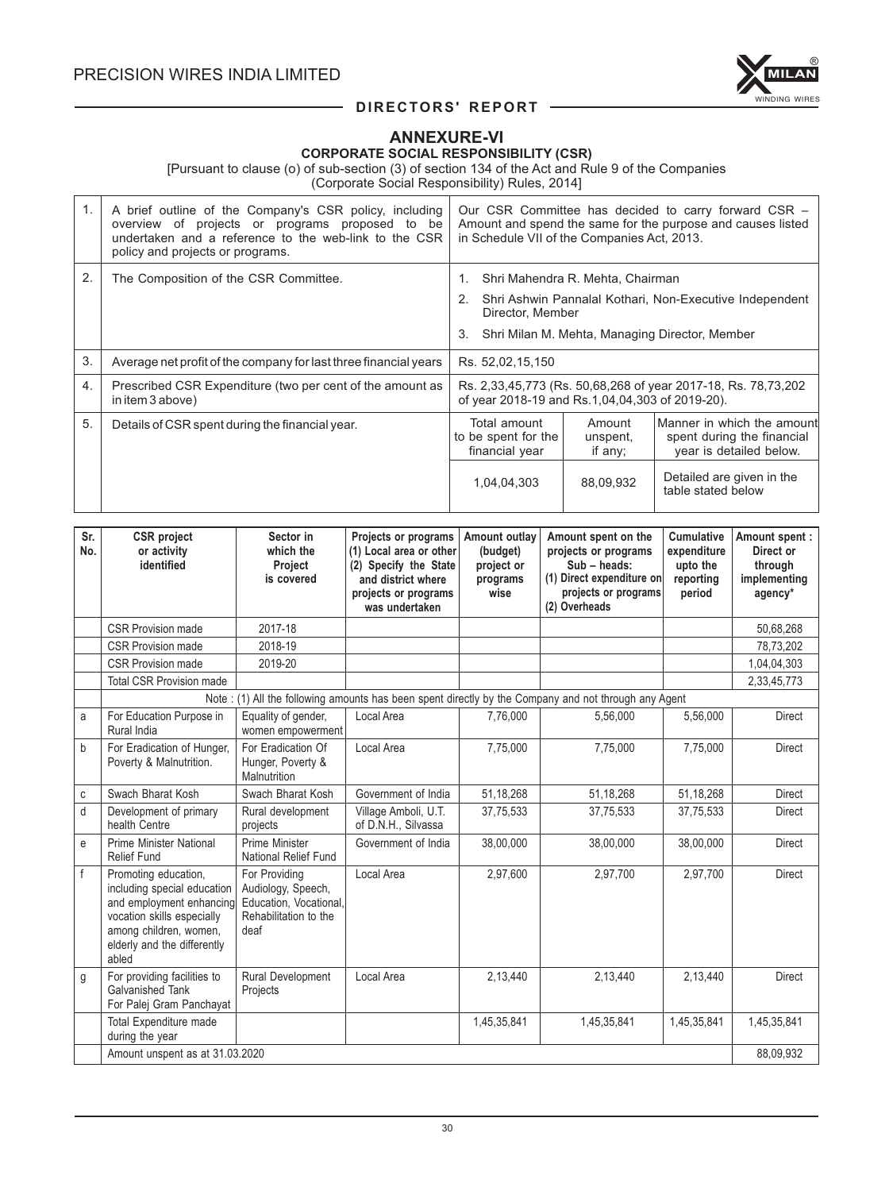## ANNEXURE-VI

### CORPORATE SOCIAL RESPONSIBILITY (CSR)

[Pursuant to clause (o) of sub-section (3) of section 134 of the Act and Rule 9 of the Companies (Corporate Social Responsibility) Rules, 2014]

| | | | | |
|---|---|---|---|---|
| 1. | A brief outline of the Company's CSR policy, including overview of projects or programs proposed to be undertaken and a reference to the web-link to the CSR policy and projects or programs. | Our CSR Committee has decided to carry forward CSR – Amount and spend the same for the purpose and causes listed in Schedule VII of the Companies Act, 2013. | | |
| 2. | The Composition of the CSR Committee. | 1. Shri Mahendra R. Mehta, Chairman<br>2. Shri Ashwin Pannalal Kothari, Non-Executive Independent Director, Member<br>3. Shri Milan M. Mehta, Managing Director, Member | | |
| 3. | Average net profit of the company for last three financial years | Rs. 52,02,15,150 | | |
| 4. | Prescribed CSR Expenditure (two per cent of the amount as in item 3 above) | Rs. 2,33,45,773 (Rs. 50,68,268 of year 2017-18, Rs. 78,73,202 of year 2018-19 and Rs.1,04,04,303 of 2019-20). | | |
| 5. | Details of CSR spent during the financial year. | Total amount to be spent for the financial year | Amount unspent, if any; | Manner in which the amount spent during the financial year is detailed below. |
| | | 1,04,04,303 | 88,09,932 | Detailed are given in the table stated below |

| Sr. No. | CSR project or activity identified | Sector in which the Project is covered | Projects or programs (1) Local area or other (2) Specify the State and district where projects or programs was undertaken | Amount outlay (budget) project or programs wise | Amount spent on the projects or programs Sub – heads: (1) Direct expenditure on projects or programs (2) Overheads | Cumulative expenditure upto the reporting period | Amount spent : Direct or through implementing agency* |
|---|---|---|---|---|---|---|---|
| | CSR Provision made | 2017-18 | | | | | 50,68,268 |
| | CSR Provision made | 2018-19 | | | | | 78,73,202 |
| | CSR Provision made | 2019-20 | | | | | 1,04,04,303 |
| | Total CSR Provision made | | | | | | 2,33,45,773 |
| | Note : (1) All the following amounts has been spent directly by the Company and not through any Agent | | | | | | |
| a | For Education Purpose in Rural India | Equality of gender, women empowerment | Local Area | 7,76,000 | 5,56,000 | 5,56,000 | Direct |
| b | For Eradication of Hunger, Poverty & Malnutrition. | For Eradication Of Hunger, Poverty & Malnutrition | Local Area | 7,75,000 | 7,75,000 | 7,75,000 | Direct |
| c | Swach Bharat Kosh | Swach Bharat Kosh | Government of India | 51,18,268 | 51,18,268 | 51,18,268 | Direct |
| d | Development of primary health Centre | Rural development projects | Village Amboli, U.T. of D.N.H., Silvassa | 37,75,533 | 37,75,533 | 37,75,533 | Direct |
| e | Prime Minister National Relief Fund | Prime Minister National Relief Fund | Government of India | 38,00,000 | 38,00,000 | 38,00,000 | Direct |
| f | Promoting education, including special education and employment enhancing vocation skills especially among children, women, elderly and the differently abled | For Providing Audiology, Speech, Education, Vocational, Rehabilitation to the deaf | Local Area | 2,97,600 | 2,97,700 | 2,97,700 | Direct |
| g | For providing facilities to Galvanished Tank For Palej Gram Panchayat | Rural Development Projects | Local Area | 2,13,440 | 2,13,440 | 2,13,440 | Direct |
| | Total Expenditure made during the year | | | 1,45,35,841 | 1,45,35,841 | 1,45,35,841 | 1,45,35,841 |
| | Amount unspent as at 31.03.2020 | | | | | | 88,09,932 |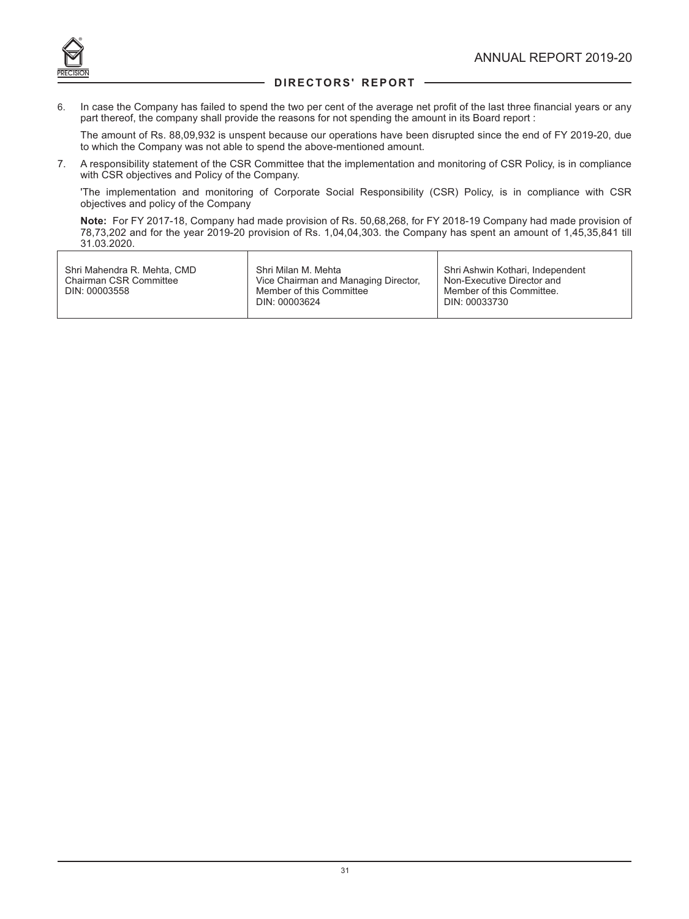6. In case the Company has failed to spend the two per cent of the average net profit of the last three financial years or any part thereof, the company shall provide the reasons for not spending the amount in its Board report :

   The amount of Rs. 88,09,932 is unspent because our operations have been disrupted since the end of FY 2019-20, due to which the Company was not able to spend the above-mentioned amount.

7. A responsibility statement of the CSR Committee that the implementation and monitoring of CSR Policy, is in compliance with CSR objectives and Policy of the Company.

   'The implementation and monitoring of Corporate Social Responsibility (CSR) Policy, is in compliance with CSR objectives and policy of the Company

   **Note:** For FY 2017-18, Company had made provision of Rs. 50,68,268, for FY 2018-19 Company had made provision of 78,73,202 and for the year 2019-20 provision of Rs. 1,04,04,303. the Company has spent an amount of 1,45,35,841 till 31.03.2020.

| Shri Mahendra R. Mehta, CMD<br>Chairman CSR Committee<br>DIN: 00003558 | Shri Milan M. Mehta<br>Vice Chairman and Managing Director,<br>Member of this Committee<br>DIN: 00003624 | Shri Ashwin Kothari, Independent<br>Non-Executive Director and<br>Member of this Committee.<br>DIN: 00033730 |
|---|---|---|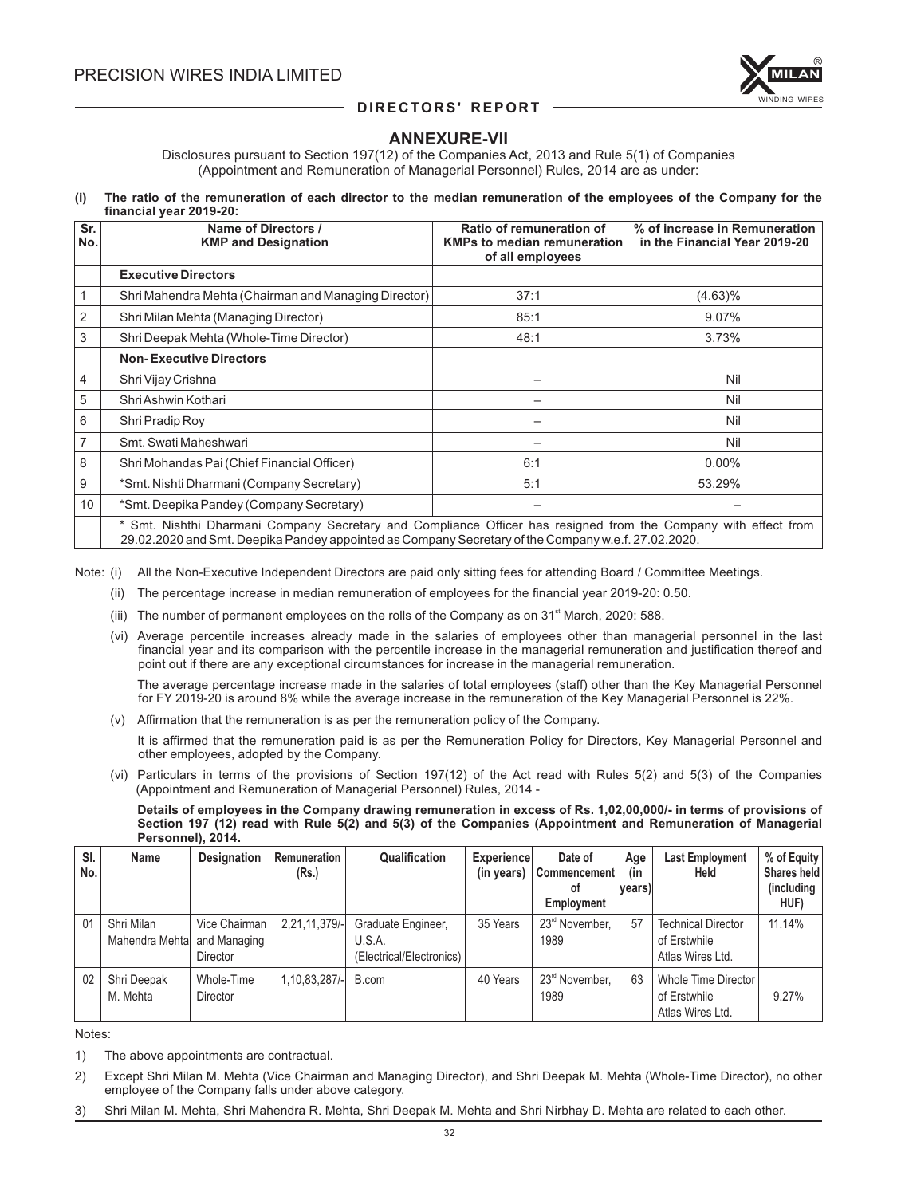## ANNEXURE-VII

Disclosures pursuant to Section 197(12) of the Companies Act, 2013 and Rule 5(1) of Companies (Appointment and Remuneration of Managerial Personnel) Rules, 2014 are as under:

**(i) The ratio of the remuneration of each director to the median remuneration of the employees of the Company for the financial year 2019-20:**

| Sr. No. | Name of Directors / KMP and Designation | Ratio of remuneration of KMPs to median remuneration of all employees | % of increase in Remuneration in the Financial Year 2019-20 |
|---|---|---|---|
| | **Executive Directors** | | |
| 1 | Shri Mahendra Mehta (Chairman and Managing Director) | 37:1 | (4.63)% |
| 2 | Shri Milan Mehta (Managing Director) | 85:1 | 9.07% |
| 3 | Shri Deepak Mehta (Whole-Time Director) | 48:1 | 3.73% |
| | **Non- Executive Directors** | | |
| 4 | Shri Vijay Crishna | – | Nil |
| 5 | Shri Ashwin Kothari | – | Nil |
| 6 | Shri Pradip Roy | – | Nil |
| 7 | Smt. Swati Maheshwari | – | Nil |
| 8 | Shri Mohandas Pai (Chief Financial Officer) | 6:1 | 0.00% |
| 9 | *Smt. Nishti Dharmani (Company Secretary) | 5:1 | 53.29% |
| 10 | *Smt. Deepika Pandey (Company Secretary) | – | – |
| | * Smt. Nishthi Dharmani Company Secretary and Compliance Officer has resigned from the Company with effect from 29.02.2020 and Smt. Deepika Pandey appointed as Company Secretary of the Company w.e.f. 27.02.2020. | | |

Note: (i) All the Non-Executive Independent Directors are paid only sitting fees for attending Board / Committee Meetings.

(ii) The percentage increase in median remuneration of employees for the financial year 2019-20: 0.50.

(iii) The number of permanent employees on the rolls of the Company as on 31st March, 2020: 588.

(vi) Average percentile increases already made in the salaries of employees other than managerial personnel in the last financial year and its comparison with the percentile increase in the managerial remuneration and justification thereof and point out if there are any exceptional circumstances for increase in the managerial remuneration.

The average percentage increase made in the salaries of total employees (staff) other than the Key Managerial Personnel for FY 2019-20 is around 8% while the average increase in the remuneration of the Key Managerial Personnel is 22%.

(v) Affirmation that the remuneration is as per the remuneration policy of the Company.

It is affirmed that the remuneration paid is as per the Remuneration Policy for Directors, Key Managerial Personnel and other employees, adopted by the Company.

(vi) Particulars in terms of the provisions of Section 197(12) of the Act read with Rules 5(2) and 5(3) of the Companies (Appointment and Remuneration of Managerial Personnel) Rules, 2014 -

**Details of employees in the Company drawing remuneration in excess of Rs. 1,02,00,000/- in terms of provisions of Section 197 (12) read with Rule 5(2) and 5(3) of the Companies (Appointment and Remuneration of Managerial Personnel), 2014.**

| Sl. No. | Name | Designation | Remuneration (Rs.) | Qualification | Experience (in years) | Date of Commencement of Employment | Age (in years) | Last Employment Held | % of Equity Shares held (including HUF) |
|---|---|---|---|---|---|---|---|---|---|
| 01 | Shri Milan Mahendra Mehta | Vice Chairman and Managing Director | 2,21,11,379/- | Graduate Engineer, U.S.A. (Electrical/Electronics) | 35 Years | 23rd November, 1989 | 57 | Technical Director of Erstwhile Atlas Wires Ltd. | 11.14% |
| 02 | Shri Deepak M. Mehta | Whole-Time Director | 1,10,83,287/- | B.com | 40 Years | 23rd November, 1989 | 63 | Whole Time Director of Erstwhile Atlas Wires Ltd. | 9.27% |

Notes:

1) The above appointments are contractual.

2) Except Shri Milan M. Mehta (Vice Chairman and Managing Director), and Shri Deepak M. Mehta (Whole-Time Director), no other employee of the Company falls under above category.

3) Shri Milan M. Mehta, Shri Mahendra R. Mehta, Shri Deepak M. Mehta and Shri Nirbhay D. Mehta are related to each other.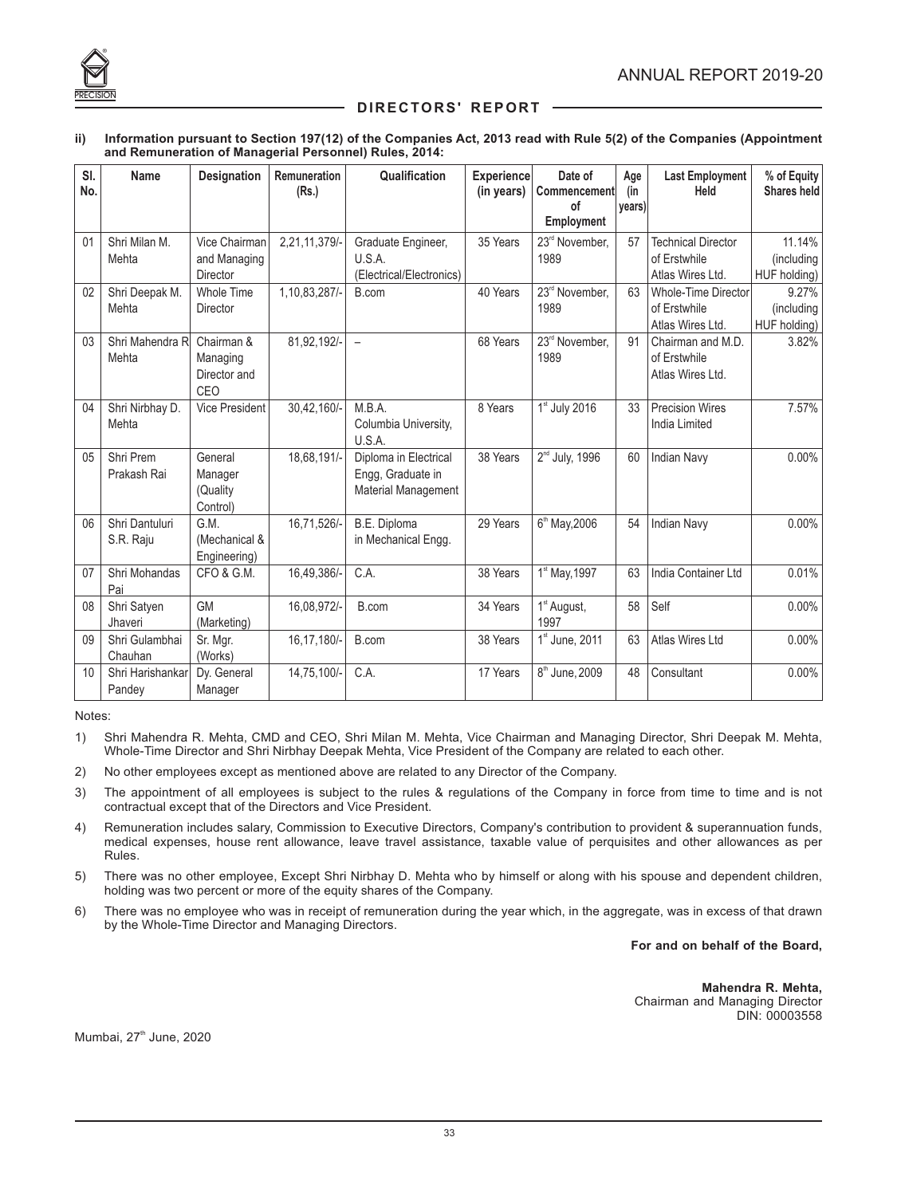## DIRECTORS' REPORT

**ii) Information pursuant to Section 197(12) of the Companies Act, 2013 read with Rule 5(2) of the Companies (Appointment and Remuneration of Managerial Personnel) Rules, 2014:**

| Sl. No. | Name | Designation | Remuneration (Rs.) | Qualification | Experience (in years) | Date of Commencement of Employment | Age (in years) | Last Employment Held | % of Equity Shares held |
|---|---|---|---|---|---|---|---|---|---|
| 01 | Shri Milan M. Mehta | Vice Chairman and Managing Director | 2,21,11,379/- | Graduate Engineer, U.S.A. (Electrical/Electronics) | 35 Years | 23rd November, 1989 | 57 | Technical Director of Erstwhile Atlas Wires Ltd. | 11.14% (including HUF holding) |
| 02 | Shri Deepak M. Mehta | Whole Time Director | 1,10,83,287/- | B.com | 40 Years | 23rd November, 1989 | 63 | Whole-Time Director of Erstwhile Atlas Wires Ltd. | 9.27% (including HUF holding) |
| 03 | Shri Mahendra R Mehta | Chairman & Managing Director and CEO | 81,92,192/- | – | 68 Years | 23rd November, 1989 | 91 | Chairman and M.D. of Erstwhile Atlas Wires Ltd. | 3.82% |
| 04 | Shri Nirbhay D. Mehta | Vice President | 30,42,160/- | M.B.A. Columbia University, U.S.A. | 8 Years | 1st July 2016 | 33 | Precision Wires India Limited | 7.57% |
| 05 | Shri Prem Prakash Rai | General Manager (Quality Control) | 18,68,191/- | Diploma in Electrical Engg, Graduate in Material Management | 38 Years | 2nd July, 1996 | 60 | Indian Navy | 0.00% |
| 06 | Shri Dantuluri S.R. Raju | G.M. (Mechanical & Engineering) | 16,71,526/- | B.E. Diploma in Mechanical Engg. | 29 Years | 6th May,2006 | 54 | Indian Navy | 0.00% |
| 07 | Shri Mohandas Pai | CFO & G.M. | 16,49,386/- | C.A. | 38 Years | 1st May,1997 | 63 | India Container Ltd | 0.01% |
| 08 | Shri Satyen Jhaveri | GM (Marketing) | 16,08,972/- | B.com | 34 Years | 1st August, 1997 | 58 | Self | 0.00% |
| 09 | Shri Gulambhai Chauhan | Sr. Mgr. (Works) | 16,17,180/- | B.com | 38 Years | 1st June, 2011 | 63 | Atlas Wires Ltd | 0.00% |
| 10 | Shri Harishankar Pandey | Dy. General Manager | 14,75,100/- | C.A. | 17 Years | 8th June, 2009 | 48 | Consultant | 0.00% |

Notes:

1) Shri Mahendra R. Mehta, CMD and CEO, Shri Milan M. Mehta, Vice Chairman and Managing Director, Shri Deepak M. Mehta, Whole-Time Director and Shri Nirbhay Deepak Mehta, Vice President of the Company are related to each other.

2) No other employees except as mentioned above are related to any Director of the Company.

3) The appointment of all employees is subject to the rules & regulations of the Company in force from time to time and is not contractual except that of the Directors and Vice President.

4) Remuneration includes salary, Commission to Executive Directors, Company's contribution to provident & superannuation funds, medical expenses, house rent allowance, leave travel assistance, taxable value of perquisites and other allowances as per Rules.

5) There was no other employee, Except Shri Nirbhay D. Mehta who by himself or along with his spouse and dependent children, holding was two percent or more of the equity shares of the Company.

6) There was no employee who was in receipt of remuneration during the year which, in the aggregate, was in excess of that drawn by the Whole-Time Director and Managing Directors.

**For and on behalf of the Board,**

**Mahendra R. Mehta,**
Chairman and Managing Director
DIN: 00003558

Mumbai, 27th June, 2020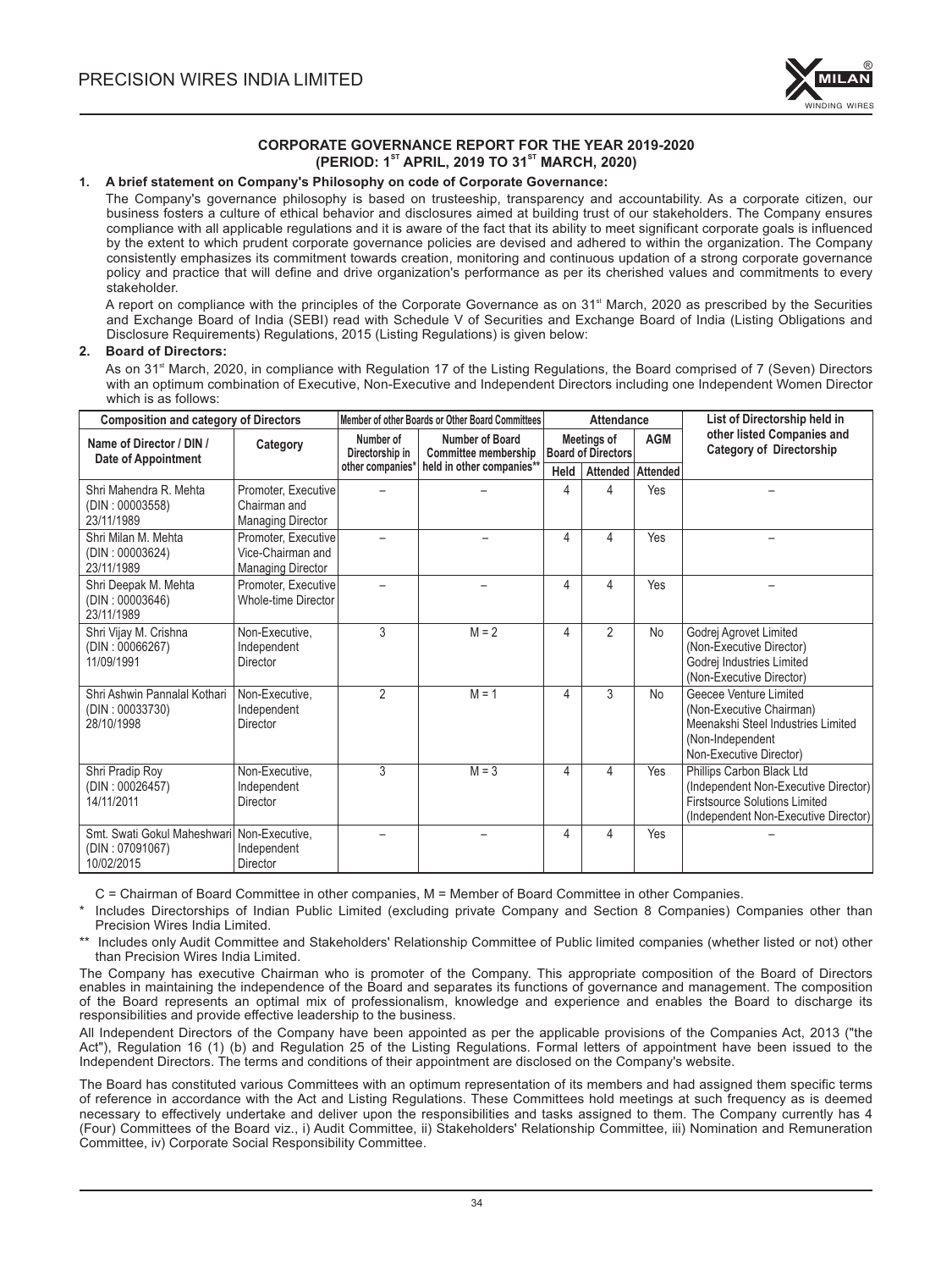## CORPORATE GOVERNANCE REPORT FOR THE YEAR 2019-2020
## (PERIOD: 1[ST] APRIL, 2019 TO 31[ST] MARCH, 2020)

**1. A brief statement on Company's Philosophy on code of Corporate Governance:**

The Company's governance philosophy is based on trusteeship, transparency and accountability. As a corporate citizen, our business fosters a culture of ethical behavior and disclosures aimed at building trust of our stakeholders. The Company ensures compliance with all applicable regulations and it is aware of the fact that its ability to meet significant corporate goals is influenced by the extent to which prudent corporate governance policies are devised and adhered to within the organization. The Company consistently emphasizes its commitment towards creation, monitoring and continuous updation of a strong corporate governance policy and practice that will define and drive organization's performance as per its cherished values and commitments to every stakeholder.

A report on compliance with the principles of the Corporate Governance as on 31[st] March, 2020 as prescribed by the Securities and Exchange Board of India (SEBI) read with Schedule V of Securities and Exchange Board of India (Listing Obligations and Disclosure Requirements) Regulations, 2015 (Listing Regulations) is given below:

**2. Board of Directors:**

As on 31[st] March, 2020, in compliance with Regulation 17 of the Listing Regulations, the Board comprised of 7 (Seven) Directors with an optimum combination of Executive, Non-Executive and Independent Directors including one Independent Women Director which is as follows:

| Composition and category of Directors | | Member of other Boards or Other Board Committees | | Attendance | | | List of Directorship held in other listed Companies and Category of Directorship |
|---|---|---|---|---|---|---|---|
| Name of Director / DIN / Date of Appointment | Category | Number of Directorship in other companies* | Number of Board Committee membership held in other companies** | Meetings of Board of Directors | | AGM | |
| | | | | Held | Attended | Attended | |
| Shri Mahendra R. Mehta (DIN : 00003558) 23/11/1989 | Promoter, Executive Chairman and Managing Director | – | – | 4 | 4 | Yes | – |
| Shri Milan M. Mehta (DIN : 00003624) 23/11/1989 | Promoter, Executive Vice-Chairman and Managing Director | – | – | 4 | 4 | Yes | – |
| Shri Deepak M. Mehta (DIN : 00003646) 23/11/1989 | Promoter, Executive Whole-time Director | – | – | 4 | 4 | Yes | – |
| Shri Vijay M. Crishna (DIN : 00066267) 11/09/1991 | Non-Executive, Independent Director | 3 | M = 2 | 4 | 2 | No | Godrej Agrovet Limited (Non-Executive Director) Godrej Industries Limited (Non-Executive Director) |
| Shri Ashwin Pannalal Kothari (DIN : 00033730) 28/10/1998 | Non-Executive, Independent Director | 2 | M = 1 | 4 | 3 | No | Geecee Venture Limited (Non-Executive Chairman) Meenakshi Steel Industries Limited (Non-Independent Non-Executive Director) |
| Shri Pradip Roy (DIN : 00026457) 14/11/2011 | Non-Executive, Independent Director | 3 | M = 3 | 4 | 4 | Yes | Phillips Carbon Black Ltd (Independent Non-Executive Director) Firstsource Solutions Limited (Independent Non-Executive Director) |
| Smt. Swati Gokul Maheshwari (DIN : 07091067) 10/02/2015 | Non-Executive, Independent Director | – | – | 4 | 4 | Yes | – |

C = Chairman of Board Committee in other companies, M = Member of Board Committee in other Companies.

\* Includes Directorships of Indian Public Limited (excluding private Company and Section 8 Companies) Companies other than Precision Wires India Limited.

\** Includes only Audit Committee and Stakeholders' Relationship Committee of Public limited companies (whether listed or not) other than Precision Wires India Limited.

The Company has executive Chairman who is promoter of the Company. This appropriate composition of the Board of Directors enables in maintaining the independence of the Board and separates its functions of governance and management. The composition of the Board represents an optimal mix of professionalism, knowledge and experience and enables the Board to discharge its responsibilities and provide effective leadership to the business.

All Independent Directors of the Company have been appointed as per the applicable provisions of the Companies Act, 2013 ("the Act"), Regulation 16 (1) (b) and Regulation 25 of the Listing Regulations. Formal letters of appointment have been issued to the Independent Directors. The terms and conditions of their appointment are disclosed on the Company's website.

The Board has constituted various Committees with an optimum representation of its members and had assigned them specific terms of reference in accordance with the Act and Listing Regulations. These Committees hold meetings at such frequency as is deemed necessary to effectively undertake and deliver upon the responsibilities and tasks assigned to them. The Company currently has 4 (Four) Committees of the Board viz., i) Audit Committee, ii) Stakeholders' Relationship Committee, iii) Nomination and Remuneration Committee, iv) Corporate Social Responsibility Committee.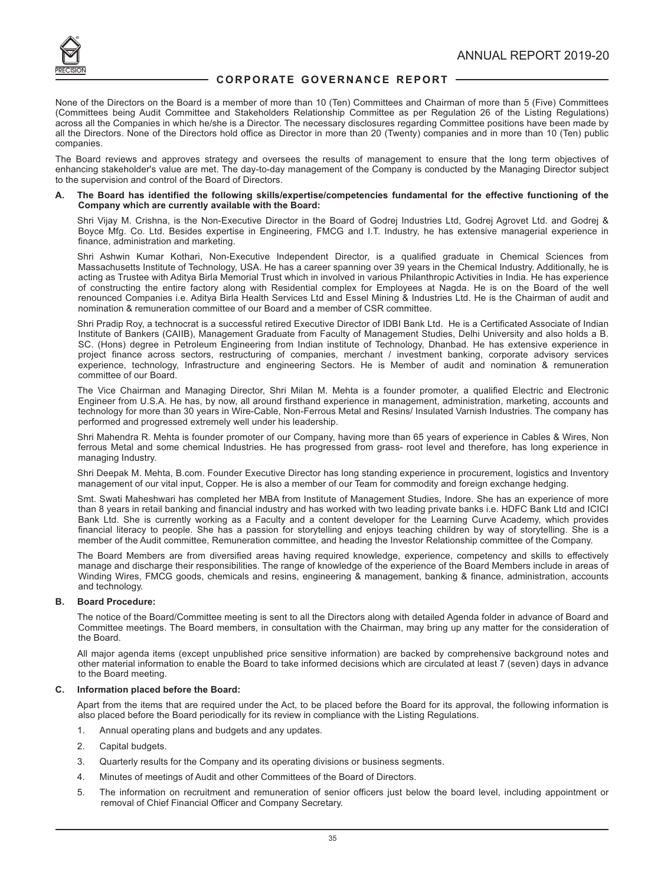None of the Directors on the Board is a member of more than 10 (Ten) Committees and Chairman of more than 5 (Five) Committees (Committees being Audit Committee and Stakeholders Relationship Committee as per Regulation 26 of the Listing Regulations) across all the Companies in which he/she is a Director. The necessary disclosures regarding Committee positions have been made by all the Directors. None of the Directors hold office as Director in more than 20 (Twenty) companies and in more than 10 (Ten) public companies.

The Board reviews and approves strategy and oversees the results of management to ensure that the long term objectives of enhancing stakeholder's value are met. The day-to-day management of the Company is conducted by the Managing Director subject to the supervision and control of the Board of Directors.

**A. The Board has identified the following skills/expertise/competencies fundamental for the effective functioning of the Company which are currently available with the Board:**

Shri Vijay M. Crishna, is the Non-Executive Director in the Board of Godrej Industries Ltd, Godrej Agrovet Ltd. and Godrej & Boyce Mfg. Co. Ltd. Besides expertise in Engineering, FMCG and I.T. Industry, he has extensive managerial experience in finance, administration and marketing.

Shri Ashwin Kumar Kothari, Non-Executive Independent Director, is a qualified graduate in Chemical Sciences from Massachusetts Institute of Technology, USA. He has a career spanning over 39 years in the Chemical Industry. Additionally, he is acting as Trustee with Aditya Birla Memorial Trust which in involved in various Philanthropic Activities in India. He has experience of constructing the entire factory along with Residential complex for Employees at Nagda. He is on the Board of the well renounced Companies i.e. Aditya Birla Health Services Ltd and Essel Mining & Industries Ltd. He is the Chairman of audit and nomination & remuneration committee of our Board and a member of CSR committee.

Shri Pradip Roy, a technocrat is a successful retired Executive Director of IDBI Bank Ltd. He is a Certificated Associate of Indian Institute of Bankers (CAIIB), Management Graduate from Faculty of Management Studies, Delhi University and also holds a B. SC. (Hons) degree in Petroleum Engineering from Indian institute of Technology, Dhanbad. He has extensive experience in project finance across sectors, restructuring of companies, merchant / investment banking, corporate advisory services experience, technology, Infrastructure and engineering Sectors. He is Member of audit and nomination & remuneration committee of our Board.

The Vice Chairman and Managing Director, Shri Milan M. Mehta is a founder promoter, a qualified Electric and Electronic Engineer from U.S.A. He has, by now, all around firsthand experience in management, administration, marketing, accounts and technology for more than 30 years in Wire-Cable, Non-Ferrous Metal and Resins/ Insulated Varnish Industries. The company has performed and progressed extremely well under his leadership.

Shri Mahendra R. Mehta is founder promoter of our Company, having more than 65 years of experience in Cables & Wires, Non ferrous Metal and some chemical Industries. He has progressed from grass- root level and therefore, has long experience in managing Industry.

Shri Deepak M. Mehta, B.com. Founder Executive Director has long standing experience in procurement, logistics and Inventory management of our vital input, Copper. He is also a member of our Team for commodity and foreign exchange hedging.

Smt. Swati Maheshwari has completed her MBA from Institute of Management Studies, Indore. She has an experience of more than 8 years in retail banking and financial industry and has worked with two leading private banks i.e. HDFC Bank Ltd and ICICI Bank Ltd. She is currently working as a Faculty and a content developer for the Learning Curve Academy, which provides financial literacy to people. She has a passion for storytelling and enjoys teaching children by way of storytelling. She is a member of the Audit committee, Remuneration committee, and heading the Investor Relationship committee of the Company.

The Board Members are from diversified areas having required knowledge, experience, competency and skills to effectively manage and discharge their responsibilities. The range of knowledge of the experience of the Board Members include in areas of Winding Wires, FMCG goods, chemicals and resins, engineering & management, banking & finance, administration, accounts and technology.

**B. Board Procedure:**

The notice of the Board/Committee meeting is sent to all the Directors along with detailed Agenda folder in advance of Board and Committee meetings. The Board members, in consultation with the Chairman, may bring up any matter for the consideration of the Board.

All major agenda items (except unpublished price sensitive information) are backed by comprehensive background notes and other material information to enable the Board to take informed decisions which are circulated at least 7 (seven) days in advance to the Board meeting.

**C. Information placed before the Board:**

Apart from the items that are required under the Act, to be placed before the Board for its approval, the following information is also placed before the Board periodically for its review in compliance with the Listing Regulations.

1. Annual operating plans and budgets and any updates.
2. Capital budgets.
3. Quarterly results for the Company and its operating divisions or business segments.
4. Minutes of meetings of Audit and other Committees of the Board of Directors.
5. The information on recruitment and remuneration of senior officers just below the board level, including appointment or removal of Chief Financial Officer and Company Secretary.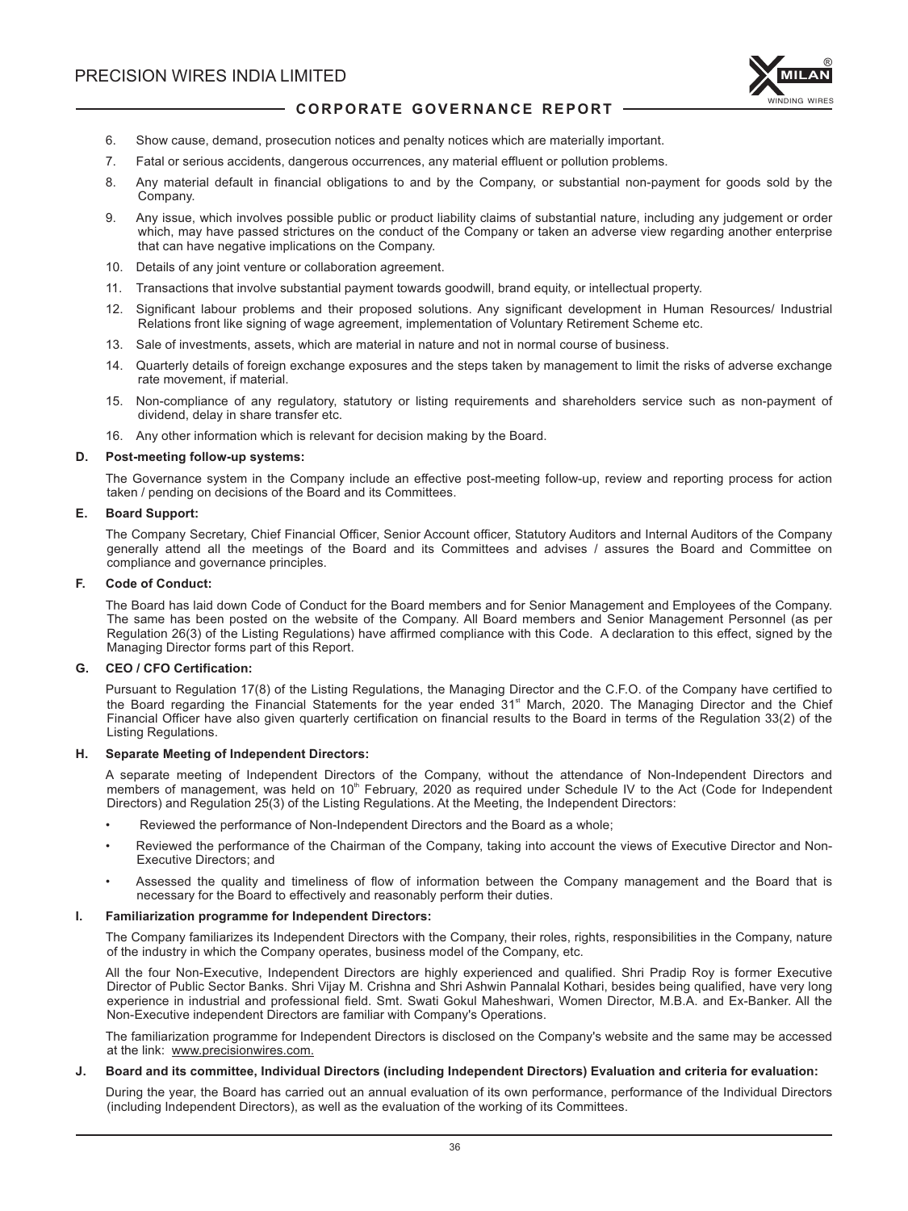6. Show cause, demand, prosecution notices and penalty notices which are materially important.
7. Fatal or serious accidents, dangerous occurrences, any material effluent or pollution problems.
8. Any material default in financial obligations to and by the Company, or substantial non-payment for goods sold by the Company.
9. Any issue, which involves possible public or product liability claims of substantial nature, including any judgement or order which, may have passed strictures on the conduct of the Company or taken an adverse view regarding another enterprise that can have negative implications on the Company.
10. Details of any joint venture or collaboration agreement.
11. Transactions that involve substantial payment towards goodwill, brand equity, or intellectual property.
12. Significant labour problems and their proposed solutions. Any significant development in Human Resources/ Industrial Relations front like signing of wage agreement, implementation of Voluntary Retirement Scheme etc.
13. Sale of investments, assets, which are material in nature and not in normal course of business.
14. Quarterly details of foreign exchange exposures and the steps taken by management to limit the risks of adverse exchange rate movement, if material.
15. Non-compliance of any regulatory, statutory or listing requirements and shareholders service such as non-payment of dividend, delay in share transfer etc.
16. Any other information which is relevant for decision making by the Board.

**D. Post-meeting follow-up systems:**

The Governance system in the Company include an effective post-meeting follow-up, review and reporting process for action taken / pending on decisions of the Board and its Committees.

**E. Board Support:**

The Company Secretary, Chief Financial Officer, Senior Account officer, Statutory Auditors and Internal Auditors of the Company generally attend all the meetings of the Board and its Committees and advises / assures the Board and Committee on compliance and governance principles.

**F. Code of Conduct:**

The Board has laid down Code of Conduct for the Board members and for Senior Management and Employees of the Company. The same has been posted on the website of the Company. All Board members and Senior Management Personnel (as per Regulation 26(3) of the Listing Regulations) have affirmed compliance with this Code. A declaration to this effect, signed by the Managing Director forms part of this Report.

**G. CEO / CFO Certification:**

Pursuant to Regulation 17(8) of the Listing Regulations, the Managing Director and the C.F.O. of the Company have certified to the Board regarding the Financial Statements for the year ended 31st March, 2020. The Managing Director and the Chief Financial Officer have also given quarterly certification on financial results to the Board in terms of the Regulation 33(2) of the Listing Regulations.

**H. Separate Meeting of Independent Directors:**

A separate meeting of Independent Directors of the Company, without the attendance of Non-Independent Directors and members of management, was held on 10th February, 2020 as required under Schedule IV to the Act (Code for Independent Directors) and Regulation 25(3) of the Listing Regulations. At the Meeting, the Independent Directors:

- Reviewed the performance of Non-Independent Directors and the Board as a whole;
- Reviewed the performance of the Chairman of the Company, taking into account the views of Executive Director and Non-Executive Directors; and
- Assessed the quality and timeliness of flow of information between the Company management and the Board that is necessary for the Board to effectively and reasonably perform their duties.

**I. Familiarization programme for Independent Directors:**

The Company familiarizes its Independent Directors with the Company, their roles, rights, responsibilities in the Company, nature of the industry in which the Company operates, business model of the Company, etc.

All the four Non-Executive, Independent Directors are highly experienced and qualified. Shri Pradip Roy is former Executive Director of Public Sector Banks. Shri Vijay M. Crishna and Shri Ashwin Pannalal Kothari, besides being qualified, have very long experience in industrial and professional field. Smt. Swati Gokul Maheshwari, Women Director, M.B.A. and Ex-Banker. All the Non-Executive independent Directors are familiar with Company's Operations.

The familiarization programme for Independent Directors is disclosed on the Company's website and the same may be accessed at the link: www.precisionwires.com.

**J. Board and its committee, Individual Directors (including Independent Directors) Evaluation and criteria for evaluation:**

During the year, the Board has carried out an annual evaluation of its own performance, performance of the Individual Directors (including Independent Directors), as well as the evaluation of the working of its Committees.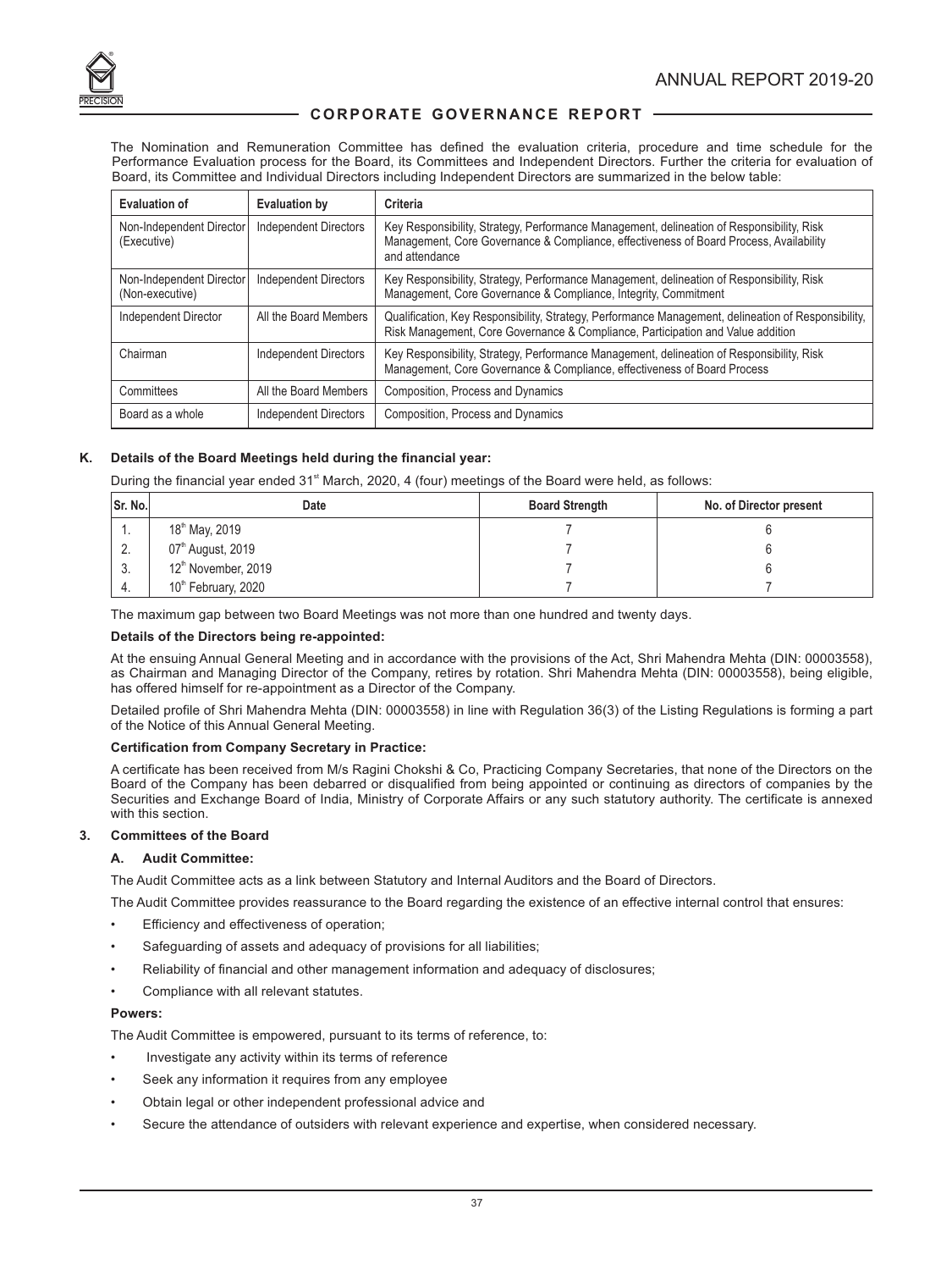The Nomination and Remuneration Committee has defined the evaluation criteria, procedure and time schedule for the Performance Evaluation process for the Board, its Committees and Independent Directors. Further the criteria for evaluation of Board, its Committee and Individual Directors including Independent Directors are summarized in the below table:

| Evaluation of | Evaluation by | Criteria |
|---|---|---|
| Non-Independent Director (Executive) | Independent Directors | Key Responsibility, Strategy, Performance Management, delineation of Responsibility, Risk Management, Core Governance & Compliance, effectiveness of Board Process, Availability and attendance |
| Non-Independent Director (Non-executive) | Independent Directors | Key Responsibility, Strategy, Performance Management, delineation of Responsibility, Risk Management, Core Governance & Compliance, Integrity, Commitment |
| Independent Director | All the Board Members | Qualification, Key Responsibility, Strategy, Performance Management, delineation of Responsibility, Risk Management, Core Governance & Compliance, Participation and Value addition |
| Chairman | Independent Directors | Key Responsibility, Strategy, Performance Management, delineation of Responsibility, Risk Management, Core Governance & Compliance, effectiveness of Board Process |
| Committees | All the Board Members | Composition, Process and Dynamics |
| Board as a whole | Independent Directors | Composition, Process and Dynamics |

**K. Details of the Board Meetings held during the financial year:**

During the financial year ended 31st March, 2020, 4 (four) meetings of the Board were held, as follows:

| Sr. No. | Date | Board Strength | No. of Director present |
|---|---|---|---|
| 1. | 18th May, 2019 | 7 | 6 |
| 2. | 07th August, 2019 | 7 | 6 |
| 3. | 12th November, 2019 | 7 | 6 |
| 4. | 10th February, 2020 | 7 | 7 |

The maximum gap between two Board Meetings was not more than one hundred and twenty days.

**Details of the Directors being re-appointed:**

At the ensuing Annual General Meeting and in accordance with the provisions of the Act, Shri Mahendra Mehta (DIN: 00003558), as Chairman and Managing Director of the Company, retires by rotation. Shri Mahendra Mehta (DIN: 00003558), being eligible, has offered himself for re-appointment as a Director of the Company.

Detailed profile of Shri Mahendra Mehta (DIN: 00003558) in line with Regulation 36(3) of the Listing Regulations is forming a part of the Notice of this Annual General Meeting.

**Certification from Company Secretary in Practice:**

A certificate has been received from M/s Ragini Chokshi & Co, Practicing Company Secretaries, that none of the Directors on the Board of the Company has been debarred or disqualified from being appointed or continuing as directors of companies by the Securities and Exchange Board of India, Ministry of Corporate Affairs or any such statutory authority. The certificate is annexed with this section.

**3. Committees of the Board**

**A. Audit Committee:**

The Audit Committee acts as a link between Statutory and Internal Auditors and the Board of Directors.

The Audit Committee provides reassurance to the Board regarding the existence of an effective internal control that ensures:

- Efficiency and effectiveness of operation;
- Safeguarding of assets and adequacy of provisions for all liabilities;
- Reliability of financial and other management information and adequacy of disclosures;
- Compliance with all relevant statutes.

**Powers:**

The Audit Committee is empowered, pursuant to its terms of reference, to:

- Investigate any activity within its terms of reference
- Seek any information it requires from any employee
- Obtain legal or other independent professional advice and
- Secure the attendance of outsiders with relevant experience and expertise, when considered necessary.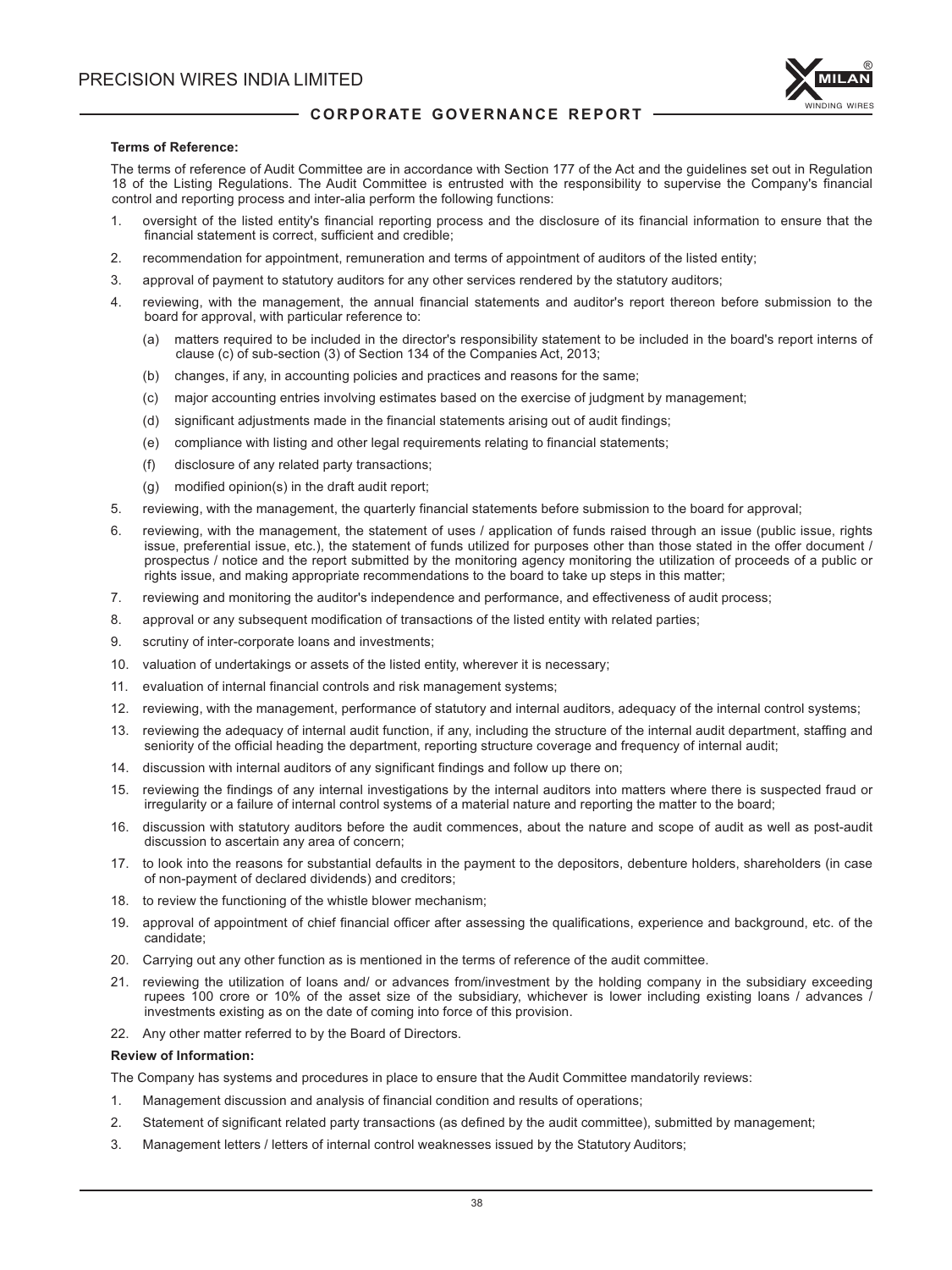**Terms of Reference:**

The terms of reference of Audit Committee are in accordance with Section 177 of the Act and the guidelines set out in Regulation 18 of the Listing Regulations. The Audit Committee is entrusted with the responsibility to supervise the Company's financial control and reporting process and inter-alia perform the following functions:

1. oversight of the listed entity's financial reporting process and the disclosure of its financial information to ensure that the financial statement is correct, sufficient and credible;
2. recommendation for appointment, remuneration and terms of appointment of auditors of the listed entity;
3. approval of payment to statutory auditors for any other services rendered by the statutory auditors;
4. reviewing, with the management, the annual financial statements and auditor's report thereon before submission to the board for approval, with particular reference to:
   - (a) matters required to be included in the director's responsibility statement to be included in the board's report interns of clause (c) of sub-section (3) of Section 134 of the Companies Act, 2013;
   - (b) changes, if any, in accounting policies and practices and reasons for the same;
   - (c) major accounting entries involving estimates based on the exercise of judgment by management;
   - (d) significant adjustments made in the financial statements arising out of audit findings;
   - (e) compliance with listing and other legal requirements relating to financial statements;
   - (f) disclosure of any related party transactions;
   - (g) modified opinion(s) in the draft audit report;
5. reviewing, with the management, the quarterly financial statements before submission to the board for approval;
6. reviewing, with the management, the statement of uses / application of funds raised through an issue (public issue, rights issue, preferential issue, etc.), the statement of funds utilized for purposes other than those stated in the offer document / prospectus / notice and the report submitted by the monitoring agency monitoring the utilization of proceeds of a public or rights issue, and making appropriate recommendations to the board to take up steps in this matter;
7. reviewing and monitoring the auditor's independence and performance, and effectiveness of audit process;
8. approval or any subsequent modification of transactions of the listed entity with related parties;
9. scrutiny of inter-corporate loans and investments;
10. valuation of undertakings or assets of the listed entity, wherever it is necessary;
11. evaluation of internal financial controls and risk management systems;
12. reviewing, with the management, performance of statutory and internal auditors, adequacy of the internal control systems;
13. reviewing the adequacy of internal audit function, if any, including the structure of the internal audit department, staffing and seniority of the official heading the department, reporting structure coverage and frequency of internal audit;
14. discussion with internal auditors of any significant findings and follow up there on;
15. reviewing the findings of any internal investigations by the internal auditors into matters where there is suspected fraud or irregularity or a failure of internal control systems of a material nature and reporting the matter to the board;
16. discussion with statutory auditors before the audit commences, about the nature and scope of audit as well as post-audit discussion to ascertain any area of concern;
17. to look into the reasons for substantial defaults in the payment to the depositors, debenture holders, shareholders (in case of non-payment of declared dividends) and creditors;
18. to review the functioning of the whistle blower mechanism;
19. approval of appointment of chief financial officer after assessing the qualifications, experience and background, etc. of the candidate;
20. Carrying out any other function as is mentioned in the terms of reference of the audit committee.
21. reviewing the utilization of loans and/ or advances from/investment by the holding company in the subsidiary exceeding rupees 100 crore or 10% of the asset size of the subsidiary, whichever is lower including existing loans / advances / investments existing as on the date of coming into force of this provision.
22. Any other matter referred to by the Board of Directors.

**Review of Information:**

The Company has systems and procedures in place to ensure that the Audit Committee mandatorily reviews:

1. Management discussion and analysis of financial condition and results of operations;
2. Statement of significant related party transactions (as defined by the audit committee), submitted by management;
3. Management letters / letters of internal control weaknesses issued by the Statutory Auditors;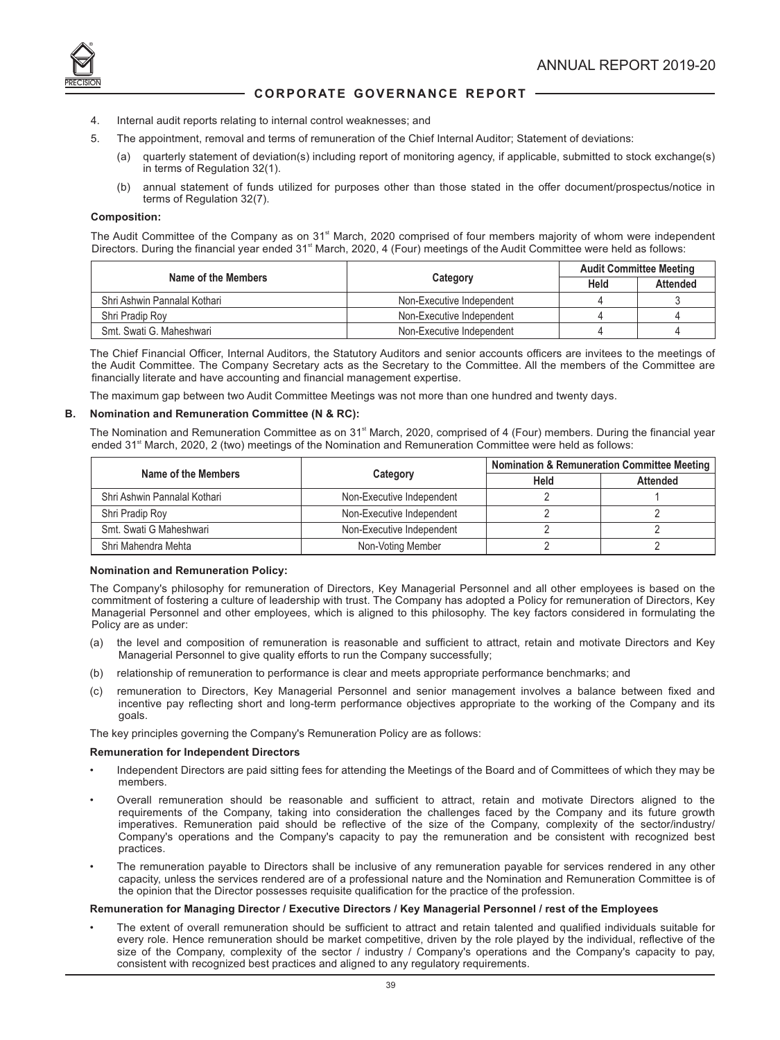4. Internal audit reports relating to internal control weaknesses; and
5. The appointment, removal and terms of remuneration of the Chief Internal Auditor; Statement of deviations:
   (a) quarterly statement of deviation(s) including report of monitoring agency, if applicable, submitted to stock exchange(s) in terms of Regulation 32(1).
   (b) annual statement of funds utilized for purposes other than those stated in the offer document/prospectus/notice in terms of Regulation 32(7).

**Composition:**

The Audit Committee of the Company as on 31st March, 2020 comprised of four members majority of whom were independent Directors. During the financial year ended 31st March, 2020, 4 (Four) meetings of the Audit Committee were held as follows:

| Name of the Members | Category | Audit Committee Meeting | |
|---|---|---|---|
| | | Held | Attended |
| Shri Ashwin Pannalal Kothari | Non-Executive Independent | 4 | 3 |
| Shri Pradip Roy | Non-Executive Independent | 4 | 4 |
| Smt. Swati G. Maheshwari | Non-Executive Independent | 4 | 4 |

The Chief Financial Officer, Internal Auditors, the Statutory Auditors and senior accounts officers are invitees to the meetings of the Audit Committee. The Company Secretary acts as the Secretary to the Committee. All the members of the Committee are financially literate and have accounting and financial management expertise.

The maximum gap between two Audit Committee Meetings was not more than one hundred and twenty days.

### B. Nomination and Remuneration Committee (N & RC):

The Nomination and Remuneration Committee as on 31st March, 2020, comprised of 4 (Four) members. During the financial year ended 31st March, 2020, 2 (two) meetings of the Nomination and Remuneration Committee were held as follows:

| Name of the Members | Category | Nomination & Remuneration Committee Meeting | |
|---|---|---|---|
| | | Held | Attended |
| Shri Ashwin Pannalal Kothari | Non-Executive Independent | 2 | 1 |
| Shri Pradip Roy | Non-Executive Independent | 2 | 2 |
| Smt. Swati G Maheshwari | Non-Executive Independent | 2 | 2 |
| Shri Mahendra Mehta | Non-Voting Member | 2 | 2 |

**Nomination and Remuneration Policy:**

The Company's philosophy for remuneration of Directors, Key Managerial Personnel and all other employees is based on the commitment of fostering a culture of leadership with trust. The Company has adopted a Policy for remuneration of Directors, Key Managerial Personnel and other employees, which is aligned to this philosophy. The key factors considered in formulating the Policy are as under:

(a) the level and composition of remuneration is reasonable and sufficient to attract, retain and motivate Directors and Key Managerial Personnel to give quality efforts to run the Company successfully;

(b) relationship of remuneration to performance is clear and meets appropriate performance benchmarks; and

(c) remuneration to Directors, Key Managerial Personnel and senior management involves a balance between fixed and incentive pay reflecting short and long-term performance objectives appropriate to the working of the Company and its goals.

The key principles governing the Company's Remuneration Policy are as follows:

**Remuneration for Independent Directors**

- Independent Directors are paid sitting fees for attending the Meetings of the Board and of Committees of which they may be members.
- Overall remuneration should be reasonable and sufficient to attract, retain and motivate Directors aligned to the requirements of the Company, taking into consideration the challenges faced by the Company and its future growth imperatives. Remuneration paid should be reflective of the size of the Company, complexity of the sector/industry/ Company's operations and the Company's capacity to pay the remuneration and be consistent with recognized best practices.
- The remuneration payable to Directors shall be inclusive of any remuneration payable for services rendered in any other capacity, unless the services rendered are of a professional nature and the Nomination and Remuneration Committee is of the opinion that the Director possesses requisite qualification for the practice of the profession.

**Remuneration for Managing Director / Executive Directors / Key Managerial Personnel / rest of the Employees**

- The extent of overall remuneration should be sufficient to attract and retain talented and qualified individuals suitable for every role. Hence remuneration should be market competitive, driven by the role played by the individual, reflective of the size of the Company, complexity of the sector / industry / Company's operations and the Company's capacity to pay, consistent with recognized best practices and aligned to any regulatory requirements.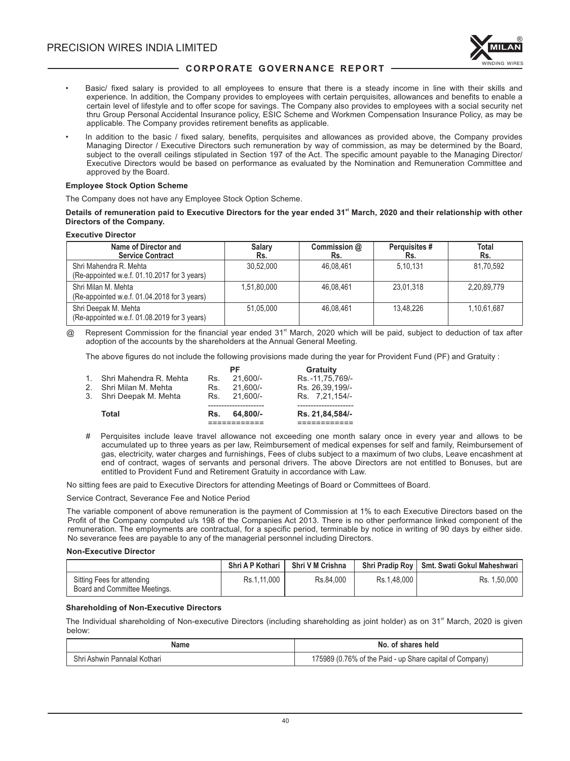- Basic/ fixed salary is provided to all employees to ensure that there is a steady income in line with their skills and experience. In addition, the Company provides to employees with certain perquisites, allowances and benefits to enable a certain level of lifestyle and to offer scope for savings. The Company also provides to employees with a social security net thru Group Personal Accidental Insurance policy, ESIC Scheme and Workmen Compensation Insurance Policy, as may be applicable. The Company provides retirement benefits as applicable.
- In addition to the basic / fixed salary, benefits, perquisites and allowances as provided above, the Company provides Managing Director / Executive Directors such remuneration by way of commission, as may be determined by the Board, subject to the overall ceilings stipulated in Section 197 of the Act. The specific amount payable to the Managing Director/ Executive Directors would be based on performance as evaluated by the Nomination and Remuneration Committee and approved by the Board.

**Employee Stock Option Scheme**

The Company does not have any Employee Stock Option Scheme.

**Details of remuneration paid to Executive Directors for the year ended 31st March, 2020 and their relationship with other Directors of the Company.**

**Executive Director**

| Name of Director and Service Contract | Salary Rs. | Commission @ Rs. | Perquisites # Rs. | Total Rs. |
|---|---|---|---|---|
| Shri Mahendra R. Mehta (Re-appointed w.e.f. 01.10.2017 for 3 years) | 30,52,000 | 46,08,461 | 5,10,131 | 81,70,592 |
| Shri Milan M. Mehta (Re-appointed w.e.f. 01.04.2018 for 3 years) | 1,51,80,000 | 46,08,461 | 23,01,318 | 2,20,89,779 |
| Shri Deepak M. Mehta (Re-appointed w.e.f. 01.08.2019 for 3 years) | 51,05,000 | 46,08,461 | 13,48,226 | 1,10,61,687 |

@ Represent Commission for the financial year ended 31st March, 2020 which will be paid, subject to deduction of tax after adoption of the accounts by the shareholders at the Annual General Meeting.

The above figures do not include the following provisions made during the year for Provident Fund (PF) and Gratuity :

| | | PF | Gratuity |
|---|---|---|---|
| 1. | Shri Mahendra R. Mehta | Rs. 21,600/- | Rs. -11,75,769/- |
| 2. | Shri Milan M. Mehta | Rs. 21,600/- | Rs. 26,39,199/- |
| 3. | Shri Deepak M. Mehta | Rs. 21,600/- | Rs. 7,21,154/- |
| | **Total** | **Rs. 64,800/-** | **Rs. 21,84,584/-** |

\# Perquisites include leave travel allowance not exceeding one month salary once in every year and allows to be accumulated up to three years as per law, Reimbursement of medical expenses for self and family, Reimbursement of gas, electricity, water charges and furnishings, Fees of clubs subject to a maximum of two clubs, Leave encashment at end of contract, wages of servants and personal drivers. The above Directors are not entitled to Bonuses, but are entitled to Provident Fund and Retirement Gratuity in accordance with Law.

No sitting fees are paid to Executive Directors for attending Meetings of Board or Committees of Board.

Service Contract, Severance Fee and Notice Period

The variable component of above remuneration is the payment of Commission at 1% to each Executive Directors based on the Profit of the Company computed u/s 198 of the Companies Act 2013. There is no other performance linked component of the remuneration. The employments are contractual, for a specific period, terminable by notice in writing of 90 days by either side. No severance fees are payable to any of the managerial personnel including Directors.

**Non-Executive Director**

| | Shri A P Kothari | Shri V M Crishna | Shri Pradip Roy | Smt. Swati Gokul Maheshwari |
|---|---|---|---|---|
| Sitting Fees for attending Board and Committee Meetings. | Rs.1,11,000 | Rs.84,000 | Rs.1,48,000 | Rs. 1,50,000 |

**Shareholding of Non-Executive Directors**

The Individual shareholding of Non-executive Directors (including shareholding as joint holder) as on 31st March, 2020 is given below:

| Name | No. of shares held |
|---|---|
| Shri Ashwin Pannalal Kothari | 175989 (0.76% of the Paid - up Share capital of Company) |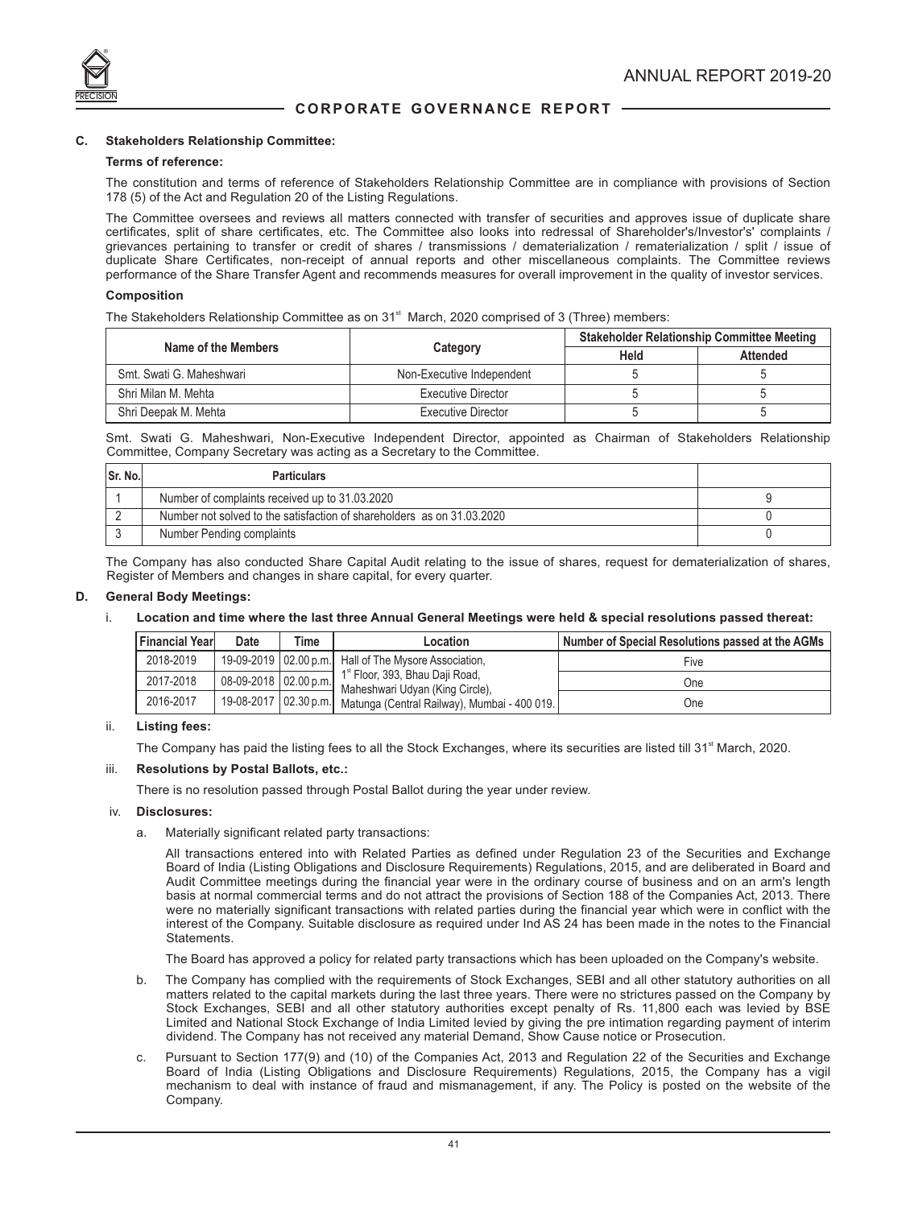## C. Stakeholders Relationship Committee:

**Terms of reference:**

The constitution and terms of reference of Stakeholders Relationship Committee are in compliance with provisions of Section 178 (5) of the Act and Regulation 20 of the Listing Regulations.

The Committee oversees and reviews all matters connected with transfer of securities and approves issue of duplicate share certificates, split of share certificates, etc. The Committee also looks into redressal of Shareholder's/Investor's' complaints / grievances pertaining to transfer or credit of shares / transmissions / dematerialization / rematerialization / split / issue of duplicate Share Certificates, non-receipt of annual reports and other miscellaneous complaints. The Committee reviews performance of the Share Transfer Agent and recommends measures for overall improvement in the quality of investor services.

**Composition**

The Stakeholders Relationship Committee as on 31st March, 2020 comprised of 3 (Three) members:

| Name of the Members | Category | Stakeholder Relationship Committee Meeting | |
|---|---|---|---|
| | | Held | Attended |
| Smt. Swati G. Maheshwari | Non-Executive Independent | 5 | 5 |
| Shri Milan M. Mehta | Executive Director | 5 | 5 |
| Shri Deepak M. Mehta | Executive Director | 5 | 5 |

Smt. Swati G. Maheshwari, Non-Executive Independent Director, appointed as Chairman of Stakeholders Relationship Committee, Company Secretary was acting as a Secretary to the Committee.

| Sr. No. | Particulars | |
|---|---|---|
| 1 | Number of complaints received up to 31.03.2020 | 9 |
| 2 | Number not solved to the satisfaction of shareholders as on 31.03.2020 | 0 |
| 3 | Number Pending complaints | 0 |

The Company has also conducted Share Capital Audit relating to the issue of shares, request for dematerialization of shares, Register of Members and changes in share capital, for every quarter.

## D. General Body Meetings:

i. **Location and time where the last three Annual General Meetings were held & special resolutions passed thereat:**

| Financial Year | Date | Time | Location | Number of Special Resolutions passed at the AGMs |
|---|---|---|---|---|
| 2018-2019 | 19-09-2019 | 02.00 p.m. | Hall of The Mysore Association, 1st Floor, 393, Bhau Daji Road, Maheshwari Udyan (King Circle), Matunga (Central Railway), Mumbai - 400 019. | Five |
| 2017-2018 | 08-09-2018 | 02.00 p.m. | | One |
| 2016-2017 | 19-08-2017 | 02.30 p.m. | | One |

ii. **Listing fees:**

The Company has paid the listing fees to all the Stock Exchanges, where its securities are listed till 31st March, 2020.

iii. **Resolutions by Postal Ballots, etc.:**

There is no resolution passed through Postal Ballot during the year under review.

iv. **Disclosures:**

a. Materially significant related party transactions:

All transactions entered into with Related Parties as defined under Regulation 23 of the Securities and Exchange Board of India (Listing Obligations and Disclosure Requirements) Regulations, 2015, and are deliberated in Board and Audit Committee meetings during the financial year were in the ordinary course of business and on an arm's length basis at normal commercial terms and do not attract the provisions of Section 188 of the Companies Act, 2013. There were no materially significant transactions with related parties during the financial year which were in conflict with the interest of the Company. Suitable disclosure as required under Ind AS 24 has been made in the notes to the Financial Statements.

The Board has approved a policy for related party transactions which has been uploaded on the Company's website.

b. The Company has complied with the requirements of Stock Exchanges, SEBI and all other statutory authorities on all matters related to the capital markets during the last three years. There were no strictures passed on the Company by Stock Exchanges, SEBI and all other statutory authorities except penalty of Rs. 11,800 each was levied by BSE Limited and National Stock Exchange of India Limited levied by giving the pre intimation regarding payment of interim dividend. The Company has not received any material Demand, Show Cause notice or Prosecution.

c. Pursuant to Section 177(9) and (10) of the Companies Act, 2013 and Regulation 22 of the Securities and Exchange Board of India (Listing Obligations and Disclosure Requirements) Regulations, 2015, the Company has a vigil mechanism to deal with instance of fraud and mismanagement, if any. The Policy is posted on the website of the Company.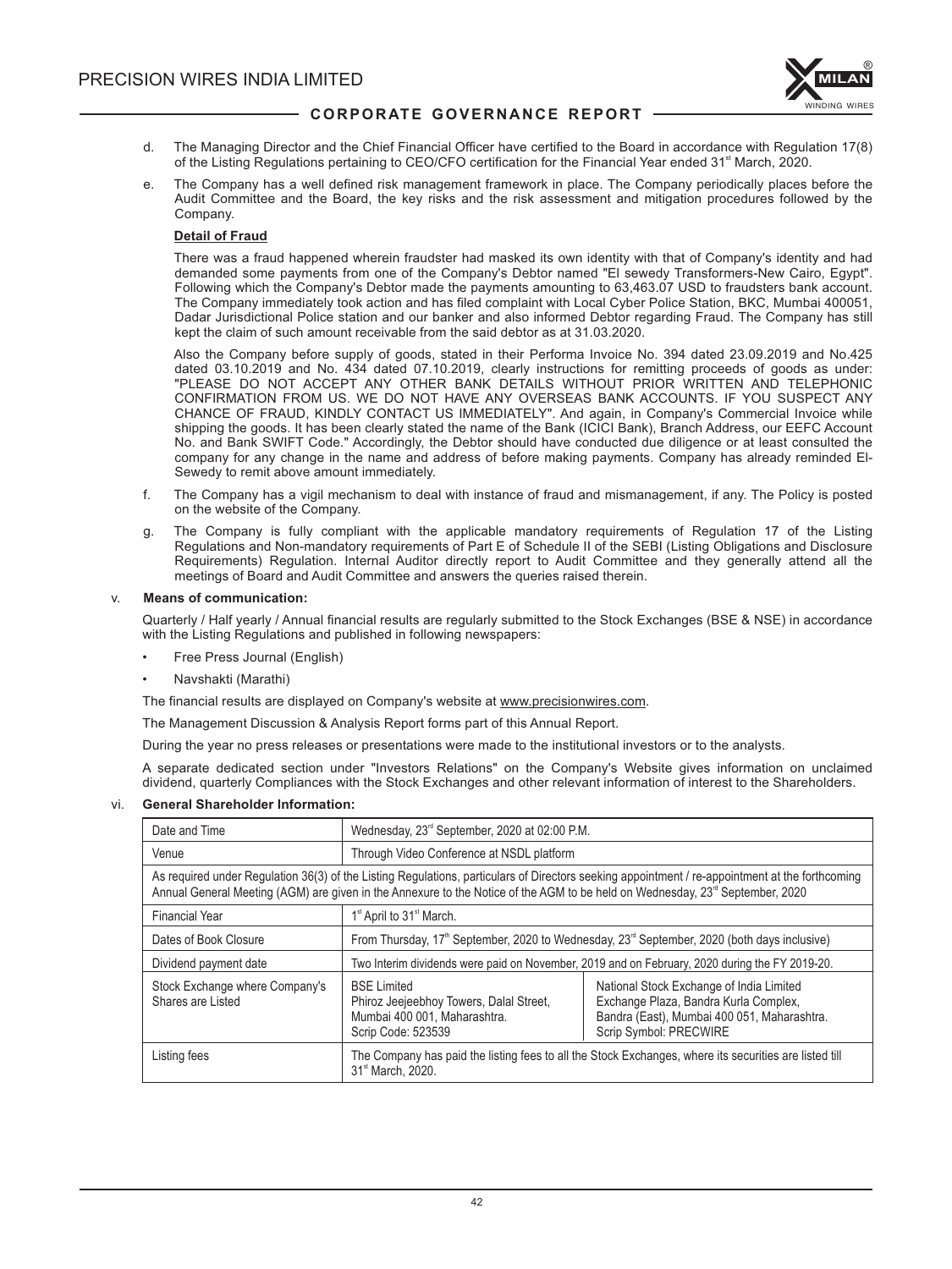d. The Managing Director and the Chief Financial Officer have certified to the Board in accordance with Regulation 17(8) of the Listing Regulations pertaining to CEO/CFO certification for the Financial Year ended 31st March, 2020.

e. The Company has a well defined risk management framework in place. The Company periodically places before the Audit Committee and the Board, the key risks and the risk assessment and mitigation procedures followed by the Company.

**Detail of Fraud**

There was a fraud happened wherein fraudster had masked its own identity with that of Company's identity and had demanded some payments from one of the Company's Debtor named "El sewedy Transformers-New Cairo, Egypt". Following which the Company's Debtor made the payments amounting to 63,463.07 USD to fraudsters bank account. The Company immediately took action and has filed complaint with Local Cyber Police Station, BKC, Mumbai 400051, Dadar Jurisdictional Police station and our banker and also informed Debtor regarding Fraud. The Company has still kept the claim of such amount receivable from the said debtor as at 31.03.2020.

Also the Company before supply of goods, stated in their Performa Invoice No. 394 dated 23.09.2019 and No.425 dated 03.10.2019 and No. 434 dated 07.10.2019, clearly instructions for remitting proceeds of goods as under: "PLEASE DO NOT ACCEPT ANY OTHER BANK DETAILS WITHOUT PRIOR WRITTEN AND TELEPHONIC CONFIRMATION FROM US. WE DO NOT HAVE ANY OVERSEAS BANK ACCOUNTS. IF YOU SUSPECT ANY CHANCE OF FRAUD, KINDLY CONTACT US IMMEDIATELY". And again, in Company's Commercial Invoice while shipping the goods. It has been clearly stated the name of the Bank (ICICI Bank), Branch Address, our EEFC Account No. and Bank SWIFT Code." Accordingly, the Debtor should have conducted due diligence or at least consulted the company for any change in the name and address of before making payments. Company has already reminded El-Sewedy to remit above amount immediately.

f. The Company has a vigil mechanism to deal with instance of fraud and mismanagement, if any. The Policy is posted on the website of the Company.

g. The Company is fully compliant with the applicable mandatory requirements of Regulation 17 of the Listing Regulations and Non-mandatory requirements of Part E of Schedule II of the SEBI (Listing Obligations and Disclosure Requirements) Regulation. Internal Auditor directly report to Audit Committee and they generally attend all the meetings of Board and Audit Committee and answers the queries raised therein.

v. **Means of communication:**

Quarterly / Half yearly / Annual financial results are regularly submitted to the Stock Exchanges (BSE & NSE) in accordance with the Listing Regulations and published in following newspapers:

- Free Press Journal (English)
- Navshakti (Marathi)

The financial results are displayed on Company's website at www.precisionwires.com.

The Management Discussion & Analysis Report forms part of this Annual Report.

During the year no press releases or presentations were made to the institutional investors or to the analysts.

A separate dedicated section under "Investors Relations" on the Company's Website gives information on unclaimed dividend, quarterly Compliances with the Stock Exchanges and other relevant information of interest to the Shareholders.

vi. **General Shareholder Information:**

| Date and Time | Wednesday, 23rd September, 2020 at 02:00 P.M. | |
|---|---|---|
| Venue | Through Video Conference at NSDL platform | |
| As required under Regulation 36(3) of the Listing Regulations, particulars of Directors seeking appointment / re-appointment at the forthcoming Annual General Meeting (AGM) are given in the Annexure to the Notice of the AGM to be held on Wednesday, 23rd September, 2020 | | |
| Financial Year | 1st April to 31st March. | |
| Dates of Book Closure | From Thursday, 17th September, 2020 to Wednesday, 23rd September, 2020 (both days inclusive) | |
| Dividend payment date | Two Interim dividends were paid on November, 2019 and on February, 2020 during the FY 2019-20. | |
| Stock Exchange where Company's Shares are Listed | BSE Limited<br>Phiroz Jeejeebhoy Towers, Dalal Street, Mumbai 400 001, Maharashtra.<br>Scrip Code: 523539 | National Stock Exchange of India Limited<br>Exchange Plaza, Bandra Kurla Complex, Bandra (East), Mumbai 400 051, Maharashtra.<br>Scrip Symbol: PRECWIRE |
| Listing fees | The Company has paid the listing fees to all the Stock Exchanges, where its securities are listed till 31st March, 2020. | |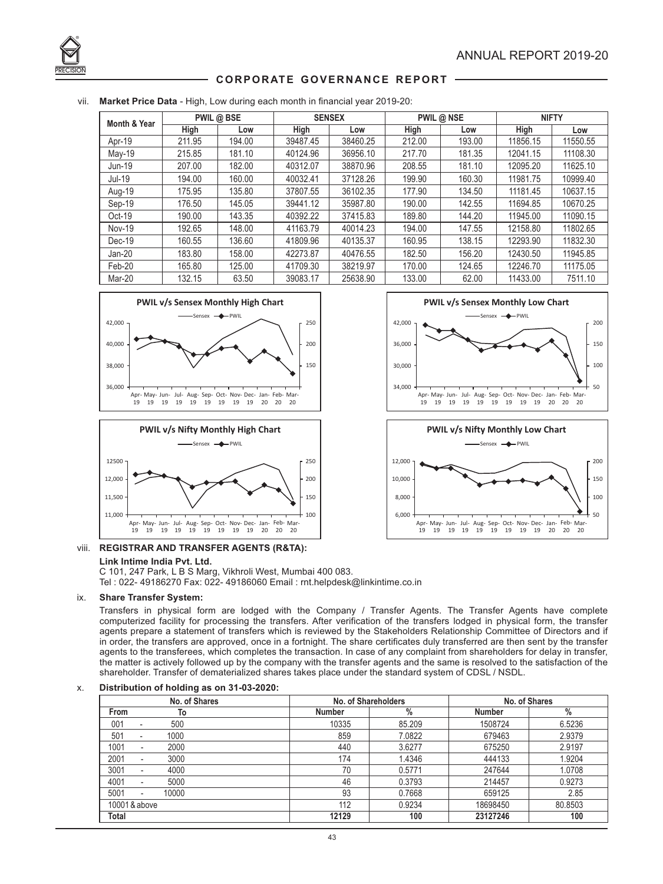## CORPORATE GOVERNANCE REPORT

vii. **Market Price Data** - High, Low during each month in financial year 2019-20:

| Month & Year | PWIL @ BSE | | SENSEX | | PWIL @ NSE | | NIFTY | |
|---|---|---|---|---|---|---|---|---|
| | High | Low | High | Low | High | Low | High | Low |
| Apr-19 | 211.95 | 194.00 | 39487.45 | 38460.25 | 212.00 | 193.00 | 11856.15 | 11550.55 |
| May-19 | 215.85 | 181.10 | 40124.96 | 36956.10 | 217.70 | 181.35 | 12041.15 | 11108.30 |
| Jun-19 | 207.00 | 182.00 | 40312.07 | 38870.96 | 208.55 | 181.10 | 12095.20 | 11625.10 |
| Jul-19 | 194.00 | 160.00 | 40032.41 | 37128.26 | 199.90 | 160.30 | 11981.75 | 10999.40 |
| Aug-19 | 175.95 | 135.80 | 37807.55 | 36102.35 | 177.90 | 134.50 | 11181.45 | 10637.15 |
| Sep-19 | 176.50 | 145.05 | 39441.12 | 35987.80 | 190.00 | 142.55 | 11694.85 | 10670.25 |
| Oct-19 | 190.00 | 143.35 | 40392.22 | 37415.83 | 189.80 | 144.20 | 11945.00 | 11090.15 |
| Nov-19 | 192.65 | 148.00 | 41163.79 | 40014.23 | 194.00 | 147.55 | 12158.80 | 11802.65 |
| Dec-19 | 160.55 | 136.60 | 41809.96 | 40135.37 | 160.95 | 138.15 | 12293.90 | 11832.30 |
| Jan-20 | 183.80 | 158.00 | 42273.87 | 40476.55 | 182.50 | 156.20 | 12430.50 | 11945.85 |
| Feb-20 | 165.80 | 125.00 | 41709.30 | 38219.97 | 170.00 | 124.65 | 12246.70 | 11175.05 |
| Mar-20 | 132.15 | 63.50 | 39083.17 | 25638.90 | 133.00 | 62.00 | 11433.00 | 7511.10 |

viii. **REGISTRAR AND TRANSFER AGENTS (R&TA):**

**Link Intime India Pvt. Ltd.**
C 101, 247 Park, L B S Marg, Vikhroli West, Mumbai 400 083.
Tel : 022- 49186270 Fax: 022- 49186060 Email : rnt.helpdesk@linkintime.co.in

ix. **Share Transfer System:**

Transfers in physical form are lodged with the Company / Transfer Agents. The Transfer Agents have complete computerized facility for processing the transfers. After verification of the transfers lodged in physical form, the transfer agents prepare a statement of transfers which is reviewed by the Stakeholders Relationship Committee of Directors and if in order, the transfers are approved, once in a fortnight. The share certificates duly transferred are then sent by the transfer agents to the transferees, which completes the transaction. In case of any complaint from shareholders for delay in transfer, the matter is actively followed up by the company with the transfer agents and the same is resolved to the satisfaction of the shareholder. Transfer of dematerialized shares takes place under the standard system of CDSL / NSDL.

x. **Distribution of holding as on 31-03-2020:**

| No. of Shares | | No. of Shareholders | | No. of Shares | |
|---|---|---|---|---|---|
| From | To | Number | % | Number | % |
| 001 - | 500 | 10335 | 85.209 | 1508724 | 6.5236 |
| 501 - | 1000 | 859 | 7.0822 | 679463 | 2.9379 |
| 1001 - | 2000 | 440 | 3.6277 | 675250 | 2.9197 |
| 2001 - | 3000 | 174 | 1.4346 | 444133 | 1.9204 |
| 3001 - | 4000 | 70 | 0.5771 | 247644 | 1.0708 |
| 4001 - | 5000 | 46 | 0.3793 | 214457 | 0.9273 |
| 5001 - | 10000 | 93 | 0.7668 | 659125 | 2.85 |
| 10001 & above | | 112 | 0.9234 | 18698450 | 80.8503 |
| **Total** | | **12129** | **100** | **23127246** | **100** |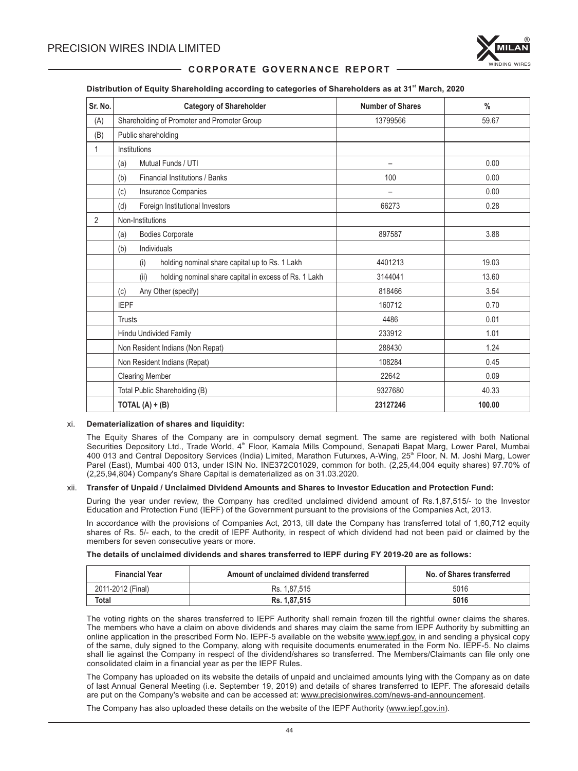**Distribution of Equity Shareholding according to categories of Shareholders as at 31[st] March, 2020**

| Sr. No. | Category of Shareholder | Number of Shares | % |
|---|---|---|---|
| (A) | Shareholding of Promoter and Promoter Group | 13799566 | 59.67 |
| (B) | Public shareholding | | |
| 1 | Institutions | | |
| | (a) Mutual Funds / UTI | – | 0.00 |
| | (b) Financial Institutions / Banks | 100 | 0.00 |
| | (c) Insurance Companies | – | 0.00 |
| | (d) Foreign Institutional Investors | 66273 | 0.28 |
| 2 | Non-Institutions | | |
| | (a) Bodies Corporate | 897587 | 3.88 |
| | (b) Individuals | | |
| | (i) holding nominal share capital up to Rs. 1 Lakh | 4401213 | 19.03 |
| | (ii) holding nominal share capital in excess of Rs. 1 Lakh | 3144041 | 13.60 |
| | (c) Any Other (specify) | 818466 | 3.54 |
| | IEPF | 160712 | 0.70 |
| | Trusts | 4486 | 0.01 |
| | Hindu Undivided Family | 233912 | 1.01 |
| | Non Resident Indians (Non Repat) | 288430 | 1.24 |
| | Non Resident Indians (Repat) | 108284 | 0.45 |
| | Clearing Member | 22642 | 0.09 |
| | Total Public Shareholding (B) | 9327680 | 40.33 |
| | **TOTAL (A) + (B)** | **23127246** | **100.00** |

xi. **Dematerialization of shares and liquidity:**

The Equity Shares of the Company are in compulsory demat segment. The same are registered with both National Securities Depository Ltd., Trade World, 4[th] Floor, Kamala Mills Compound, Senapati Bapat Marg, Lower Parel, Mumbai 400 013 and Central Depository Services (India) Limited, Marathon Futurxes, A-Wing, 25[th] Floor, N. M. Joshi Marg, Lower Parel (East), Mumbai 400 013, under ISIN No. INE372C01029, common for both. (2,25,44,004 equity shares) 97.70% of (2,25,94,804) Company's Share Capital is dematerialized as on 31.03.2020.

xii. **Transfer of Unpaid / Unclaimed Dividend Amounts and Shares to Investor Education and Protection Fund:**

During the year under review, the Company has credited unclaimed dividend amount of Rs.1,87,515/- to the Investor Education and Protection Fund (IEPF) of the Government pursuant to the provisions of the Companies Act, 2013.

In accordance with the provisions of Companies Act, 2013, till date the Company has transferred total of 1,60,712 equity shares of Rs. 5/- each, to the credit of IEPF Authority, in respect of which dividend had not been paid or claimed by the members for seven consecutive years or more.

**The details of unclaimed dividends and shares transferred to IEPF during FY 2019-20 are as follows:**

| Financial Year | Amount of unclaimed dividend transferred | No. of Shares transferred |
|---|---|---|
| 2011-2012 (Final) | Rs. 1,87,515 | 5016 |
| **Total** | **Rs. 1,87,515** | **5016** |

The voting rights on the shares transferred to IEPF Authority shall remain frozen till the rightful owner claims the shares. The members who have a claim on above dividends and shares may claim the same from IEPF Authority by submitting an online application in the prescribed Form No. IEPF-5 available on the website www.iepf.gov. in and sending a physical copy of the same, duly signed to the Company, along with requisite documents enumerated in the Form No. IEPF-5. No claims shall lie against the Company in respect of the dividend/shares so transferred. The Members/Claimants can file only one consolidated claim in a financial year as per the IEPF Rules.

The Company has uploaded on its website the details of unpaid and unclaimed amounts lying with the Company as on date of last Annual General Meeting (i.e. September 19, 2019) and details of shares transferred to IEPF. The aforesaid details are put on the Company's website and can be accessed at: www.precisionwires.com/news-and-announcement.

The Company has also uploaded these details on the website of the IEPF Authority (www.iepf.gov.in).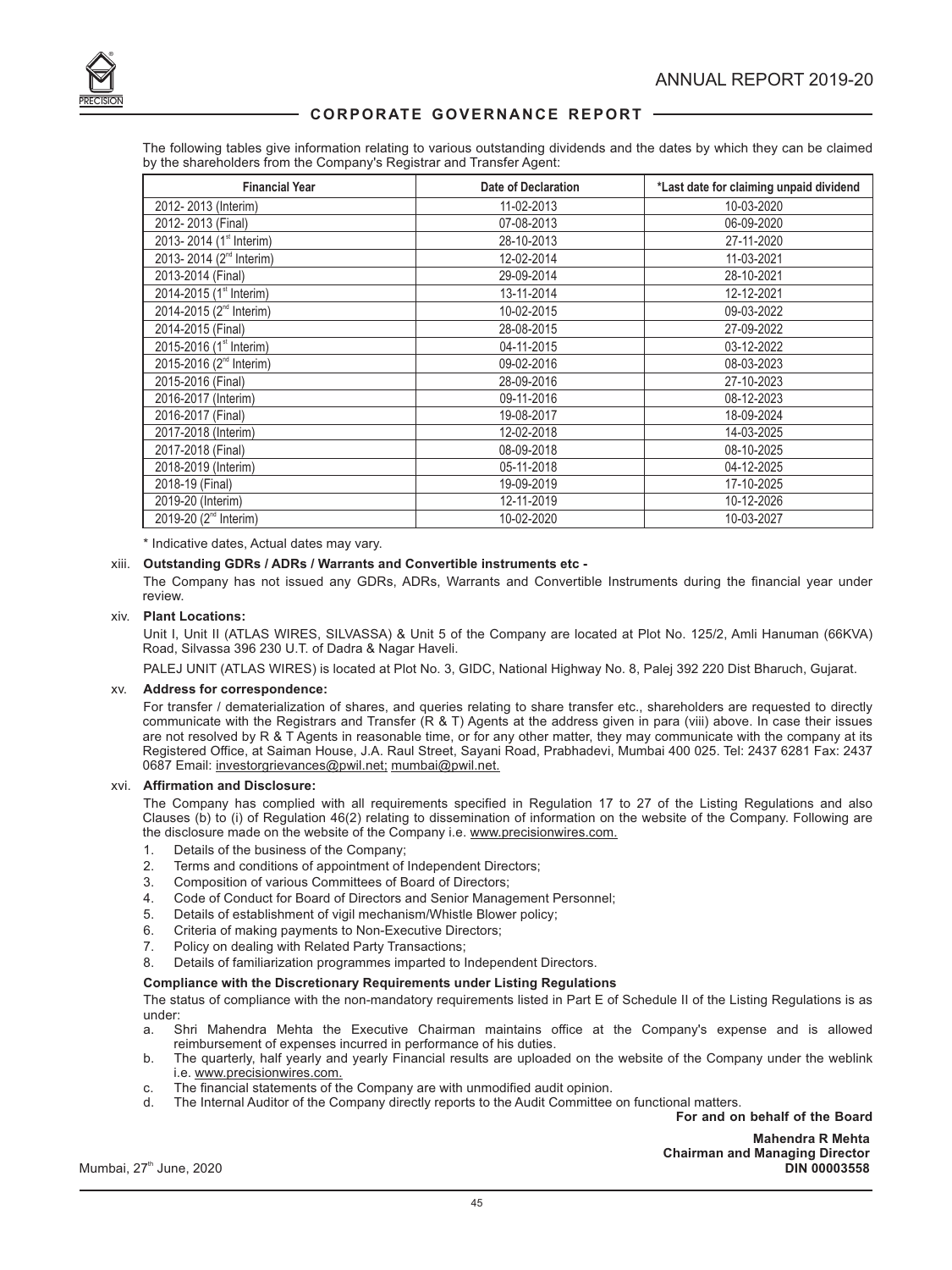The following tables give information relating to various outstanding dividends and the dates by which they can be claimed by the shareholders from the Company's Registrar and Transfer Agent:

| Financial Year | Date of Declaration | *Last date for claiming unpaid dividend |
|---|---|---|
| 2012- 2013 (Interim) | 11-02-2013 | 10-03-2020 |
| 2012- 2013 (Final) | 07-08-2013 | 06-09-2020 |
| 2013- 2014 (1st Interim) | 28-10-2013 | 27-11-2020 |
| 2013- 2014 (2nd Interim) | 12-02-2014 | 11-03-2021 |
| 2013-2014 (Final) | 29-09-2014 | 28-10-2021 |
| 2014-2015 (1st Interim) | 13-11-2014 | 12-12-2021 |
| 2014-2015 (2nd Interim) | 10-02-2015 | 09-03-2022 |
| 2014-2015 (Final) | 28-08-2015 | 27-09-2022 |
| 2015-2016 (1st Interim) | 04-11-2015 | 03-12-2022 |
| 2015-2016 (2nd Interim) | 09-02-2016 | 08-03-2023 |
| 2015-2016 (Final) | 28-09-2016 | 27-10-2023 |
| 2016-2017 (Interim) | 09-11-2016 | 08-12-2023 |
| 2016-2017 (Final) | 19-08-2017 | 18-09-2024 |
| 2017-2018 (Interim) | 12-02-2018 | 14-03-2025 |
| 2017-2018 (Final) | 08-09-2018 | 08-10-2025 |
| 2018-2019 (Interim) | 05-11-2018 | 04-12-2025 |
| 2018-19 (Final) | 19-09-2019 | 17-10-2025 |
| 2019-20 (Interim) | 12-11-2019 | 10-12-2026 |
| 2019-20 (2nd Interim) | 10-02-2020 | 10-03-2027 |

\* Indicative dates, Actual dates may vary.

xiii. **Outstanding GDRs / ADRs / Warrants and Convertible instruments etc -**

The Company has not issued any GDRs, ADRs, Warrants and Convertible Instruments during the financial year under review.

xiv. **Plant Locations:**

Unit I, Unit II (ATLAS WIRES, SILVASSA) & Unit 5 of the Company are located at Plot No. 125/2, Amli Hanuman (66KVA) Road, Silvassa 396 230 U.T. of Dadra & Nagar Haveli.

PALEJ UNIT (ATLAS WIRES) is located at Plot No. 3, GIDC, National Highway No. 8, Palej 392 220 Dist Bharuch, Gujarat.

xv. **Address for correspondence:**

For transfer / dematerialization of shares, and queries relating to share transfer etc., shareholders are requested to directly communicate with the Registrars and Transfer (R & T) Agents at the address given in para (viii) above. In case their issues are not resolved by R & T Agents in reasonable time, or for any other matter, they may communicate with the company at its Registered Office, at Saiman House, J.A. Raul Street, Sayani Road, Prabhadevi, Mumbai 400 025. Tel: 2437 6281 Fax: 2437 0687 Email: investorgrievances@pwil.net; mumbai@pwil.net.

xvi. **Affirmation and Disclosure:**

The Company has complied with all requirements specified in Regulation 17 to 27 of the Listing Regulations and also Clauses (b) to (i) of Regulation 46(2) relating to dissemination of information on the website of the Company. Following are the disclosure made on the website of the Company i.e. www.precisionwires.com.

1. Details of the business of the Company;
2. Terms and conditions of appointment of Independent Directors;
3. Composition of various Committees of Board of Directors;
4. Code of Conduct for Board of Directors and Senior Management Personnel;
5. Details of establishment of vigil mechanism/Whistle Blower policy;
6. Criteria of making payments to Non-Executive Directors;
7. Policy on dealing with Related Party Transactions;
8. Details of familiarization programmes imparted to Independent Directors.

**Compliance with the Discretionary Requirements under Listing Regulations**

The status of compliance with the non-mandatory requirements listed in Part E of Schedule II of the Listing Regulations is as under:

a. Shri Mahendra Mehta the Executive Chairman maintains office at the Company's expense and is allowed reimbursement of expenses incurred in performance of his duties.
b. The quarterly, half yearly and yearly Financial results are uploaded on the website of the Company under the weblink i.e. www.precisionwires.com.
c. The financial statements of the Company are with unmodified audit opinion.
d. The Internal Auditor of the Company directly reports to the Audit Committee on functional matters.

**For and on behalf of the Board**

**Mahendra R Mehta**
**Chairman and Managing Director**
**DIN 00003558**

Mumbai, 27th June, 2020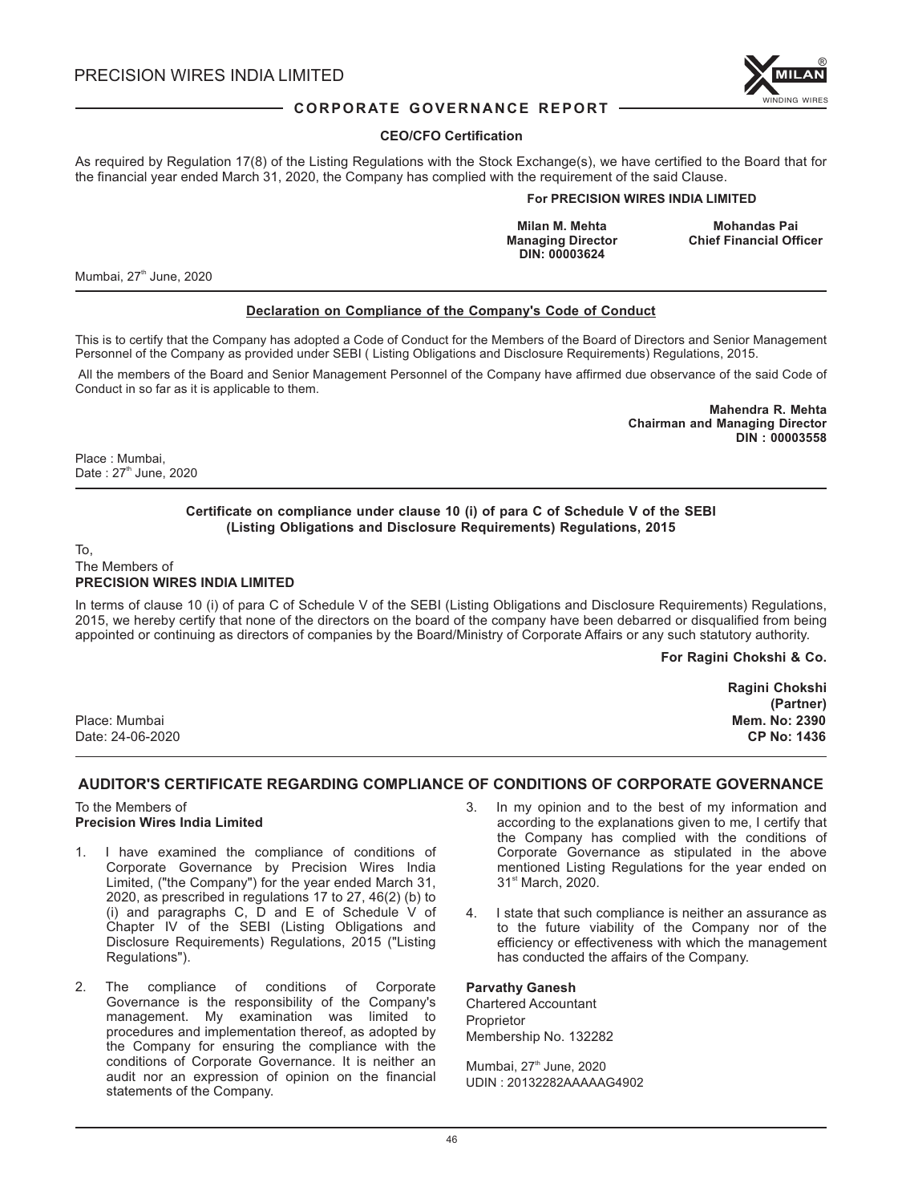## CEO/CFO Certification

As required by Regulation 17(8) of the Listing Regulations with the Stock Exchange(s), we have certified to the Board that for the financial year ended March 31, 2020, the Company has complied with the requirement of the said Clause.

**For PRECISION WIRES INDIA LIMITED**

| | |
|---|---|
| **Milan M. Mehta** | **Mohandas Pai** |
| **Managing Director** | **Chief Financial Officer** |
| **DIN: 00003624** | |

Mumbai, 27th June, 2020

## Declaration on Compliance of the Company's Code of Conduct

This is to certify that the Company has adopted a Code of Conduct for the Members of the Board of Directors and Senior Management Personnel of the Company as provided under SEBI ( Listing Obligations and Disclosure Requirements) Regulations, 2015.

All the members of the Board and Senior Management Personnel of the Company have affirmed due observance of the said Code of Conduct in so far as it is applicable to them.

**Mahendra R. Mehta**
**Chairman and Managing Director**
**DIN : 00003558**

Place : Mumbai,
Date : 27th June, 2020

## Certificate on compliance under clause 10 (i) of para C of Schedule V of the SEBI (Listing Obligations and Disclosure Requirements) Regulations, 2015

To,
The Members of
**PRECISION WIRES INDIA LIMITED**

In terms of clause 10 (i) of para C of Schedule V of the SEBI (Listing Obligations and Disclosure Requirements) Regulations, 2015, we hereby certify that none of the directors on the board of the company have been debarred or disqualified from being appointed or continuing as directors of companies by the Board/Ministry of Corporate Affairs or any such statutory authority.

**For Ragini Chokshi & Co.**

**Ragini Chokshi**
**(Partner)**
**Mem. No: 2390**
**CP No: 1436**

Place: Mumbai
Date: 24-06-2020

## AUDITOR'S CERTIFICATE REGARDING COMPLIANCE OF CONDITIONS OF CORPORATE GOVERNANCE

To the Members of
**Precision Wires India Limited**

1. I have examined the compliance of conditions of Corporate Governance by Precision Wires India Limited, ("the Company") for the year ended March 31, 2020, as prescribed in regulations 17 to 27, 46(2) (b) to (i) and paragraphs C, D and E of Schedule V of Chapter IV of the SEBI (Listing Obligations and Disclosure Requirements) Regulations, 2015 ("Listing Regulations").

2. The compliance of conditions of Corporate Governance is the responsibility of the Company's management. My examination was limited to procedures and implementation thereof, as adopted by the Company for ensuring the compliance with the conditions of Corporate Governance. It is neither an audit nor an expression of opinion on the financial statements of the Company.

3. In my opinion and to the best of my information and according to the explanations given to me, I certify that the Company has complied with the conditions of Corporate Governance as stipulated in the above mentioned Listing Regulations for the year ended on 31st March, 2020.

4. I state that such compliance is neither an assurance as to the future viability of the Company nor of the efficiency or effectiveness with which the management has conducted the affairs of the Company.

**Parvathy Ganesh**
Chartered Accountant
Proprietor
Membership No. 132282

Mumbai, 27th June, 2020
UDIN : 20132282AAAAAG4902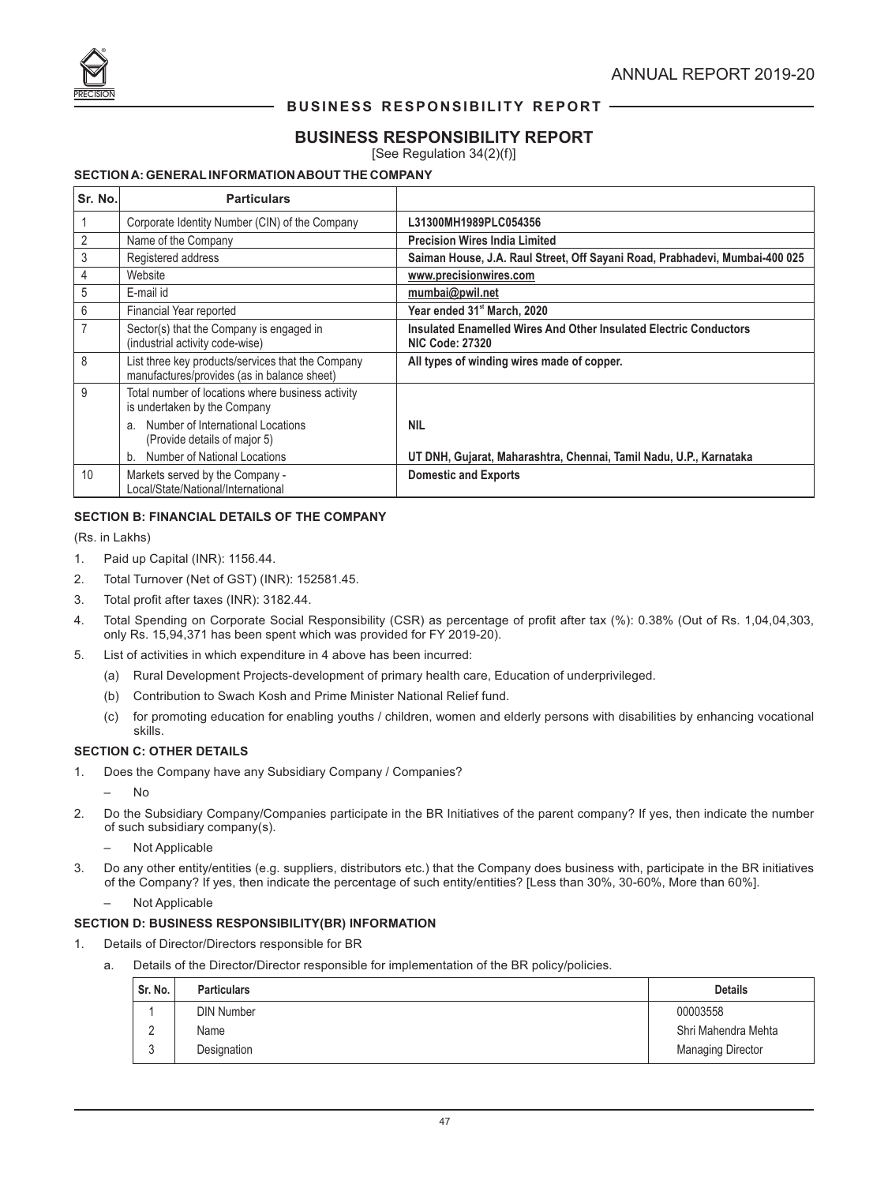# BUSINESS RESPONSIBILITY REPORT

[See Regulation 34(2)(f)]

### SECTION A: GENERAL INFORMATION ABOUT THE COMPANY

| Sr. No. | Particulars | |
|---|---|---|
| 1 | Corporate Identity Number (CIN) of the Company | **L31300MH1989PLC054356** |
| 2 | Name of the Company | **Precision Wires India Limited** |
| 3 | Registered address | **Saiman House, J.A. Raul Street, Off Sayani Road, Prabhadevi, Mumbai-400 025** |
| 4 | Website | **www.precisionwires.com** |
| 5 | E-mail id | **mumbai@pwil.net** |
| 6 | Financial Year reported | **Year ended 31st March, 2020** |
| 7 | Sector(s) that the Company is engaged in (industrial activity code-wise) | **Insulated Enamelled Wires And Other Insulated Electric Conductors NIC Code: 27320** |
| 8 | List three key products/services that the Company manufactures/provides (as in balance sheet) | **All types of winding wires made of copper.** |
| 9 | Total number of locations where business activity is undertaken by the Company | |
| | a. Number of International Locations (Provide details of major 5) | **NIL** |
| | b. Number of National Locations | **UT DNH, Gujarat, Maharashtra, Chennai, Tamil Nadu, U.P., Karnataka** |
| 10 | Markets served by the Company - Local/State/National/International | **Domestic and Exports** |

### SECTION B: FINANCIAL DETAILS OF THE COMPANY

(Rs. in Lakhs)

1. Paid up Capital (INR): 1156.44.
2. Total Turnover (Net of GST) (INR): 152581.45.
3. Total profit after taxes (INR): 3182.44.
4. Total Spending on Corporate Social Responsibility (CSR) as percentage of profit after tax (%): 0.38% (Out of Rs. 1,04,04,303, only Rs. 15,94,371 has been spent which was provided for FY 2019-20).
5. List of activities in which expenditure in 4 above has been incurred:
   (a) Rural Development Projects-development of primary health care, Education of underprivileged.
   (b) Contribution to Swach Kosh and Prime Minister National Relief fund.
   (c) for promoting education for enabling youths / children, women and elderly persons with disabilities by enhancing vocational skills.

### SECTION C: OTHER DETAILS

1. Does the Company have any Subsidiary Company / Companies?
   – No
2. Do the Subsidiary Company/Companies participate in the BR Initiatives of the parent company? If yes, then indicate the number of such subsidiary company(s).
   – Not Applicable
3. Do any other entity/entities (e.g. suppliers, distributors etc.) that the Company does business with, participate in the BR initiatives of the Company? If yes, then indicate the percentage of such entity/entities? [Less than 30%, 30-60%, More than 60%].
   – Not Applicable

### SECTION D: BUSINESS RESPONSIBILITY(BR) INFORMATION

1. Details of Director/Directors responsible for BR
   a. Details of the Director/Director responsible for implementation of the BR policy/policies.

| Sr. No. | Particulars | Details |
|---|---|---|
| 1 | DIN Number | 00003558 |
| 2 | Name | Shri Mahendra Mehta |
| 3 | Designation | Managing Director |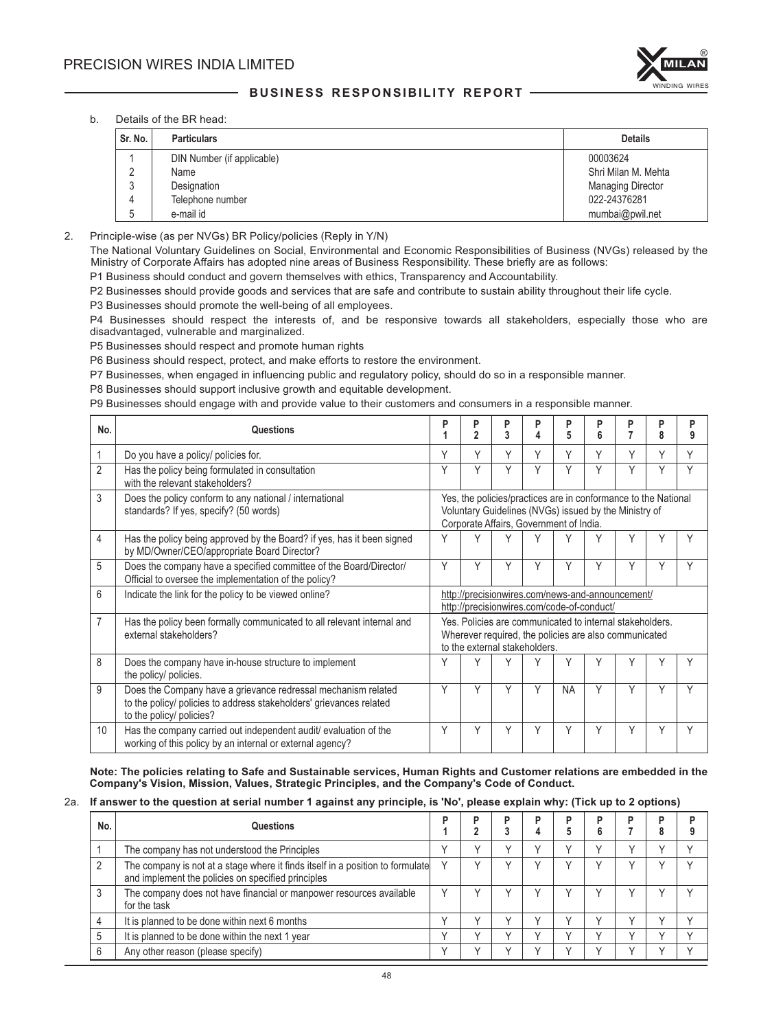b. Details of the BR head:

| Sr. No. | Particulars | Details |
|---|---|---|
| 1 | DIN Number (if applicable) | 00003624 |
| 2 | Name | Shri Milan M. Mehta |
| 3 | Designation | Managing Director |
| 4 | Telephone number | 022-24376281 |
| 5 | e-mail id | mumbai@pwil.net |

2. Principle-wise (as per NVGs) BR Policy/policies (Reply in Y/N)

The National Voluntary Guidelines on Social, Environmental and Economic Responsibilities of Business (NVGs) released by the Ministry of Corporate Affairs has adopted nine areas of Business Responsibility. These briefly are as follows:

P1 Business should conduct and govern themselves with ethics, Transparency and Accountability.

P2 Businesses should provide goods and services that are safe and contribute to sustain ability throughout their life cycle.

P3 Businesses should promote the well-being of all employees.

P4 Businesses should respect the interests of, and be responsive towards all stakeholders, especially those who are disadvantaged, vulnerable and marginalized.

P5 Businesses should respect and promote human rights

P6 Business should respect, protect, and make efforts to restore the environment.

P7 Businesses, when engaged in influencing public and regulatory policy, should do so in a responsible manner.

P8 Businesses should support inclusive growth and equitable development.

P9 Businesses should engage with and provide value to their customers and consumers in a responsible manner.

| No. | Questions | P 1 | P 2 | P 3 | P 4 | P 5 | P 6 | P 7 | P 8 | P 9 |
|---|---|---|---|---|---|---|---|---|---|---|
| 1 | Do you have a policy/ policies for. | Y | Y | Y | Y | Y | Y | Y | Y | Y |
| 2 | Has the policy being formulated in consultation with the relevant stakeholders? | Y | Y | Y | Y | Y | Y | Y | Y | Y |
| 3 | Does the policy conform to any national / international standards? If yes, specify? (50 words) | Yes, the policies/practices are in conformance to the National Voluntary Guidelines (NVGs) issued by the Ministry of Corporate Affairs, Government of India. | | | | | | | | |
| 4 | Has the policy being approved by the Board? if yes, has it been signed by MD/Owner/CEO/appropriate Board Director? | Y | Y | Y | Y | Y | Y | Y | Y | Y |
| 5 | Does the company have a specified committee of the Board/Director/ Official to oversee the implementation of the policy? | Y | Y | Y | Y | Y | Y | Y | Y | Y |
| 6 | Indicate the link for the policy to be viewed online? | http://precisionwires.com/news-and-announcement/ http://precisionwires.com/code-of-conduct/ | | | | | | | | |
| 7 | Has the policy been formally communicated to all relevant internal and external stakeholders? | Yes. Policies are communicated to internal stakeholders. Wherever required, the policies are also communicated to the external stakeholders. | | | | | | | | |
| 8 | Does the company have in-house structure to implement the policy/ policies. | Y | Y | Y | Y | Y | Y | Y | Y | Y |
| 9 | Does the Company have a grievance redressal mechanism related to the policy/ policies to address stakeholders' grievances related to the policy/ policies? | Y | Y | Y | Y | NA | Y | Y | Y | Y |
| 10 | Has the company carried out independent audit/ evaluation of the working of this policy by an internal or external agency? | Y | Y | Y | Y | Y | Y | Y | Y | Y |

**Note: The policies relating to Safe and Sustainable services, Human Rights and Customer relations are embedded in the Company's Vision, Mission, Values, Strategic Principles, and the Company's Code of Conduct.**

2a. **If answer to the question at serial number 1 against any principle, is 'No', please explain why: (Tick up to 2 options)**

| No. | Questions | P 1 | P 2 | P 3 | P 4 | P 5 | P 6 | P 7 | P 8 | P 9 |
|---|---|---|---|---|---|---|---|---|---|---|
| 1 | The company has not understood the Principles | Y | Y | Y | Y | Y | Y | Y | Y | Y |
| 2 | The company is not at a stage where it finds itself in a position to formulate and implement the policies on specified principles | Y | Y | Y | Y | Y | Y | Y | Y | Y |
| 3 | The company does not have financial or manpower resources available for the task | Y | Y | Y | Y | Y | Y | Y | Y | Y |
| 4 | It is planned to be done within next 6 months | Y | Y | Y | Y | Y | Y | Y | Y | Y |
| 5 | It is planned to be done within the next 1 year | Y | Y | Y | Y | Y | Y | Y | Y | Y |
| 6 | Any other reason (please specify) | Y | Y | Y | Y | Y | Y | Y | Y | Y |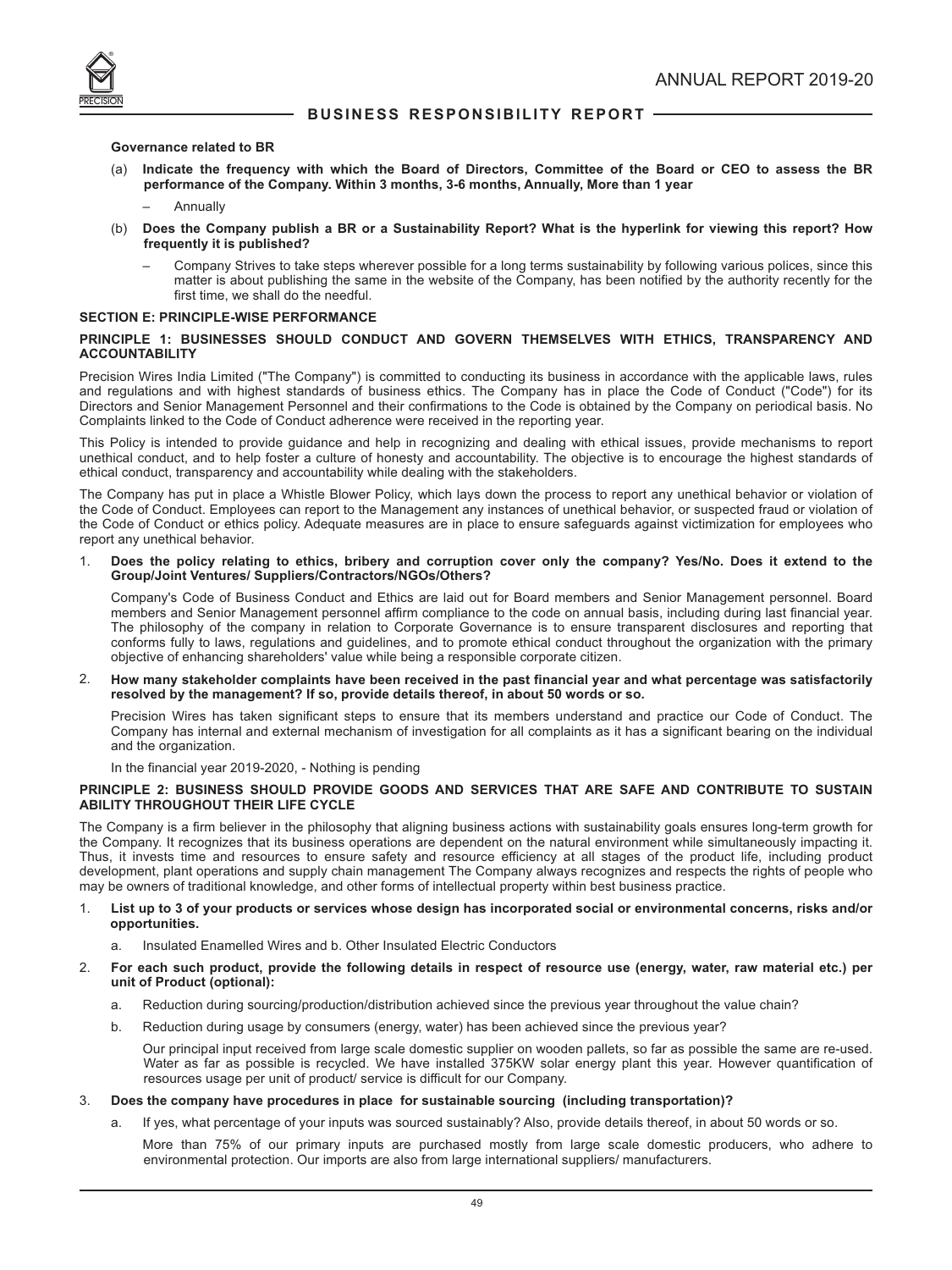**Governance related to BR**

(a) **Indicate the frequency with which the Board of Directors, Committee of the Board or CEO to assess the BR performance of the Company. Within 3 months, 3-6 months, Annually, More than 1 year**

– Annually

(b) **Does the Company publish a BR or a Sustainability Report? What is the hyperlink for viewing this report? How frequently it is published?**

– Company Strives to take steps wherever possible for a long terms sustainability by following various polices, since this matter is about publishing the same in the website of the Company, has been notified by the authority recently for the first time, we shall do the needful.

## SECTION E: PRINCIPLE-WISE PERFORMANCE

### PRINCIPLE 1: BUSINESSES SHOULD CONDUCT AND GOVERN THEMSELVES WITH ETHICS, TRANSPARENCY AND ACCOUNTABILITY

Precision Wires India Limited ("The Company") is committed to conducting its business in accordance with the applicable laws, rules and regulations and with highest standards of business ethics. The Company has in place the Code of Conduct ("Code") for its Directors and Senior Management Personnel and their confirmations to the Code is obtained by the Company on periodical basis. No Complaints linked to the Code of Conduct adherence were received in the reporting year.

This Policy is intended to provide guidance and help in recognizing and dealing with ethical issues, provide mechanisms to report unethical conduct, and to help foster a culture of honesty and accountability. The objective is to encourage the highest standards of ethical conduct, transparency and accountability while dealing with the stakeholders.

The Company has put in place a Whistle Blower Policy, which lays down the process to report any unethical behavior or violation of the Code of Conduct. Employees can report to the Management any instances of unethical behavior, or suspected fraud or violation of the Code of Conduct or ethics policy. Adequate measures are in place to ensure safeguards against victimization for employees who report any unethical behavior.

1. **Does the policy relating to ethics, bribery and corruption cover only the company? Yes/No. Does it extend to the Group/Joint Ventures/ Suppliers/Contractors/NGOs/Others?**

   Company's Code of Business Conduct and Ethics are laid out for Board members and Senior Management personnel. Board members and Senior Management personnel affirm compliance to the code on annual basis, including during last financial year. The philosophy of the company in relation to Corporate Governance is to ensure transparent disclosures and reporting that conforms fully to laws, regulations and guidelines, and to promote ethical conduct throughout the organization with the primary objective of enhancing shareholders' value while being a responsible corporate citizen.

2. **How many stakeholder complaints have been received in the past financial year and what percentage was satisfactorily resolved by the management? If so, provide details thereof, in about 50 words or so.**

   Precision Wires has taken significant steps to ensure that its members understand and practice our Code of Conduct. The Company has internal and external mechanism of investigation for all complaints as it has a significant bearing on the individual and the organization.

   In the financial year 2019-2020, - Nothing is pending

### PRINCIPLE 2: BUSINESS SHOULD PROVIDE GOODS AND SERVICES THAT ARE SAFE AND CONTRIBUTE TO SUSTAIN ABILITY THROUGHOUT THEIR LIFE CYCLE

The Company is a firm believer in the philosophy that aligning business actions with sustainability goals ensures long-term growth for the Company. It recognizes that its business operations are dependent on the natural environment while simultaneously impacting it. Thus, it invests time and resources to ensure safety and resource efficiency at all stages of the product life, including product development, plant operations and supply chain management The Company always recognizes and respects the rights of people who may be owners of traditional knowledge, and other forms of intellectual property within best business practice.

1. **List up to 3 of your products or services whose design has incorporated social or environmental concerns, risks and/or opportunities.**

   a. Insulated Enamelled Wires and b. Other Insulated Electric Conductors

2. **For each such product, provide the following details in respect of resource use (energy, water, raw material etc.) per unit of Product (optional):**

   a. Reduction during sourcing/production/distribution achieved since the previous year throughout the value chain?

   b. Reduction during usage by consumers (energy, water) has been achieved since the previous year?

   Our principal input received from large scale domestic supplier on wooden pallets, so far as possible the same are re-used. Water as far as possible is recycled. We have installed 375KW solar energy plant this year. However quantification of resources usage per unit of product/ service is difficult for our Company.

3. **Does the company have procedures in place for sustainable sourcing (including transportation)?**

   a. If yes, what percentage of your inputs was sourced sustainably? Also, provide details thereof, in about 50 words or so.

   More than 75% of our primary inputs are purchased mostly from large scale domestic producers, who adhere to environmental protection. Our imports are also from large international suppliers/ manufacturers.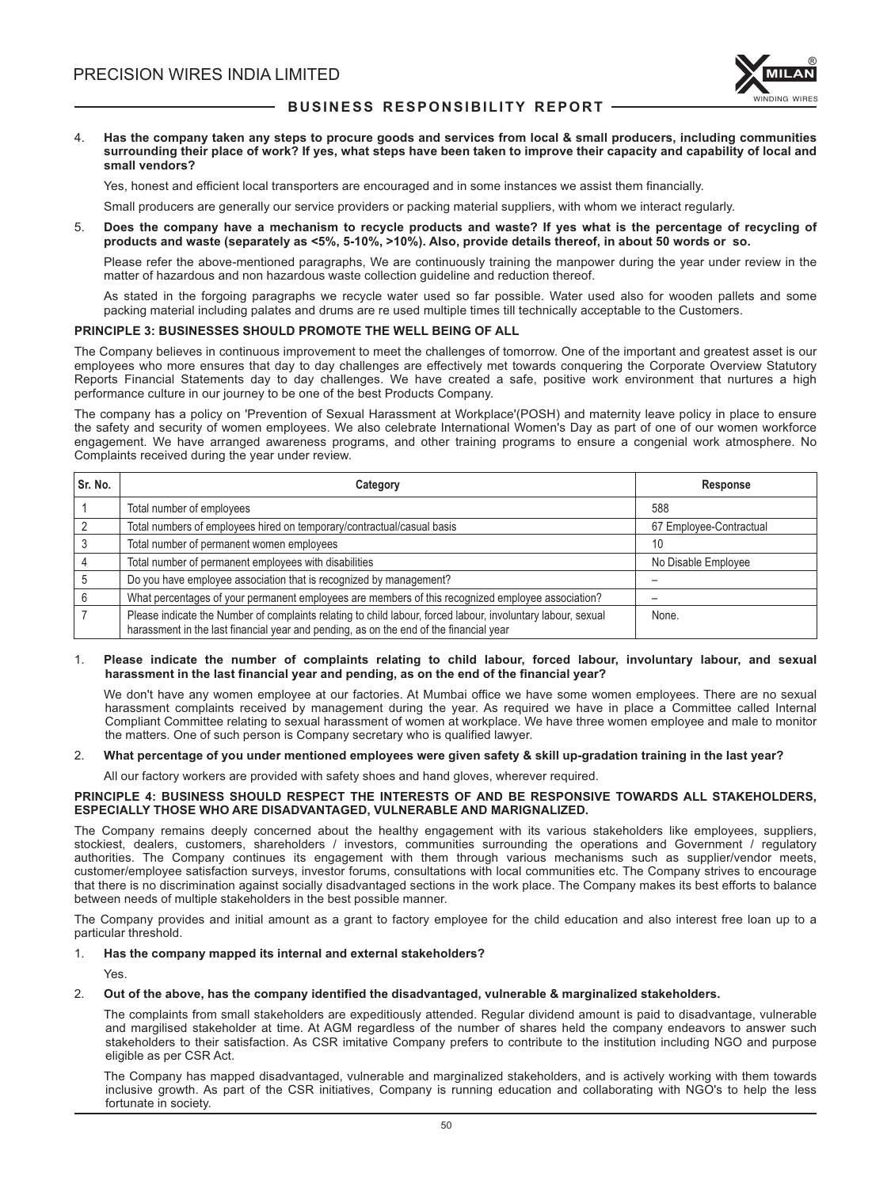4. **Has the company taken any steps to procure goods and services from local & small producers, including communities surrounding their place of work? If yes, what steps have been taken to improve their capacity and capability of local and small vendors?**

   Yes, honest and efficient local transporters are encouraged and in some instances we assist them financially.

   Small producers are generally our service providers or packing material suppliers, with whom we interact regularly.

5. **Does the company have a mechanism to recycle products and waste? If yes what is the percentage of recycling of products and waste (separately as <5%, 5-10%, >10%). Also, provide details thereof, in about 50 words or so.**

   Please refer the above-mentioned paragraphs, We are continuously training the manpower during the year under review in the matter of hazardous and non hazardous waste collection guideline and reduction thereof.

   As stated in the forgoing paragraphs we recycle water used so far possible. Water used also for wooden pallets and some packing material including palates and drums are re used multiple times till technically acceptable to the Customers.

**PRINCIPLE 3: BUSINESSES SHOULD PROMOTE THE WELL BEING OF ALL**

The Company believes in continuous improvement to meet the challenges of tomorrow. One of the important and greatest asset is our employees who more ensures that day to day challenges are effectively met towards conquering the Corporate Overview Statutory Reports Financial Statements day to day challenges. We have created a safe, positive work environment that nurtures a high performance culture in our journey to be one of the best Products Company.

The company has a policy on 'Prevention of Sexual Harassment at Workplace'(POSH) and maternity leave policy in place to ensure the safety and security of women employees. We also celebrate International Women's Day as part of one of our women workforce engagement. We have arranged awareness programs, and other training programs to ensure a congenial work atmosphere. No Complaints received during the year under review.

| Sr. No. | Category | Response |
|---|---|---|
| 1 | Total number of employees | 588 |
| 2 | Total numbers of employees hired on temporary/contractual/casual basis | 67 Employee-Contractual |
| 3 | Total number of permanent women employees | 10 |
| 4 | Total number of permanent employees with disabilities | No Disable Employee |
| 5 | Do you have employee association that is recognized by management? | – |
| 6 | What percentages of your permanent employees are members of this recognized employee association? | – |
| 7 | Please indicate the Number of complaints relating to child labour, forced labour, involuntary labour, sexual harassment in the last financial year and pending, as on the end of the financial year | None. |

1. **Please indicate the number of complaints relating to child labour, forced labour, involuntary labour, and sexual harassment in the last financial year and pending, as on the end of the financial year?**

   We don't have any women employee at our factories. At Mumbai office we have some women employees. There are no sexual harassment complaints received by management during the year. As required we have in place a Committee called Internal Compliant Committee relating to sexual harassment of women at workplace. We have three women employee and male to monitor the matters. One of such person is Company secretary who is qualified lawyer.

2. **What percentage of you under mentioned employees were given safety & skill up-gradation training in the last year?**

   All our factory workers are provided with safety shoes and hand gloves, wherever required.

**PRINCIPLE 4: BUSINESS SHOULD RESPECT THE INTERESTS OF AND BE RESPONSIVE TOWARDS ALL STAKEHOLDERS, ESPECIALLY THOSE WHO ARE DISADVANTAGED, VULNERABLE AND MARIGNALIZED.**

The Company remains deeply concerned about the healthy engagement with its various stakeholders like employees, suppliers, stockiest, dealers, customers, shareholders / investors, communities surrounding the operations and Government / regulatory authorities. The Company continues its engagement with them through various mechanisms such as supplier/vendor meets, customer/employee satisfaction surveys, investor forums, consultations with local communities etc. The Company strives to encourage that there is no discrimination against socially disadvantaged sections in the work place. The Company makes its best efforts to balance between needs of multiple stakeholders in the best possible manner.

The Company provides and initial amount as a grant to factory employee for the child education and also interest free loan up to a particular threshold.

1. **Has the company mapped its internal and external stakeholders?**

   Yes.

2. **Out of the above, has the company identified the disadvantaged, vulnerable & marginalized stakeholders.**

   The complaints from small stakeholders are expeditiously attended. Regular dividend amount is paid to disadvantage, vulnerable and margilised stakeholder at time. At AGM regardless of the number of shares held the company endeavors to answer such stakeholders to their satisfaction. As CSR imitative Company prefers to contribute to the institution including NGO and purpose eligible as per CSR Act.

   The Company has mapped disadvantaged, vulnerable and marginalized stakeholders, and is actively working with them towards inclusive growth. As part of the CSR initiatives, Company is running education and collaborating with NGO's to help the less fortunate in society.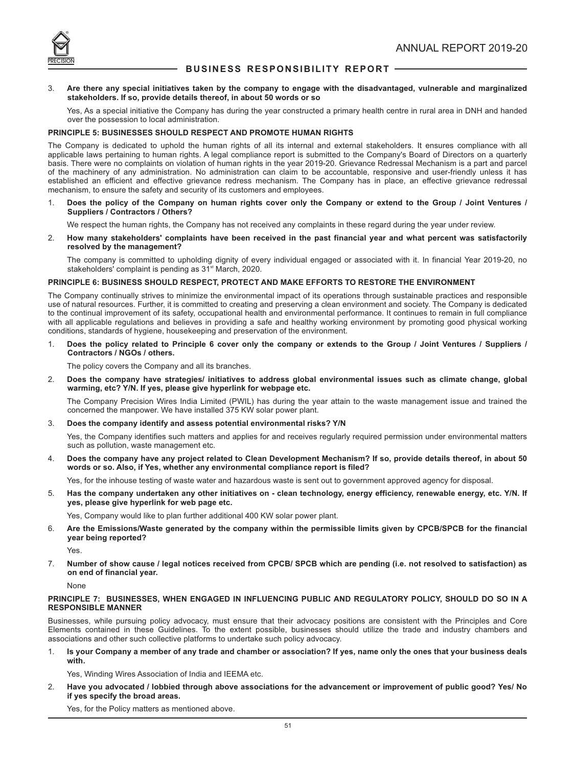3. **Are there any special initiatives taken by the company to engage with the disadvantaged, vulnerable and marginalized stakeholders. If so, provide details thereof, in about 50 words or so**

   Yes, As a special initiative the Company has during the year constructed a primary health centre in rural area in DNH and handed over the possession to local administration.

**PRINCIPLE 5: BUSINESSES SHOULD RESPECT AND PROMOTE HUMAN RIGHTS**

The Company is dedicated to uphold the human rights of all its internal and external stakeholders. It ensures compliance with all applicable laws pertaining to human rights. A legal compliance report is submitted to the Company's Board of Directors on a quarterly basis. There were no complaints on violation of human rights in the year 2019-20. Grievance Redressal Mechanism is a part and parcel of the machinery of any administration. No administration can claim to be accountable, responsive and user-friendly unless it has established an efficient and effective grievance redress mechanism. The Company has in place, an effective grievance redressal mechanism, to ensure the safety and security of its customers and employees.

1. **Does the policy of the Company on human rights cover only the Company or extend to the Group / Joint Ventures / Suppliers / Contractors / Others?**

   We respect the human rights, the Company has not received any complaints in these regard during the year under review.

2. **How many stakeholders' complaints have been received in the past financial year and what percent was satisfactorily resolved by the management?**

   The company is committed to upholding dignity of every individual engaged or associated with it. In financial Year 2019-20, no stakeholders' complaint is pending as 31st March, 2020.

**PRINCIPLE 6: BUSINESS SHOULD RESPECT, PROTECT AND MAKE EFFORTS TO RESTORE THE ENVIRONMENT**

The Company continually strives to minimize the environmental impact of its operations through sustainable practices and responsible use of natural resources. Further, it is committed to creating and preserving a clean environment and society. The Company is dedicated to the continual improvement of its safety, occupational health and environmental performance. It continues to remain in full compliance with all applicable regulations and believes in providing a safe and healthy working environment by promoting good physical working conditions, standards of hygiene, housekeeping and preservation of the environment.

1. **Does the policy related to Principle 6 cover only the company or extends to the Group / Joint Ventures / Suppliers / Contractors / NGOs / others.**

   The policy covers the Company and all its branches.

2. **Does the company have strategies/ initiatives to address global environmental issues such as climate change, global warming, etc? Y/N. If yes, please give hyperlink for webpage etc.**

   The Company Precision Wires India Limited (PWIL) has during the year attain to the waste management issue and trained the concerned the manpower. We have installed 375 KW solar power plant.

3. **Does the company identify and assess potential environmental risks? Y/N**

   Yes, the Company identifies such matters and applies for and receives regularly required permission under environmental matters such as pollution, waste management etc.

4. **Does the company have any project related to Clean Development Mechanism? If so, provide details thereof, in about 50 words or so. Also, if Yes, whether any environmental compliance report is filed?**

   Yes, for the inhouse testing of waste water and hazardous waste is sent out to government approved agency for disposal.

5. **Has the company undertaken any other initiatives on - clean technology, energy efficiency, renewable energy, etc. Y/N. If yes, please give hyperlink for web page etc.**

   Yes, Company would like to plan further additional 400 KW solar power plant.

6. **Are the Emissions/Waste generated by the company within the permissible limits given by CPCB/SPCB for the financial year being reported?**

   Yes.

7. **Number of show cause / legal notices received from CPCB/ SPCB which are pending (i.e. not resolved to satisfaction) as on end of financial year.**

   None

**PRINCIPLE 7: BUSINESSES, WHEN ENGAGED IN INFLUENCING PUBLIC AND REGULATORY POLICY, SHOULD DO SO IN A RESPONSIBLE MANNER**

Businesses, while pursuing policy advocacy, must ensure that their advocacy positions are consistent with the Principles and Core Elements contained in these Guidelines. To the extent possible, businesses should utilize the trade and industry chambers and associations and other such collective platforms to undertake such policy advocacy.

1. **Is your Company a member of any trade and chamber or association? If yes, name only the ones that your business deals with.**

   Yes, Winding Wires Association of India and IEEMA etc.

2. **Have you advocated / lobbied through above associations for the advancement or improvement of public good? Yes/ No if yes specify the broad areas.**

   Yes, for the Policy matters as mentioned above.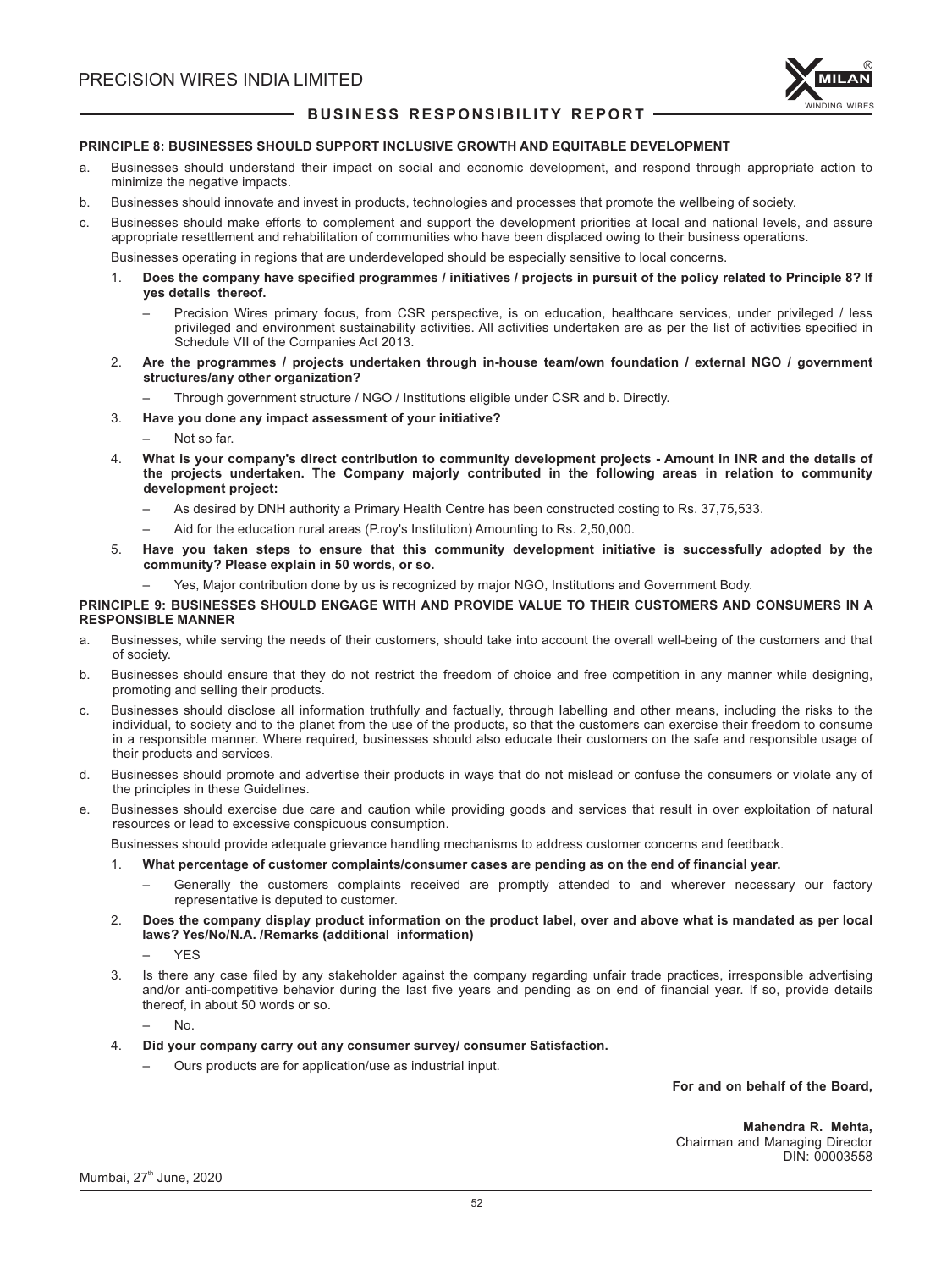**PRINCIPLE 8: BUSINESSES SHOULD SUPPORT INCLUSIVE GROWTH AND EQUITABLE DEVELOPMENT**

a. Businesses should understand their impact on social and economic development, and respond through appropriate action to minimize the negative impacts.

b. Businesses should innovate and invest in products, technologies and processes that promote the wellbeing of society.

c. Businesses should make efforts to complement and support the development priorities at local and national levels, and assure appropriate resettlement and rehabilitation of communities who have been displaced owing to their business operations.

Businesses operating in regions that are underdeveloped should be especially sensitive to local concerns.

1. **Does the company have specified programmes / initiatives / projects in pursuit of the policy related to Principle 8? If yes details thereof.**
   - Precision Wires primary focus, from CSR perspective, is on education, healthcare services, under privileged / less privileged and environment sustainability activities. All activities undertaken are as per the list of activities specified in Schedule VII of the Companies Act 2013.

2. **Are the programmes / projects undertaken through in-house team/own foundation / external NGO / government structures/any other organization?**
   - Through government structure / NGO / Institutions eligible under CSR and b. Directly.

3. **Have you done any impact assessment of your initiative?**
   - Not so far.

4. **What is your company's direct contribution to community development projects - Amount in INR and the details of the projects undertaken. The Company majorly contributed in the following areas in relation to community development project:**
   - As desired by DNH authority a Primary Health Centre has been constructed costing to Rs. 37,75,533.
   - Aid for the education rural areas (P.roy's Institution) Amounting to Rs. 2,50,000.

5. **Have you taken steps to ensure that this community development initiative is successfully adopted by the community? Please explain in 50 words, or so.**
   - Yes, Major contribution done by us is recognized by major NGO, Institutions and Government Body.

**PRINCIPLE 9: BUSINESSES SHOULD ENGAGE WITH AND PROVIDE VALUE TO THEIR CUSTOMERS AND CONSUMERS IN A RESPONSIBLE MANNER**

a. Businesses, while serving the needs of their customers, should take into account the overall well-being of the customers and that of society.

b. Businesses should ensure that they do not restrict the freedom of choice and free competition in any manner while designing, promoting and selling their products.

c. Businesses should disclose all information truthfully and factually, through labelling and other means, including the risks to the individual, to society and to the planet from the use of the products, so that the customers can exercise their freedom to consume in a responsible manner. Where required, businesses should also educate their customers on the safe and responsible usage of their products and services.

d. Businesses should promote and advertise their products in ways that do not mislead or confuse the consumers or violate any of the principles in these Guidelines.

e. Businesses should exercise due care and caution while providing goods and services that result in over exploitation of natural resources or lead to excessive conspicuous consumption.

Businesses should provide adequate grievance handling mechanisms to address customer concerns and feedback.

1. **What percentage of customer complaints/consumer cases are pending as on the end of financial year.**
   - Generally the customers complaints received are promptly attended to and wherever necessary our factory representative is deputed to customer.

2. **Does the company display product information on the product label, over and above what is mandated as per local laws? Yes/No/N.A. /Remarks (additional information)**
   - YES

3. Is there any case filed by any stakeholder against the company regarding unfair trade practices, irresponsible advertising and/or anti-competitive behavior during the last five years and pending as on end of financial year. If so, provide details thereof, in about 50 words or so.
   - No.

4. **Did your company carry out any consumer survey/ consumer Satisfaction.**
   - Ours products are for application/use as industrial input.

**For and on behalf of the Board,**

**Mahendra R. Mehta,**
Chairman and Managing Director
DIN: 00003558

Mumbai, 27th June, 2020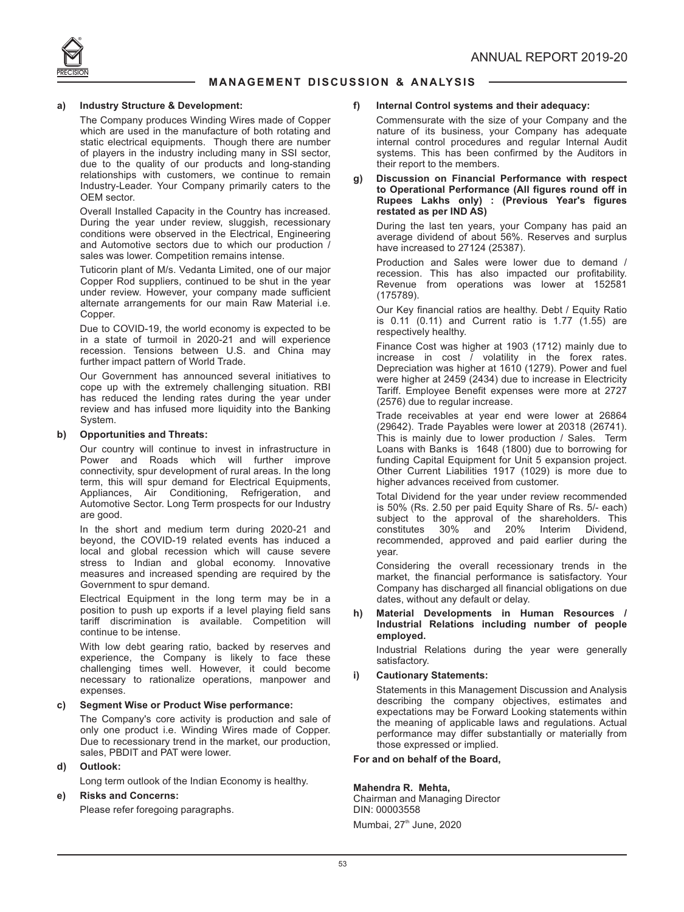## MANAGEMENT DISCUSSION & ANALYSIS

**a) Industry Structure & Development:**

The Company produces Winding Wires made of Copper which are used in the manufacture of both rotating and static electrical equipments. Though there are number of players in the industry including many in SSI sector, due to the quality of our products and long-standing relationships with customers, we continue to remain Industry-Leader. Your Company primarily caters to the OEM sector.

Overall Installed Capacity in the Country has increased. During the year under review, sluggish, recessionary conditions were observed in the Electrical, Engineering and Automotive sectors due to which our production / sales was lower. Competition remains intense.

Tuticorin plant of M/s. Vedanta Limited, one of our major Copper Rod suppliers, continued to be shut in the year under review. However, your company made sufficient alternate arrangements for our main Raw Material i.e. Copper.

Due to COVID-19, the world economy is expected to be in a state of turmoil in 2020-21 and will experience recession. Tensions between U.S. and China may further impact pattern of World Trade.

Our Government has announced several initiatives to cope up with the extremely challenging situation. RBI has reduced the lending rates during the year under review and has infused more liquidity into the Banking System.

**b) Opportunities and Threats:**

Our country will continue to invest in infrastructure in Power and Roads which will further improve connectivity, spur development of rural areas. In the long term, this will spur demand for Electrical Equipments, Appliances, Air Conditioning, Refrigeration, and Automotive Sector. Long Term prospects for our Industry are good.

In the short and medium term during 2020-21 and beyond, the COVID-19 related events has induced a local and global recession which will cause severe stress to Indian and global economy. Innovative measures and increased spending are required by the Government to spur demand.

Electrical Equipment in the long term may be in a position to push up exports if a level playing field sans tariff discrimination is available. Competition will continue to be intense.

With low debt gearing ratio, backed by reserves and experience, the Company is likely to face these challenging times well. However, it could become necessary to rationalize operations, manpower and expenses.

**c) Segment Wise or Product Wise performance:**

The Company's core activity is production and sale of only one product i.e. Winding Wires made of Copper. Due to recessionary trend in the market, our production, sales, PBDIT and PAT were lower.

**d) Outlook:**

Long term outlook of the Indian Economy is healthy.

**e) Risks and Concerns:**

Please refer foregoing paragraphs.

**f) Internal Control systems and their adequacy:**

Commensurate with the size of your Company and the nature of its business, your Company has adequate internal control procedures and regular Internal Audit systems. This has been confirmed by the Auditors in their report to the members.

**g) Discussion on Financial Performance with respect to Operational Performance (All figures round off in Rupees Lakhs only) : (Previous Year's figures restated as per IND AS)**

During the last ten years, your Company has paid an average dividend of about 56%. Reserves and surplus have increased to 27124 (25387).

Production and Sales were lower due to demand / recession. This has also impacted our profitability. Revenue from operations was lower at 152581 (175789).

Our Key financial ratios are healthy. Debt / Equity Ratio is 0.11 (0.11) and Current ratio is 1.77 (1.55) are respectively healthy.

Finance Cost was higher at 1903 (1712) mainly due to increase in cost / volatility in the forex rates. Depreciation was higher at 1610 (1279). Power and fuel were higher at 2459 (2434) due to increase in Electricity Tariff. Employee Benefit expenses were more at 2727 (2576) due to regular increase.

Trade receivables at year end were lower at 26864 (29642). Trade Payables were lower at 20318 (26741). This is mainly due to lower production / Sales. Term Loans with Banks is 1648 (1800) due to borrowing for funding Capital Equipment for Unit 5 expansion project. Other Current Liabilities 1917 (1029) is more due to higher advances received from customer.

Total Dividend for the year under review recommended is 50% (Rs. 2.50 per paid Equity Share of Rs. 5/- each) subject to the approval of the shareholders. This constitutes 30% and 20% Interim Dividend, recommended, approved and paid earlier during the year.

Considering the overall recessionary trends in the market, the financial performance is satisfactory. Your Company has discharged all financial obligations on due dates, without any default or delay.

**h) Material Developments in Human Resources / Industrial Relations including number of people employed.**

Industrial Relations during the year were generally satisfactory.

**i) Cautionary Statements:**

Statements in this Management Discussion and Analysis describing the company objectives, estimates and expectations may be Forward Looking statements within the meaning of applicable laws and regulations. Actual performance may differ substantially or materially from those expressed or implied.

**For and on behalf of the Board,**

**Mahendra R. Mehta,**
Chairman and Managing Director
DIN: 00003558

Mumbai, 27th June, 2020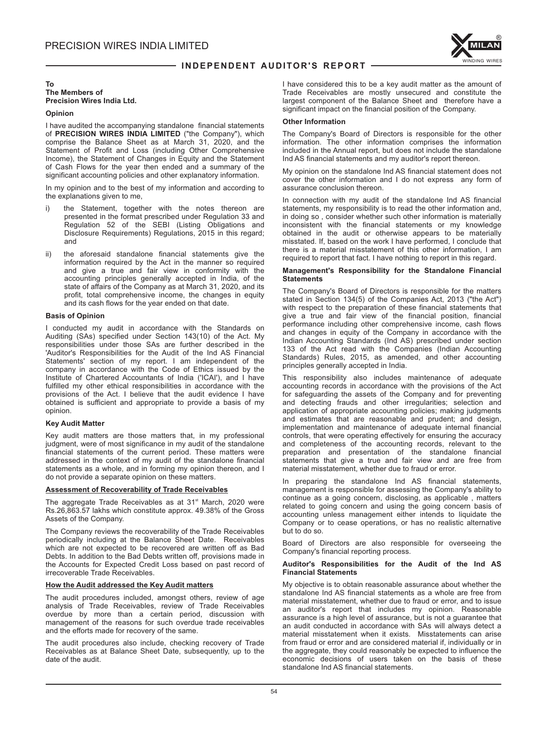## INDEPENDENT AUDITOR'S REPORT

**To**
**The Members of**
**Precision Wires India Ltd.**

### Opinion

I have audited the accompanying standalone financial statements of **PRECISION WIRES INDIA LIMITED** ("the Company"), which comprise the Balance Sheet as at March 31, 2020, and the Statement of Profit and Loss (including Other Comprehensive Income), the Statement of Changes in Equity and the Statement of Cash Flows for the year then ended and a summary of the significant accounting policies and other explanatory information.

In my opinion and to the best of my information and according to the explanations given to me,

i) the Statement, together with the notes thereon are presented in the format prescribed under Regulation 33 and Regulation 52 of the SEBI (Listing Obligations and Disclosure Requirements) Regulations, 2015 in this regard; and

ii) the aforesaid standalone financial statements give the information required by the Act in the manner so required and give a true and fair view in conformity with the accounting principles generally accepted in India, of the state of affairs of the Company as at March 31, 2020, and its profit, total comprehensive income, the changes in equity and its cash flows for the year ended on that date.

### Basis of Opinion

I conducted my audit in accordance with the Standards on Auditing (SAs) specified under Section 143(10) of the Act. My responsibilities under those SAs are further described in the 'Auditor's Responsibilities for the Audit of the Ind AS Financial Statements' section of my report. I am independent of the company in accordance with the Code of Ethics issued by the Institute of Chartered Accountants of India ('ICAI'), and I have fulfilled my other ethical responsibilities in accordance with the provisions of the Act. I believe that the audit evidence I have obtained is sufficient and appropriate to provide a basis of my opinion.

### Key Audit Matter

Key audit matters are those matters that, in my professional judgment, were of most significance in my audit of the standalone financial statements of the current period. These matters were addressed in the context of my audit of the standalone financial statements as a whole, and in forming my opinion thereon, and I do not provide a separate opinion on these matters.

**Assessment of Recoverability of Trade Receivables**

The aggregate Trade Receivables as at 31st March, 2020 were Rs.26,863.57 lakhs which constitute approx. 49.38% of the Gross Assets of the Company.

The Company reviews the recoverability of the Trade Receivables periodically including at the Balance Sheet Date. Receivables which are not expected to be recovered are written off as Bad Debts. In addition to the Bad Debts written off, provisions made in the Accounts for Expected Credit Loss based on past record of irrecoverable Trade Receivables.

**How the Audit addressed the Key Audit matters**

The audit procedures included, amongst others, review of age analysis of Trade Receivables, review of Trade Receivables overdue by more than a certain period, discussion with management of the reasons for such overdue trade receivables and the efforts made for recovery of the same.

The audit procedures also include, checking recovery of Trade Receivables as at Balance Sheet Date, subsequently, up to the date of the audit.

I have considered this to be a key audit matter as the amount of Trade Receivables are mostly unsecured and constitute the largest component of the Balance Sheet and therefore have a significant impact on the financial position of the Company.

### Other Information

The Company's Board of Directors is responsible for the other information. The other information comprises the information included in the Annual report, but does not include the standalone Ind AS financial statements and my auditor's report thereon.

My opinion on the standalone Ind AS financial statement does not cover the other information and I do not express any form of assurance conclusion thereon.

In connection with my audit of the standalone Ind AS financial statements, my responsibility is to read the other information and, in doing so , consider whether such other information is materially inconsistent with the financial statements or my knowledge obtained in the audit or otherwise appears to be materially misstated. If, based on the work I have performed, I conclude that there is a material misstatement of this other information, I am required to report that fact. I have nothing to report in this regard.

### Management's Responsibility for the Standalone Financial Statements

The Company's Board of Directors is responsible for the matters stated in Section 134(5) of the Companies Act, 2013 ("the Act") with respect to the preparation of these financial statements that give a true and fair view of the financial position, financial performance including other comprehensive income, cash flows and changes in equity of the Company in accordance with the Indian Accounting Standards (Ind AS) prescribed under section 133 of the Act read with the Companies (Indian Accounting Standards) Rules, 2015, as amended, and other accounting principles generally accepted in India.

This responsibility also includes maintenance of adequate accounting records in accordance with the provisions of the Act for safeguarding the assets of the Company and for preventing and detecting frauds and other irregularities; selection and application of appropriate accounting policies; making judgments and estimates that are reasonable and prudent; and design, implementation and maintenance of adequate internal financial controls, that were operating effectively for ensuring the accuracy and completeness of the accounting records, relevant to the preparation and presentation of the standalone financial statements that give a true and fair view and are free from material misstatement, whether due to fraud or error.

In preparing the standalone Ind AS financial statements, management is responsible for assessing the Company's ability to continue as a going concern, disclosing, as applicable , matters related to going concern and using the going concern basis of accounting unless management either intends to liquidate the Company or to cease operations, or has no realistic alternative but to do so.

Board of Directors are also responsible for overseeing the Company's financial reporting process.

### Auditor's Responsibilities for the Audit of the Ind AS Financial Statements

My objective is to obtain reasonable assurance about whether the standalone Ind AS financial statements as a whole are free from material misstatement, whether due to fraud or error, and to issue an auditor's report that includes my opinion. Reasonable assurance is a high level of assurance, but is not a guarantee that an audit conducted in accordance with SAs will always detect a material misstatement when it exists. Misstatements can arise from fraud or error and are considered material if, individually or in the aggregate, they could reasonably be expected to influence the economic decisions of users taken on the basis of these standalone Ind AS financial statements.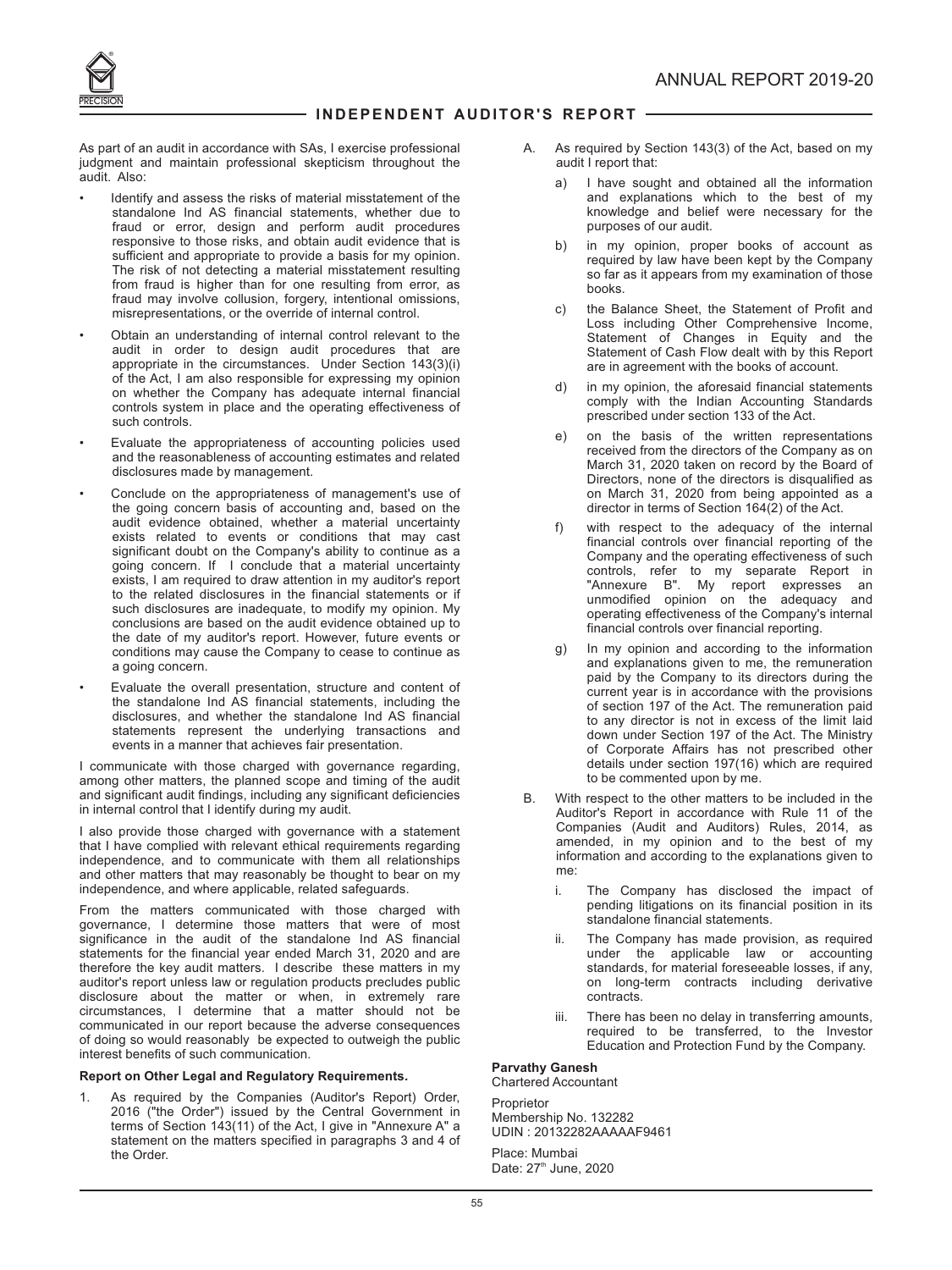## INDEPENDENT AUDITOR'S REPORT

As part of an audit in accordance with SAs, I exercise professional judgment and maintain professional skepticism throughout the audit. Also:

- Identify and assess the risks of material misstatement of the standalone Ind AS financial statements, whether due to fraud or error, design and perform audit procedures responsive to those risks, and obtain audit evidence that is sufficient and appropriate to provide a basis for my opinion. The risk of not detecting a material misstatement resulting from fraud is higher than for one resulting from error, as fraud may involve collusion, forgery, intentional omissions, misrepresentations, or the override of internal control.
- Obtain an understanding of internal control relevant to the audit in order to design audit procedures that are appropriate in the circumstances. Under Section 143(3)(i) of the Act, I am also responsible for expressing my opinion on whether the Company has adequate internal financial controls system in place and the operating effectiveness of such controls.
- Evaluate the appropriateness of accounting policies used and the reasonableness of accounting estimates and related disclosures made by management.
- Conclude on the appropriateness of management's use of the going concern basis of accounting and, based on the audit evidence obtained, whether a material uncertainty exists related to events or conditions that may cast significant doubt on the Company's ability to continue as a going concern. If I conclude that a material uncertainty exists, I am required to draw attention in my auditor's report to the related disclosures in the financial statements or if such disclosures are inadequate, to modify my opinion. My conclusions are based on the audit evidence obtained up to the date of my auditor's report. However, future events or conditions may cause the Company to cease to continue as a going concern.
- Evaluate the overall presentation, structure and content of the standalone Ind AS financial statements, including the disclosures, and whether the standalone Ind AS financial statements represent the underlying transactions and events in a manner that achieves fair presentation.

I communicate with those charged with governance regarding, among other matters, the planned scope and timing of the audit and significant audit findings, including any significant deficiencies in internal control that I identify during my audit.

I also provide those charged with governance with a statement that I have complied with relevant ethical requirements regarding independence, and to communicate with them all relationships and other matters that may reasonably be thought to bear on my independence, and where applicable, related safeguards.

From the matters communicated with those charged with governance, I determine those matters that were of most significance in the audit of the standalone Ind AS financial statements for the financial year ended March 31, 2020 and are therefore the key audit matters. I describe these matters in my auditor's report unless law or regulation products precludes public disclosure about the matter or when, in extremely rare circumstances, I determine that a matter should not be communicated in our report because the adverse consequences of doing so would reasonably be expected to outweigh the public interest benefits of such communication.

### Report on Other Legal and Regulatory Requirements.

1. As required by the Companies (Auditor's Report) Order, 2016 ("the Order") issued by the Central Government in terms of Section 143(11) of the Act, I give in "Annexure A" a statement on the matters specified in paragraphs 3 and 4 of the Order.

A. As required by Section 143(3) of the Act, based on my audit I report that:

   a) I have sought and obtained all the information and explanations which to the best of my knowledge and belief were necessary for the purposes of our audit.

   b) in my opinion, proper books of account as required by law have been kept by the Company so far as it appears from my examination of those books.

   c) the Balance Sheet, the Statement of Profit and Loss including Other Comprehensive Income, Statement of Changes in Equity and the Statement of Cash Flow dealt with by this Report are in agreement with the books of account.

   d) in my opinion, the aforesaid financial statements comply with the Indian Accounting Standards prescribed under section 133 of the Act.

   e) on the basis of the written representations received from the directors of the Company as on March 31, 2020 taken on record by the Board of Directors, none of the directors is disqualified as on March 31, 2020 from being appointed as a director in terms of Section 164(2) of the Act.

   f) with respect to the adequacy of the internal financial controls over financial reporting of the Company and the operating effectiveness of such controls, refer to my separate Report in "Annexure B". My report expresses an unmodified opinion on the adequacy and operating effectiveness of the Company's internal financial controls over financial reporting.

   g) In my opinion and according to the information and explanations given to me, the remuneration paid by the Company to its directors during the current year is in accordance with the provisions of section 197 of the Act. The remuneration paid to any director is not in excess of the limit laid down under Section 197 of the Act. The Ministry of Corporate Affairs has not prescribed other details under section 197(16) which are required to be commented upon by me.

B. With respect to the other matters to be included in the Auditor's Report in accordance with Rule 11 of the Companies (Audit and Auditors) Rules, 2014, as amended, in my opinion and to the best of my information and according to the explanations given to me:

   i. The Company has disclosed the impact of pending litigations on its financial position in its standalone financial statements.

   ii. The Company has made provision, as required under the applicable law or accounting standards, for material foreseeable losses, if any, on long-term contracts including derivative contracts.

   iii. There has been no delay in transferring amounts, required to be transferred, to the Investor Education and Protection Fund by the Company.

**Parvathy Ganesh**
Chartered Accountant

Proprietor
Membership No. 132282
UDIN : 20132282AAAAAF9461

Place: Mumbai
Date: 27th June, 2020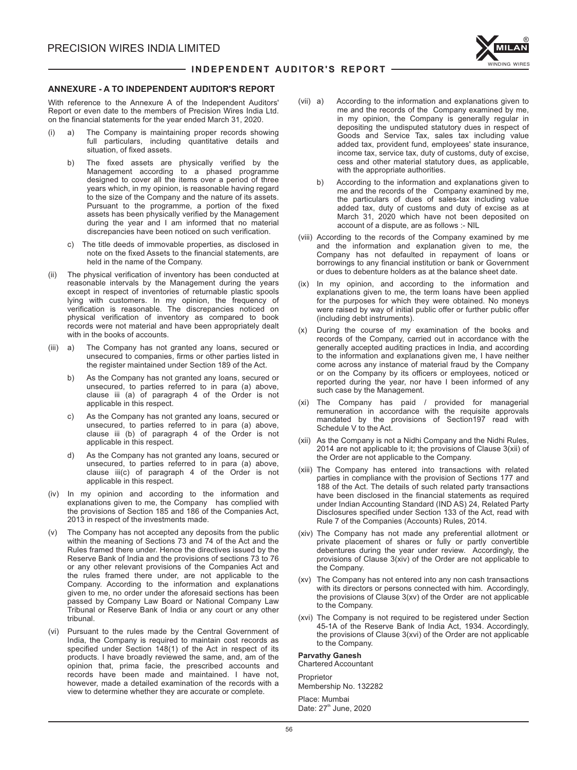## ANNEXURE - A TO INDEPENDENT AUDITOR'S REPORT

With reference to the Annexure A of the Independent Auditors' Report or even date to the members of Precision Wires India Ltd. on the financial statements for the year ended March 31, 2020.

(i) a) The Company is maintaining proper records showing full particulars, including quantitative details and situation, of fixed assets.

b) The fixed assets are physically verified by the Management according to a phased programme designed to cover all the items over a period of three years which, in my opinion, is reasonable having regard to the size of the Company and the nature of its assets. Pursuant to the programme, a portion of the fixed assets has been physically verified by the Management during the year and I am informed that no material discrepancies have been noticed on such verification.

c) The title deeds of immovable properties, as disclosed in note on the fixed Assets to the financial statements, are held in the name of the Company.

(ii) The physical verification of inventory has been conducted at reasonable intervals by the Management during the years except in respect of inventories of returnable plastic spools lying with customers. In my opinion, the frequency of verification is reasonable. The discrepancies noticed on physical verification of inventory as compared to book records were not material and have been appropriately dealt with in the books of accounts.

(iii) a) The Company has not granted any loans, secured or unsecured to companies, firms or other parties listed in the register maintained under Section 189 of the Act.

b) As the Company has not granted any loans, secured or unsecured, to parties referred to in para (a) above, clause iii (a) of paragraph 4 of the Order is not applicable in this respect.

c) As the Company has not granted any loans, secured or unsecured, to parties referred to in para (a) above, clause iii (b) of paragraph 4 of the Order is not applicable in this respect.

d) As the Company has not granted any loans, secured or unsecured, to parties referred to in para (a) above, clause iii(c) of paragraph 4 of the Order is not applicable in this respect.

(iv) In my opinion and according to the information and explanations given to me, the Company has complied with the provisions of Section 185 and 186 of the Companies Act, 2013 in respect of the investments made.

(v) The Company has not accepted any deposits from the public within the meaning of Sections 73 and 74 of the Act and the Rules framed there under. Hence the directives issued by the Reserve Bank of India and the provisions of sections 73 to 76 or any other relevant provisions of the Companies Act and the rules framed there under, are not applicable to the Company. According to the information and explanations given to me, no order under the aforesaid sections has been passed by Company Law Board or National Company Law Tribunal or Reserve Bank of India or any court or any other tribunal.

(vi) Pursuant to the rules made by the Central Government of India, the Company is required to maintain cost records as specified under Section 148(1) of the Act in respect of its products. I have broadly reviewed the same, and, am of the opinion that, prima facie, the prescribed accounts and records have been made and maintained. I have not, however, made a detailed examination of the records with a view to determine whether they are accurate or complete.

(vii) a) According to the information and explanations given to me and the records of the Company examined by me, in my opinion, the Company is generally regular in depositing the undisputed statutory dues in respect of Goods and Service Tax, sales tax including value added tax, provident fund, employees' state insurance, income tax, service tax, duty of customs, duty of excise, cess and other material statutory dues, as applicable, with the appropriate authorities.

b) According to the information and explanations given to me and the records of the Company examined by me, the particulars of dues of sales-tax including value added tax, duty of customs and duty of excise as at March 31, 2020 which have not been deposited on account of a dispute, are as follows :- NIL

(viii) According to the records of the Company examined by me and the information and explanation given to me, the Company has not defaulted in repayment of loans or borrowings to any financial institution or bank or Government or dues to debenture holders as at the balance sheet date.

(ix) In my opinion, and according to the information and explanations given to me, the term loans have been applied for the purposes for which they were obtained. No moneys were raised by way of initial public offer or further public offer (including debt instruments).

(x) During the course of my examination of the books and records of the Company, carried out in accordance with the generally accepted auditing practices in India, and according to the information and explanations given me, I have neither come across any instance of material fraud by the Company or on the Company by its officers or employees, noticed or reported during the year, nor have I been informed of any such case by the Management.

(xi) The Company has paid / provided for managerial remuneration in accordance with the requisite approvals mandated by the provisions of Section197 read with Schedule V to the Act.

(xii) As the Company is not a Nidhi Company and the Nidhi Rules, 2014 are not applicable to it; the provisions of Clause 3(xii) of the Order are not applicable to the Company.

(xiii) The Company has entered into transactions with related parties in compliance with the provision of Sections 177 and 188 of the Act. The details of such related party transactions have been disclosed in the financial statements as required under Indian Accounting Standard (IND AS) 24, Related Party Disclosures specified under Section 133 of the Act, read with Rule 7 of the Companies (Accounts) Rules, 2014.

(xiv) The Company has not made any preferential allotment or private placement of shares or fully or partly convertible debentures during the year under review. Accordingly, the provisions of Clause 3(xiv) of the Order are not applicable to the Company.

(xv) The Company has not entered into any non cash transactions with its directors or persons connected with him. Accordingly, the provisions of Clause 3(xv) of the Order are not applicable to the Company.

(xvi) The Company is not required to be registered under Section 45-1A of the Reserve Bank of India Act, 1934. Accordingly, the provisions of Clause 3(xvi) of the Order are not applicable to the Company.

**Parvathy Ganesh**
Chartered Accountant

Proprietor
Membership No. 132282

Place: Mumbai
Date: 27th June, 2020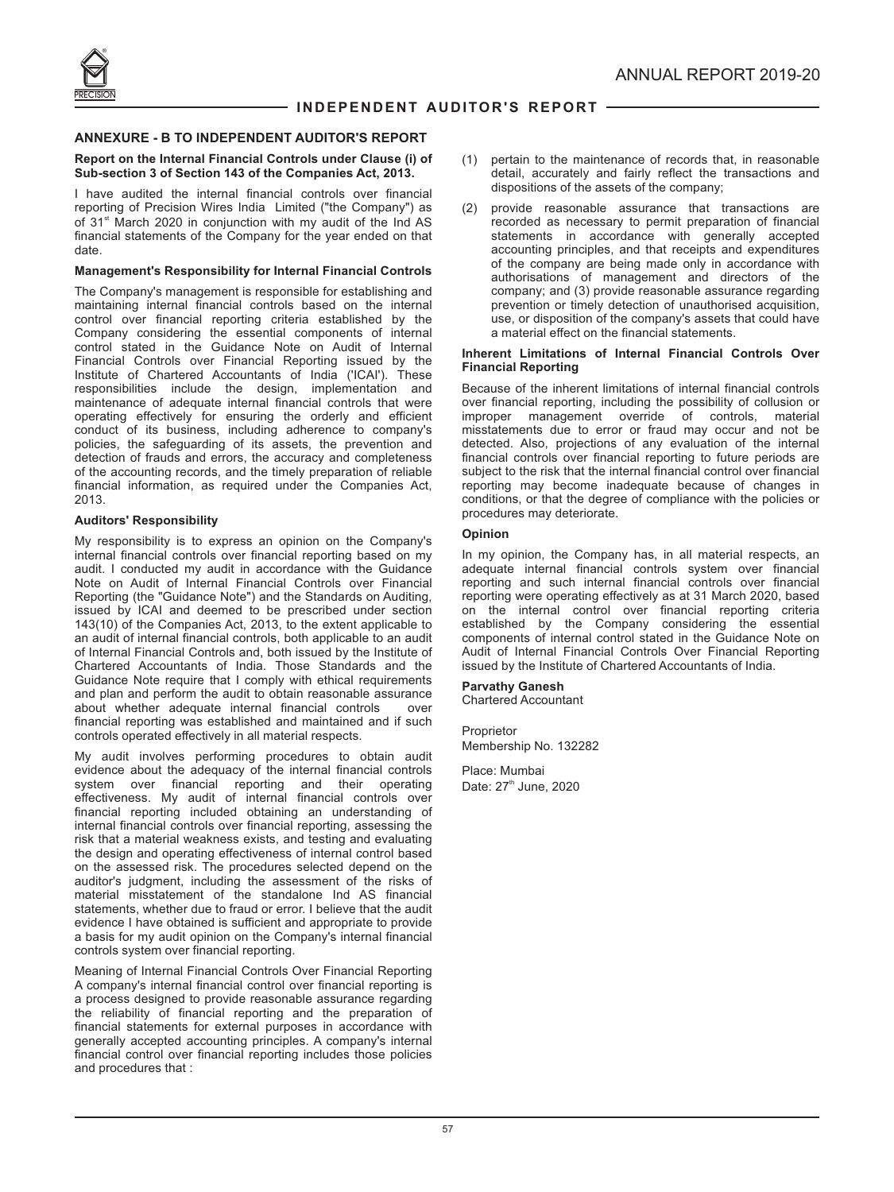## ANNEXURE - B TO INDEPENDENT AUDITOR'S REPORT

**Report on the Internal Financial Controls under Clause (i) of Sub-section 3 of Section 143 of the Companies Act, 2013.**

I have audited the internal financial controls over financial reporting of Precision Wires India Limited ("the Company") as of 31st March 2020 in conjunction with my audit of the Ind AS financial statements of the Company for the year ended on that date.

**Management's Responsibility for Internal Financial Controls**

The Company's management is responsible for establishing and maintaining internal financial controls based on the internal control over financial reporting criteria established by the Company considering the essential components of internal control stated in the Guidance Note on Audit of Internal Financial Controls over Financial Reporting issued by the Institute of Chartered Accountants of India ('ICAI'). These responsibilities include the design, implementation and maintenance of adequate internal financial controls that were operating effectively for ensuring the orderly and efficient conduct of its business, including adherence to company's policies, the safeguarding of its assets, the prevention and detection of frauds and errors, the accuracy and completeness of the accounting records, and the timely preparation of reliable financial information, as required under the Companies Act, 2013.

**Auditors' Responsibility**

My responsibility is to express an opinion on the Company's internal financial controls over financial reporting based on my audit. I conducted my audit in accordance with the Guidance Note on Audit of Internal Financial Controls over Financial Reporting (the "Guidance Note") and the Standards on Auditing, issued by ICAI and deemed to be prescribed under section 143(10) of the Companies Act, 2013, to the extent applicable to an audit of internal financial controls, both applicable to an audit of Internal Financial Controls and, both issued by the Institute of Chartered Accountants of India. Those Standards and the Guidance Note require that I comply with ethical requirements and plan and perform the audit to obtain reasonable assurance about whether adequate internal financial controls over financial reporting was established and maintained and if such controls operated effectively in all material respects.

My audit involves performing procedures to obtain audit evidence about the adequacy of the internal financial controls system over financial reporting and their operating effectiveness. My audit of internal financial controls over financial reporting included obtaining an understanding of internal financial controls over financial reporting, assessing the risk that a material weakness exists, and testing and evaluating the design and operating effectiveness of internal control based on the assessed risk. The procedures selected depend on the auditor's judgment, including the assessment of the risks of material misstatement of the standalone Ind AS financial statements, whether due to fraud or error. I believe that the audit evidence I have obtained is sufficient and appropriate to provide a basis for my audit opinion on the Company's internal financial controls system over financial reporting.

Meaning of Internal Financial Controls Over Financial Reporting A company's internal financial control over financial reporting is a process designed to provide reasonable assurance regarding the reliability of financial reporting and the preparation of financial statements for external purposes in accordance with generally accepted accounting principles. A company's internal financial control over financial reporting includes those policies and procedures that :

(1) pertain to the maintenance of records that, in reasonable detail, accurately and fairly reflect the transactions and dispositions of the assets of the company;

(2) provide reasonable assurance that transactions are recorded as necessary to permit preparation of financial statements in accordance with generally accepted accounting principles, and that receipts and expenditures of the company are being made only in accordance with authorisations of management and directors of the company; and (3) provide reasonable assurance regarding prevention or timely detection of unauthorised acquisition, use, or disposition of the company's assets that could have a material effect on the financial statements.

**Inherent Limitations of Internal Financial Controls Over Financial Reporting**

Because of the inherent limitations of internal financial controls over financial reporting, including the possibility of collusion or improper management override of controls, material misstatements due to error or fraud may occur and not be detected. Also, projections of any evaluation of the internal financial controls over financial reporting to future periods are subject to the risk that the internal financial control over financial reporting may become inadequate because of changes in conditions, or that the degree of compliance with the policies or procedures may deteriorate.

**Opinion**

In my opinion, the Company has, in all material respects, an adequate internal financial controls system over financial reporting and such internal financial controls over financial reporting were operating effectively as at 31 March 2020, based on the internal control over financial reporting criteria established by the Company considering the essential components of internal control stated in the Guidance Note on Audit of Internal Financial Controls Over Financial Reporting issued by the Institute of Chartered Accountants of India.

**Parvathy Ganesh**
Chartered Accountant

Proprietor
Membership No. 132282

Place: Mumbai
Date: 27th June, 2020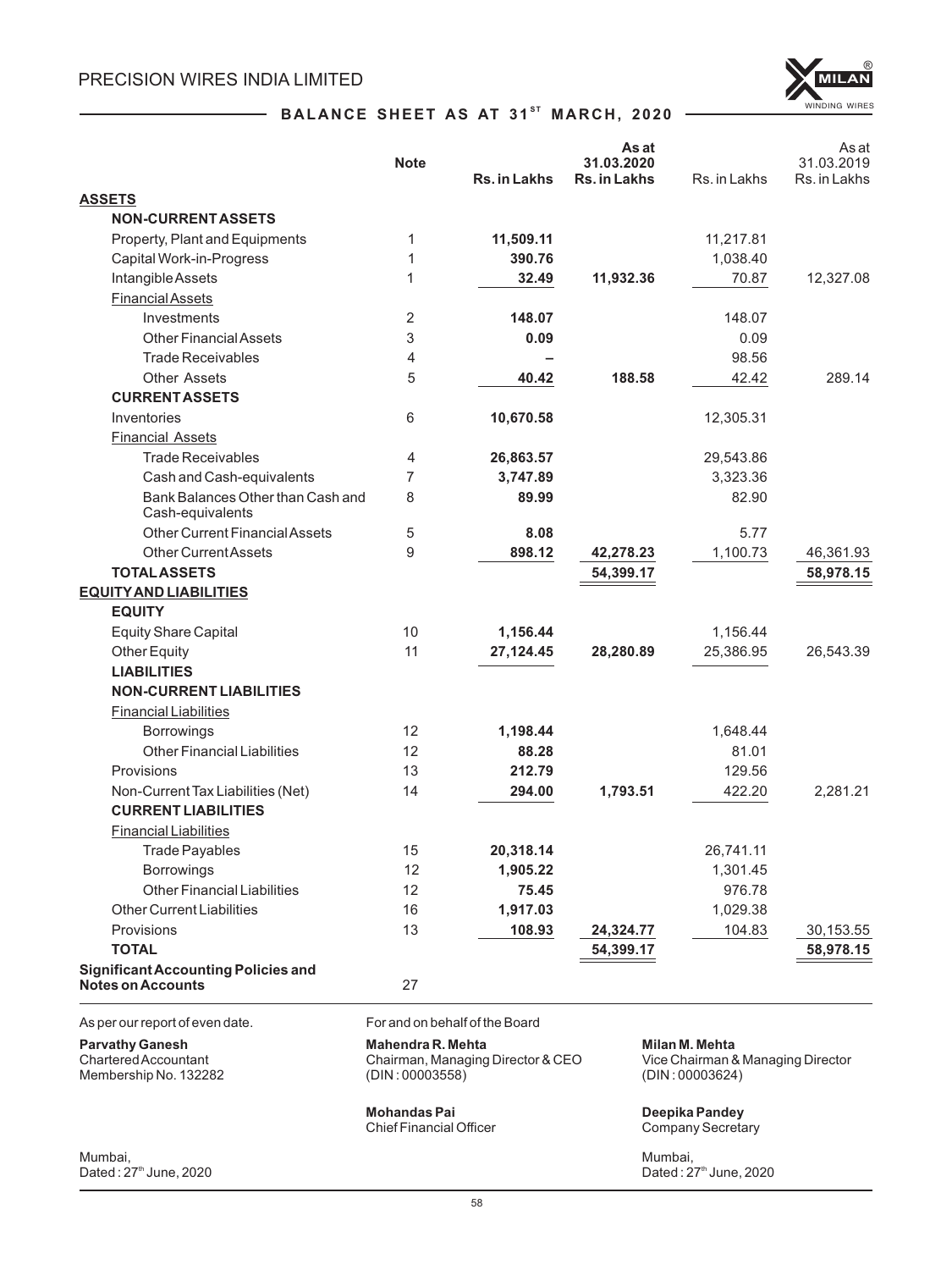## BALANCE SHEET AS AT 31ST MARCH, 2020

| | Note | Rs. in Lakhs | As at 31.03.2020 Rs. in Lakhs | Rs. in Lakhs | As at 31.03.2019 Rs. in Lakhs |
|---|---|---|---|---|---|
| **ASSETS** | | | | | |
| **NON-CURRENT ASSETS** | | | | | |
| Property, Plant and Equipments | 1 | **11,509.11** | | 11,217.81 | |
| Capital Work-in-Progress | 1 | **390.76** | | 1,038.40 | |
| Intangible Assets | 1 | **32.49** | **11,932.36** | 70.87 | 12,327.08 |
| Financial Assets | | | | | |
| Investments | 2 | **148.07** | | 148.07 | |
| Other Financial Assets | 3 | **0.09** | | 0.09 | |
| Trade Receivables | 4 | **–** | | 98.56 | |
| Other Assets | 5 | **40.42** | **188.58** | 42.42 | 289.14 |
| **CURRENT ASSETS** | | | | | |
| Inventories | 6 | **10,670.58** | | 12,305.31 | |
| Financial Assets | | | | | |
| Trade Receivables | 4 | **26,863.57** | | 29,543.86 | |
| Cash and Cash-equivalents | 7 | **3,747.89** | | 3,323.36 | |
| Bank Balances Other than Cash and Cash-equivalents | 8 | **89.99** | | 82.90 | |
| Other Current Financial Assets | 5 | **8.08** | | 5.77 | |
| Other Current Assets | 9 | **898.12** | **42,278.23** | 1,100.73 | 46,361.93 |
| **TOTAL ASSETS** | | | **54,399.17** | | **58,978.15** |
| **EQUITY AND LIABILITIES** | | | | | |
| **EQUITY** | | | | | |
| Equity Share Capital | 10 | **1,156.44** | | 1,156.44 | |
| Other Equity | 11 | **27,124.45** | **28,280.89** | 25,386.95 | 26,543.39 |
| **LIABILITIES** | | | | | |
| **NON-CURRENT LIABILITIES** | | | | | |
| Financial Liabilities | | | | | |
| Borrowings | 12 | **1,198.44** | | 1,648.44 | |
| Other Financial Liabilities | 12 | **88.28** | | 81.01 | |
| Provisions | 13 | **212.79** | | 129.56 | |
| Non-Current Tax Liabilities (Net) | 14 | **294.00** | **1,793.51** | 422.20 | 2,281.21 |
| **CURRENT LIABILITIES** | | | | | |
| Financial Liabilities | | | | | |
| Trade Payables | 15 | **20,318.14** | | 26,741.11 | |
| Borrowings | 12 | **1,905.22** | | 1,301.45 | |
| Other Financial Liabilities | 12 | **75.45** | | 976.78 | |
| Other Current Liabilities | 16 | **1,917.03** | | 1,029.38 | |
| Provisions | 13 | **108.93** | **24,324.77** | 104.83 | 30,153.55 |
| **TOTAL** | | | **54,399.17** | | **58,978.15** |
| **Significant Accounting Policies and Notes on Accounts** | 27 | | | | |

As per our report of even date.

For and on behalf of the Board

**Parvathy Ganesh**
Chartered Accountant
Membership No. 132282

**Mahendra R. Mehta**
Chairman, Managing Director & CEO
(DIN : 00003558)

**Milan M. Mehta**
Vice Chairman & Managing Director
(DIN : 00003624)

**Mohandas Pai**
Chief Financial Officer

**Deepika Pandey**
Company Secretary

Mumbai,
Dated : 27th June, 2020

Mumbai,
Dated : 27th June, 2020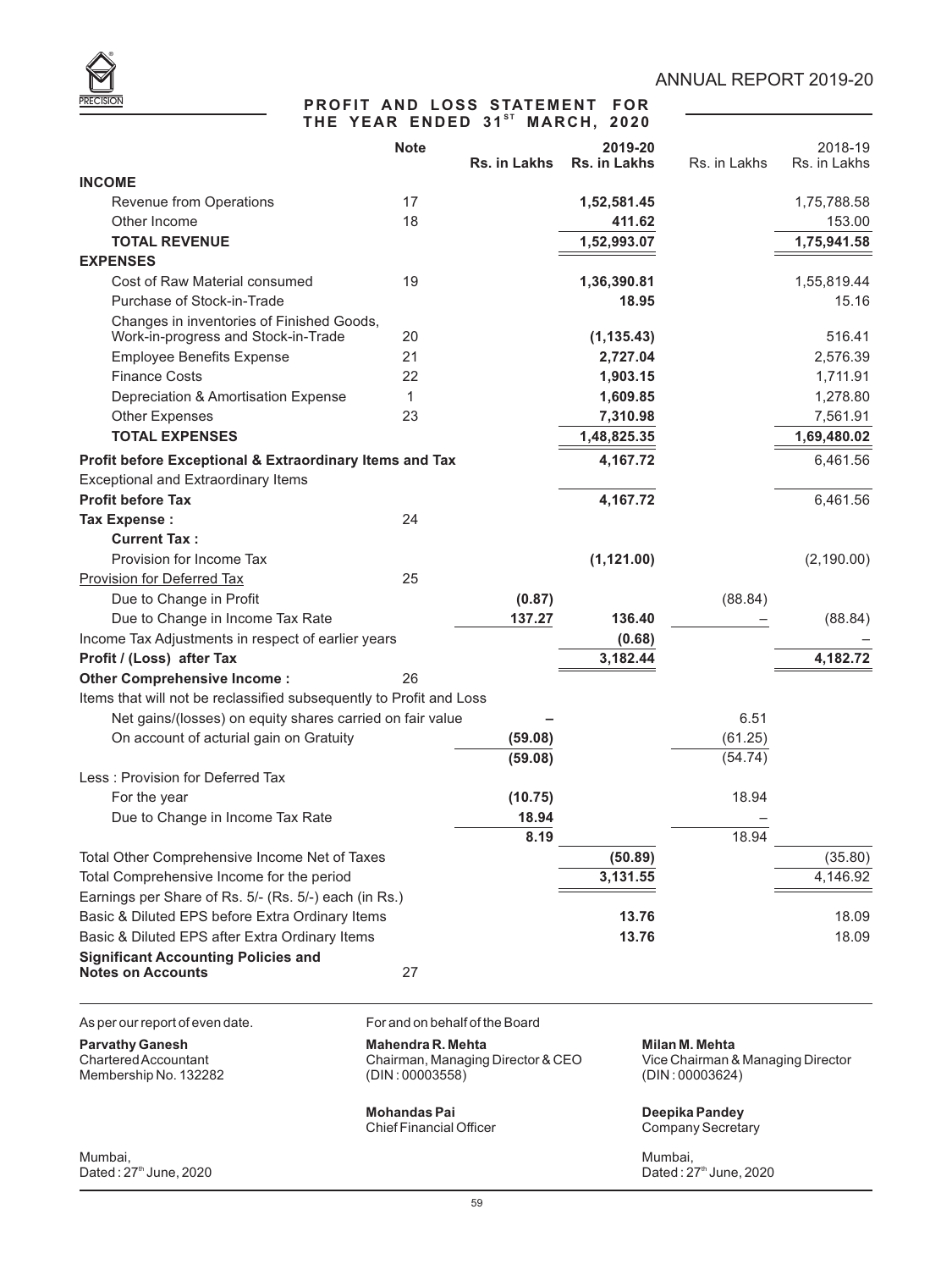# PROFIT AND LOSS STATEMENT FOR THE YEAR ENDED 31ST MARCH, 2020

| | Note | Rs. in Lakhs | 2019-20 Rs. in Lakhs | Rs. in Lakhs | 2018-19 Rs. in Lakhs |
|---|---|---|---|---|---|
| **INCOME** | | | | | |
| Revenue from Operations | 17 | | **1,52,581.45** | | 1,75,788.58 |
| Other Income | 18 | | **411.62** | | 153.00 |
| **TOTAL REVENUE** | | | **1,52,993.07** | | **1,75,941.58** |
| **EXPENSES** | | | | | |
| Cost of Raw Material consumed | 19 | | **1,36,390.81** | | 1,55,819.44 |
| Purchase of Stock-in-Trade | | | **18.95** | | 15.16 |
| Changes in inventories of Finished Goods, Work-in-progress and Stock-in-Trade | 20 | | **(1,135.43)** | | 516.41 |
| Employee Benefits Expense | 21 | | **2,727.04** | | 2,576.39 |
| Finance Costs | 22 | | **1,903.15** | | 1,711.91 |
| Depreciation & Amortisation Expense | 1 | | **1,609.85** | | 1,278.80 |
| Other Expenses | 23 | | **7,310.98** | | 7,561.91 |
| **TOTAL EXPENSES** | | | **1,48,825.35** | | **1,69,480.02** |
| **Profit before Exceptional & Extraordinary Items and Tax** | | | **4,167.72** | | 6,461.56 |
| Exceptional and Extraordinary Items | | | | | |
| **Profit before Tax** | | | **4,167.72** | | 6,461.56 |
| **Tax Expense :** | 24 | | | | |
| **Current Tax :** | | | | | |
| Provision for Income Tax | | | **(1,121.00)** | | (2,190.00) |
| Provision for Deferred Tax | 25 | | | | |
| Due to Change in Profit | | **(0.87)** | | (88.84) | |
| Due to Change in Income Tax Rate | | **137.27** | **136.40** | – | (88.84) |
| Income Tax Adjustments in respect of earlier years | | | **(0.68)** | | – |
| **Profit / (Loss) after Tax** | | | **3,182.44** | | **4,182.72** |
| **Other Comprehensive Income :** | 26 | | | | |
| Items that will not be reclassified subsequently to Profit and Loss | | | | | |
| Net gains/(losses) on equity shares carried on fair value | | – | | 6.51 | |
| On account of acturial gain on Gratuity | | **(59.08)** | | (61.25) | |
| | | **(59.08)** | | (54.74) | |
| Less : Provision for Deferred Tax | | | | | |
| For the year | | **(10.75)** | | 18.94 | |
| Due to Change in Income Tax Rate | | **18.94** | | – | |
| | | **8.19** | | 18.94 | |
| Total Other Comprehensive Income Net of Taxes | | | **(50.89)** | | (35.80) |
| Total Comprehensive Income for the period | | | **3,131.55** | | 4,146.92 |
| Earnings per Share of Rs. 5/- (Rs. 5/-) each (in Rs.) | | | | | |
| Basic & Diluted EPS before Extra Ordinary Items | | | **13.76** | | 18.09 |
| Basic & Diluted EPS after Extra Ordinary Items | | | **13.76** | | 18.09 |
| **Significant Accounting Policies and Notes on Accounts** | 27 | | | | |

As per our report of even date.

**Parvathy Ganesh**
Chartered Accountant
Membership No. 132282

Mumbai,
Dated : 27th June, 2020

For and on behalf of the Board

**Mahendra R. Mehta**
Chairman, Managing Director & CEO
(DIN : 00003558)

**Milan M. Mehta**
Vice Chairman & Managing Director
(DIN : 00003624)

**Mohandas Pai**
Chief Financial Officer

**Deepika Pandey**
Company Secretary

Mumbai,
Dated : 27th June, 2020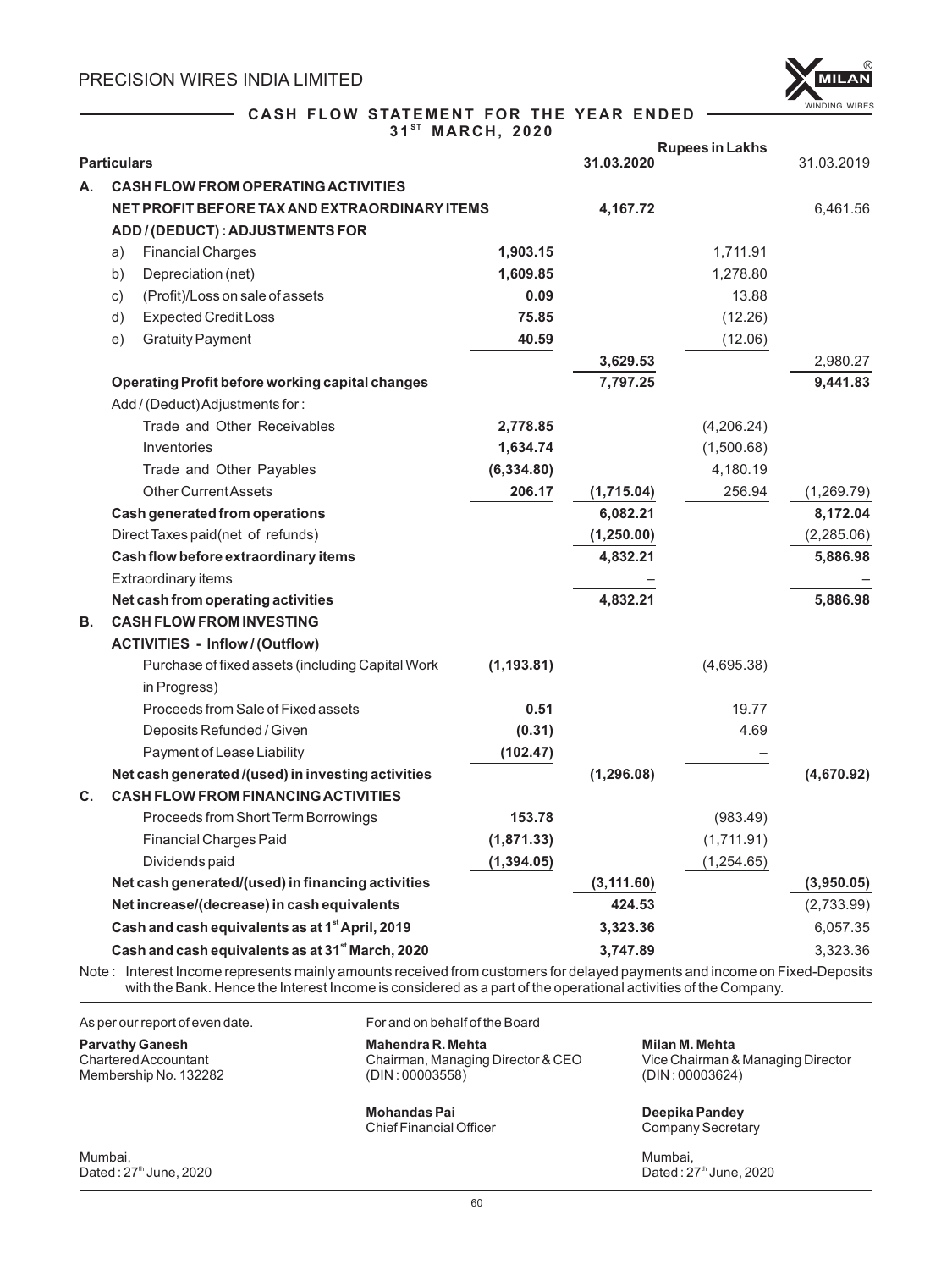PRECISION WIRES INDIA LIMITED

## CASH FLOW STATEMENT FOR THE YEAR ENDED 31ST MARCH, 2020

| Particulars | | 31.03.2020 | Rupees in Lakhs | 31.03.2019 |
|---|---|---|---|---|
| **A. CASH FLOW FROM OPERATING ACTIVITIES** | | | | |
| **NET PROFIT BEFORE TAX AND EXTRAORDINARY ITEMS** | | **4,167.72** | | 6,461.56 |
| **ADD / (DEDUCT) : ADJUSTMENTS FOR** | | | | |
| a) Financial Charges | **1,903.15** | | 1,711.91 | |
| b) Depreciation (net) | **1,609.85** | | 1,278.80 | |
| c) (Profit)/Loss on sale of assets | **0.09** | | 13.88 | |
| d) Expected Credit Loss | **75.85** | | (12.26) | |
| e) Gratuity Payment | **40.59** | | (12.06) | |
| | | **3,629.53** | | 2,980.27 |
| **Operating Profit before working capital changes** | | **7,797.25** | | **9,441.83** |
| Add / (Deduct) Adjustments for : | | | | |
| Trade and Other Receivables | **2,778.85** | | (4,206.24) | |
| Inventories | **1,634.74** | | (1,500.68) | |
| Trade and Other Payables | **(6,334.80)** | | 4,180.19 | |
| Other Current Assets | **206.17** | **(1,715.04)** | 256.94 | (1,269.79) |
| **Cash generated from operations** | | **6,082.21** | | **8,172.04** |
| Direct Taxes paid(net of refunds) | | **(1,250.00)** | | (2,285.06) |
| **Cash flow before extraordinary items** | | **4,832.21** | | **5,886.98** |
| Extraordinary items | | – | | – |
| **Net cash from operating activities** | | **4,832.21** | | **5,886.98** |
| **B. CASH FLOW FROM INVESTING ACTIVITIES - Inflow / (Outflow)** | | | | |
| Purchase of fixed assets (including Capital Work in Progress) | **(1,193.81)** | | (4,695.38) | |
| Proceeds from Sale of Fixed assets | **0.51** | | 19.77 | |
| Deposits Refunded / Given | **(0.31)** | | 4.69 | |
| Payment of Lease Liability | **(102.47)** | | – | |
| **Net cash generated /(used) in investing activities** | | **(1,296.08)** | | **(4,670.92)** |
| **C. CASH FLOW FROM FINANCING ACTIVITIES** | | | | |
| Proceeds from Short Term Borrowings | **153.78** | | (983.49) | |
| Financial Charges Paid | **(1,871.33)** | | (1,711.91) | |
| Dividends paid | **(1,394.05)** | | (1,254.65) | |
| **Net cash generated/(used) in financing activities** | | **(3,111.60)** | | **(3,950.05)** |
| **Net increase/(decrease) in cash equivalents** | | **424.53** | | (2,733.99) |
| **Cash and cash equivalents as at 1st April, 2019** | | **3,323.36** | | 6,057.35 |
| **Cash and cash equivalents as at 31st March, 2020** | | **3,747.89** | | 3,323.36 |

Note : Interest Income represents mainly amounts received from customers for delayed payments and income on Fixed-Deposits with the Bank. Hence the Interest Income is considered as a part of the operational activities of the Company.

As per our report of even date.

**Parvathy Ganesh**
Chartered Accountant
Membership No. 132282

For and on behalf of the Board

**Mahendra R. Mehta**
Chairman, Managing Director & CEO
(DIN : 00003558)

**Milan M. Mehta**
Vice Chairman & Managing Director
(DIN : 00003624)

**Mohandas Pai**
Chief Financial Officer

**Deepika Pandey**
Company Secretary

Mumbai,
Dated : 27th June, 2020

Mumbai,
Dated : 27th June, 2020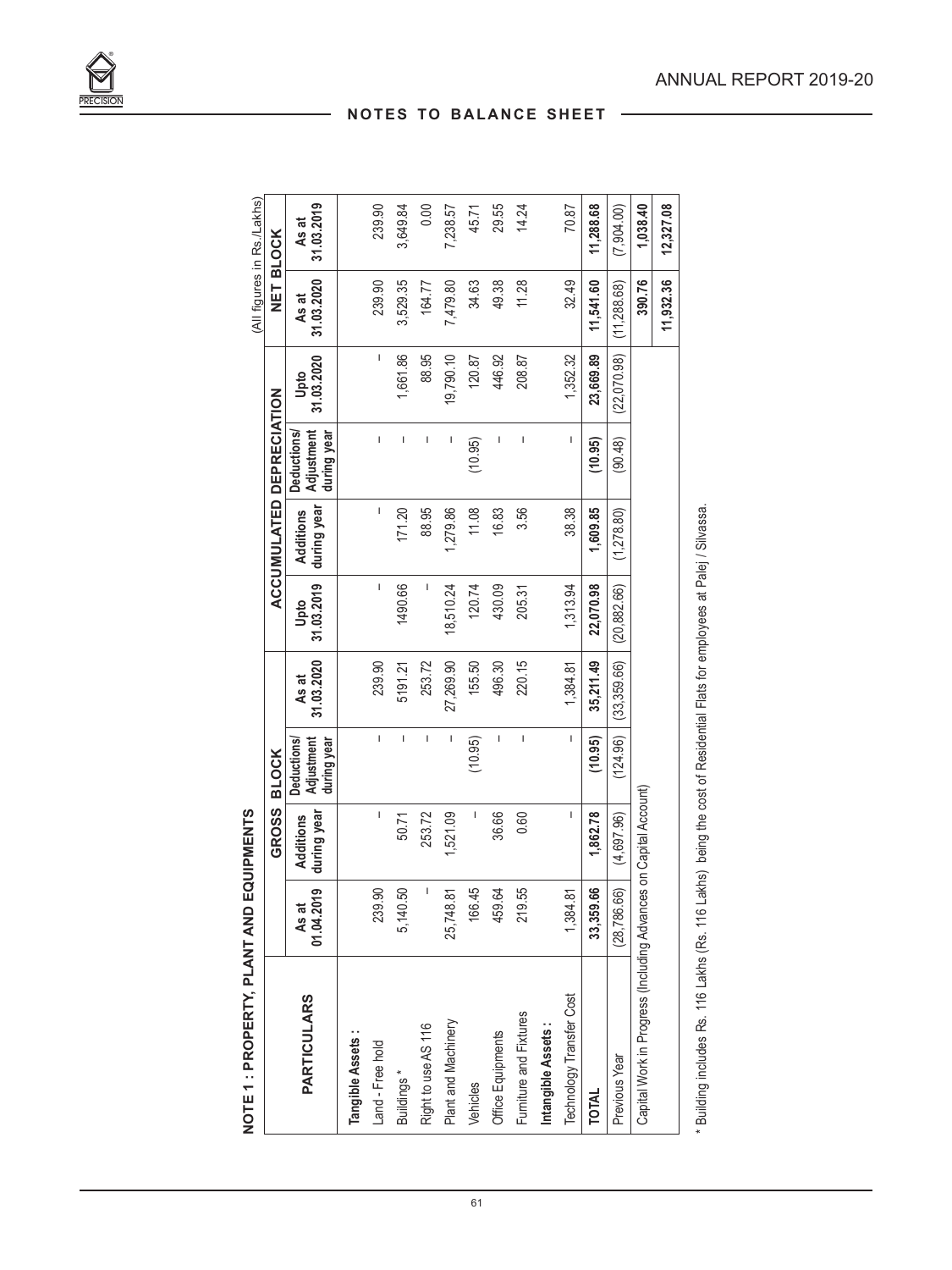## NOTES TO BALANCE SHEET

### NOTE 1 : PROPERTY, PLANT AND EQUIPMENTS

(All figures in Rs./Lakhs)

| PARTICULARS | GROSS BLOCK | | | | ACCUMULATED DEPRECIATION | | | | NET BLOCK | |
|---|---|---|---|---|---|---|---|---|---|---|
| | As at 01.04.2019 | Additions during year | Deductions/ Adjustment during year | As at 31.03.2020 | Upto 31.03.2019 | Additions during year | Deductions/ Adjustment during year | Upto 31.03.2020 | As at 31.03.2020 | As at 31.03.2019 |
| **Tangible Assets :** | | | | | | | | | | |
| Land - Free hold | 239.90 | – | – | 239.90 | – | – | – | – | 239.90 | 239.90 |
| Buildings * | 5,140.50 | 50.71 | – | 5191.21 | 1490.66 | 171.20 | – | 1,661.86 | 3,529.35 | 3,649.84 |
| Right to use AS 116 | – | 253.72 | – | 253.72 | – | 88.95 | – | 88.95 | 164.77 | 0.00 |
| Plant and Machinery | 25,748.81 | 1,521.09 | – | 27,269.90 | 18,510.24 | 1,279.86 | – | 19,790.10 | 7,479.80 | 7,238.57 |
| Vehicles | 166.45 | – | (10.95) | 155.50 | 120.74 | 11.08 | (10.95) | 120.87 | 34.63 | 45.71 |
| Office Equipments | 459.64 | 36.66 | – | 496.30 | 430.09 | 16.83 | – | 446.92 | 49.38 | 29.55 |
| Furniture and Fixtures | 219.55 | 0.60 | – | 220.15 | 205.31 | 3.56 | – | 208.87 | 11.28 | 14.24 |
| **Intangible Assets :** | | | | | | | | | | |
| Technology Transfer Cost | 1,384.81 | – | – | 1,384.81 | 1,313.94 | 38.38 | – | 1,352.32 | 32.49 | 70.87 |
| **TOTAL** | **33,359.66** | **1,862.78** | **(10.95)** | **35,211.49** | **22,070.98** | **1,609.85** | **(10.95)** | **23,669.89** | **11,541.60** | **11,288.68** |
| Previous Year | (28,786.66) | (4,697.96) | (124.96) | (33,359.66) | (20,882.66) | (1,278.80) | (90.48) | (22,070.98) | (11,288.68) | (7,904.00) |
| Capital Work in Progress (Including Advances on Capital Account) | | | | | | | | | **390.76** | **1,038.40** |
| | | | | | | | | | **11,932.36** | **12,327.08** |

* Building includes Rs. 116 Lakhs (Rs. 116 Lakhs) being the cost of Residential Flats for employees at Palej / Silvassa.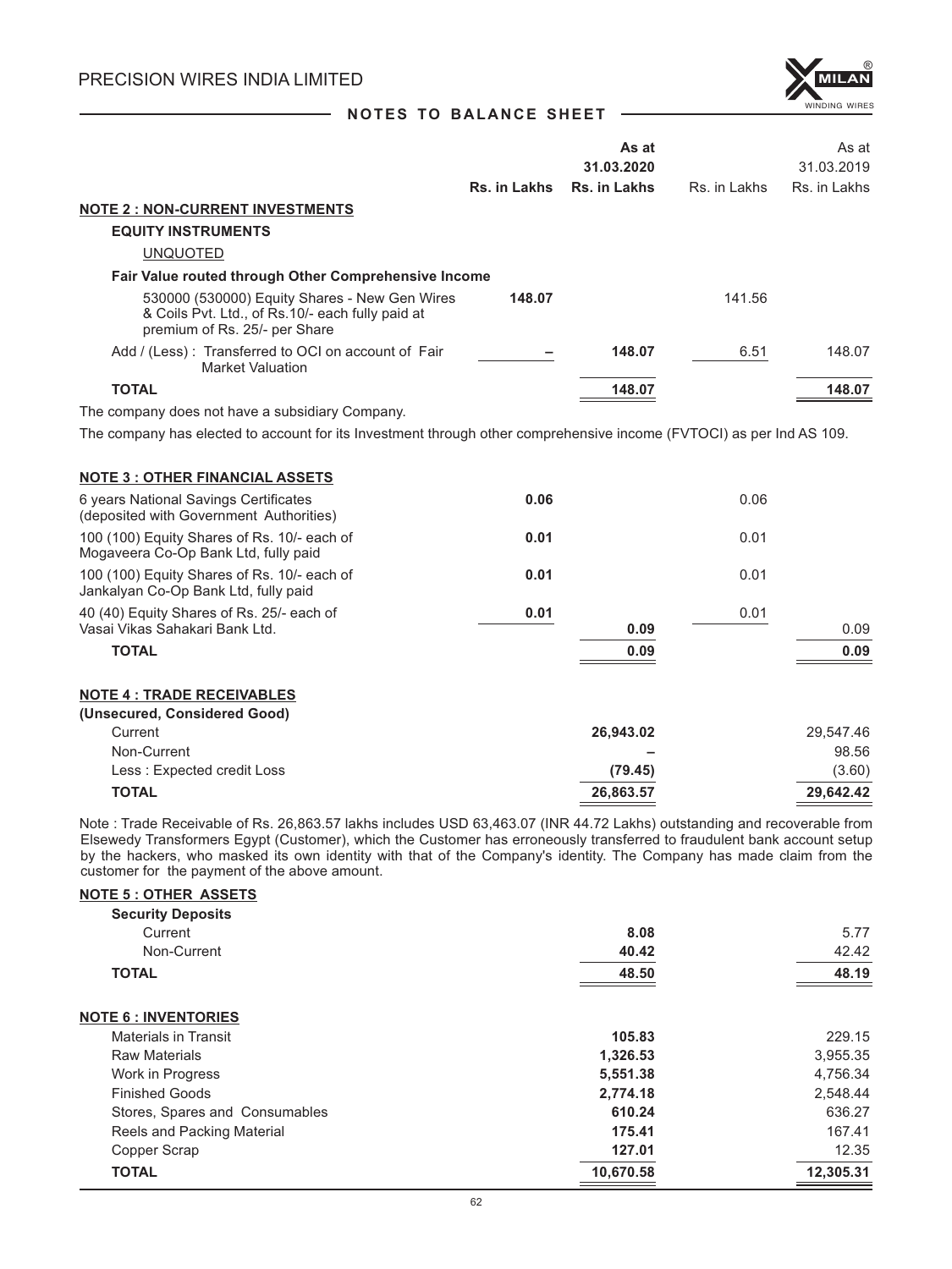## NOTES TO BALANCE SHEET

| | Rs. in Lakhs | As at 31.03.2020 Rs. in Lakhs | Rs. in Lakhs | As at 31.03.2019 Rs. in Lakhs |
|---|---|---|---|---|
| **NOTE 2 : NON-CURRENT INVESTMENTS** | | | | |
| **EQUITY INSTRUMENTS** | | | | |
| UNQUOTED | | | | |
| **Fair Value routed through Other Comprehensive Income** | | | | |
| 530000 (530000) Equity Shares - New Gen Wires & Coils Pvt. Ltd., of Rs.10/- each fully paid at premium of Rs. 25/- per Share | **148.07** | | 141.56 | |
| Add / (Less) : Transferred to OCI on account of Fair Market Valuation | **–** | **148.07** | 6.51 | 148.07 |
| **TOTAL** | | **148.07** | | **148.07** |

The company does not have a subsidiary Company.

The company has elected to account for its Investment through other comprehensive income (FVTOCI) as per Ind AS 109.

| | Rs. in Lakhs | As at 31.03.2020 Rs. in Lakhs | Rs. in Lakhs | As at 31.03.2019 Rs. in Lakhs |
|---|---|---|---|---|
| **NOTE 3 : OTHER FINANCIAL ASSETS** | | | | |
| 6 years National Savings Certificates (deposited with Government Authorities) | **0.06** | | 0.06 | |
| 100 (100) Equity Shares of Rs. 10/- each of Mogaveera Co-Op Bank Ltd, fully paid | **0.01** | | 0.01 | |
| 100 (100) Equity Shares of Rs. 10/- each of Jankalyan Co-Op Bank Ltd, fully paid | **0.01** | | 0.01 | |
| 40 (40) Equity Shares of Rs. 25/- each of Vasai Vikas Sahakari Bank Ltd. | **0.01** | **0.09** | 0.01 | 0.09 |
| **TOTAL** | | **0.09** | | **0.09** |

| | As at 31.03.2020 Rs. in Lakhs | As at 31.03.2019 Rs. in Lakhs |
|---|---|---|
| **NOTE 4 : TRADE RECEIVABLES** | | |
| **(Unsecured, Considered Good)** | | |
| Current | **26,943.02** | 29,547.46 |
| Non-Current | **–** | 98.56 |
| Less : Expected credit Loss | **(79.45)** | (3.60) |
| **TOTAL** | **26,863.57** | **29,642.42** |

Note : Trade Receivable of Rs. 26,863.57 lakhs includes USD 63,463.07 (INR 44.72 Lakhs) outstanding and recoverable from Elsewedy Transformers Egypt (Customer), which the Customer has erroneously transferred to fraudulent bank account setup by the hackers, who masked its own identity with that of the Company's identity. The Company has made claim from the customer for the payment of the above amount.

| | As at 31.03.2020 Rs. in Lakhs | As at 31.03.2019 Rs. in Lakhs |
|---|---|---|
| **NOTE 5 : OTHER ASSETS** | | |
| **Security Deposits** | | |
| Current | **8.08** | 5.77 |
| Non-Current | **40.42** | 42.42 |
| **TOTAL** | **48.50** | **48.19** |
| **NOTE 6 : INVENTORIES** | | |
| Materials in Transit | **105.83** | 229.15 |
| Raw Materials | **1,326.53** | 3,955.35 |
| Work in Progress | **5,551.38** | 4,756.34 |
| Finished Goods | **2,774.18** | 2,548.44 |
| Stores, Spares and Consumables | **610.24** | 636.27 |
| Reels and Packing Material | **175.41** | 167.41 |
| Copper Scrap | **127.01** | 12.35 |
| **TOTAL** | **10,670.58** | **12,305.31** |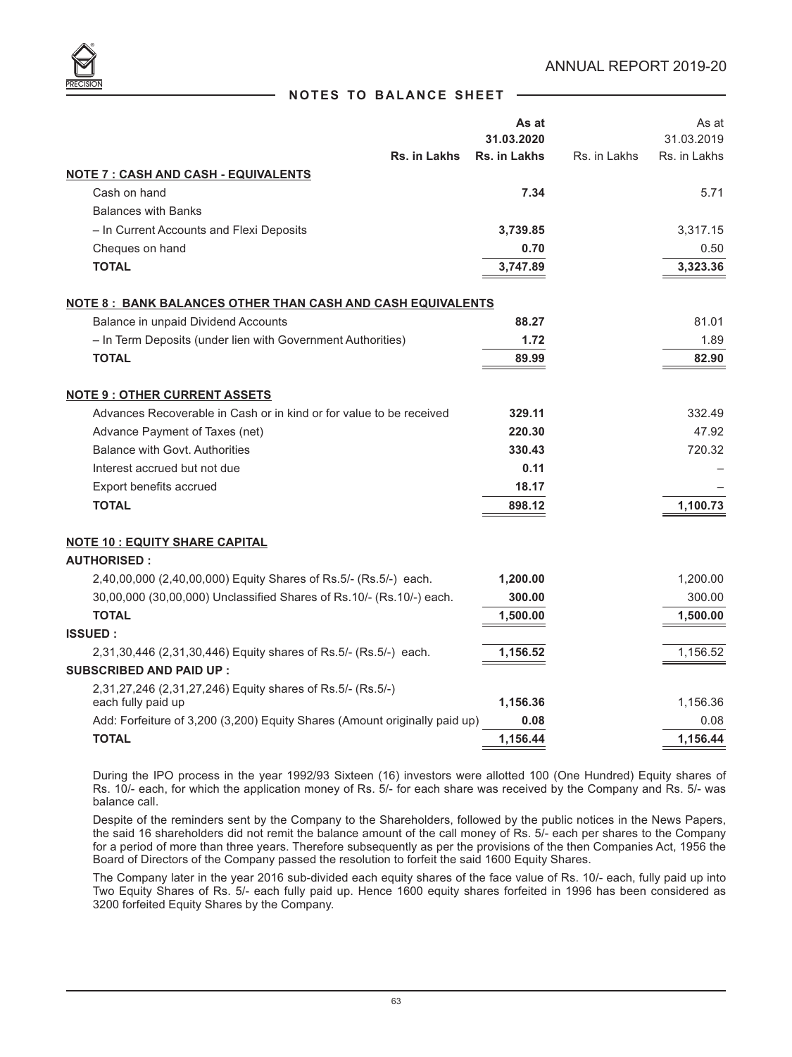## NOTES TO BALANCE SHEET

| | Rs. in Lakhs | As at 31.03.2020 Rs. in Lakhs | Rs. in Lakhs | As at 31.03.2019 Rs. in Lakhs |
|---|---|---|---|---|
| **NOTE 7 : CASH AND CASH - EQUIVALENTS** | | | | |
| Cash on hand | | **7.34** | | 5.71 |
| Balances with Banks | | | | |
| – In Current Accounts and Flexi Deposits | | **3,739.85** | | 3,317.15 |
| Cheques on hand | | **0.70** | | 0.50 |
| **TOTAL** | | **3,747.89** | | **3,323.36** |
| **NOTE 8 : BANK BALANCES OTHER THAN CASH AND CASH EQUIVALENTS** | | | | |
| Balance in unpaid Dividend Accounts | | **88.27** | | 81.01 |
| – In Term Deposits (under lien with Government Authorities) | | **1.72** | | 1.89 |
| **TOTAL** | | **89.99** | | **82.90** |
| **NOTE 9 : OTHER CURRENT ASSETS** | | | | |
| Advances Recoverable in Cash or in kind or for value to be received | | **329.11** | | 332.49 |
| Advance Payment of Taxes (net) | | **220.30** | | 47.92 |
| Balance with Govt. Authorities | | **330.43** | | 720.32 |
| Interest accrued but not due | | **0.11** | | – |
| Export benefits accrued | | **18.17** | | – |
| **TOTAL** | | **898.12** | | **1,100.73** |
| **NOTE 10 : EQUITY SHARE CAPITAL** | | | | |
| **AUTHORISED :** | | | | |
| 2,40,00,000 (2,40,00,000) Equity Shares of Rs.5/- (Rs.5/-) each. | | **1,200.00** | | 1,200.00 |
| 30,00,000 (30,00,000) Unclassified Shares of Rs.10/- (Rs.10/-) each. | | **300.00** | | 300.00 |
| **TOTAL** | | **1,500.00** | | **1,500.00** |
| **ISSUED :** | | | | |
| 2,31,30,446 (2,31,30,446) Equity shares of Rs.5/- (Rs.5/-) each. | | **1,156.52** | | 1,156.52 |
| **SUBSCRIBED AND PAID UP :** | | | | |
| 2,31,27,246 (2,31,27,246) Equity shares of Rs.5/- (Rs.5/-) each fully paid up | | **1,156.36** | | 1,156.36 |
| Add: Forfeiture of 3,200 (3,200) Equity Shares (Amount originally paid up) | | **0.08** | | 0.08 |
| **TOTAL** | | **1,156.44** | | **1,156.44** |

During the IPO process in the year 1992/93 Sixteen (16) investors were allotted 100 (One Hundred) Equity shares of Rs. 10/- each, for which the application money of Rs. 5/- for each share was received by the Company and Rs. 5/- was balance call.

Despite of the reminders sent by the Company to the Shareholders, followed by the public notices in the News Papers, the said 16 shareholders did not remit the balance amount of the call money of Rs. 5/- each per shares to the Company for a period of more than three years. Therefore subsequently as per the provisions of the then Companies Act, 1956 the Board of Directors of the Company passed the resolution to forfeit the said 1600 Equity Shares.

The Company later in the year 2016 sub-divided each equity shares of the face value of Rs. 10/- each, fully paid up into Two Equity Shares of Rs. 5/- each fully paid up. Hence 1600 equity shares forfeited in 1996 has been considered as 3200 forfeited Equity Shares by the Company.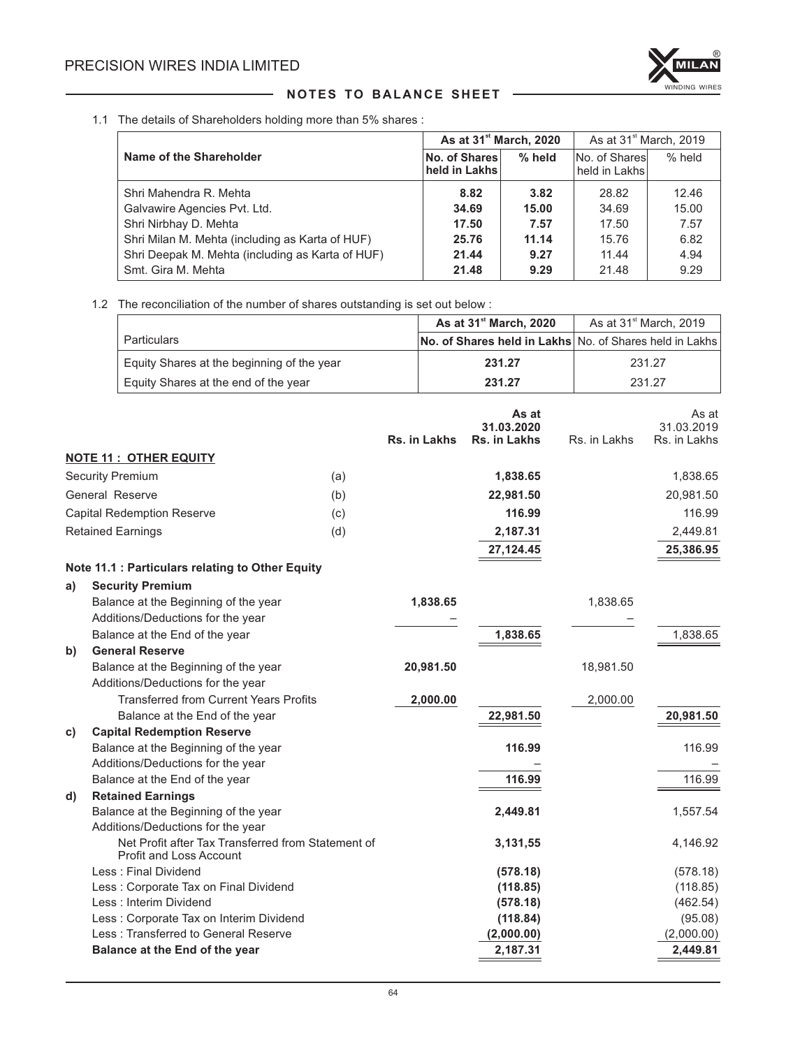## NOTES TO BALANCE SHEET

1.1 The details of Shareholders holding more than 5% shares :

| Name of the Shareholder | As at 31st March, 2020 | | As at 31st March, 2019 | |
|---|---|---|---|---|
| | No. of Shares held in Lakhs | % held | No. of Shares held in Lakhs | % held |
| Shri Mahendra R. Mehta | **8.82** | **3.82** | 28.82 | 12.46 |
| Galvawire Agencies Pvt. Ltd. | **34.69** | **15.00** | 34.69 | 15.00 |
| Shri Nirbhay D. Mehta | **17.50** | **7.57** | 17.50 | 7.57 |
| Shri Milan M. Mehta (including as Karta of HUF) | **25.76** | **11.14** | 15.76 | 6.82 |
| Shri Deepak M. Mehta (including as Karta of HUF) | **21.44** | **9.27** | 11.44 | 4.94 |
| Smt. Gira M. Mehta | **21.48** | **9.29** | 21.48 | 9.29 |

1.2 The reconciliation of the number of shares outstanding is set out below :

| Particulars | As at 31st March, 2020 | As at 31st March, 2019 |
|---|---|---|
| | No. of Shares held in Lakhs | No. of Shares held in Lakhs |
| Equity Shares at the beginning of the year | **231.27** | 231.27 |
| Equity Shares at the end of the year | **231.27** | 231.27 |

| | | Rs. in Lakhs | As at 31.03.2020 Rs. in Lakhs | Rs. in Lakhs | As at 31.03.2019 Rs. in Lakhs |
|---|---|---|---|---|---|
| **NOTE 11 : OTHER EQUITY** | | | | | |
| Security Premium | (a) | | **1,838.65** | | 1,838.65 |
| General Reserve | (b) | | **22,981.50** | | 20,981.50 |
| Capital Redemption Reserve | (c) | | **116.99** | | 116.99 |
| Retained Earnings | (d) | | **2,187.31** | | 2,449.81 |
| | | | **27,124.45** | | **25,386.95** |
| **Note 11.1 : Particulars relating to Other Equity** | | | | | |
| **a) Security Premium** | | | | | |
| Balance at the Beginning of the year | | **1,838.65** | | 1,838.65 | |
| Additions/Deductions for the year | | – | | – | |
| Balance at the End of the year | | | **1,838.65** | | 1,838.65 |
| **b) General Reserve** | | | | | |
| Balance at the Beginning of the year | | **20,981.50** | | 18,981.50 | |
| Additions/Deductions for the year | | | | | |
| Transferred from Current Years Profits | | **2,000.00** | | 2,000.00 | |
| Balance at the End of the year | | | **22,981.50** | | **20,981.50** |
| **c) Capital Redemption Reserve** | | | | | |
| Balance at the Beginning of the year | | | **116.99** | | 116.99 |
| Additions/Deductions for the year | | | – | | – |
| Balance at the End of the year | | | **116.99** | | 116.99 |
| **d) Retained Earnings** | | | | | |
| Balance at the Beginning of the year | | | **2,449.81** | | 1,557.54 |
| Additions/Deductions for the year | | | | | |
| Net Profit after Tax Transferred from Statement of Profit and Loss Account | | | **3,131,55** | | 4,146.92 |
| Less : Final Dividend | | | **(578.18)** | | (578.18) |
| Less : Corporate Tax on Final Dividend | | | **(118.85)** | | (118.85) |
| Less : Interim Dividend | | | **(578.18)** | | (462.54) |
| Less : Corporate Tax on Interim Dividend | | | **(118.84)** | | (95.08) |
| Less : Transferred to General Reserve | | | **(2,000.00)** | | (2,000.00) |
| **Balance at the End of the year** | | | **2,187.31** | | **2,449.81** |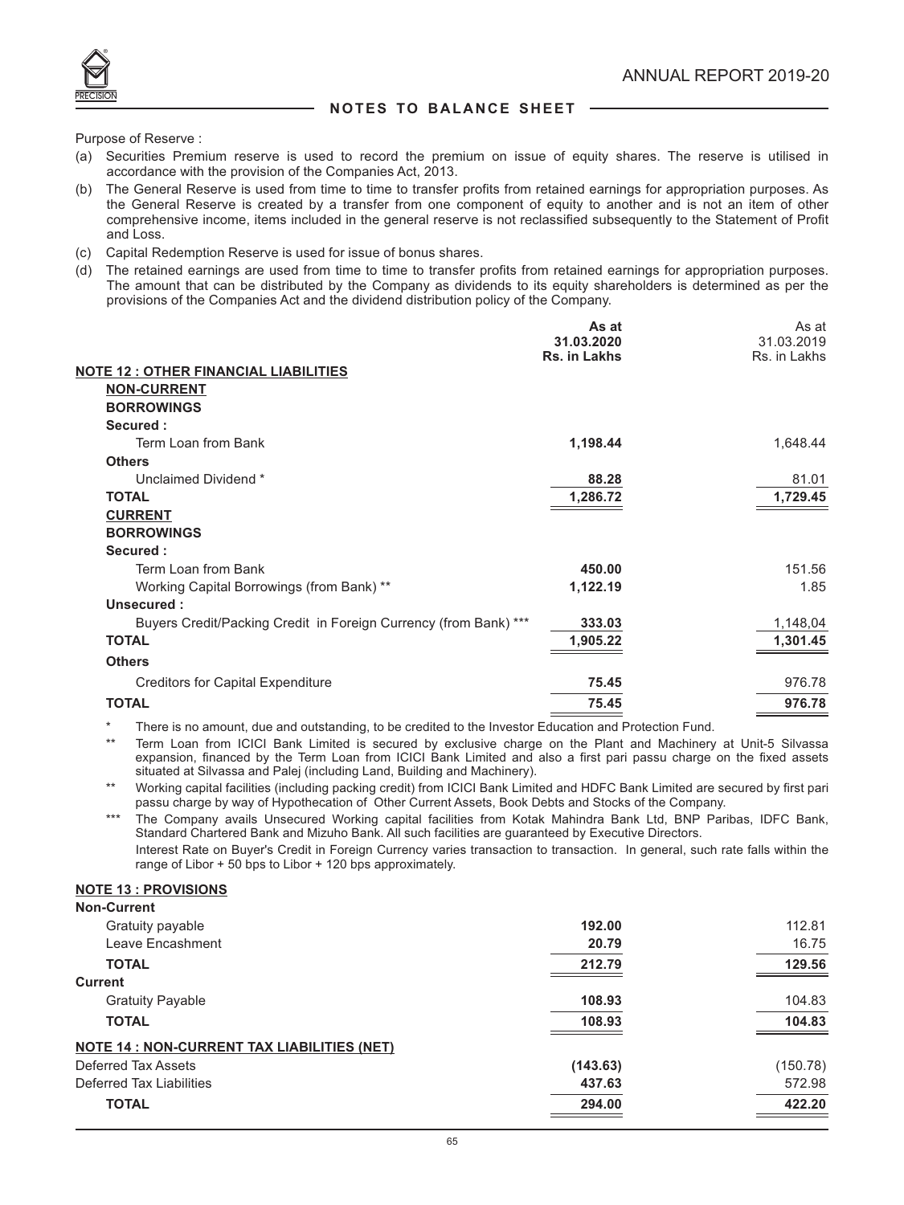Purpose of Reserve :

(a) Securities Premium reserve is used to record the premium on issue of equity shares. The reserve is utilised in accordance with the provision of the Companies Act, 2013.

(b) The General Reserve is used from time to time to transfer profits from retained earnings for appropriation purposes. As the General Reserve is created by a transfer from one component of equity to another and is not an item of other comprehensive income, items included in the general reserve is not reclassified subsequently to the Statement of Profit and Loss.

(c) Capital Redemption Reserve is used for issue of bonus shares.

(d) The retained earnings are used from time to time to transfer profits from retained earnings for appropriation purposes. The amount that can be distributed by the Company as dividends to its equity shareholders is determined as per the provisions of the Companies Act and the dividend distribution policy of the Company.

| | **As at 31.03.2020 Rs. in Lakhs** | As at 31.03.2019 Rs. in Lakhs |
|---|---|---|
| **NOTE 12 : OTHER FINANCIAL LIABILITIES** | | |
| **NON-CURRENT** | | |
| **BORROWINGS** | | |
| **Secured :** | | |
| Term Loan from Bank | **1,198.44** | 1,648.44 |
| **Others** | | |
| Unclaimed Dividend * | **88.28** | 81.01 |
| **TOTAL** | **1,286.72** | **1,729.45** |
| **CURRENT** | | |
| **BORROWINGS** | | |
| **Secured :** | | |
| Term Loan from Bank | **450.00** | 151.56 |
| Working Capital Borrowings (from Bank) ** | **1,122.19** | 1.85 |
| **Unsecured :** | | |
| Buyers Credit/Packing Credit in Foreign Currency (from Bank) *** | **333.03** | 1,148,04 |
| **TOTAL** | **1,905.22** | **1,301.45** |
| **Others** | | |
| Creditors for Capital Expenditure | **75.45** | 976.78 |
| **TOTAL** | **75.45** | **976.78** |

\* There is no amount, due and outstanding, to be credited to the Investor Education and Protection Fund.

** Term Loan from ICICI Bank Limited is secured by exclusive charge on the Plant and Machinery at Unit-5 Silvassa expansion, financed by the Term Loan from ICICI Bank Limited and also a first pari passu charge on the fixed assets situated at Silvassa and Palej (including Land, Building and Machinery).

** Working capital facilities (including packing credit) from ICICI Bank Limited and HDFC Bank Limited are secured by first pari passu charge by way of Hypothecation of Other Current Assets, Book Debts and Stocks of the Company.

*** The Company avails Unsecured Working capital facilities from Kotak Mahindra Bank Ltd, BNP Paribas, IDFC Bank, Standard Chartered Bank and Mizuho Bank. All such facilities are guaranteed by Executive Directors.

Interest Rate on Buyer's Credit in Foreign Currency varies transaction to transaction. In general, such rate falls within the range of Libor + 50 bps to Libor + 120 bps approximately.

| | | |
|---|---|---|
| **NOTE 13 : PROVISIONS** | | |
| **Non-Current** | | |
| Gratuity payable | **192.00** | 112.81 |
| Leave Encashment | **20.79** | 16.75 |
| **TOTAL** | **212.79** | **129.56** |
| **Current** | | |
| Gratuity Payable | **108.93** | 104.83 |
| **TOTAL** | **108.93** | **104.83** |
| **NOTE 14 : NON-CURRENT TAX LIABILITIES (NET)** | | |
| Deferred Tax Assets | **(143.63)** | (150.78) |
| Deferred Tax Liabilities | **437.63** | 572.98 |
| **TOTAL** | **294.00** | **422.20** |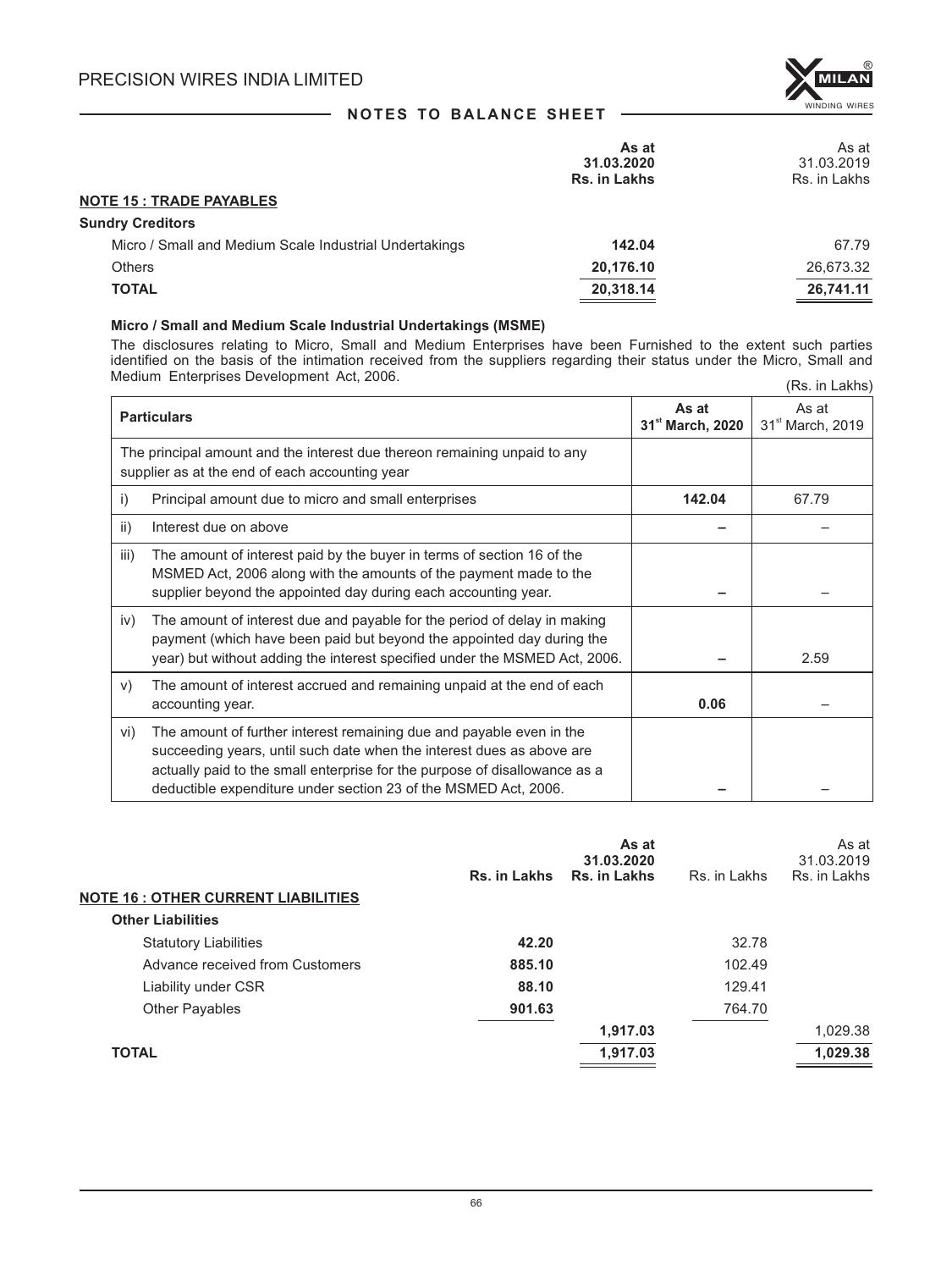## NOTES TO BALANCE SHEET

| | As at 31.03.2020 Rs. in Lakhs | As at 31.03.2019 Rs. in Lakhs |
|---|---|---|
| **NOTE 15 : TRADE PAYABLES** | | |
| **Sundry Creditors** | | |
| Micro / Small and Medium Scale Industrial Undertakings | **142.04** | 67.79 |
| Others | **20,176.10** | 26,673.32 |
| **TOTAL** | **20,318.14** | **26,741.11** |

**Micro / Small and Medium Scale Industrial Undertakings (MSME)**

The disclosures relating to Micro, Small and Medium Enterprises have been Furnished to the extent such parties identified on the basis of the intimation received from the suppliers regarding their status under the Micro, Small and Medium Enterprises Development Act, 2006.

(Rs. in Lakhs)

| | Particulars | As at 31st March, 2020 | As at 31st March, 2019 |
|---|---|---|---|
| | The principal amount and the interest due thereon remaining unpaid to any supplier as at the end of each accounting year | | |
| i) | Principal amount due to micro and small enterprises | **142.04** | 67.79 |
| ii) | Interest due on above | **–** | – |
| iii) | The amount of interest paid by the buyer in terms of section 16 of the MSMED Act, 2006 along with the amounts of the payment made to the supplier beyond the appointed day during each accounting year. | **–** | – |
| iv) | The amount of interest due and payable for the period of delay in making payment (which have been paid but beyond the appointed day during the year) but without adding the interest specified under the MSMED Act, 2006. | **–** | 2.59 |
| v) | The amount of interest accrued and remaining unpaid at the end of each accounting year. | **0.06** | – |
| vi) | The amount of further interest remaining due and payable even in the succeeding years, until such date when the interest dues as above are actually paid to the small enterprise for the purpose of disallowance as a deductible expenditure under section 23 of the MSMED Act, 2006. | **–** | – |

| | Rs. in Lakhs | As at 31.03.2020 Rs. in Lakhs | Rs. in Lakhs | As at 31.03.2019 Rs. in Lakhs |
|---|---|---|---|---|
| **NOTE 16 : OTHER CURRENT LIABILITIES** | | | | |
| **Other Liabilities** | | | | |
| Statutory Liabilities | **42.20** | | 32.78 | |
| Advance received from Customers | **885.10** | | 102.49 | |
| Liability under CSR | **88.10** | | 129.41 | |
| Other Payables | **901.63** | | 764.70 | |
| | | **1,917.03** | | 1,029.38 |
| **TOTAL** | | **1,917.03** | | **1,029.38** |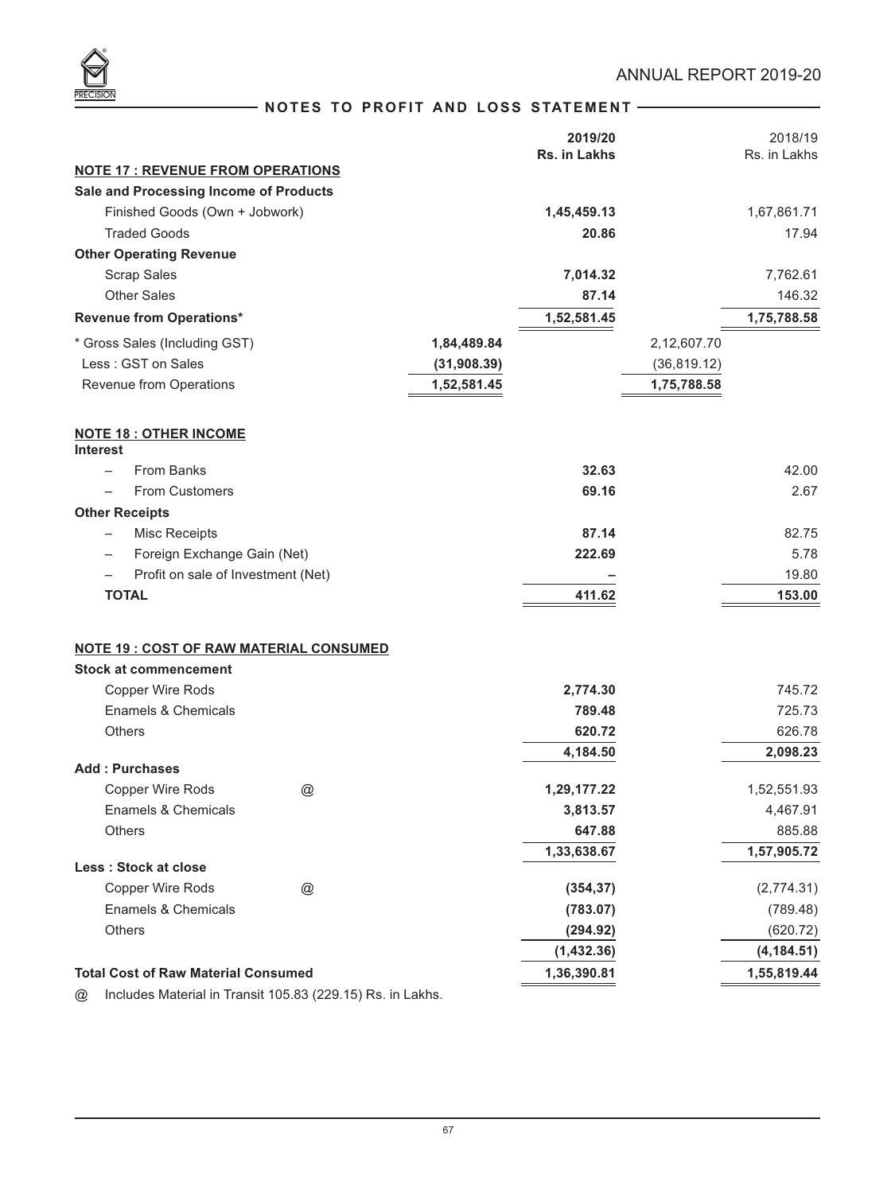## NOTES TO PROFIT AND LOSS STATEMENT

| | | 2019/20 Rs. in Lakhs | | 2018/19 Rs. in Lakhs |
|---|---|---|---|---|
| **NOTE 17 : REVENUE FROM OPERATIONS** | | | | |
| **Sale and Processing Income of Products** | | | | |
| Finished Goods (Own + Jobwork) | | **1,45,459.13** | | 1,67,861.71 |
| Traded Goods | | **20.86** | | 17.94 |
| **Other Operating Revenue** | | | | |
| Scrap Sales | | **7,014.32** | | 7,762.61 |
| Other Sales | | **87.14** | | 146.32 |
| **Revenue from Operations*** | | **1,52,581.45** | | **1,75,788.58** |
| * Gross Sales (Including GST) | **1,84,489.84** | | 2,12,607.70 | |
| Less : GST on Sales | **(31,908.39)** | | (36,819.12) | |
| Revenue from Operations | **1,52,581.45** | | 1,75,788.58 | |

| | 2019/20 Rs. in Lakhs | 2018/19 Rs. in Lakhs |
|---|---|---|
| **NOTE 18 : OTHER INCOME** | | |
| **Interest** | | |
| – From Banks | **32.63** | 42.00 |
| – From Customers | **69.16** | 2.67 |
| **Other Receipts** | | |
| – Misc Receipts | **87.14** | 82.75 |
| – Foreign Exchange Gain (Net) | **222.69** | 5.78 |
| – Profit on sale of Investment (Net) | **–** | 19.80 |
| **TOTAL** | **411.62** | **153.00** |

| | | 2019/20 Rs. in Lakhs | 2018/19 Rs. in Lakhs |
|---|---|---|---|
| **NOTE 19 : COST OF RAW MATERIAL CONSUMED** | | | |
| **Stock at commencement** | | | |
| Copper Wire Rods | | **2,774.30** | 745.72 |
| Enamels & Chemicals | | **789.48** | 725.73 |
| Others | | **620.72** | 626.78 |
| | | **4,184.50** | **2,098.23** |
| **Add : Purchases** | | | |
| Copper Wire Rods | @ | **1,29,177.22** | 1,52,551.93 |
| Enamels & Chemicals | | **3,813.57** | 4,467.91 |
| Others | | **647.88** | 885.88 |
| | | **1,33,638.67** | **1,57,905.72** |
| **Less : Stock at close** | | | |
| Copper Wire Rods | @ | **(354,37)** | (2,774.31) |
| Enamels & Chemicals | | **(783.07)** | (789.48) |
| Others | | **(294.92)** | (620.72) |
| | | **(1,432.36)** | **(4,184.51)** |
| **Total Cost of Raw Material Consumed** | | **1,36,390.81** | **1,55,819.44** |

@ Includes Material in Transit 105.83 (229.15) Rs. in Lakhs.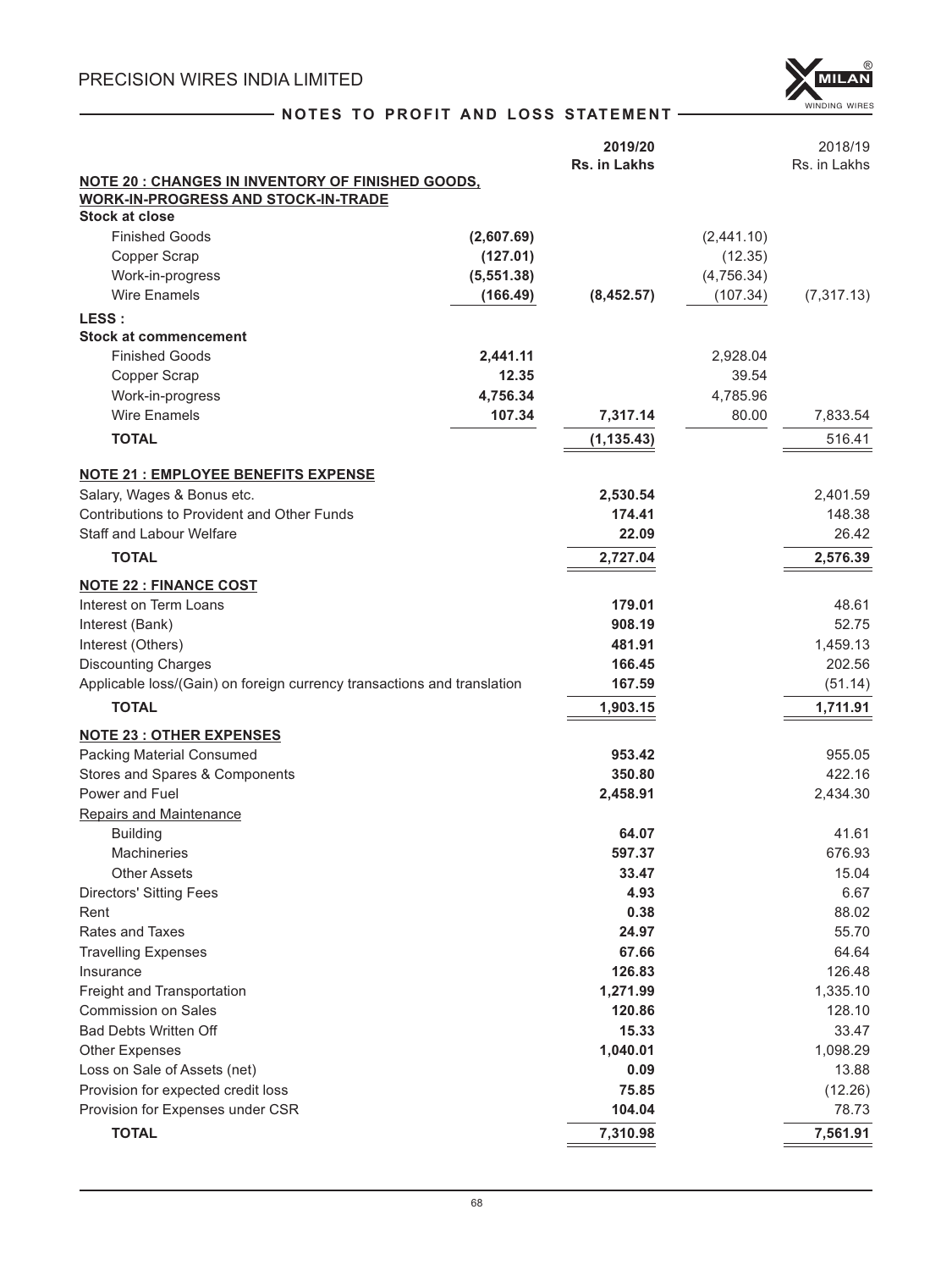## NOTES TO PROFIT AND LOSS STATEMENT

| | | 2019/20 Rs. in Lakhs | | 2018/19 Rs. in Lakhs |
|---|---|---|---|---|
| **NOTE 20 : CHANGES IN INVENTORY OF FINISHED GOODS, WORK-IN-PROGRESS AND STOCK-IN-TRADE** | | | | |
| **Stock at close** | | | | |
| Finished Goods | **(2,607.69)** | | (2,441.10) | |
| Copper Scrap | **(127.01)** | | (12.35) | |
| Work-in-progress | **(5,551.38)** | | (4,756.34) | |
| Wire Enamels | **(166.49)** | **(8,452.57)** | (107.34) | (7,317.13) |
| **LESS :** | | | | |
| **Stock at commencement** | | | | |
| Finished Goods | **2,441.11** | | 2,928.04 | |
| Copper Scrap | **12.35** | | 39.54 | |
| Work-in-progress | **4,756.34** | | 4,785.96 | |
| Wire Enamels | **107.34** | **7,317.14** | 80.00 | 7,833.54 |
| **TOTAL** | | **(1,135.43)** | | 516.41 |

| | 2019/20 Rs. in Lakhs | 2018/19 Rs. in Lakhs |
|---|---|---|
| **NOTE 21 : EMPLOYEE BENEFITS EXPENSE** | | |
| Salary, Wages & Bonus etc. | **2,530.54** | 2,401.59 |
| Contributions to Provident and Other Funds | **174.41** | 148.38 |
| Staff and Labour Welfare | **22.09** | 26.42 |
| **TOTAL** | **2,727.04** | **2,576.39** |
| **NOTE 22 : FINANCE COST** | | |
| Interest on Term Loans | **179.01** | 48.61 |
| Interest (Bank) | **908.19** | 52.75 |
| Interest (Others) | **481.91** | 1,459.13 |
| Discounting Charges | **166.45** | 202.56 |
| Applicable loss/(Gain) on foreign currency transactions and translation | **167.59** | (51.14) |
| **TOTAL** | **1,903.15** | **1,711.91** |
| **NOTE 23 : OTHER EXPENSES** | | |
| Packing Material Consumed | **953.42** | 955.05 |
| Stores and Spares & Components | **350.80** | 422.16 |
| Power and Fuel | **2,458.91** | 2,434.30 |
| Repairs and Maintenance | | |
| Building | **64.07** | 41.61 |
| Machineries | **597.37** | 676.93 |
| Other Assets | **33.47** | 15.04 |
| Directors' Sitting Fees | **4.93** | 6.67 |
| Rent | **0.38** | 88.02 |
| Rates and Taxes | **24.97** | 55.70 |
| Travelling Expenses | **67.66** | 64.64 |
| Insurance | **126.83** | 126.48 |
| Freight and Transportation | **1,271.99** | 1,335.10 |
| Commission on Sales | **120.86** | 128.10 |
| Bad Debts Written Off | **15.33** | 33.47 |
| Other Expenses | **1,040.01** | 1,098.29 |
| Loss on Sale of Assets (net) | **0.09** | 13.88 |
| Provision for expected credit loss | **75.85** | (12.26) |
| Provision for Expenses under CSR | **104.04** | 78.73 |
| **TOTAL** | **7,310.98** | **7,561.91** |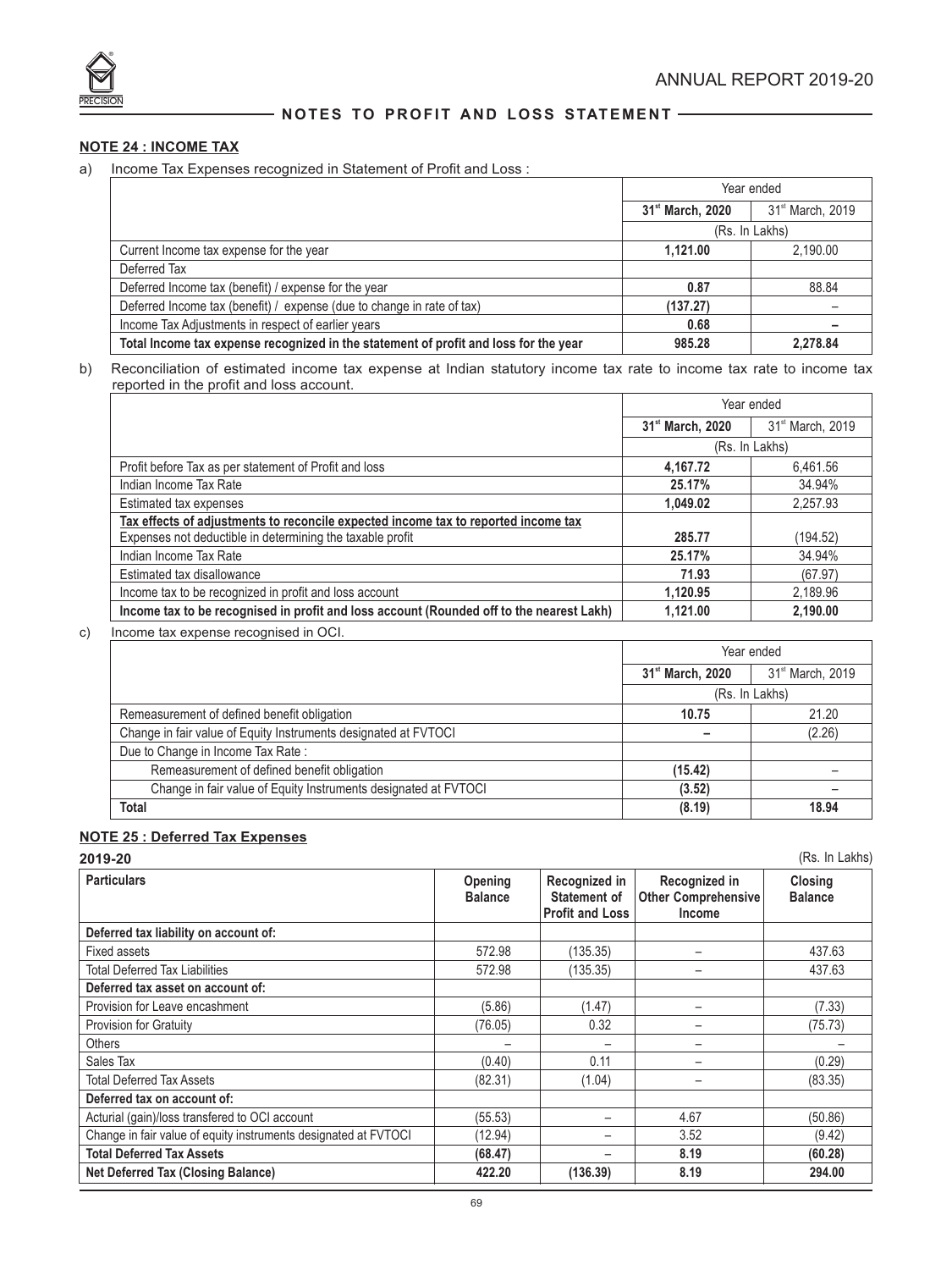## NOTES TO PROFIT AND LOSS STATEMENT

### NOTE 24 : INCOME TAX

a) Income Tax Expenses recognized in Statement of Profit and Loss :

| | Year ended | |
|---|---|---|
| | **31st March, 2020** | 31st March, 2019 |
| | (Rs. In Lakhs) | |
| Current Income tax expense for the year | **1,121.00** | 2,190.00 |
| Deferred Tax | | |
| Deferred Income tax (benefit) / expense for the year | **0.87** | 88.84 |
| Deferred Income tax (benefit) / expense (due to change in rate of tax) | **(137.27)** | – |
| Income Tax Adjustments in respect of earlier years | **0.68** | – |
| **Total Income tax expense recognized in the statement of profit and loss for the year** | **985.28** | **2,278.84** |

b) Reconciliation of estimated income tax expense at Indian statutory income tax rate to income tax rate to income tax reported in the profit and loss account.

| | Year ended | |
|---|---|---|
| | **31st March, 2020** | 31st March, 2019 |
| | (Rs. In Lakhs) | |
| Profit before Tax as per statement of Profit and loss | **4,167.72** | 6,461.56 |
| Indian Income Tax Rate | **25.17%** | 34.94% |
| Estimated tax expenses | **1,049.02** | 2,257.93 |
| Tax effects of adjustments to reconcile expected income tax to reported income tax<br>Expenses not deductible in determining the taxable profit | **285.77** | (194.52) |
| Indian Income Tax Rate | **25.17%** | 34.94% |
| Estimated tax disallowance | **71.93** | (67.97) |
| Income tax to be recognized in profit and loss account | **1,120.95** | 2,189.96 |
| **Income tax to be recognised in profit and loss account (Rounded off to the nearest Lakh)** | **1,121.00** | **2,190.00** |

c) Income tax expense recognised in OCI.

| | Year ended | |
|---|---|---|
| | **31st March, 2020** | 31st March, 2019 |
| | (Rs. In Lakhs) | |
| Remeasurement of defined benefit obligation | **10.75** | 21.20 |
| Change in fair value of Equity Instruments designated at FVTOCI | **–** | (2.26) |
| Due to Change in Income Tax Rate : | | |
| Remeasurement of defined benefit obligation | **(15.42)** | – |
| Change in fair value of Equity Instruments designated at FVTOCI | **(3.52)** | – |
| **Total** | **(8.19)** | **18.94** |

### NOTE 25 : Deferred Tax Expenses

**2019-20** (Rs. In Lakhs)

| Particulars | Opening Balance | Recognized in Statement of Profit and Loss | Recognized in Other Comprehensive Income | Closing Balance |
|---|---|---|---|---|
| **Deferred tax liability on account of:** | | | | |
| Fixed assets | 572.98 | (135.35) | – | 437.63 |
| Total Deferred Tax Liabilities | 572.98 | (135.35) | – | 437.63 |
| **Deferred tax asset on account of:** | | | | |
| Provision for Leave encashment | (5.86) | (1.47) | – | (7.33) |
| Provision for Gratuity | (76.05) | 0.32 | – | (75.73) |
| Others | – | – | – | – |
| Sales Tax | (0.40) | 0.11 | – | (0.29) |
| Total Deferred Tax Assets | (82.31) | (1.04) | – | (83.35) |
| **Deferred tax on account of:** | | | | |
| Acturial (gain)/loss transfered to OCI account | (55.53) | – | 4.67 | (50.86) |
| Change in fair value of equity instruments designated at FVTOCI | (12.94) | – | 3.52 | (9.42) |
| **Total Deferred Tax Assets** | **(68.47)** | – | **8.19** | **(60.28)** |
| **Net Deferred Tax (Closing Balance)** | **422.20** | **(136.39)** | **8.19** | **294.00** |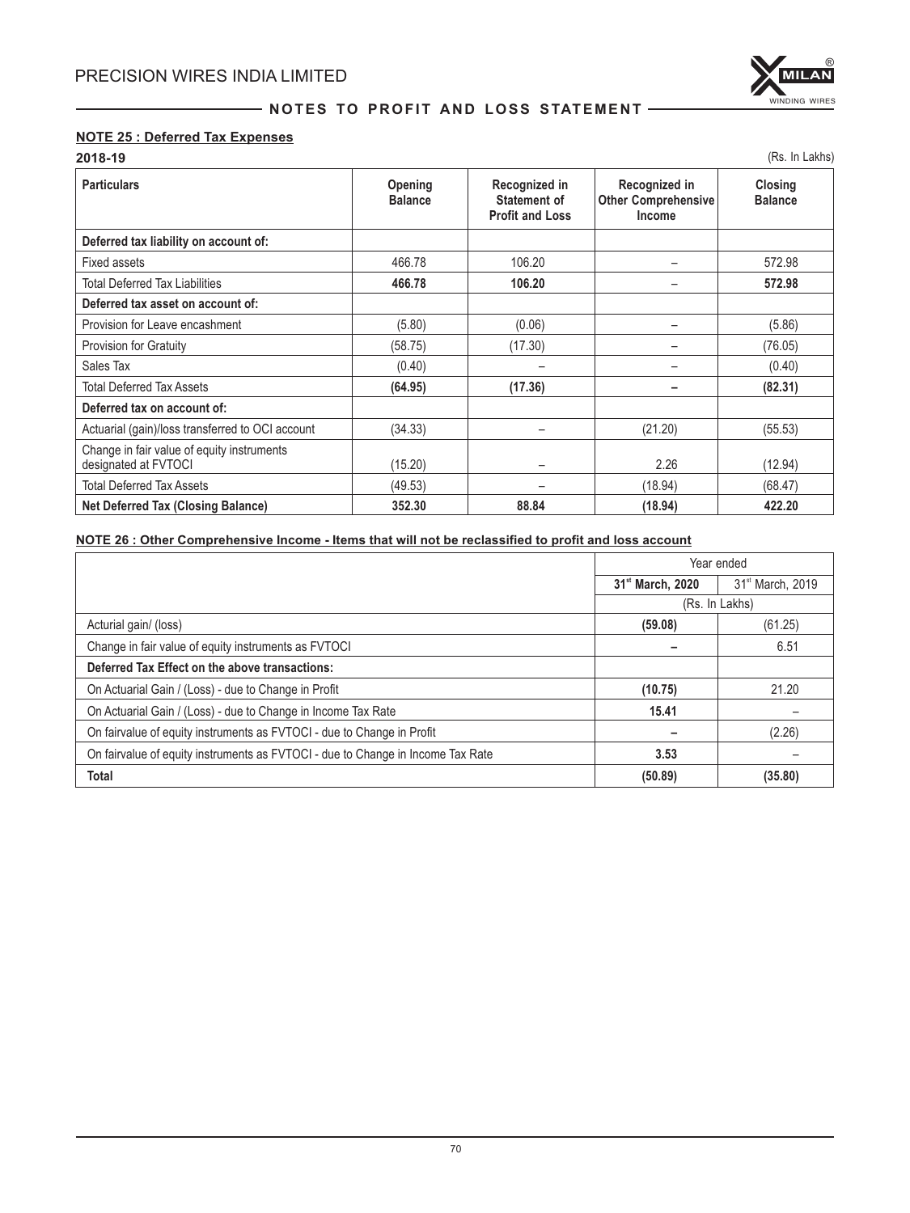## NOTE 25 : Deferred Tax Expenses

**2018-19**

(Rs. In Lakhs)

| Particulars | Opening Balance | Recognized in Statement of Profit and Loss | Recognized in Other Comprehensive Income | Closing Balance |
|---|---|---|---|---|
| **Deferred tax liability on account of:** | | | | |
| Fixed assets | 466.78 | 106.20 | – | 572.98 |
| Total Deferred Tax Liabilities | **466.78** | **106.20** | – | **572.98** |
| **Deferred tax asset on account of:** | | | | |
| Provision for Leave encashment | (5.80) | (0.06) | – | (5.86) |
| Provision for Gratuity | (58.75) | (17.30) | – | (76.05) |
| Sales Tax | (0.40) | – | – | (0.40) |
| Total Deferred Tax Assets | **(64.95)** | **(17.36)** | **–** | **(82.31)** |
| **Deferred tax on account of:** | | | | |
| Actuarial (gain)/loss transferred to OCI account | (34.33) | – | (21.20) | (55.53) |
| Change in fair value of equity instruments designated at FVTOCI | (15.20) | – | 2.26 | (12.94) |
| Total Deferred Tax Assets | (49.53) | – | (18.94) | (68.47) |
| **Net Deferred Tax (Closing Balance)** | **352.30** | **88.84** | **(18.94)** | **422.20** |

## NOTE 26 : Other Comprehensive Income - Items that will not be reclassified to profit and loss account

| | Year ended | |
|---|---|---|
| | **31st March, 2020** | 31st March, 2019 |
| | (Rs. In Lakhs) | |
| Acturial gain/ (loss) | **(59.08)** | (61.25) |
| Change in fair value of equity instruments as FVTOCI | **–** | 6.51 |
| **Deferred Tax Effect on the above transactions:** | | |
| On Actuarial Gain / (Loss) - due to Change in Profit | **(10.75)** | 21.20 |
| On Actuarial Gain / (Loss) - due to Change in Income Tax Rate | **15.41** | – |
| On fairvalue of equity instruments as FVTOCI - due to Change in Profit | **–** | (2.26) |
| On fairvalue of equity instruments as FVTOCI - due to Change in Income Tax Rate | **3.53** | – |
| **Total** | **(50.89)** | **(35.80)** |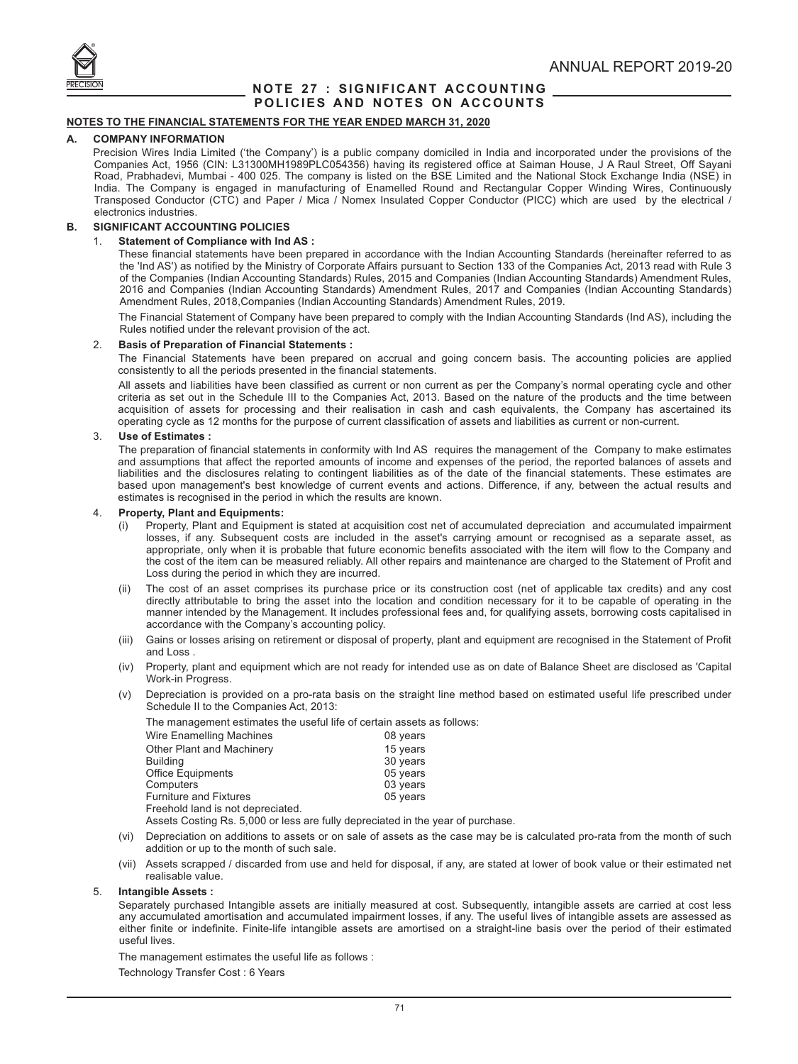## NOTE 27 : SIGNIFICANT ACCOUNTING POLICIES AND NOTES ON ACCOUNTS

**NOTES TO THE FINANCIAL STATEMENTS FOR THE YEAR ENDED MARCH 31, 2020**

### A. COMPANY INFORMATION

Precision Wires India Limited ('the Company') is a public company domiciled in India and incorporated under the provisions of the Companies Act, 1956 (CIN: L31300MH1989PLC054356) having its registered office at Saiman House, J A Raul Street, Off Sayani Road, Prabhadevi, Mumbai - 400 025. The company is listed on the BSE Limited and the National Stock Exchange India (NSE) in India. The Company is engaged in manufacturing of Enamelled Round and Rectangular Copper Winding Wires, Continuously Transposed Conductor (CTC) and Paper / Mica / Nomex Insulated Copper Conductor (PICC) which are used by the electrical / electronics industries.

### B. SIGNIFICANT ACCOUNTING POLICIES

1. **Statement of Compliance with Ind AS :**

   These financial statements have been prepared in accordance with the Indian Accounting Standards (hereinafter referred to as the 'Ind AS') as notified by the Ministry of Corporate Affairs pursuant to Section 133 of the Companies Act, 2013 read with Rule 3 of the Companies (Indian Accounting Standards) Rules, 2015 and Companies (Indian Accounting Standards) Amendment Rules, 2016 and Companies (Indian Accounting Standards) Amendment Rules, 2017 and Companies (Indian Accounting Standards) Amendment Rules, 2018,Companies (Indian Accounting Standards) Amendment Rules, 2019.

   The Financial Statement of Company have been prepared to comply with the Indian Accounting Standards (Ind AS), including the Rules notified under the relevant provision of the act.

2. **Basis of Preparation of Financial Statements :**

   The Financial Statements have been prepared on accrual and going concern basis. The accounting policies are applied consistently to all the periods presented in the financial statements.

   All assets and liabilities have been classified as current or non current as per the Company's normal operating cycle and other criteria as set out in the Schedule III to the Companies Act, 2013. Based on the nature of the products and the time between acquisition of assets for processing and their realisation in cash and cash equivalents, the Company has ascertained its operating cycle as 12 months for the purpose of current classification of assets and liabilities as current or non-current.

3. **Use of Estimates :**

   The preparation of financial statements in conformity with Ind AS requires the management of the Company to make estimates and assumptions that affect the reported amounts of income and expenses of the period, the reported balances of assets and liabilities and the disclosures relating to contingent liabilities as of the date of the financial statements. These estimates are based upon management's best knowledge of current events and actions. Difference, if any, between the actual results and estimates is recognised in the period in which the results are known.

4. **Property, Plant and Equipments:**

   (i) Property, Plant and Equipment is stated at acquisition cost net of accumulated depreciation and accumulated impairment losses, if any. Subsequent costs are included in the asset's carrying amount or recognised as a separate asset, as appropriate, only when it is probable that future economic benefits associated with the item will flow to the Company and the cost of the item can be measured reliably. All other repairs and maintenance are charged to the Statement of Profit and Loss during the period in which they are incurred.

   (ii) The cost of an asset comprises its purchase price or its construction cost (net of applicable tax credits) and any cost directly attributable to bring the asset into the location and condition necessary for it to be capable of operating in the manner intended by the Management. It includes professional fees and, for qualifying assets, borrowing costs capitalised in accordance with the Company's accounting policy.

   (iii) Gains or losses arising on retirement or disposal of property, plant and equipment are recognised in the Statement of Profit and Loss .

   (iv) Property, plant and equipment which are not ready for intended use as on date of Balance Sheet are disclosed as 'Capital Work-in Progress.

   (v) Depreciation is provided on a pro-rata basis on the straight line method based on estimated useful life prescribed under Schedule II to the Companies Act, 2013:

   The management estimates the useful life of certain assets as follows:

   | Asset | Useful life |
   |---|---|
   | Wire Enamelling Machines | 08 years |
   | Other Plant and Machinery | 15 years |
   | Building | 30 years |
   | Office Equipments | 05 years |
   | Computers | 03 years |
   | Furniture and Fixtures | 05 years |

   Freehold land is not depreciated.

   Assets Costing Rs. 5,000 or less are fully depreciated in the year of purchase.

   (vi) Depreciation on additions to assets or on sale of assets as the case may be is calculated pro-rata from the month of such addition or up to the month of such sale.

   (vii) Assets scrapped / discarded from use and held for disposal, if any, are stated at lower of book value or their estimated net realisable value.

5. **Intangible Assets :**

   Separately purchased Intangible assets are initially measured at cost. Subsequently, intangible assets are carried at cost less any accumulated amortisation and accumulated impairment losses, if any. The useful lives of intangible assets are assessed as either finite or indefinite. Finite-life intangible assets are amortised on a straight-line basis over the period of their estimated useful lives.

   The management estimates the useful life as follows :

   Technology Transfer Cost : 6 Years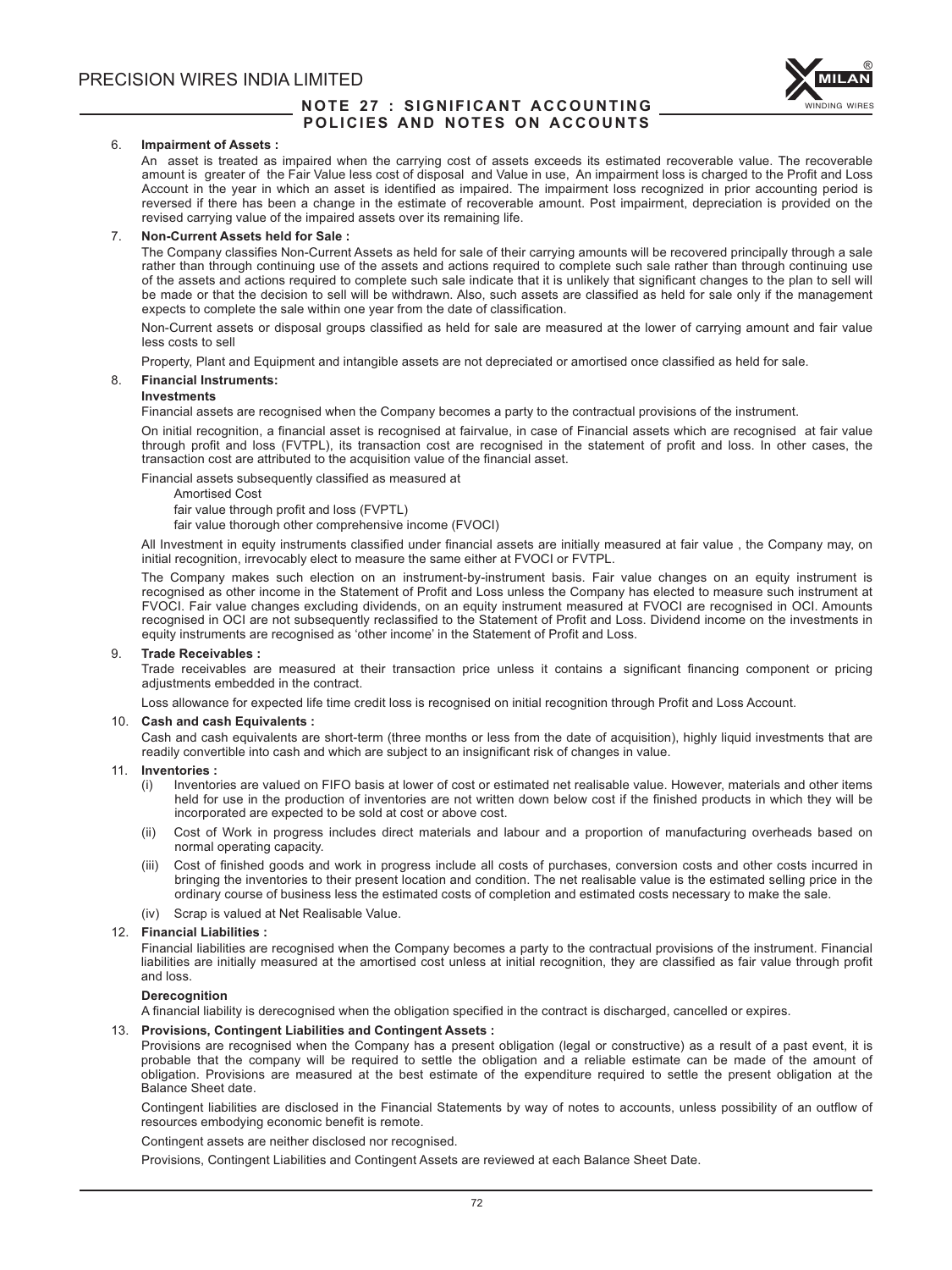## NOTE 27 : SIGNIFICANT ACCOUNTING POLICIES AND NOTES ON ACCOUNTS

6. **Impairment of Assets :**

   An asset is treated as impaired when the carrying cost of assets exceeds its estimated recoverable value. The recoverable amount is greater of the Fair Value less cost of disposal and Value in use, An impairment loss is charged to the Profit and Loss Account in the year in which an asset is identified as impaired. The impairment loss recognized in prior accounting period is reversed if there has been a change in the estimate of recoverable amount. Post impairment, depreciation is provided on the revised carrying value of the impaired assets over its remaining life.

7. **Non-Current Assets held for Sale :**

   The Company classifies Non-Current Assets as held for sale of their carrying amounts will be recovered principally through a sale rather than through continuing use of the assets and actions required to complete such sale rather than through continuing use of the assets and actions required to complete such sale indicate that it is unlikely that significant changes to the plan to sell will be made or that the decision to sell will be withdrawn. Also, such assets are classified as held for sale only if the management expects to complete the sale within one year from the date of classification.

   Non-Current assets or disposal groups classified as held for sale are measured at the lower of carrying amount and fair value less costs to sell

   Property, Plant and Equipment and intangible assets are not depreciated or amortised once classified as held for sale.

8. **Financial Instruments:**

   **Investments**

   Financial assets are recognised when the Company becomes a party to the contractual provisions of the instrument.

   On initial recognition, a financial asset is recognised at fairvalue, in case of Financial assets which are recognised at fair value through profit and loss (FVTPL), its transaction cost are recognised in the statement of profit and loss. In other cases, the transaction cost are attributed to the acquisition value of the financial asset.

   Financial assets subsequently classified as measured at

   Amortised Cost

   fair value through profit and loss (FVPTL)

   fair value thorough other comprehensive income (FVOCI)

   All Investment in equity instruments classified under financial assets are initially measured at fair value , the Company may, on initial recognition, irrevocably elect to measure the same either at FVOCI or FVTPL.

   The Company makes such election on an instrument-by-instrument basis. Fair value changes on an equity instrument is recognised as other income in the Statement of Profit and Loss unless the Company has elected to measure such instrument at FVOCI. Fair value changes excluding dividends, on an equity instrument measured at FVOCI are recognised in OCI. Amounts recognised in OCI are not subsequently reclassified to the Statement of Profit and Loss. Dividend income on the investments in equity instruments are recognised as 'other income' in the Statement of Profit and Loss.

9. **Trade Receivables :**

   Trade receivables are measured at their transaction price unless it contains a significant financing component or pricing adjustments embedded in the contract.

   Loss allowance for expected life time credit loss is recognised on initial recognition through Profit and Loss Account.

10. **Cash and cash Equivalents :**

    Cash and cash equivalents are short-term (three months or less from the date of acquisition), highly liquid investments that are readily convertible into cash and which are subject to an insignificant risk of changes in value.

11. **Inventories :**

    (i) Inventories are valued on FIFO basis at lower of cost or estimated net realisable value. However, materials and other items held for use in the production of inventories are not written down below cost if the finished products in which they will be incorporated are expected to be sold at cost or above cost.

    (ii) Cost of Work in progress includes direct materials and labour and a proportion of manufacturing overheads based on normal operating capacity.

    (iii) Cost of finished goods and work in progress include all costs of purchases, conversion costs and other costs incurred in bringing the inventories to their present location and condition. The net realisable value is the estimated selling price in the ordinary course of business less the estimated costs of completion and estimated costs necessary to make the sale.

    (iv) Scrap is valued at Net Realisable Value.

12. **Financial Liabilities :**

    Financial liabilities are recognised when the Company becomes a party to the contractual provisions of the instrument. Financial liabilities are initially measured at the amortised cost unless at initial recognition, they are classified as fair value through profit and loss.

    **Derecognition**

    A financial liability is derecognised when the obligation specified in the contract is discharged, cancelled or expires.

13. **Provisions, Contingent Liabilities and Contingent Assets :**

    Provisions are recognised when the Company has a present obligation (legal or constructive) as a result of a past event, it is probable that the company will be required to settle the obligation and a reliable estimate can be made of the amount of obligation. Provisions are measured at the best estimate of the expenditure required to settle the present obligation at the Balance Sheet date.

    Contingent liabilities are disclosed in the Financial Statements by way of notes to accounts, unless possibility of an outflow of resources embodying economic benefit is remote.

    Contingent assets are neither disclosed nor recognised.

    Provisions, Contingent Liabilities and Contingent Assets are reviewed at each Balance Sheet Date.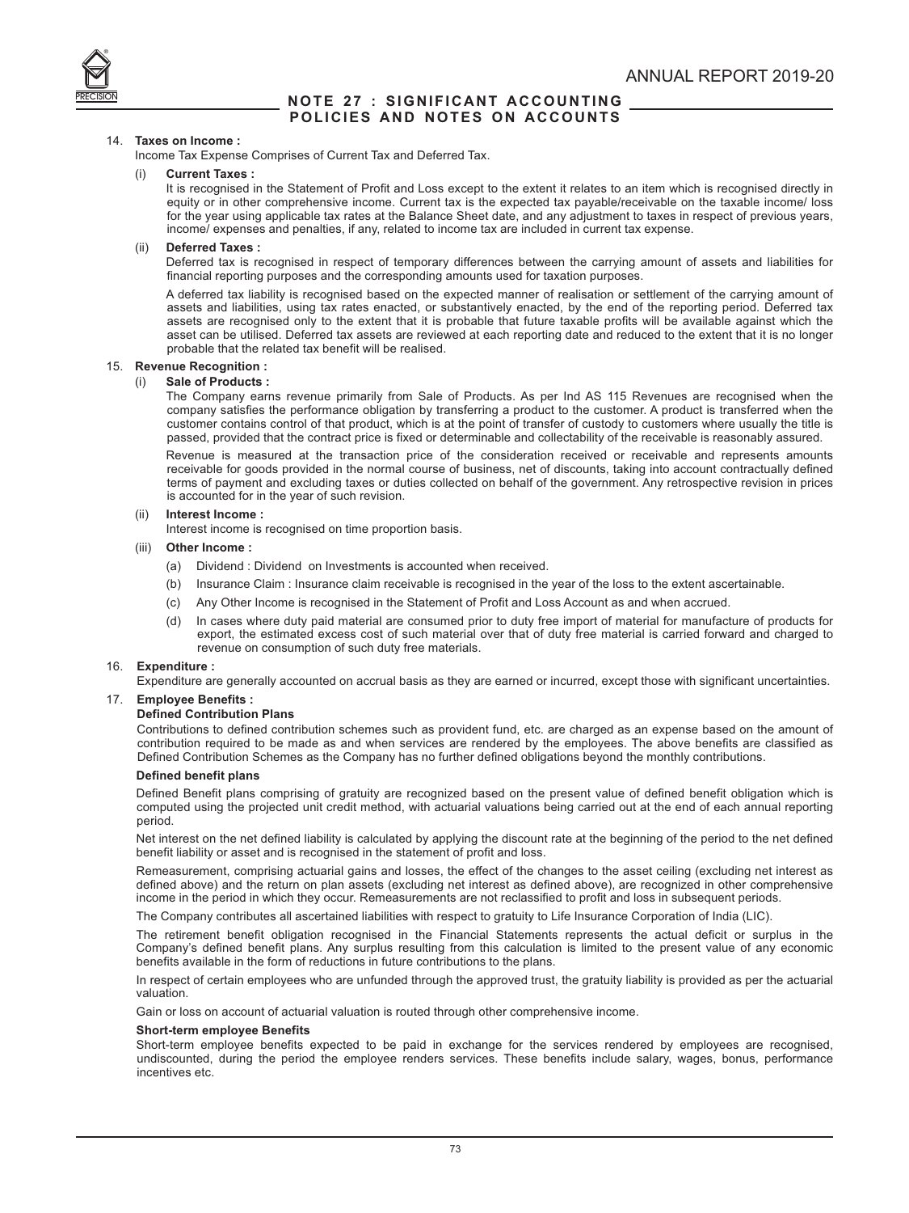## NOTE 27 : SIGNIFICANT ACCOUNTING POLICIES AND NOTES ON ACCOUNTS

14. **Taxes on Income :**

Income Tax Expense Comprises of Current Tax and Deferred Tax.

(i) **Current Taxes :**

It is recognised in the Statement of Profit and Loss except to the extent it relates to an item which is recognised directly in equity or in other comprehensive income. Current tax is the expected tax payable/receivable on the taxable income/ loss for the year using applicable tax rates at the Balance Sheet date, and any adjustment to taxes in respect of previous years, income/ expenses and penalties, if any, related to income tax are included in current tax expense.

(ii) **Deferred Taxes :**

Deferred tax is recognised in respect of temporary differences between the carrying amount of assets and liabilities for financial reporting purposes and the corresponding amounts used for taxation purposes.

A deferred tax liability is recognised based on the expected manner of realisation or settlement of the carrying amount of assets and liabilities, using tax rates enacted, or substantively enacted, by the end of the reporting period. Deferred tax assets are recognised only to the extent that it is probable that future taxable profits will be available against which the asset can be utilised. Deferred tax assets are reviewed at each reporting date and reduced to the extent that it is no longer probable that the related tax benefit will be realised.

15. **Revenue Recognition :**

(i) **Sale of Products :**

The Company earns revenue primarily from Sale of Products. As per Ind AS 115 Revenues are recognised when the company satisfies the performance obligation by transferring a product to the customer. A product is transferred when the customer contains control of that product, which is at the point of transfer of custody to customers where usually the title is passed, provided that the contract price is fixed or determinable and collectability of the receivable is reasonably assured.

Revenue is measured at the transaction price of the consideration received or receivable and represents amounts receivable for goods provided in the normal course of business, net of discounts, taking into account contractually defined terms of payment and excluding taxes or duties collected on behalf of the government. Any retrospective revision in prices is accounted for in the year of such revision.

(ii) **Interest Income :**

Interest income is recognised on time proportion basis.

(iii) **Other Income :**

(a) Dividend : Dividend on Investments is accounted when received.

(b) Insurance Claim : Insurance claim receivable is recognised in the year of the loss to the extent ascertainable.

(c) Any Other Income is recognised in the Statement of Profit and Loss Account as and when accrued.

(d) In cases where duty paid material are consumed prior to duty free import of material for manufacture of products for export, the estimated excess cost of such material over that of duty free material is carried forward and charged to revenue on consumption of such duty free materials.

16. **Expenditure :**

Expenditure are generally accounted on accrual basis as they are earned or incurred, except those with significant uncertainties.

17. **Employee Benefits :**

**Defined Contribution Plans**

Contributions to defined contribution schemes such as provident fund, etc. are charged as an expense based on the amount of contribution required to be made as and when services are rendered by the employees. The above benefits are classified as Defined Contribution Schemes as the Company has no further defined obligations beyond the monthly contributions.

**Defined benefit plans**

Defined Benefit plans comprising of gratuity are recognized based on the present value of defined benefit obligation which is computed using the projected unit credit method, with actuarial valuations being carried out at the end of each annual reporting period.

Net interest on the net defined liability is calculated by applying the discount rate at the beginning of the period to the net defined benefit liability or asset and is recognised in the statement of profit and loss.

Remeasurement, comprising actuarial gains and losses, the effect of the changes to the asset ceiling (excluding net interest as defined above) and the return on plan assets (excluding net interest as defined above), are recognized in other comprehensive income in the period in which they occur. Remeasurements are not reclassified to profit and loss in subsequent periods.

The Company contributes all ascertained liabilities with respect to gratuity to Life Insurance Corporation of India (LIC).

The retirement benefit obligation recognised in the Financial Statements represents the actual deficit or surplus in the Company's defined benefit plans. Any surplus resulting from this calculation is limited to the present value of any economic benefits available in the form of reductions in future contributions to the plans.

In respect of certain employees who are unfunded through the approved trust, the gratuity liability is provided as per the actuarial valuation.

Gain or loss on account of actuarial valuation is routed through other comprehensive income.

**Short-term employee Benefits**

Short-term employee benefits expected to be paid in exchange for the services rendered by employees are recognised, undiscounted, during the period the employee renders services. These benefits include salary, wages, bonus, performance incentives etc.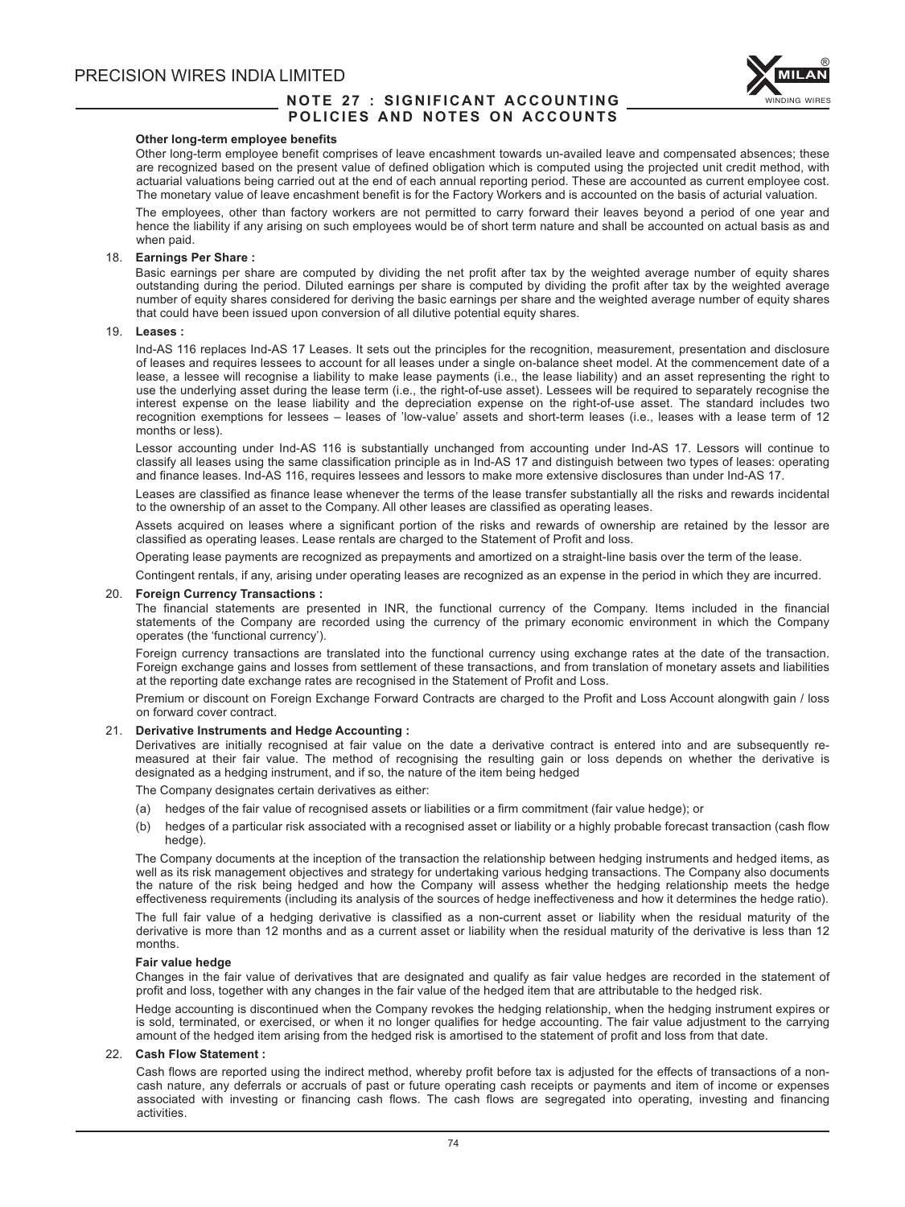**Other long-term employee benefits**

Other long-term employee benefit comprises of leave encashment towards un-availed leave and compensated absences; these are recognized based on the present value of defined obligation which is computed using the projected unit credit method, with actuarial valuations being carried out at the end of each annual reporting period. These are accounted as current employee cost. The monetary value of leave encashment benefit is for the Factory Workers and is accounted on the basis of acturial valuation.

The employees, other than factory workers are not permitted to carry forward their leaves beyond a period of one year and hence the liability if any arising on such employees would be of short term nature and shall be accounted on actual basis as and when paid.

18. **Earnings Per Share :**

Basic earnings per share are computed by dividing the net profit after tax by the weighted average number of equity shares outstanding during the period. Diluted earnings per share is computed by dividing the profit after tax by the weighted average number of equity shares considered for deriving the basic earnings per share and the weighted average number of equity shares that could have been issued upon conversion of all dilutive potential equity shares.

19. **Leases :**

Ind-AS 116 replaces Ind-AS 17 Leases. It sets out the principles for the recognition, measurement, presentation and disclosure of leases and requires lessees to account for all leases under a single on-balance sheet model. At the commencement date of a lease, a lessee will recognise a liability to make lease payments (i.e., the lease liability) and an asset representing the right to use the underlying asset during the lease term (i.e., the right-of-use asset). Lessees will be required to separately recognise the interest expense on the lease liability and the depreciation expense on the right-of-use asset. The standard includes two recognition exemptions for lessees – leases of 'low-value' assets and short-term leases (i.e., leases with a lease term of 12 months or less).

Lessor accounting under Ind-AS 116 is substantially unchanged from accounting under Ind-AS 17. Lessors will continue to classify all leases using the same classification principle as in Ind-AS 17 and distinguish between two types of leases: operating and finance leases. Ind-AS 116, requires lessees and lessors to make more extensive disclosures than under Ind-AS 17.

Leases are classified as finance lease whenever the terms of the lease transfer substantially all the risks and rewards incidental to the ownership of an asset to the Company. All other leases are classified as operating leases.

Assets acquired on leases where a significant portion of the risks and rewards of ownership are retained by the lessor are classified as operating leases. Lease rentals are charged to the Statement of Profit and loss.

Operating lease payments are recognized as prepayments and amortized on a straight-line basis over the term of the lease.

Contingent rentals, if any, arising under operating leases are recognized as an expense in the period in which they are incurred.

20. **Foreign Currency Transactions :**

The financial statements are presented in INR, the functional currency of the Company. Items included in the financial statements of the Company are recorded using the currency of the primary economic environment in which the Company operates (the 'functional currency').

Foreign currency transactions are translated into the functional currency using exchange rates at the date of the transaction. Foreign exchange gains and losses from settlement of these transactions, and from translation of monetary assets and liabilities at the reporting date exchange rates are recognised in the Statement of Profit and Loss.

Premium or discount on Foreign Exchange Forward Contracts are charged to the Profit and Loss Account alongwith gain / loss on forward cover contract.

21. **Derivative Instruments and Hedge Accounting :**

Derivatives are initially recognised at fair value on the date a derivative contract is entered into and are subsequently re-measured at their fair value. The method of recognising the resulting gain or loss depends on whether the derivative is designated as a hedging instrument, and if so, the nature of the item being hedged

The Company designates certain derivatives as either:

(a) hedges of the fair value of recognised assets or liabilities or a firm commitment (fair value hedge); or

(b) hedges of a particular risk associated with a recognised asset or liability or a highly probable forecast transaction (cash flow hedge).

The Company documents at the inception of the transaction the relationship between hedging instruments and hedged items, as well as its risk management objectives and strategy for undertaking various hedging transactions. The Company also documents the nature of the risk being hedged and how the Company will assess whether the hedging relationship meets the hedge effectiveness requirements (including its analysis of the sources of hedge ineffectiveness and how it determines the hedge ratio).

The full fair value of a hedging derivative is classified as a non-current asset or liability when the residual maturity of the derivative is more than 12 months and as a current asset or liability when the residual maturity of the derivative is less than 12 months.

**Fair value hedge**

Changes in the fair value of derivatives that are designated and qualify as fair value hedges are recorded in the statement of profit and loss, together with any changes in the fair value of the hedged item that are attributable to the hedged risk.

Hedge accounting is discontinued when the Company revokes the hedging relationship, when the hedging instrument expires or is sold, terminated, or exercised, or when it no longer qualifies for hedge accounting. The fair value adjustment to the carrying amount of the hedged item arising from the hedged risk is amortised to the statement of profit and loss from that date.

22. **Cash Flow Statement :**

Cash flows are reported using the indirect method, whereby profit before tax is adjusted for the effects of transactions of a non-cash nature, any deferrals or accruals of past or future operating cash receipts or payments and item of income or expenses associated with investing or financing cash flows. The cash flows are segregated into operating, investing and financing activities.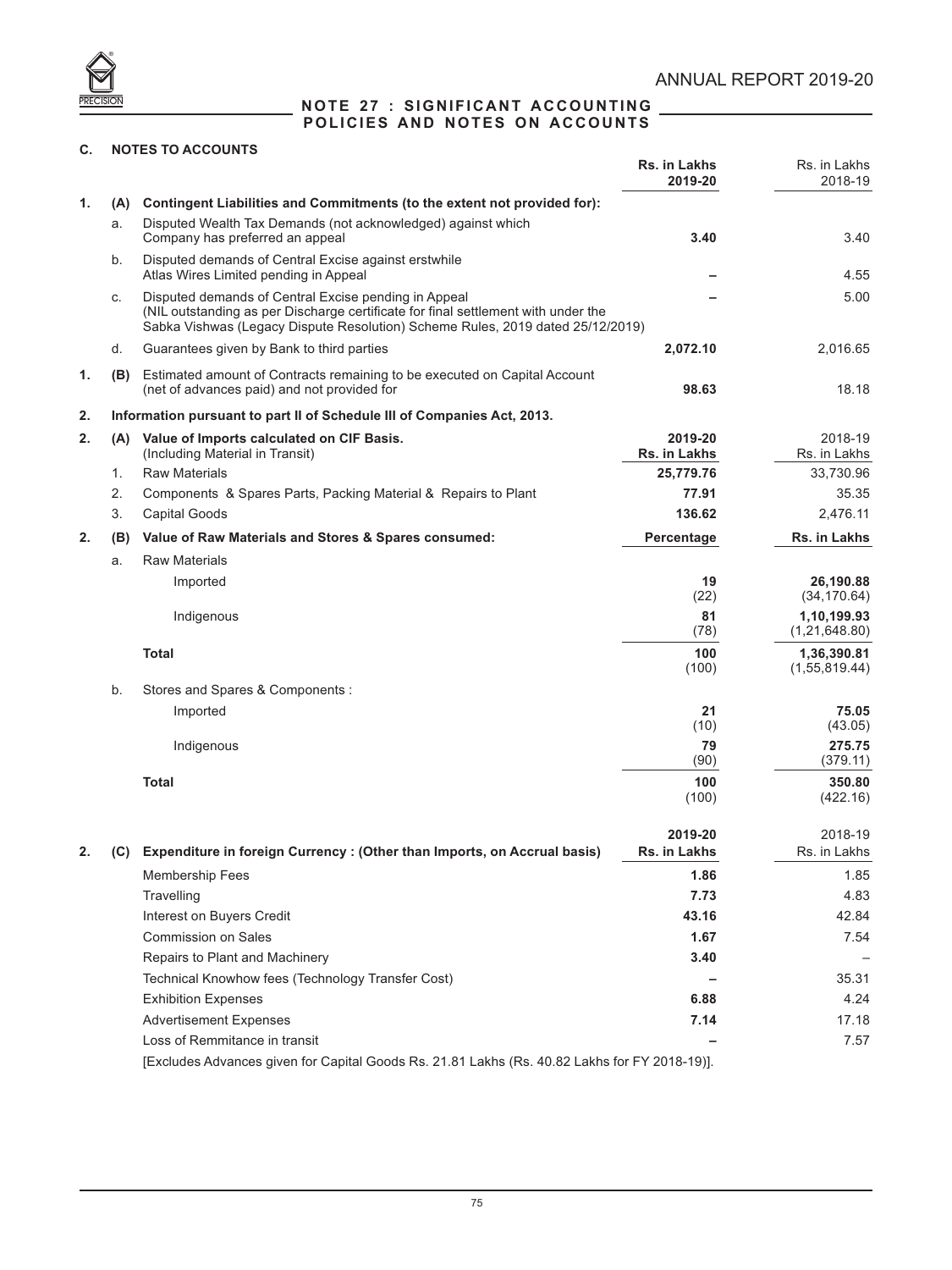## NOTE 27 : SIGNIFICANT ACCOUNTING POLICIES AND NOTES ON ACCOUNTS

### C. NOTES TO ACCOUNTS

| | | | Rs. in Lakhs 2019-20 | Rs. in Lakhs 2018-19 |
|---|---|---|---|---|
| 1. | (A) | **Contingent Liabilities and Commitments (to the extent not provided for):** | | |
| | a. | Disputed Wealth Tax Demands (not acknowledged) against which Company has preferred an appeal | **3.40** | 3.40 |
| | b. | Disputed demands of Central Excise against erstwhile Atlas Wires Limited pending in Appeal | **–** | 4.55 |
| | c. | Disputed demands of Central Excise pending in Appeal (NIL outstanding as per Discharge certificate for final settlement with under the Sabka Vishwas (Legacy Dispute Resolution) Scheme Rules, 2019 dated 25/12/2019) | **–** | 5.00 |
| | d. | Guarantees given by Bank to third parties | **2,072.10** | 2,016.65 |
| 1. | (B) | Estimated amount of Contracts remaining to be executed on Capital Account (net of advances paid) and not provided for | **98.63** | 18.18 |

**2. Information pursuant to part II of Schedule III of Companies Act, 2013.**

| | | | 2019-20 Rs. in Lakhs | 2018-19 Rs. in Lakhs |
|---|---|---|---|---|
| 2. | (A) | **Value of Imports calculated on CIF Basis.** (Including Material in Transit) | | |
| | 1. | Raw Materials | **25,779.76** | 33,730.96 |
| | 2. | Components & Spares Parts, Packing Material & Repairs to Plant | **77.91** | 35.35 |
| | 3. | Capital Goods | **136.62** | 2,476.11 |

| | | | Percentage | Rs. in Lakhs |
|---|---|---|---|---|
| 2. | (B) | **Value of Raw Materials and Stores & Spares consumed:** | | |
| | a. | Raw Materials | | |
| | | Imported | **19** (22) | **26,190.88** (34,170.64) |
| | | Indigenous | **81** (78) | **1,10,199.93** (1,21,648.80) |
| | | **Total** | **100** (100) | **1,36,390.81** (1,55,819.44) |
| | b. | Stores and Spares & Components : | | |
| | | Imported | **21** (10) | **75.05** (43.05) |
| | | Indigenous | **79** (90) | **275.75** (379.11) |
| | | **Total** | **100** (100) | **350.80** (422.16) |

| | | | 2019-20 Rs. in Lakhs | 2018-19 Rs. in Lakhs |
|---|---|---|---|---|
| 2. | (C) | **Expenditure in foreign Currency : (Other than Imports, on Accrual basis)** | | |
| | | Membership Fees | **1.86** | 1.85 |
| | | Travelling | **7.73** | 4.83 |
| | | Interest on Buyers Credit | **43.16** | 42.84 |
| | | Commission on Sales | **1.67** | 7.54 |
| | | Repairs to Plant and Machinery | **3.40** | – |
| | | Technical Knowhow fees (Technology Transfer Cost) | **–** | 35.31 |
| | | Exhibition Expenses | **6.88** | 4.24 |
| | | Advertisement Expenses | **7.14** | 17.18 |
| | | Loss of Remmitance in transit | **–** | 7.57 |

[Excludes Advances given for Capital Goods Rs. 21.81 Lakhs (Rs. 40.82 Lakhs for FY 2018-19)].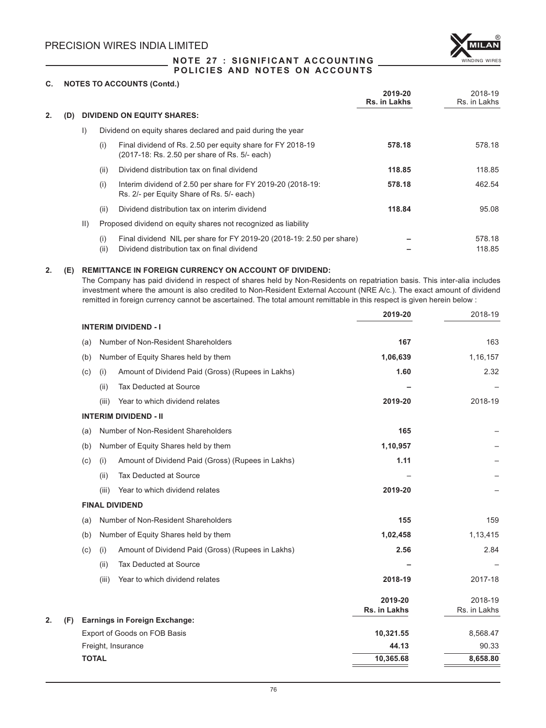## NOTE 27 : SIGNIFICANT ACCOUNTING POLICIES AND NOTES ON ACCOUNTS

### C. NOTES TO ACCOUNTS (Contd.)

| | | | | 2019-20 Rs. in Lakhs | 2018-19 Rs. in Lakhs |
|---|---|---|---|---|---|
| **2.** | **(D)** | **DIVIDEND ON EQUITY SHARES:** | | | |
| | I) | Dividend on equity shares declared and paid during the year | | | |
| | | (i) | Final dividend of Rs. 2.50 per equity share for FY 2018-19 (2017-18: Rs. 2.50 per share of Rs. 5/- each) | **578.18** | 578.18 |
| | | (ii) | Dividend distribution tax on final dividend | **118.85** | 118.85 |
| | | (i) | Interim dividend of 2.50 per share for FY 2019-20 (2018-19: Rs. 2/- per Equity Share of Rs. 5/- each) | **578.18** | 462.54 |
| | | (ii) | Dividend distribution tax on interim dividend | **118.84** | 95.08 |
| | II) | Proposed dividend on equity shares not recognized as liability | | | |
| | | (i) | Final dividend NIL per share for FY 2019-20 (2018-19: 2.50 per share) | **–** | 578.18 |
| | | (ii) | Dividend distribution tax on final dividend | **–** | 118.85 |

**2. (E) REMITTANCE IN FOREIGN CURRENCY ON ACCOUNT OF DIVIDEND:**

The Company has paid dividend in respect of shares held by Non-Residents on repatriation basis. This inter-alia includes investment where the amount is also credited to Non-Resident External Account (NRE A/c.). The exact amount of dividend remitted in foreign currency cannot be ascertained. The total amount remittable in this respect is given herein below :

| | | | 2019-20 | 2018-19 |
|---|---|---|---|---|
| **INTERIM DIVIDEND - I** | | | | |
| (a) | | Number of Non-Resident Shareholders | **167** | 163 |
| (b) | | Number of Equity Shares held by them | **1,06,639** | 1,16,157 |
| (c) | (i) | Amount of Dividend Paid (Gross) (Rupees in Lakhs) | **1.60** | 2.32 |
| | (ii) | Tax Deducted at Source | **–** | – |
| | (iii) | Year to which dividend relates | **2019-20** | 2018-19 |
| **INTERIM DIVIDEND - II** | | | | |
| (a) | | Number of Non-Resident Shareholders | **165** | – |
| (b) | | Number of Equity Shares held by them | **1,10,957** | – |
| (c) | (i) | Amount of Dividend Paid (Gross) (Rupees in Lakhs) | **1.11** | – |
| | (ii) | Tax Deducted at Source | – | – |
| | (iii) | Year to which dividend relates | **2019-20** | – |
| **FINAL DIVIDEND** | | | | |
| (a) | | Number of Non-Resident Shareholders | **155** | 159 |
| (b) | | Number of Equity Shares held by them | **1,02,458** | 1,13,415 |
| (c) | (i) | Amount of Dividend Paid (Gross) (Rupees in Lakhs) | **2.56** | 2.84 |
| | (ii) | Tax Deducted at Source | **–** | – |
| | (iii) | Year to which dividend relates | **2018-19** | 2017-18 |

| | 2019-20 Rs. in Lakhs | 2018-19 Rs. in Lakhs |
|---|---|---|
| **2. (F) Earnings in Foreign Exchange:** | | |
| Export of Goods on FOB Basis | **10,321.55** | 8,568.47 |
| Freight, Insurance | **44.13** | 90.33 |
| **TOTAL** | **10,365.68** | **8,658.80** |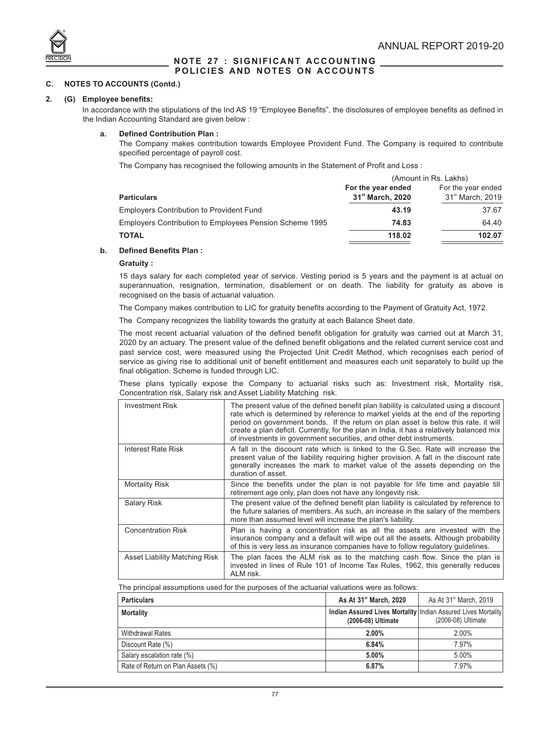## NOTE 27 : SIGNIFICANT ACCOUNTING POLICIES AND NOTES ON ACCOUNTS

### C. NOTES TO ACCOUNTS (Contd.)

**2. (G) Employee benefits:**

In accordance with the stipulations of the Ind AS 19 "Employee Benefits", the disclosures of employee benefits as defined in the Indian Accounting Standard are given below :

**a. Defined Contribution Plan :**

The Company makes contribution towards Employee Provident Fund. The Company is required to contribute specified percentage of payroll cost.

The Company has recognised the following amounts in the Statement of Profit and Loss :

(Amount in Rs. Lakhs)

| Particulars | For the year ended 31st March, 2020 | For the year ended 31st March, 2019 |
|---|---|---|
| Employers Contribution to Provident Fund | **43.19** | 37.67 |
| Employers Contribution to Employees Pension Scheme 1995 | **74.83** | 64.40 |
| **TOTAL** | **118.02** | **102.07** |

**b. Defined Benefits Plan :**

**Gratuity :**

15 days salary for each completed year of service. Vesting period is 5 years and the payment is at actual on superannuation, resignation, termination, disablement or on death. The liability for gratuity as above is recognised on the basis of actuarial valuation.

The Company makes contribution to LIC for gratuity benefits according to the Payment of Gratuity Act, 1972.

The Company recognizes the liability towards the gratuity at each Balance Sheet date.

The most recent actuarial valuation of the defined benefit obligation for gratuity was carried out at March 31, 2020 by an actuary. The present value of the defined benefit obligations and the related current service cost and past service cost, were measured using the Projected Unit Credit Method, which recognises each period of service as giving rise to additional unit of benefit entitlement and measures each unit separately to build up the final obligation. Scheme is funded through LIC.

These plans typically expose the Company to actuarial risks such as: Investment risk, Mortality risk, Concentration risk, Salary risk and Asset Liability Matching risk.

| | |
|---|---|
| Investment Risk | The present value of the defined benefit plan liability is calculated using a discount rate which is determined by reference to market yields at the end of the reporting period on government bonds. If the return on plan asset is below this rate, it will create a plan deficit. Currently, for the plan in India, it has a relatively balanced mix of investments in government securities, and other debt instruments. |
| Interest Rate Risk | A fall in the discount rate which is linked to the G.Sec. Rate will increase the present value of the liability requiring higher provision. A fall in the discount rate generally increases the mark to market value of the assets depending on the duration of asset. |
| Mortality Risk | Since the benefits under the plan is not payable for life time and payable till retirement age only, plan does not have any longevity risk. |
| Salary Risk | The present value of the defined benefit plan liability is calculated by reference to the future salaries of members. As such, an increase in the salary of the members more than assumed level will increase the plan's liability. |
| Concentration Risk | Plan is having a concentration risk as all the assets are invested with the insurance company and a default will wipe out all the assets. Although probability of this is very less as insurance companies have to follow regulatory guidelines. |
| Asset Liability Matching Risk | The plan faces the ALM risk as to the matching cash flow. Since the plan is invested in lines of Rule 101 of Income Tax Rules, 1962, this generally reduces ALM risk. |

The principal assumptions used for the purposes of the actuarial valuations were as follows:

| Particulars | As At 31st March, 2020 | As At 31st March, 2019 |
|---|---|---|
| **Mortality** | **Indian Assured Lives Mortality (2006-08) Ultimate** | Indian Assured Lives Mortality (2006-08) Ultimate |
| Withdrawal Rates | **2.00%** | 2.00% |
| Discount Rate (%) | **6.84%** | 7.97% |
| Salary escalation rate (%) | **5.00%** | 5.00% |
| Rate of Return on Plan Assets (%) | **6.87%** | 7.97% |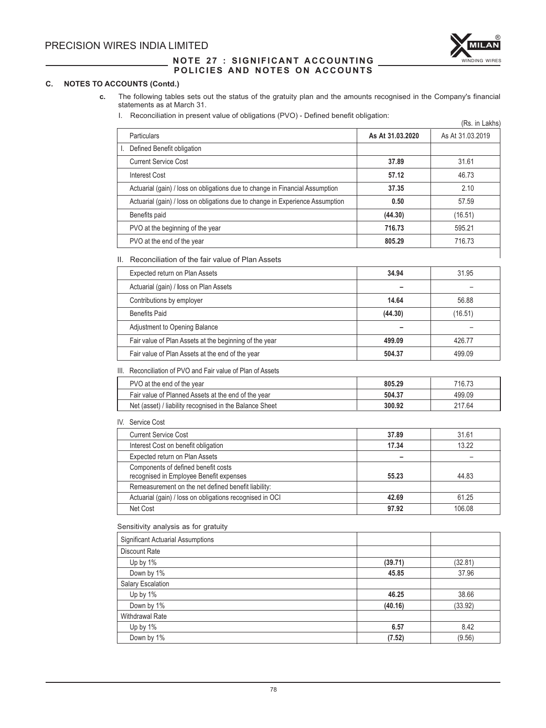## C. NOTES TO ACCOUNTS (Contd.)

**c.** The following tables sets out the status of the gratuity plan and the amounts recognised in the Company's financial statements as at March 31.

I. Reconciliation in present value of obligations (PVO) - Defined benefit obligation:

(Rs. in Lakhs)

| Particulars | As At 31.03.2020 | As At 31.03.2019 |
|---|---|---|
| I. Defined Benefit obligation | | |
| Current Service Cost | **37.89** | 31.61 |
| Interest Cost | **57.12** | 46.73 |
| Actuarial (gain) / loss on obligations due to change in Financial Assumption | **37.35** | 2.10 |
| Actuarial (gain) / loss on obligations due to change in Experience Assumption | **0.50** | 57.59 |
| Benefits paid | **(44.30)** | (16.51) |
| PVO at the beginning of the year | **716.73** | 595.21 |
| PVO at the end of the year | **805.29** | 716.73 |

II. Reconciliation of the fair value of Plan Assets

| Particulars | As At 31.03.2020 | As At 31.03.2019 |
|---|---|---|
| Expected return on Plan Assets | **34.94** | 31.95 |
| Actuarial (gain) / loss on Plan Assets | **–** | – |
| Contributions by employer | **14.64** | 56.88 |
| Benefits Paid | **(44.30)** | (16.51) |
| Adjustment to Opening Balance | **–** | – |
| Fair value of Plan Assets at the beginning of the year | **499.09** | 426.77 |
| Fair value of Plan Assets at the end of the year | **504.37** | 499.09 |

III. Reconciliation of PVO and Fair value of Plan of Assets

| Particulars | As At 31.03.2020 | As At 31.03.2019 |
|---|---|---|
| PVO at the end of the year | **805.29** | 716.73 |
| Fair value of Planned Assets at the end of the year | **504.37** | 499.09 |
| Net (asset) / liability recognised in the Balance Sheet | **300.92** | 217.64 |

IV. Service Cost

| Particulars | As At 31.03.2020 | As At 31.03.2019 |
|---|---|---|
| Current Service Cost | **37.89** | 31.61 |
| Interest Cost on benefit obligation | **17.34** | 13.22 |
| Expected return on Plan Assets | **–** | – |
| Components of defined benefit costs recognised in Employee Benefit expenses | **55.23** | 44.83 |
| Remeasurement on the net defined benefit liability: | | |
| Actuarial (gain) / loss on obligations recognised in OCI | **42.69** | 61.25 |
| Net Cost | **97.92** | 106.08 |

Sensitivity analysis as for gratuity

| Significant Actuarial Assumptions | | |
|---|---|---|
| Discount Rate | | |
| Up by 1% | **(39.71)** | (32.81) |
| Down by 1% | **45.85** | 37.96 |
| Salary Escalation | | |
| Up by 1% | **46.25** | 38.66 |
| Down by 1% | **(40.16)** | (33.92) |
| Withdrawal Rate | | |
| Up by 1% | **6.57** | 8.42 |
| Down by 1% | **(7.52)** | (9.56) |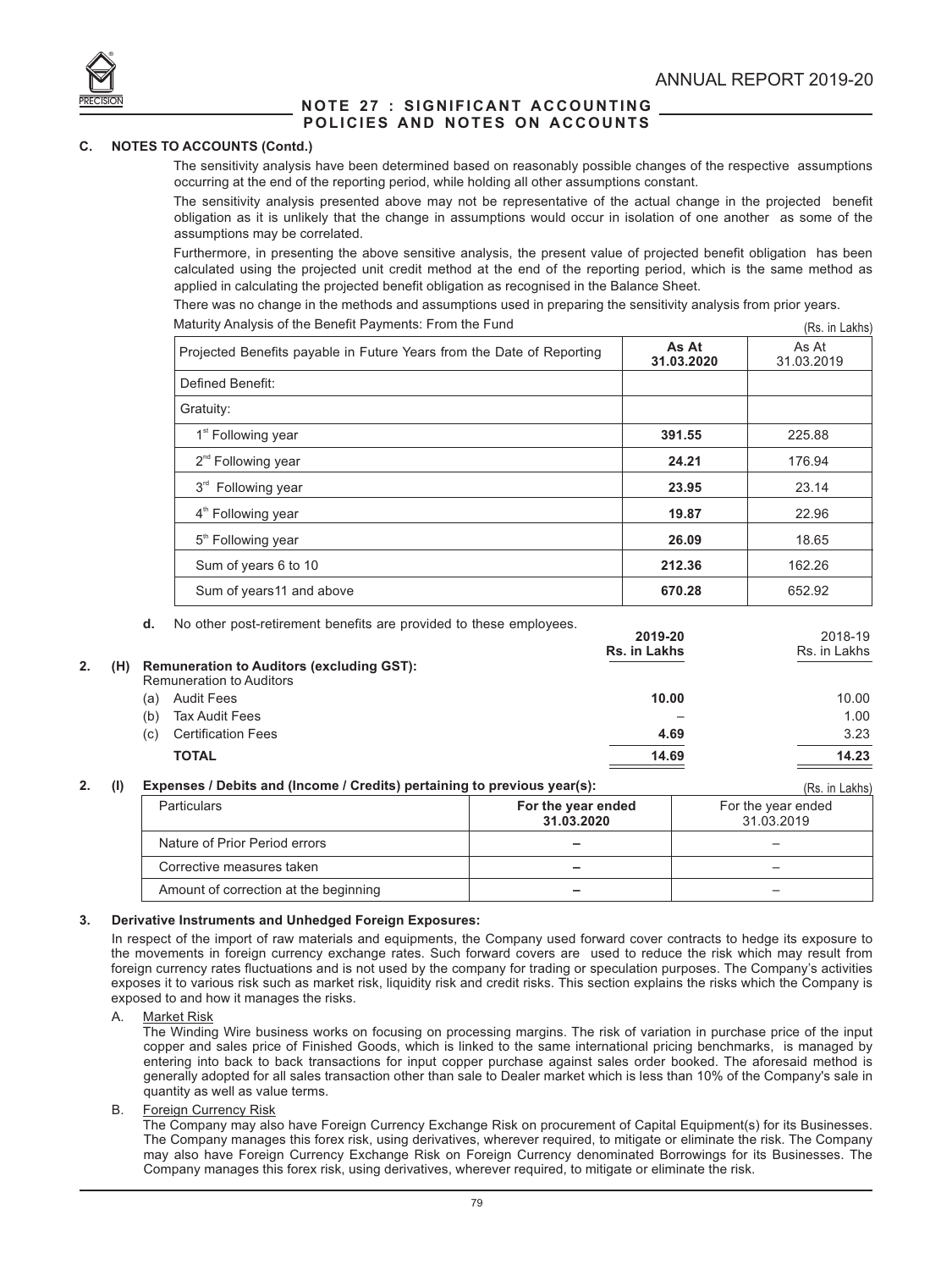## NOTE 27 : SIGNIFICANT ACCOUNTING POLICIES AND NOTES ON ACCOUNTS

### C. NOTES TO ACCOUNTS (Contd.)

The sensitivity analysis have been determined based on reasonably possible changes of the respective assumptions occurring at the end of the reporting period, while holding all other assumptions constant.

The sensitivity analysis presented above may not be representative of the actual change in the projected benefit obligation as it is unlikely that the change in assumptions would occur in isolation of one another as some of the assumptions may be correlated.

Furthermore, in presenting the above sensitive analysis, the present value of projected benefit obligation has been calculated using the projected unit credit method at the end of the reporting period, which is the same method as applied in calculating the projected benefit obligation as recognised in the Balance Sheet.

There was no change in the methods and assumptions used in preparing the sensitivity analysis from prior years.

Maturity Analysis of the Benefit Payments: From the Fund

(Rs. in Lakhs)

| Projected Benefits payable in Future Years from the Date of Reporting | As At 31.03.2020 | As At 31.03.2019 |
|---|---|---|
| Defined Benefit: | | |
| Gratuity: | | |
| 1st Following year | **391.55** | 225.88 |
| 2nd Following year | **24.21** | 176.94 |
| 3rd Following year | **23.95** | 23.14 |
| 4th Following year | **19.87** | 22.96 |
| 5th Following year | **26.09** | 18.65 |
| Sum of years 6 to 10 | **212.36** | 162.26 |
| Sum of years11 and above | **670.28** | 652.92 |

d. No other post-retirement benefits are provided to these employees.

**2. (H) Remuneration to Auditors (excluding GST):**

| Remuneration to Auditors | 2019-20 Rs. in Lakhs | 2018-19 Rs. in Lakhs |
|---|---|---|
| (a) Audit Fees | **10.00** | 10.00 |
| (b) Tax Audit Fees | – | 1.00 |
| (c) Certification Fees | **4.69** | 3.23 |
| **TOTAL** | **14.69** | **14.23** |

**2. (I) Expenses / Debits and (Income / Credits) pertaining to previous year(s):**

(Rs. in Lakhs)

| Particulars | For the year ended 31.03.2020 | For the year ended 31.03.2019 |
|---|---|---|
| Nature of Prior Period errors | – | – |
| Corrective measures taken | – | – |
| Amount of correction at the beginning | – | – |

**3. Derivative Instruments and Unhedged Foreign Exposures:**

In respect of the import of raw materials and equipments, the Company used forward cover contracts to hedge its exposure to the movements in foreign currency exchange rates. Such forward covers are used to reduce the risk which may result from foreign currency rates fluctuations and is not used by the company for trading or speculation purposes. The Company's activities exposes it to various risk such as market risk, liquidity risk and credit risks. This section explains the risks which the Company is exposed to and how it manages the risks.

A. Market Risk

The Winding Wire business works on focusing on processing margins. The risk of variation in purchase price of the input copper and sales price of Finished Goods, which is linked to the same international pricing benchmarks, is managed by entering into back to back transactions for input copper purchase against sales order booked. The aforesaid method is generally adopted for all sales transaction other than sale to Dealer market which is less than 10% of the Company's sale in quantity as well as value terms.

B. Foreign Currency Risk

The Company may also have Foreign Currency Exchange Risk on procurement of Capital Equipment(s) for its Businesses. The Company manages this forex risk, using derivatives, wherever required, to mitigate or eliminate the risk. The Company may also have Foreign Currency Exchange Risk on Foreign Currency denominated Borrowings for its Businesses. The Company manages this forex risk, using derivatives, wherever required, to mitigate or eliminate the risk.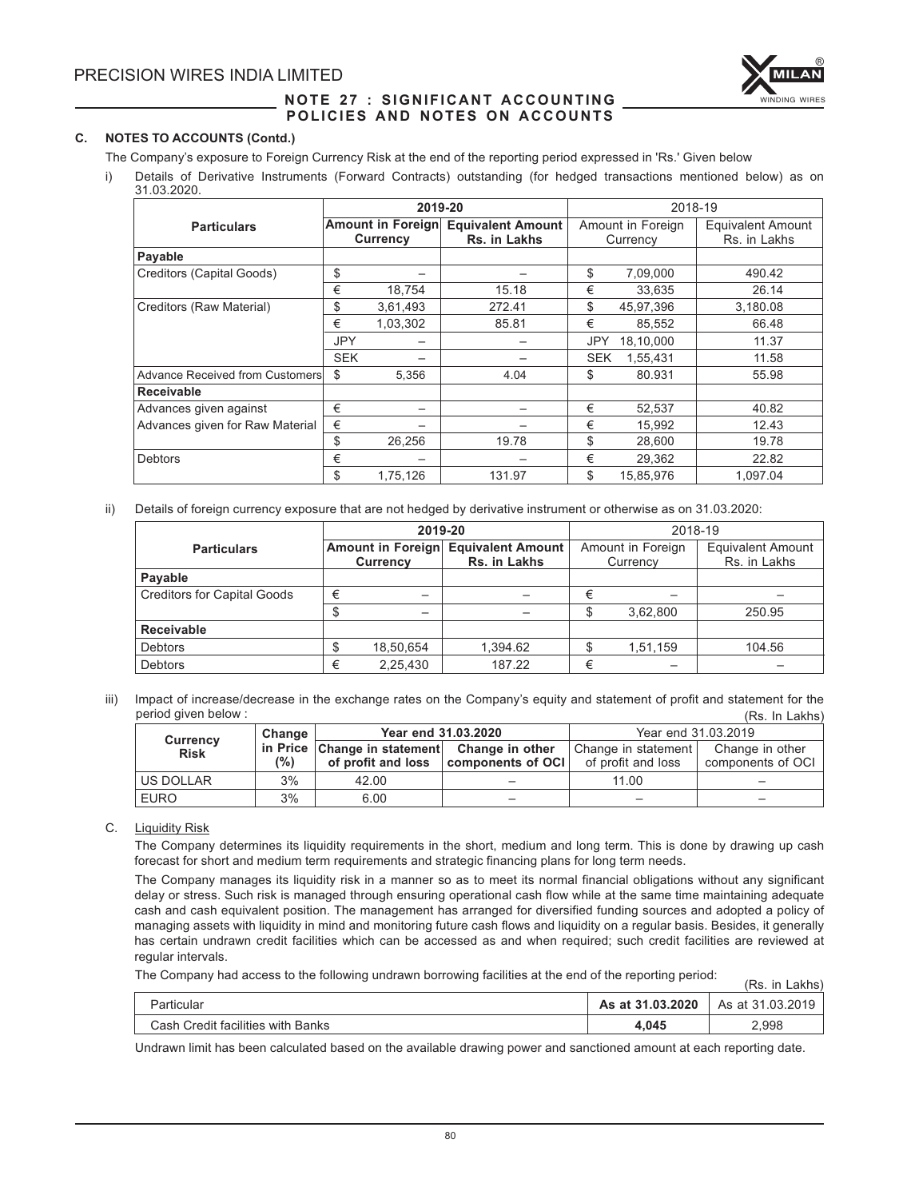## C. NOTES TO ACCOUNTS (Contd.)

The Company's exposure to Foreign Currency Risk at the end of the reporting period expressed in 'Rs.' Given below

i) Details of Derivative Instruments (Forward Contracts) outstanding (for hedged transactions mentioned below) as on 31.03.2020.

| Particulars | 2019-20 | | | 2018-19 | | |
|---|---|---|---|---|---|---|
| | Amount in Foreign Currency | | Equivalent Amount Rs. in Lakhs | Amount in Foreign Currency | | Equivalent Amount Rs. in Lakhs |
| **Payable** | | | | | | |
| Creditors (Capital Goods) | $ | – | – | $ | 7,09,000 | 490.42 |
| | € | 18,754 | 15.18 | € | 33,635 | 26.14 |
| Creditors (Raw Material) | $ | 3,61,493 | 272.41 | $ | 45,97,396 | 3,180.08 |
| | € | 1,03,302 | 85.81 | € | 85,552 | 66.48 |
| | JPY | – | – | JPY | 18,10,000 | 11.37 |
| | SEK | – | – | SEK | 1,55,431 | 11.58 |
| Advance Received from Customers | $ | 5,356 | 4.04 | $ | 80.931 | 55.98 |
| **Receivable** | | | | | | |
| Advances given against | € | – | – | € | 52,537 | 40.82 |
| Advances given for Raw Material | € | – | – | € | 15,992 | 12.43 |
| | $ | 26,256 | 19.78 | $ | 28,600 | 19.78 |
| Debtors | € | – | – | € | 29,362 | 22.82 |
| | $ | 1,75,126 | 131.97 | $ | 15,85,976 | 1,097.04 |

ii) Details of foreign currency exposure that are not hedged by derivative instrument or otherwise as on 31.03.2020:

| Particulars | 2019-20 | | | 2018-19 | | |
|---|---|---|---|---|---|---|
| | Amount in Foreign Currency | | Equivalent Amount Rs. in Lakhs | Amount in Foreign Currency | | Equivalent Amount Rs. in Lakhs |
| **Payable** | | | | | | |
| Creditors for Capital Goods | € | – | – | € | – | – |
| | $ | – | – | $ | 3,62,800 | 250.95 |
| **Receivable** | | | | | | |
| Debtors | $ | 18,50,654 | 1,394.62 | $ | 1,51,159 | 104.56 |
| Debtors | € | 2,25,430 | 187.22 | € | – | – |

iii) Impact of increase/decrease in the exchange rates on the Company's equity and statement of profit and statement for the period given below :

(Rs. In Lakhs)

| Currency Risk | Change in Price (%) | Year end 31.03.2020 | | Year end 31.03.2019 | |
|---|---|---|---|---|---|
| | | Change in statement of profit and loss | Change in other components of OCI | Change in statement of profit and loss | Change in other components of OCI |
| US DOLLAR | 3% | 42.00 | – | 11.00 | – |
| EURO | 3% | 6.00 | – | – | – |

C. Liquidity Risk

The Company determines its liquidity requirements in the short, medium and long term. This is done by drawing up cash forecast for short and medium term requirements and strategic financing plans for long term needs.

The Company manages its liquidity risk in a manner so as to meet its normal financial obligations without any significant delay or stress. Such risk is managed through ensuring operational cash flow while at the same time maintaining adequate cash and cash equivalent position. The management has arranged for diversified funding sources and adopted a policy of managing assets with liquidity in mind and monitoring future cash flows and liquidity on a regular basis. Besides, it generally has certain undrawn credit facilities which can be accessed as and when required; such credit facilities are reviewed at regular intervals.

The Company had access to the following undrawn borrowing facilities at the end of the reporting period:

(Rs. in Lakhs)

| Particular | As at 31.03.2020 | As at 31.03.2019 |
|---|---|---|
| Cash Credit facilities with Banks | 4,045 | 2,998 |

Undrawn limit has been calculated based on the available drawing power and sanctioned amount at each reporting date.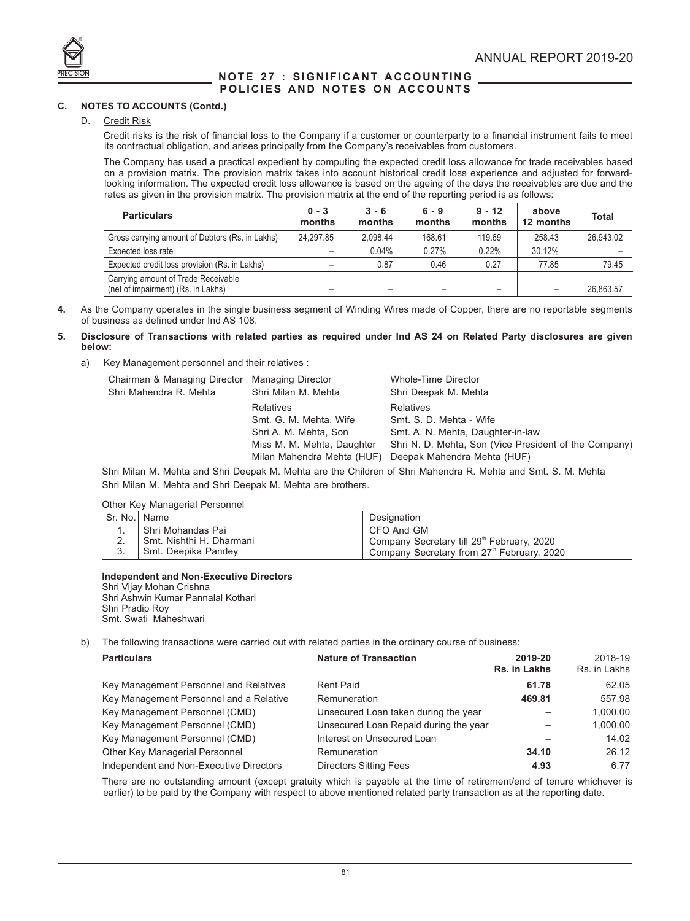## NOTE 27 : SIGNIFICANT ACCOUNTING POLICIES AND NOTES ON ACCOUNTS

### C. NOTES TO ACCOUNTS (Contd.)

D. Credit Risk

Credit risks is the risk of financial loss to the Company if a customer or counterparty to a financial instrument fails to meet its contractual obligation, and arises principally from the Company's receivables from customers.

The Company has used a practical expedient by computing the expected credit loss allowance for trade receivables based on a provision matrix. The provision matrix takes into account historical credit loss experience and adjusted for forward-looking information. The expected credit loss allowance is based on the ageing of the days the receivables are due and the rates as given in the provision matrix. The provision matrix at the end of the reporting period is as follows:

| Particulars | 0 - 3 months | 3 - 6 months | 6 - 9 months | 9 - 12 months | above 12 months | Total |
|---|---|---|---|---|---|---|
| Gross carrying amount of Debtors (Rs. in Lakhs) | 24,297.85 | 2,098.44 | 168.61 | 119.69 | 258.43 | 26,943.02 |
| Expected loss rate | – | 0.04% | 0.27% | 0.22% | 30.12% | – |
| Expected credit loss provision (Rs. in Lakhs) | – | 0.87 | 0.46 | 0.27 | 77.85 | 79.45 |
| Carrying amount of Trade Receivable (net of impairment) (Rs. in Lakhs) | – | – | – | – | – | 26,863.57 |

**4.** As the Company operates in the single business segment of Winding Wires made of Copper, there are no reportable segments of business as defined under Ind AS 108.

**5. Disclosure of Transactions with related parties as required under Ind AS 24 on Related Party disclosures are given below:**

a) Key Management personnel and their relatives :

| Chairman & Managing Director<br>Shri Mahendra R. Mehta | Managing Director<br>Shri Milan M. Mehta | Whole-Time Director<br>Shri Deepak M. Mehta |
|---|---|---|
| | Relatives<br>Smt. G. M. Mehta, Wife<br>Shri A. M. Mehta, Son<br>Miss M. M. Mehta, Daughter<br>Milan Mahendra Mehta (HUF) | Relatives<br>Smt. S. D. Mehta - Wife<br>Smt. A. N. Mehta, Daughter-in-law<br>Shri N. D. Mehta, Son (Vice President of the Company)<br>Deepak Mahendra Mehta (HUF) |

Shri Milan M. Mehta and Shri Deepak M. Mehta are the Children of Shri Mahendra R. Mehta and Smt. S. M. Mehta

Shri Milan M. Mehta and Shri Deepak M. Mehta are brothers.

Other Key Managerial Personnel

| Sr. No. | Name | Designation |
|---|---|---|
| 1. | Shri Mohandas Pai | CFO And GM |
| 2. | Smt. Nishthi H. Dharmani | Company Secretary till 29th February, 2020 |
| 3. | Smt. Deepika Pandey | Company Secretary from 27th February, 2020 |

**Independent and Non-Executive Directors**

Shri Vijay Mohan Crishna
Shri Ashwin Kumar Pannalal Kothari
Shri Pradip Roy
Smt. Swati Maheshwari

b) The following transactions were carried out with related parties in the ordinary course of business:

| Particulars | Nature of Transaction | 2019-20 Rs. in Lakhs | 2018-19 Rs. in Lakhs |
|---|---|---|---|
| Key Management Personnel and Relatives | Rent Paid | **61.78** | 62.05 |
| Key Management Personnel and a Relative | Remuneration | **469.81** | 557.98 |
| Key Management Personnel (CMD) | Unsecured Loan taken during the year | **–** | 1,000.00 |
| Key Management Personnel (CMD) | Unsecured Loan Repaid during the year | **–** | 1,000.00 |
| Key Management Personnel (CMD) | Interest on Unsecured Loan | **–** | 14.02 |
| Other Key Managerial Personnel | Remuneration | **34.10** | 26.12 |
| Independent and Non-Executive Directors | Directors Sitting Fees | **4.93** | 6.77 |

There are no outstanding amount (except gratuity which is payable at the time of retirement/end of tenure whichever is earlier) to be paid by the Company with respect to above mentioned related party transaction as at the reporting date.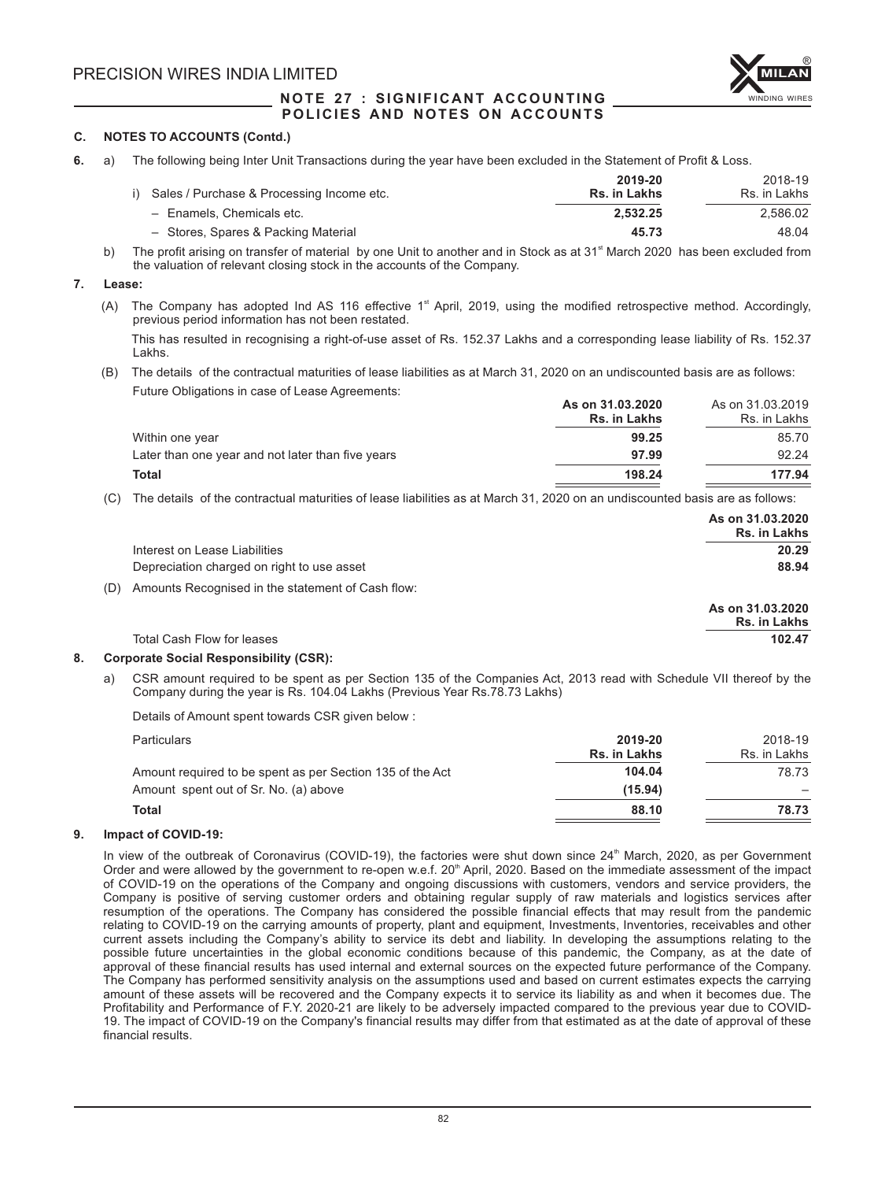## NOTE 27 : SIGNIFICANT ACCOUNTING POLICIES AND NOTES ON ACCOUNTS

### C. NOTES TO ACCOUNTS (Contd.)

**6.** a) The following being Inter Unit Transactions during the year have been excluded in the Statement of Profit & Loss.

| | 2019-20<br>Rs. in Lakhs | 2018-19<br>Rs. in Lakhs |
|---|---|---|
| i) Sales / Purchase & Processing Income etc. | | |
| – Enamels, Chemicals etc. | **2,532.25** | 2,586.02 |
| – Stores, Spares & Packing Material | **45.73** | 48.04 |

b) The profit arising on transfer of material by one Unit to another and in Stock as at 31st March 2020 has been excluded from the valuation of relevant closing stock in the accounts of the Company.

**7. Lease:**

(A) The Company has adopted Ind AS 116 effective 1st April, 2019, using the modified retrospective method. Accordingly, previous period information has not been restated.

This has resulted in recognising a right-of-use asset of Rs. 152.37 Lakhs and a corresponding lease liability of Rs. 152.37 Lakhs.

(B) The details of the contractual maturities of lease liabilities as at March 31, 2020 on an undiscounted basis are as follows:

Future Obligations in case of Lease Agreements:

| | As on 31.03.2020<br>Rs. in Lakhs | As on 31.03.2019<br>Rs. in Lakhs |
|---|---|---|
| Within one year | **99.25** | 85.70 |
| Later than one year and not later than five years | **97.99** | 92.24 |
| **Total** | **198.24** | **177.94** |

(C) The details of the contractual maturities of lease liabilities as at March 31, 2020 on an undiscounted basis are as follows:

| | As on 31.03.2020<br>Rs. in Lakhs |
|---|---|
| Interest on Lease Liabilities | **20.29** |
| Depreciation charged on right to use asset | **88.94** |

(D) Amounts Recognised in the statement of Cash flow:

| | As on 31.03.2020<br>Rs. in Lakhs |
|---|---|
| Total Cash Flow for leases | **102.47** |

**8. Corporate Social Responsibility (CSR):**

a) CSR amount required to be spent as per Section 135 of the Companies Act, 2013 read with Schedule VII thereof by the Company during the year is Rs. 104.04 Lakhs (Previous Year Rs.78.73 Lakhs)

Details of Amount spent towards CSR given below :

| Particulars | 2019-20<br>Rs. in Lakhs | 2018-19<br>Rs. in Lakhs |
|---|---|---|
| Amount required to be spent as per Section 135 of the Act | **104.04** | 78.73 |
| Amount spent out of Sr. No. (a) above | **(15.94)** | – |
| **Total** | **88.10** | **78.73** |

**9. Impact of COVID-19:**

In view of the outbreak of Coronavirus (COVID-19), the factories were shut down since 24th March, 2020, as per Government Order and were allowed by the government to re-open w.e.f. 20th April, 2020. Based on the immediate assessment of the impact of COVID-19 on the operations of the Company and ongoing discussions with customers, vendors and service providers, the Company is positive of serving customer orders and obtaining regular supply of raw materials and logistics services after resumption of the operations. The Company has considered the possible financial effects that may result from the pandemic relating to COVID-19 on the carrying amounts of property, plant and equipment, Investments, Inventories, receivables and other current assets including the Company's ability to service its debt and liability. In developing the assumptions relating to the possible future uncertainties in the global economic conditions because of this pandemic, the Company, as at the date of approval of these financial results has used internal and external sources on the expected future performance of the Company. The Company has performed sensitivity analysis on the assumptions used and based on current estimates expects the carrying amount of these assets will be recovered and the Company expects it to service its liability as and when it becomes due. The Profitability and Performance of F.Y. 2020-21 are likely to be adversely impacted compared to the previous year due to COVID-19. The impact of COVID-19 on the Company's financial results may differ from that estimated as at the date of approval of these financial results.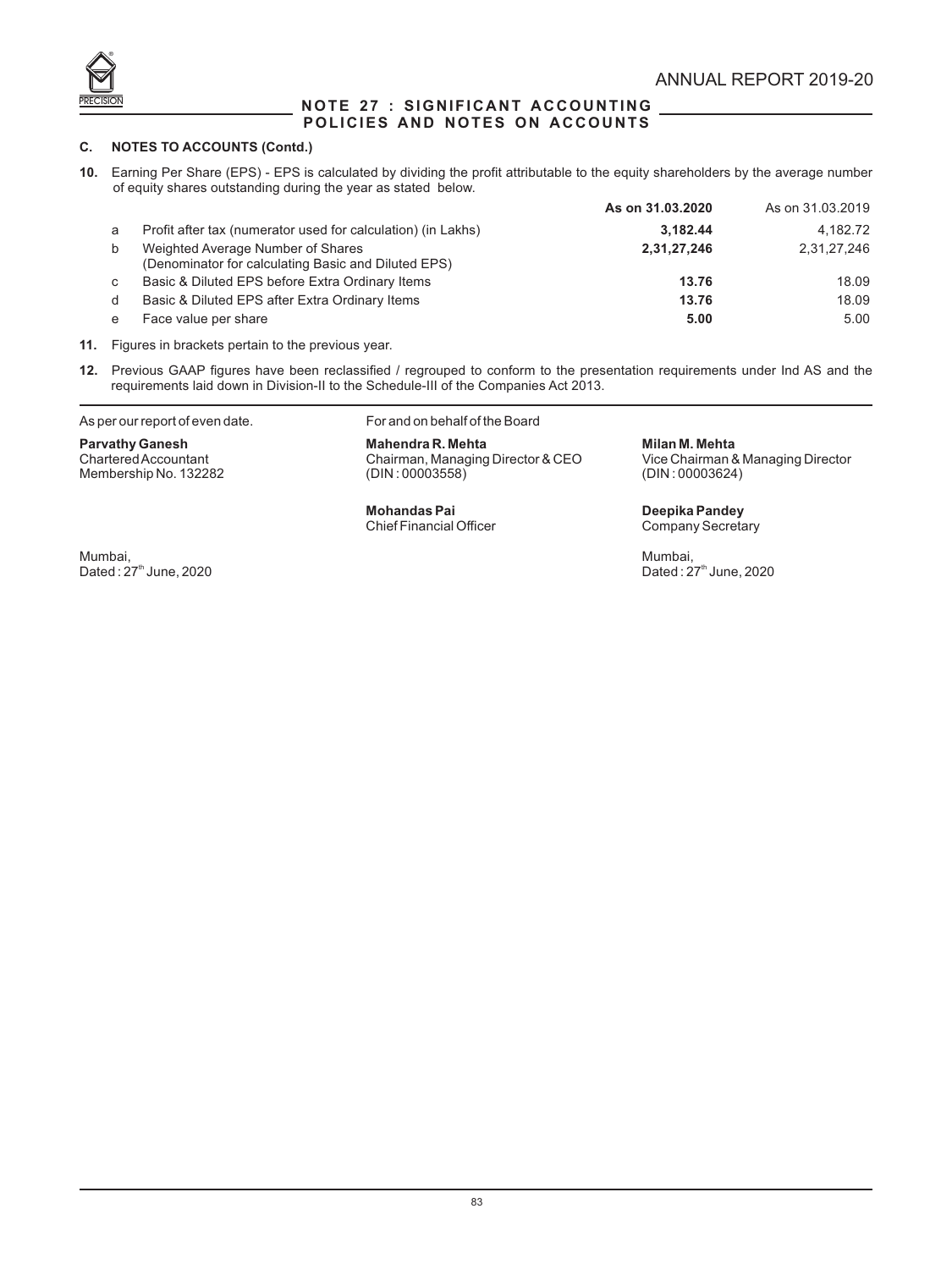## NOTE 27 : SIGNIFICANT ACCOUNTING POLICIES AND NOTES ON ACCOUNTS

### C. NOTES TO ACCOUNTS (Contd.)

**10.** Earning Per Share (EPS) - EPS is calculated by dividing the profit attributable to the equity shareholders by the average number of equity shares outstanding during the year as stated below.

| | | **As on 31.03.2020** | As on 31.03.2019 |
|---|---|---|---|
| a | Profit after tax (numerator used for calculation) (in Lakhs) | **3,182.44** | 4,182.72 |
| b | Weighted Average Number of Shares (Denominator for calculating Basic and Diluted EPS) | **2,31,27,246** | 2,31,27,246 |
| c | Basic & Diluted EPS before Extra Ordinary Items | **13.76** | 18.09 |
| d | Basic & Diluted EPS after Extra Ordinary Items | **13.76** | 18.09 |
| e | Face value per share | **5.00** | 5.00 |

**11.** Figures in brackets pertain to the previous year.

**12.** Previous GAAP figures have been reclassified / regrouped to conform to the presentation requirements under Ind AS and the requirements laid down in Division-II to the Schedule-III of the Companies Act 2013.

As per our report of even date.

**Parvathy Ganesh**
Chartered Accountant
Membership No. 132282

Mumbai,
Dated : 27th June, 2020

For and on behalf of the Board

**Mahendra R. Mehta**
Chairman, Managing Director & CEO
(DIN : 00003558)

**Milan M. Mehta**
Vice Chairman & Managing Director
(DIN : 00003624)

**Mohandas Pai**
Chief Financial Officer

**Deepika Pandey**
Company Secretary

Mumbai,
Dated : 27th June, 2020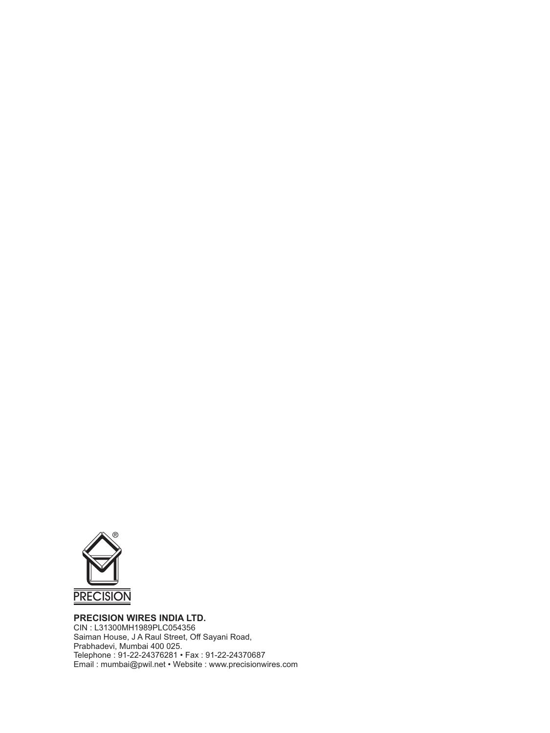PRECISION

**PRECISION WIRES INDIA LTD.**
CIN : L31300MH1989PLC054356
Saiman House, J A Raul Street, Off Sayani Road,
Prabhadevi, Mumbai 400 025.
Telephone : 91-22-24376281 • Fax : 91-22-24370687
Email : mumbai@pwil.net • Website : www.precisionwires.com